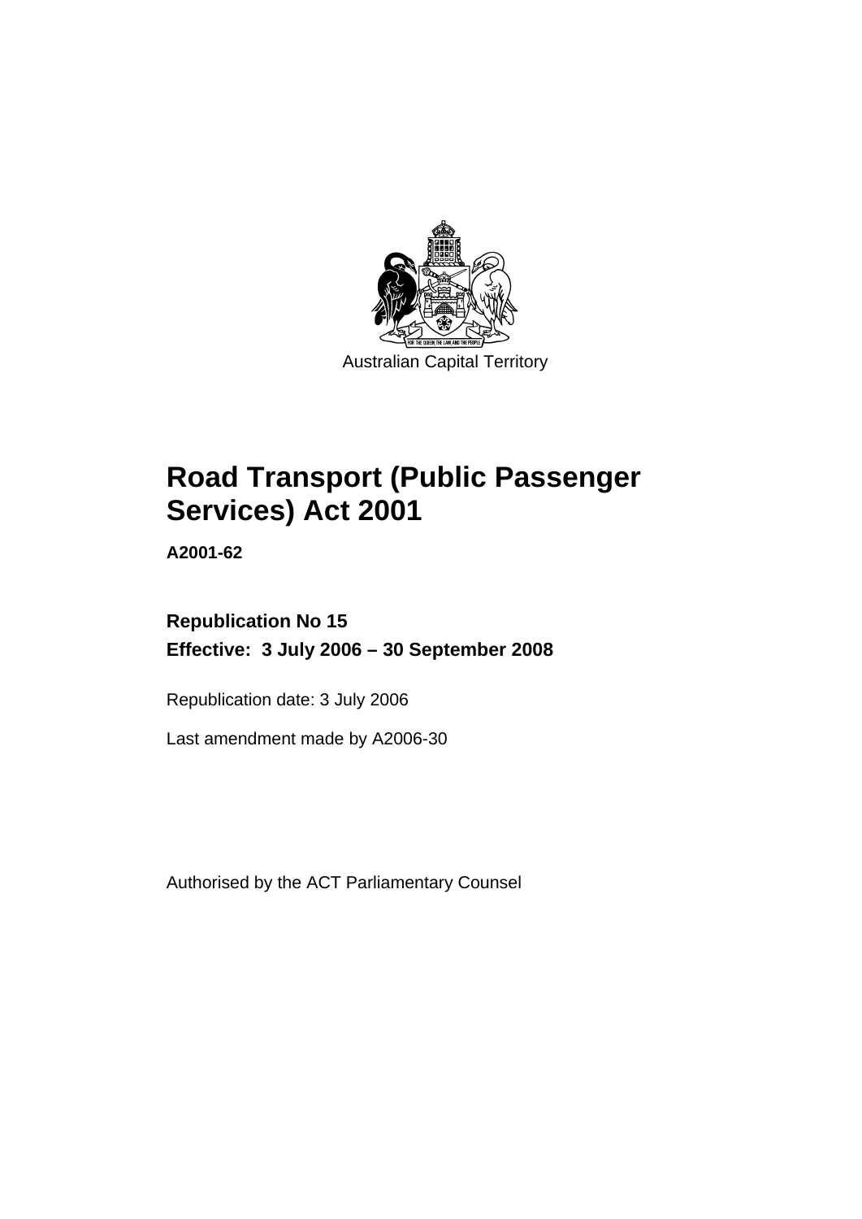Australian Capital Territory

# Road Transport (Public Passenger Services) Act 2001

**A2001-62**

**Republication No 15**

**Effective: 3 July 2006 – 30 September 2008**

Republication date: 3 July 2006

Last amendment made by A2006-30

Authorised by the ACT Parliamentary Counsel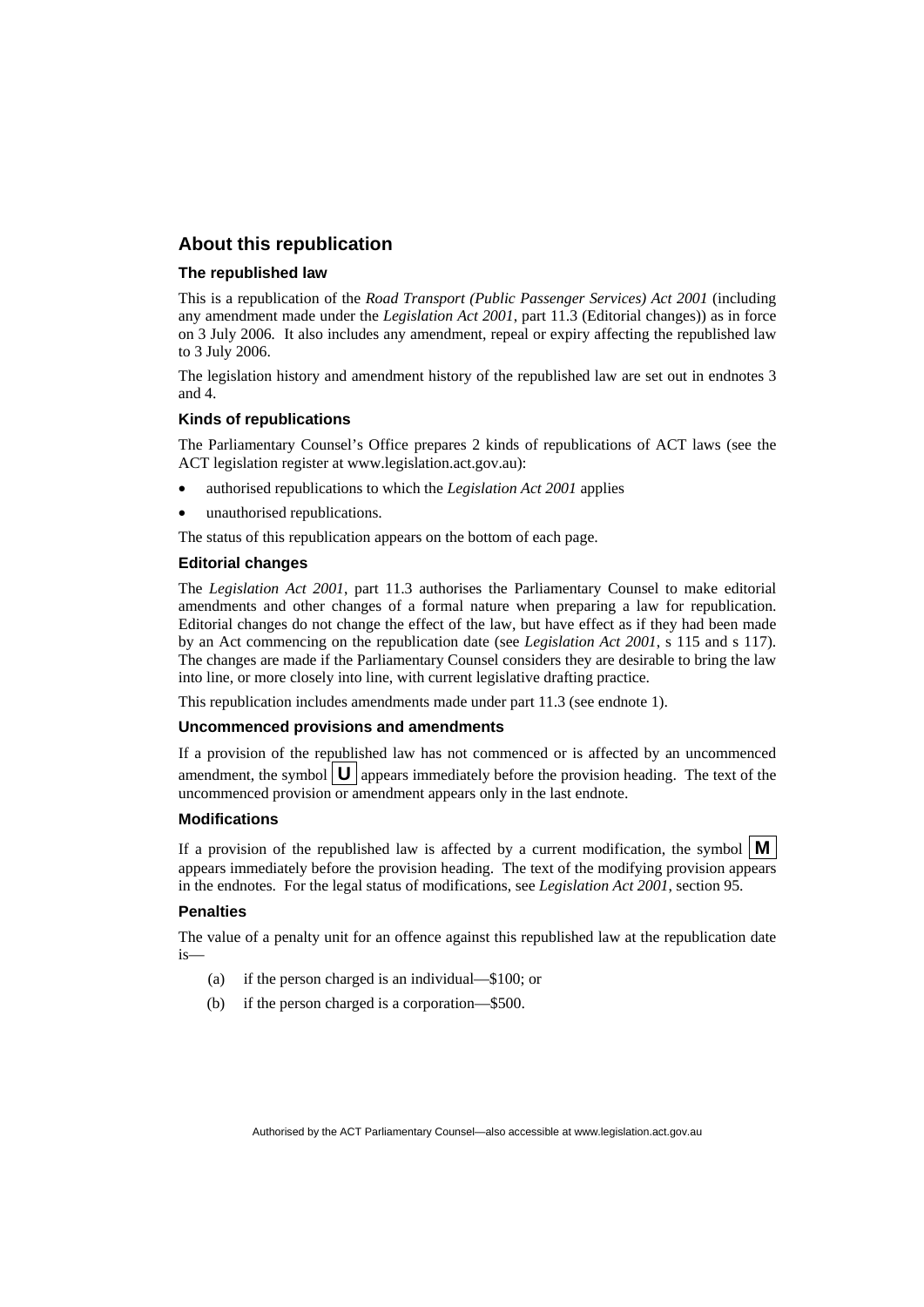## About this republication

### The republished law

This is a republication of the *Road Transport (Public Passenger Services) Act 2001* (including any amendment made under the *Legislation Act 2001*, part 11.3 (Editorial changes)) as in force on 3 July 2006. It also includes any amendment, repeal or expiry affecting the republished law to 3 July 2006.

The legislation history and amendment history of the republished law are set out in endnotes 3 and 4.

### Kinds of republications

The Parliamentary Counsel's Office prepares 2 kinds of republications of ACT laws (see the ACT legislation register at www.legislation.act.gov.au):

- authorised republications to which the *Legislation Act 2001* applies
- unauthorised republications.

The status of this republication appears on the bottom of each page.

### Editorial changes

The *Legislation Act 2001*, part 11.3 authorises the Parliamentary Counsel to make editorial amendments and other changes of a formal nature when preparing a law for republication. Editorial changes do not change the effect of the law, but have effect as if they had been made by an Act commencing on the republication date (see *Legislation Act 2001*, s 115 and s 117). The changes are made if the Parliamentary Counsel considers they are desirable to bring the law into line, or more closely into line, with current legislative drafting practice.

This republication includes amendments made under part 11.3 (see endnote 1).

### Uncommenced provisions and amendments

If a provision of the republished law has not commenced or is affected by an uncommenced amendment, the symbol **U** appears immediately before the provision heading. The text of the uncommenced provision or amendment appears only in the last endnote.

### Modifications

If a provision of the republished law is affected by a current modification, the symbol **M** appears immediately before the provision heading. The text of the modifying provision appears in the endnotes. For the legal status of modifications, see *Legislation Act 2001*, section 95.

### Penalties

The value of a penalty unit for an offence against this republished law at the republication date is—

(a) if the person charged is an individual—$100; or

(b) if the person charged is a corporation—$500.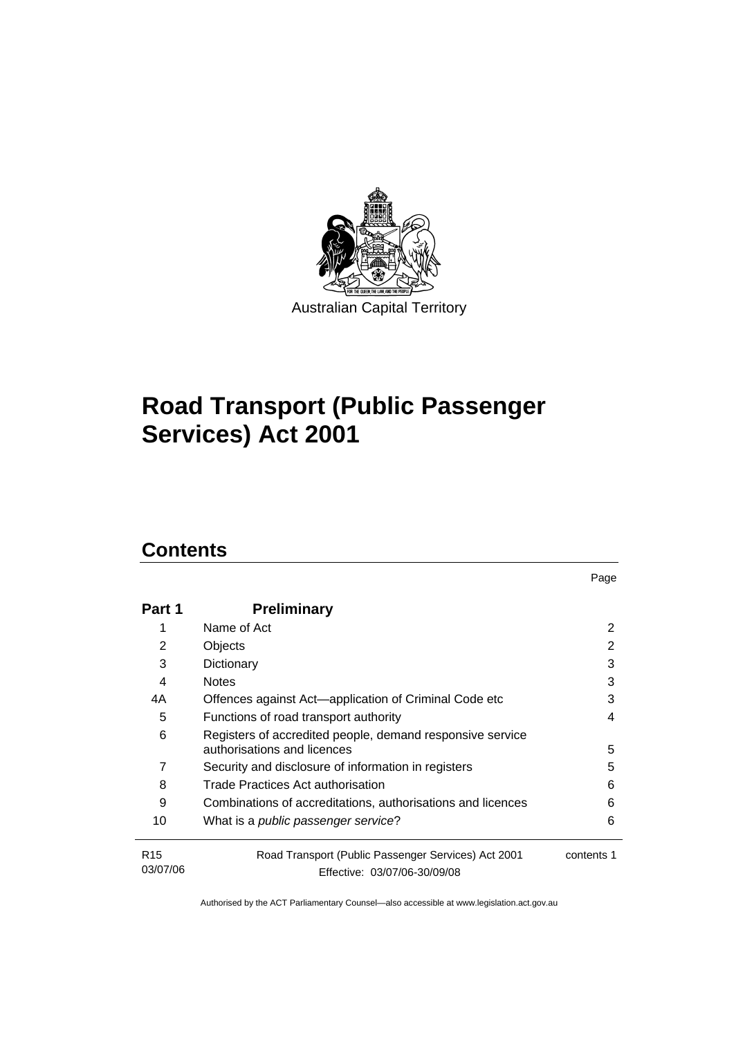Australian Capital Territory

# Road Transport (Public Passenger Services) Act 2001

## Contents

| | | Page |
|---|---|---|
| **Part 1** | **Preliminary** | |
| 1 | Name of Act | 2 |
| 2 | Objects | 2 |
| 3 | Dictionary | 3 |
| 4 | Notes | 3 |
| 4A | Offences against Act—application of Criminal Code etc | 3 |
| 5 | Functions of road transport authority | 4 |
| 6 | Registers of accredited people, demand responsive service authorisations and licences | 5 |
| 7 | Security and disclosure of information in registers | 5 |
| 8 | Trade Practices Act authorisation | 6 |
| 9 | Combinations of accreditations, authorisations and licences | 6 |
| 10 | What is a *public passenger service*? | 6 |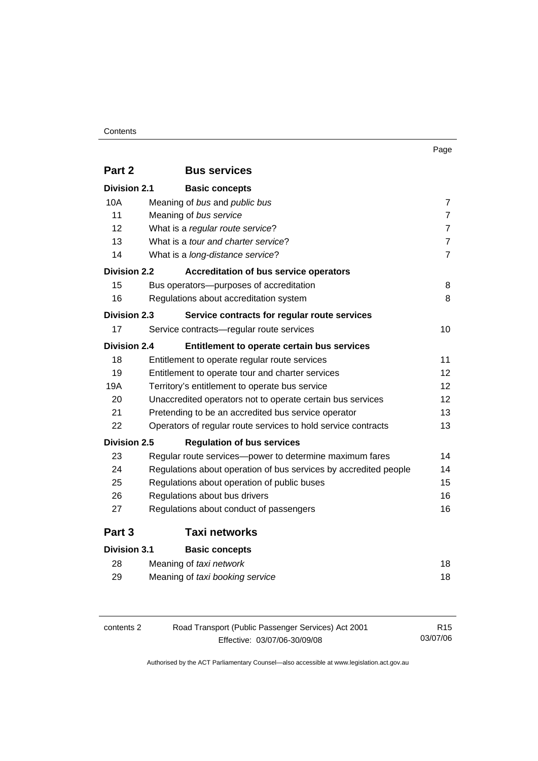Page

| | | |
|---|---|---|
| **Part 2** | **Bus services** | |
| **Division 2.1** | **Basic concepts** | |
| 10A | Meaning of *bus* and *public bus* | 7 |
| 11 | Meaning of *bus service* | 7 |
| 12 | What is a *regular route service*? | 7 |
| 13 | What is a *tour and charter service*? | 7 |
| 14 | What is a *long-distance service*? | 7 |
| **Division 2.2** | **Accreditation of bus service operators** | |
| 15 | Bus operators—purposes of accreditation | 8 |
| 16 | Regulations about accreditation system | 8 |
| **Division 2.3** | **Service contracts for regular route services** | |
| 17 | Service contracts—regular route services | 10 |
| **Division 2.4** | **Entitlement to operate certain bus services** | |
| 18 | Entitlement to operate regular route services | 11 |
| 19 | Entitlement to operate tour and charter services | 12 |
| 19A | Territory's entitlement to operate bus service | 12 |
| 20 | Unaccredited operators not to operate certain bus services | 12 |
| 21 | Pretending to be an accredited bus service operator | 13 |
| 22 | Operators of regular route services to hold service contracts | 13 |
| **Division 2.5** | **Regulation of bus services** | |
| 23 | Regular route services—power to determine maximum fares | 14 |
| 24 | Regulations about operation of bus services by accredited people | 14 |
| 25 | Regulations about operation of public buses | 15 |
| 26 | Regulations about bus drivers | 16 |
| 27 | Regulations about conduct of passengers | 16 |
| **Part 3** | **Taxi networks** | |
| **Division 3.1** | **Basic concepts** | |
| 28 | Meaning of *taxi network* | 18 |
| 29 | Meaning of *taxi booking service* | 18 |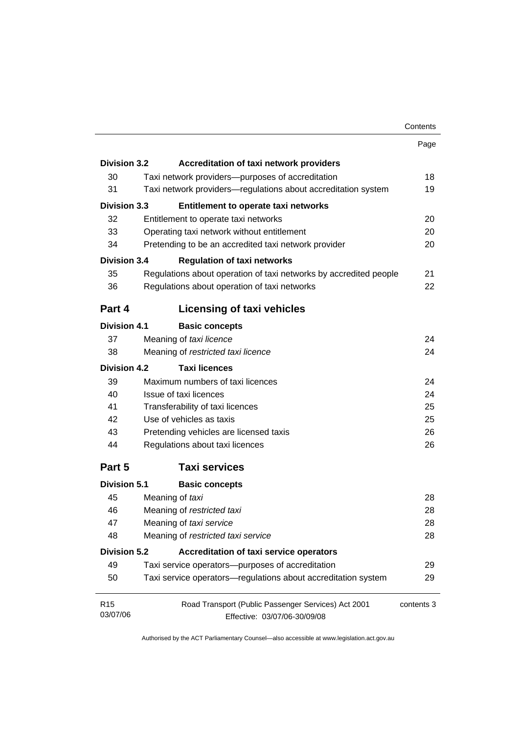| | | Page |
|---|---|---|
| **Division 3.2** | **Accreditation of taxi network providers** | |
| 30 | Taxi network providers—purposes of accreditation | 18 |
| 31 | Taxi network providers—regulations about accreditation system | 19 |
| **Division 3.3** | **Entitlement to operate taxi networks** | |
| 32 | Entitlement to operate taxi networks | 20 |
| 33 | Operating taxi network without entitlement | 20 |
| 34 | Pretending to be an accredited taxi network provider | 20 |
| **Division 3.4** | **Regulation of taxi networks** | |
| 35 | Regulations about operation of taxi networks by accredited people | 21 |
| 36 | Regulations about operation of taxi networks | 22 |
| **Part 4** | **Licensing of taxi vehicles** | |
| **Division 4.1** | **Basic concepts** | |
| 37 | Meaning of *taxi licence* | 24 |
| 38 | Meaning of *restricted taxi licence* | 24 |
| **Division 4.2** | **Taxi licences** | |
| 39 | Maximum numbers of taxi licences | 24 |
| 40 | Issue of taxi licences | 24 |
| 41 | Transferability of taxi licences | 25 |
| 42 | Use of vehicles as taxis | 25 |
| 43 | Pretending vehicles are licensed taxis | 26 |
| 44 | Regulations about taxi licences | 26 |
| **Part 5** | **Taxi services** | |
| **Division 5.1** | **Basic concepts** | |
| 45 | Meaning of *taxi* | 28 |
| 46 | Meaning of *restricted taxi* | 28 |
| 47 | Meaning of *taxi service* | 28 |
| 48 | Meaning of *restricted taxi service* | 28 |
| **Division 5.2** | **Accreditation of taxi service operators** | |
| 49 | Taxi service operators—purposes of accreditation | 29 |
| 50 | Taxi service operators—regulations about accreditation system | 29 |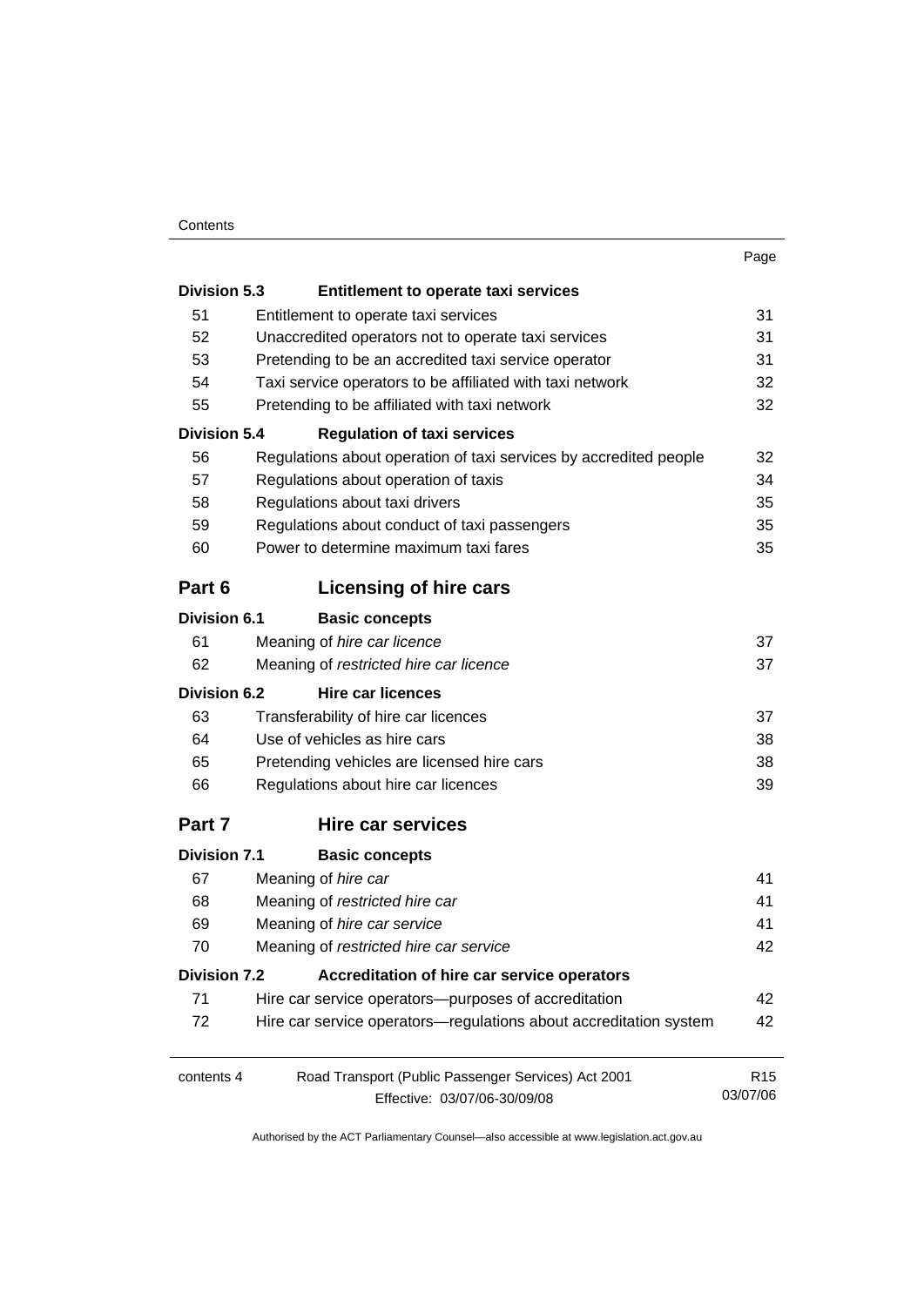| | | Page |
|---|---|---|
| **Division 5.3** | **Entitlement to operate taxi services** | |
| 51 | Entitlement to operate taxi services | 31 |
| 52 | Unaccredited operators not to operate taxi services | 31 |
| 53 | Pretending to be an accredited taxi service operator | 31 |
| 54 | Taxi service operators to be affiliated with taxi network | 32 |
| 55 | Pretending to be affiliated with taxi network | 32 |
| **Division 5.4** | **Regulation of taxi services** | |
| 56 | Regulations about operation of taxi services by accredited people | 32 |
| 57 | Regulations about operation of taxis | 34 |
| 58 | Regulations about taxi drivers | 35 |
| 59 | Regulations about conduct of taxi passengers | 35 |
| 60 | Power to determine maximum taxi fares | 35 |
| **Part 6** | **Licensing of hire cars** | |
| **Division 6.1** | **Basic concepts** | |
| 61 | Meaning of *hire car licence* | 37 |
| 62 | Meaning of *restricted hire car licence* | 37 |
| **Division 6.2** | **Hire car licences** | |
| 63 | Transferability of hire car licences | 37 |
| 64 | Use of vehicles as hire cars | 38 |
| 65 | Pretending vehicles are licensed hire cars | 38 |
| 66 | Regulations about hire car licences | 39 |
| **Part 7** | **Hire car services** | |
| **Division 7.1** | **Basic concepts** | |
| 67 | Meaning of *hire car* | 41 |
| 68 | Meaning of *restricted hire car* | 41 |
| 69 | Meaning of *hire car service* | 41 |
| 70 | Meaning of *restricted hire car service* | 42 |
| **Division 7.2** | **Accreditation of hire car service operators** | |
| 71 | Hire car service operators—purposes of accreditation | 42 |
| 72 | Hire car service operators—regulations about accreditation system | 42 |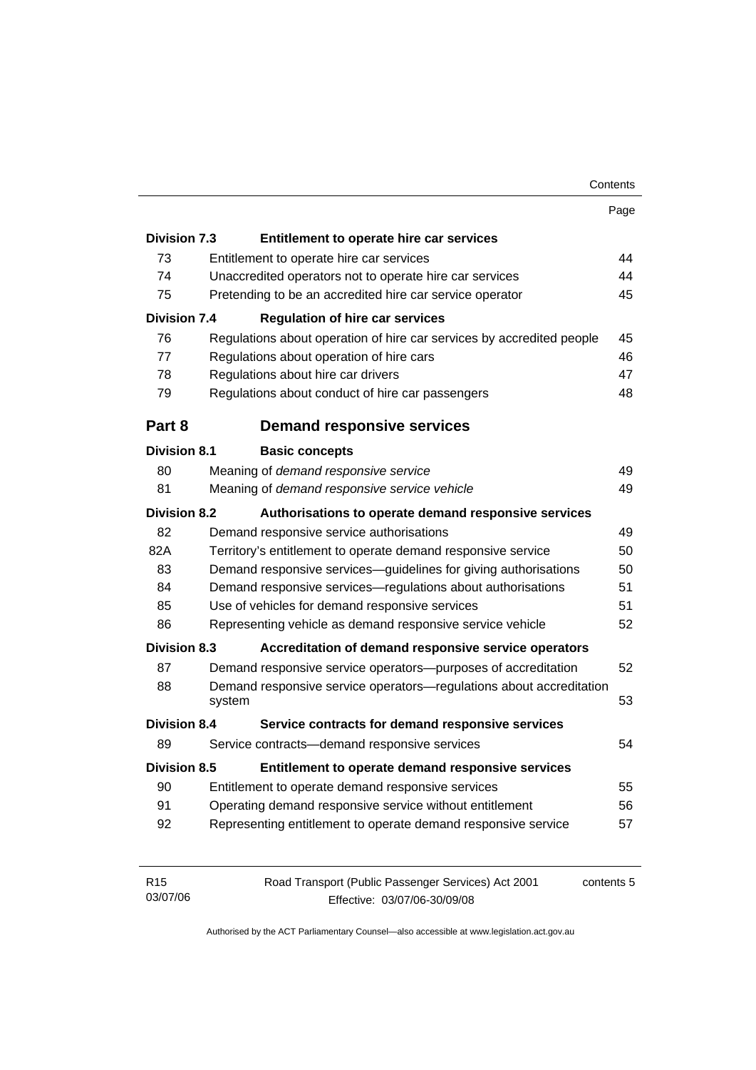| | | Page |
|---|---|---|
| **Division 7.3** | **Entitlement to operate hire car services** | |
| 73 | Entitlement to operate hire car services | 44 |
| 74 | Unaccredited operators not to operate hire car services | 44 |
| 75 | Pretending to be an accredited hire car service operator | 45 |
| **Division 7.4** | **Regulation of hire car services** | |
| 76 | Regulations about operation of hire car services by accredited people | 45 |
| 77 | Regulations about operation of hire cars | 46 |
| 78 | Regulations about hire car drivers | 47 |
| 79 | Regulations about conduct of hire car passengers | 48 |
| **Part 8** | **Demand responsive services** | |
| **Division 8.1** | **Basic concepts** | |
| 80 | Meaning of *demand responsive service* | 49 |
| 81 | Meaning of *demand responsive service vehicle* | 49 |
| **Division 8.2** | **Authorisations to operate demand responsive services** | |
| 82 | Demand responsive service authorisations | 49 |
| 82A | Territory's entitlement to operate demand responsive service | 50 |
| 83 | Demand responsive services—guidelines for giving authorisations | 50 |
| 84 | Demand responsive services—regulations about authorisations | 51 |
| 85 | Use of vehicles for demand responsive services | 51 |
| 86 | Representing vehicle as demand responsive service vehicle | 52 |
| **Division 8.3** | **Accreditation of demand responsive service operators** | |
| 87 | Demand responsive service operators—purposes of accreditation | 52 |
| 88 | Demand responsive service operators—regulations about accreditation system | 53 |
| **Division 8.4** | **Service contracts for demand responsive services** | |
| 89 | Service contracts—demand responsive services | 54 |
| **Division 8.5** | **Entitlement to operate demand responsive services** | |
| 90 | Entitlement to operate demand responsive services | 55 |
| 91 | Operating demand responsive service without entitlement | 56 |
| 92 | Representing entitlement to operate demand responsive service | 57 |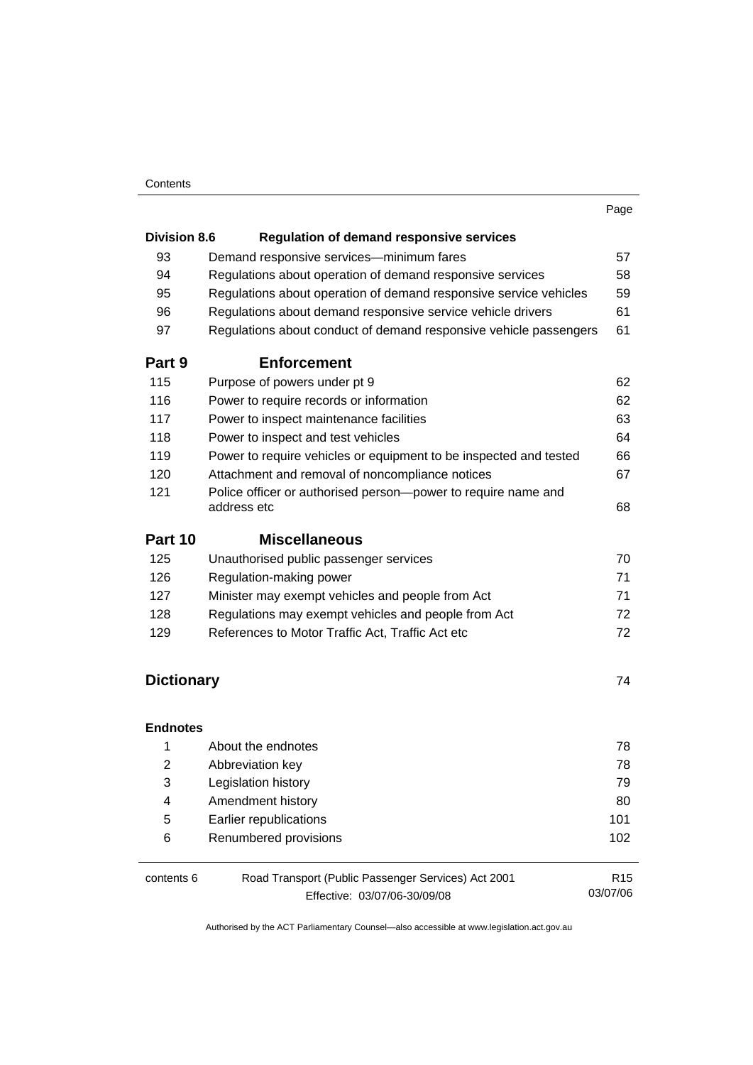| | | Page |
|---|---|---|
| **Division 8.6** | **Regulation of demand responsive services** | |
| 93 | Demand responsive services—minimum fares | 57 |
| 94 | Regulations about operation of demand responsive services | 58 |
| 95 | Regulations about operation of demand responsive service vehicles | 59 |
| 96 | Regulations about demand responsive service vehicle drivers | 61 |
| 97 | Regulations about conduct of demand responsive vehicle passengers | 61 |
| **Part 9** | **Enforcement** | |
| 115 | Purpose of powers under pt 9 | 62 |
| 116 | Power to require records or information | 62 |
| 117 | Power to inspect maintenance facilities | 63 |
| 118 | Power to inspect and test vehicles | 64 |
| 119 | Power to require vehicles or equipment to be inspected and tested | 66 |
| 120 | Attachment and removal of noncompliance notices | 67 |
| 121 | Police officer or authorised person—power to require name and address etc | 68 |
| **Part 10** | **Miscellaneous** | |
| 125 | Unauthorised public passenger services | 70 |
| 126 | Regulation-making power | 71 |
| 127 | Minister may exempt vehicles and people from Act | 71 |
| 128 | Regulations may exempt vehicles and people from Act | 72 |
| 129 | References to Motor Traffic Act, Traffic Act etc | 72 |
| **Dictionary** | | 74 |
| **Endnotes** | | |
| 1 | About the endnotes | 78 |
| 2 | Abbreviation key | 78 |
| 3 | Legislation history | 79 |
| 4 | Amendment history | 80 |
| 5 | Earlier republications | 101 |
| 6 | Renumbered provisions | 102 |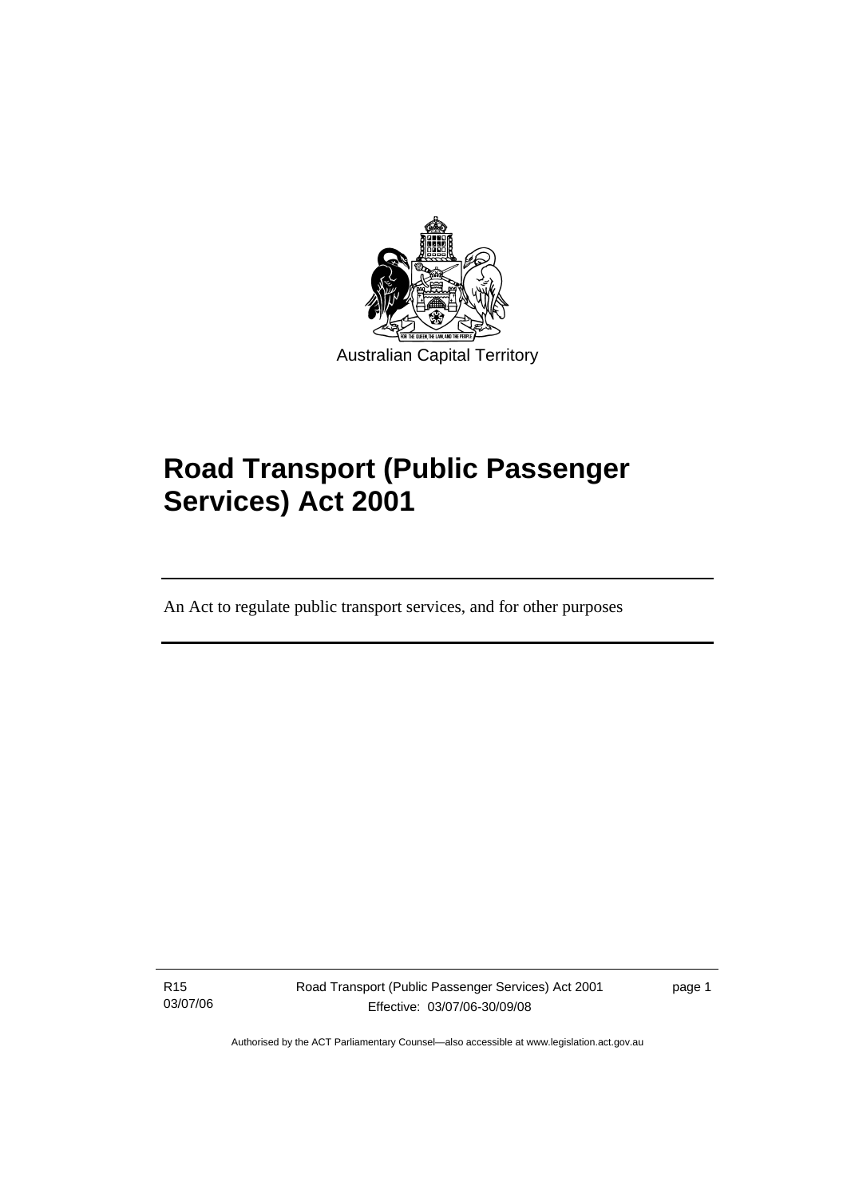Australian Capital Territory

# Road Transport (Public Passenger Services) Act 2001

An Act to regulate public transport services, and for other purposes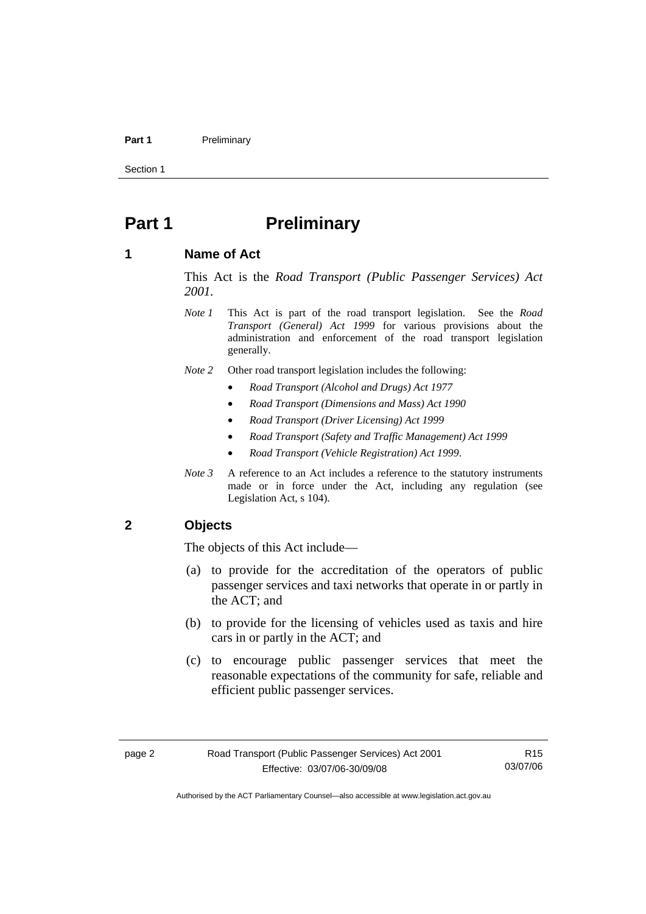# Part 1 Preliminary

## 1 Name of Act

This Act is the *Road Transport (Public Passenger Services) Act 2001*.

*Note 1* This Act is part of the road transport legislation. See the *Road Transport (General) Act 1999* for various provisions about the administration and enforcement of the road transport legislation generally.

*Note 2* Other road transport legislation includes the following:

- *Road Transport (Alcohol and Drugs) Act 1977*
- *Road Transport (Dimensions and Mass) Act 1990*
- *Road Transport (Driver Licensing) Act 1999*
- *Road Transport (Safety and Traffic Management) Act 1999*
- *Road Transport (Vehicle Registration) Act 1999*.

*Note 3* A reference to an Act includes a reference to the statutory instruments made or in force under the Act, including any regulation (see Legislation Act, s 104).

## 2 Objects

The objects of this Act include—

(a) to provide for the accreditation of the operators of public passenger services and taxi networks that operate in or partly in the ACT; and

(b) to provide for the licensing of vehicles used as taxis and hire cars in or partly in the ACT; and

(c) to encourage public passenger services that meet the reasonable expectations of the community for safe, reliable and efficient public passenger services.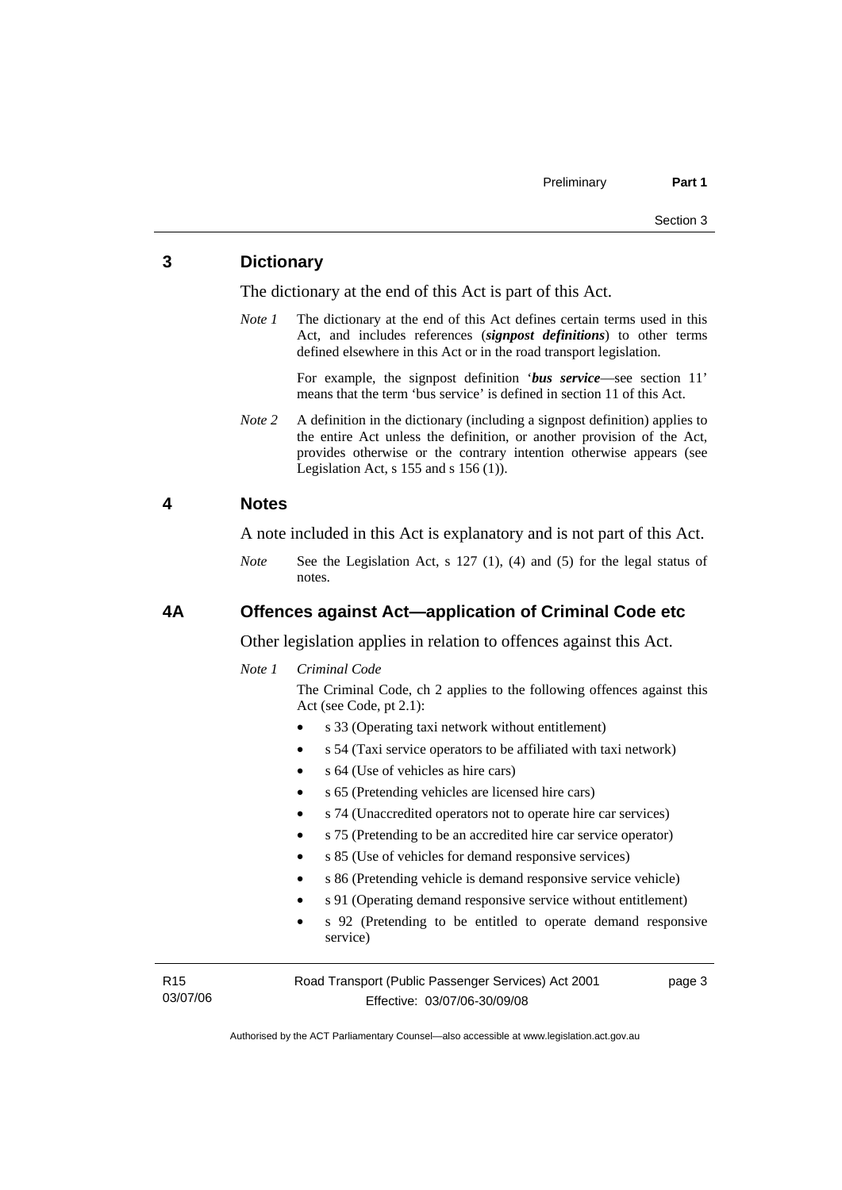## 3 Dictionary

The dictionary at the end of this Act is part of this Act.

*Note 1* The dictionary at the end of this Act defines certain terms used in this Act, and includes references (***signpost definitions***) to other terms defined elsewhere in this Act or in the road transport legislation.

For example, the signpost definition '***bus service***—see section 11' means that the term 'bus service' is defined in section 11 of this Act.

*Note 2* A definition in the dictionary (including a signpost definition) applies to the entire Act unless the definition, or another provision of the Act, provides otherwise or the contrary intention otherwise appears (see Legislation Act, s 155 and s 156 (1)).

## 4 Notes

A note included in this Act is explanatory and is not part of this Act.

*Note* See the Legislation Act, s 127 (1), (4) and (5) for the legal status of notes.

## 4A Offences against Act—application of Criminal Code etc

Other legislation applies in relation to offences against this Act.

*Note 1* *Criminal Code*

The Criminal Code, ch 2 applies to the following offences against this Act (see Code, pt 2.1):

- s 33 (Operating taxi network without entitlement)
- s 54 (Taxi service operators to be affiliated with taxi network)
- s 64 (Use of vehicles as hire cars)
- s 65 (Pretending vehicles are licensed hire cars)
- s 74 (Unaccredited operators not to operate hire car services)
- s 75 (Pretending to be an accredited hire car service operator)
- s 85 (Use of vehicles for demand responsive services)
- s 86 (Pretending vehicle is demand responsive service vehicle)
- s 91 (Operating demand responsive service without entitlement)
- s 92 (Pretending to be entitled to operate demand responsive service)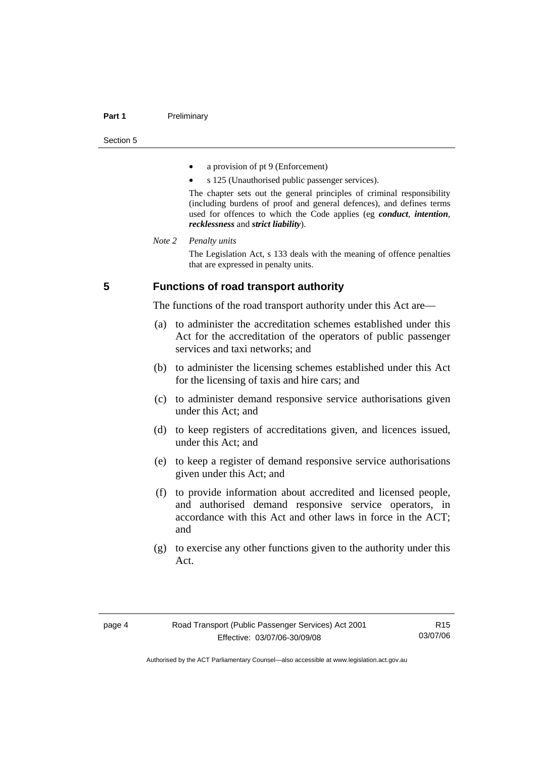- a provision of pt 9 (Enforcement)
- s 125 (Unauthorised public passenger services).

The chapter sets out the general principles of criminal responsibility (including burdens of proof and general defences), and defines terms used for offences to which the Code applies (eg ***conduct***, ***intention***, ***recklessness*** and ***strict liability***).

*Note 2 Penalty units*

The Legislation Act, s 133 deals with the meaning of offence penalties that are expressed in penalty units.

## 5 Functions of road transport authority

The functions of the road transport authority under this Act are—

(a) to administer the accreditation schemes established under this Act for the accreditation of the operators of public passenger services and taxi networks; and

(b) to administer the licensing schemes established under this Act for the licensing of taxis and hire cars; and

(c) to administer demand responsive service authorisations given under this Act; and

(d) to keep registers of accreditations given, and licences issued, under this Act; and

(e) to keep a register of demand responsive service authorisations given under this Act; and

(f) to provide information about accredited and licensed people, and authorised demand responsive service operators, in accordance with this Act and other laws in force in the ACT; and

(g) to exercise any other functions given to the authority under this Act.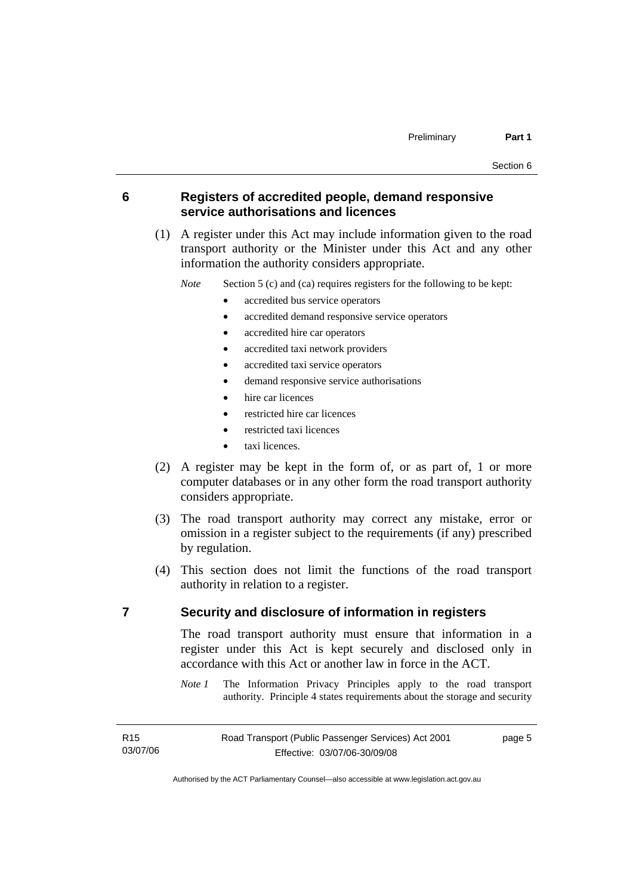## 6 Registers of accredited people, demand responsive service authorisations and licences

(1) A register under this Act may include information given to the road transport authority or the Minister under this Act and any other information the authority considers appropriate.

*Note* Section 5 (c) and (ca) requires registers for the following to be kept:

- accredited bus service operators
- accredited demand responsive service operators
- accredited hire car operators
- accredited taxi network providers
- accredited taxi service operators
- demand responsive service authorisations
- hire car licences
- restricted hire car licences
- restricted taxi licences
- taxi licences.

(2) A register may be kept in the form of, or as part of, 1 or more computer databases or in any other form the road transport authority considers appropriate.

(3) The road transport authority may correct any mistake, error or omission in a register subject to the requirements (if any) prescribed by regulation.

(4) This section does not limit the functions of the road transport authority in relation to a register.

## 7 Security and disclosure of information in registers

The road transport authority must ensure that information in a register under this Act is kept securely and disclosed only in accordance with this Act or another law in force in the ACT.

*Note 1* The Information Privacy Principles apply to the road transport authority. Principle 4 states requirements about the storage and security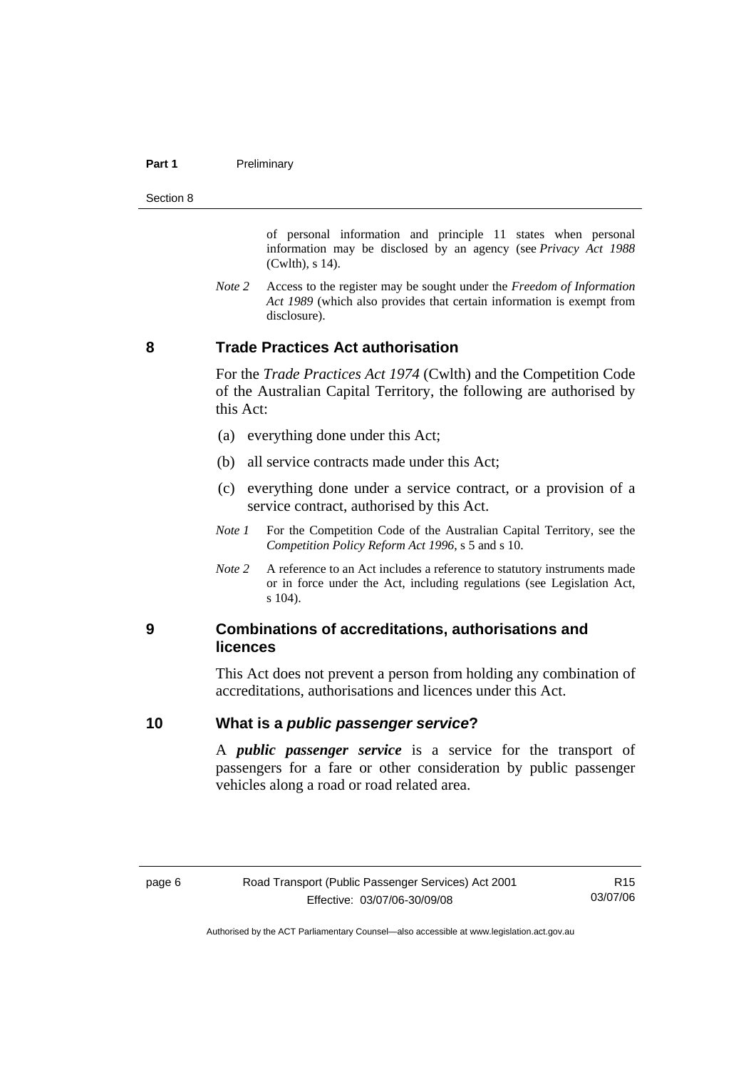of personal information and principle 11 states when personal information may be disclosed by an agency (see *Privacy Act 1988* (Cwlth), s 14).

*Note 2* Access to the register may be sought under the *Freedom of Information Act 1989* (which also provides that certain information is exempt from disclosure).

## 8 Trade Practices Act authorisation

For the *Trade Practices Act 1974* (Cwlth) and the Competition Code of the Australian Capital Territory, the following are authorised by this Act:

(a) everything done under this Act;

(b) all service contracts made under this Act;

(c) everything done under a service contract, or a provision of a service contract, authorised by this Act.

*Note 1* For the Competition Code of the Australian Capital Territory, see the *Competition Policy Reform Act 1996*, s 5 and s 10.

*Note 2* A reference to an Act includes a reference to statutory instruments made or in force under the Act, including regulations (see Legislation Act, s 104).

## 9 Combinations of accreditations, authorisations and licences

This Act does not prevent a person from holding any combination of accreditations, authorisations and licences under this Act.

## 10 What is a *public passenger service*?

A ***public passenger service*** is a service for the transport of passengers for a fare or other consideration by public passenger vehicles along a road or road related area.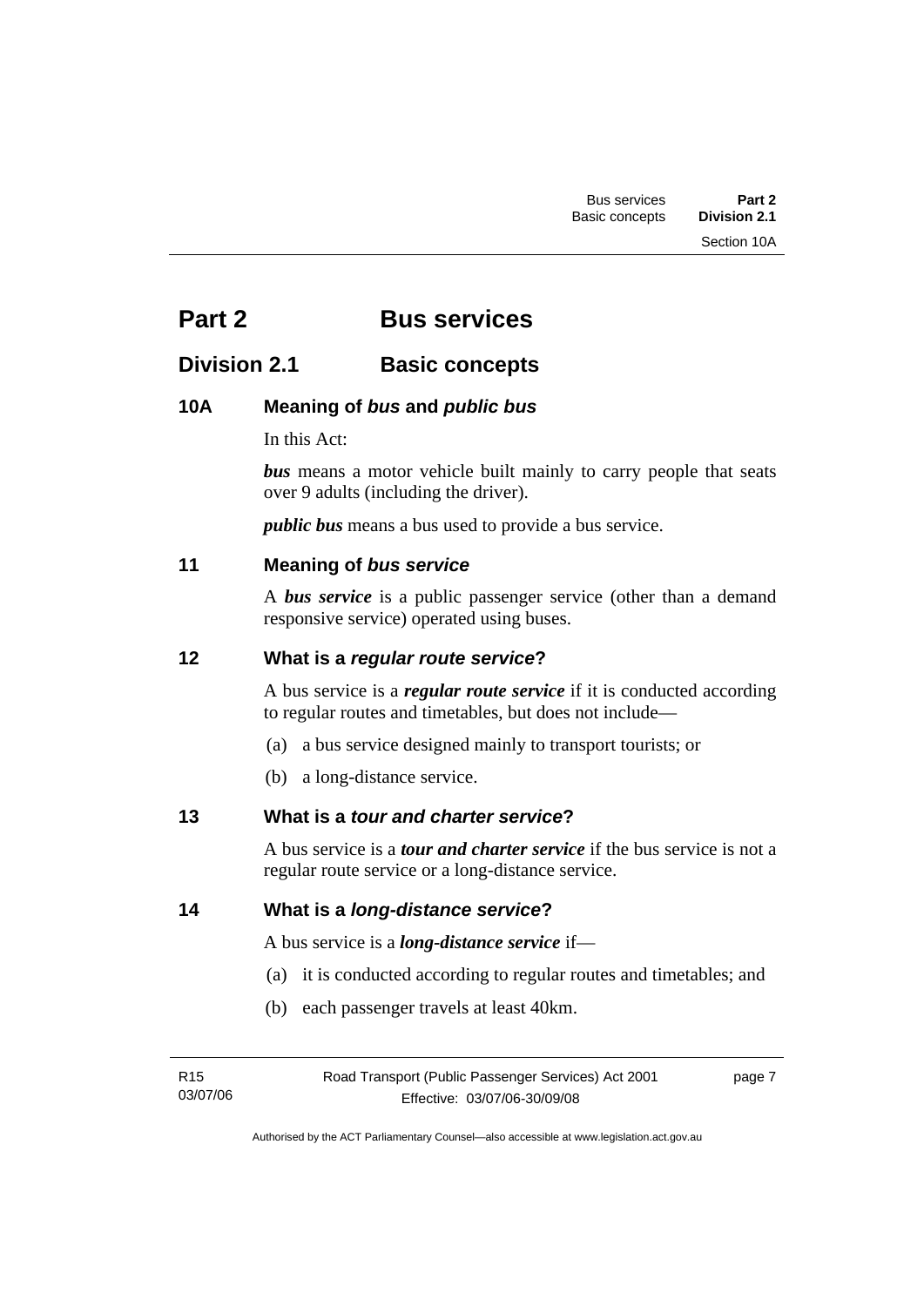# Part 2 Bus services

## Division 2.1 Basic concepts

### 10A Meaning of *bus* and *public bus*

In this Act:

***bus*** means a motor vehicle built mainly to carry people that seats over 9 adults (including the driver).

***public bus*** means a bus used to provide a bus service.

### 11 Meaning of *bus service*

A ***bus service*** is a public passenger service (other than a demand responsive service) operated using buses.

### 12 What is a *regular route service*?

A bus service is a ***regular route service*** if it is conducted according to regular routes and timetables, but does not include—

(a) a bus service designed mainly to transport tourists; or

(b) a long-distance service.

### 13 What is a *tour and charter service*?

A bus service is a ***tour and charter service*** if the bus service is not a regular route service or a long-distance service.

### 14 What is a *long-distance service*?

A bus service is a ***long-distance service*** if—

(a) it is conducted according to regular routes and timetables; and

(b) each passenger travels at least 40km.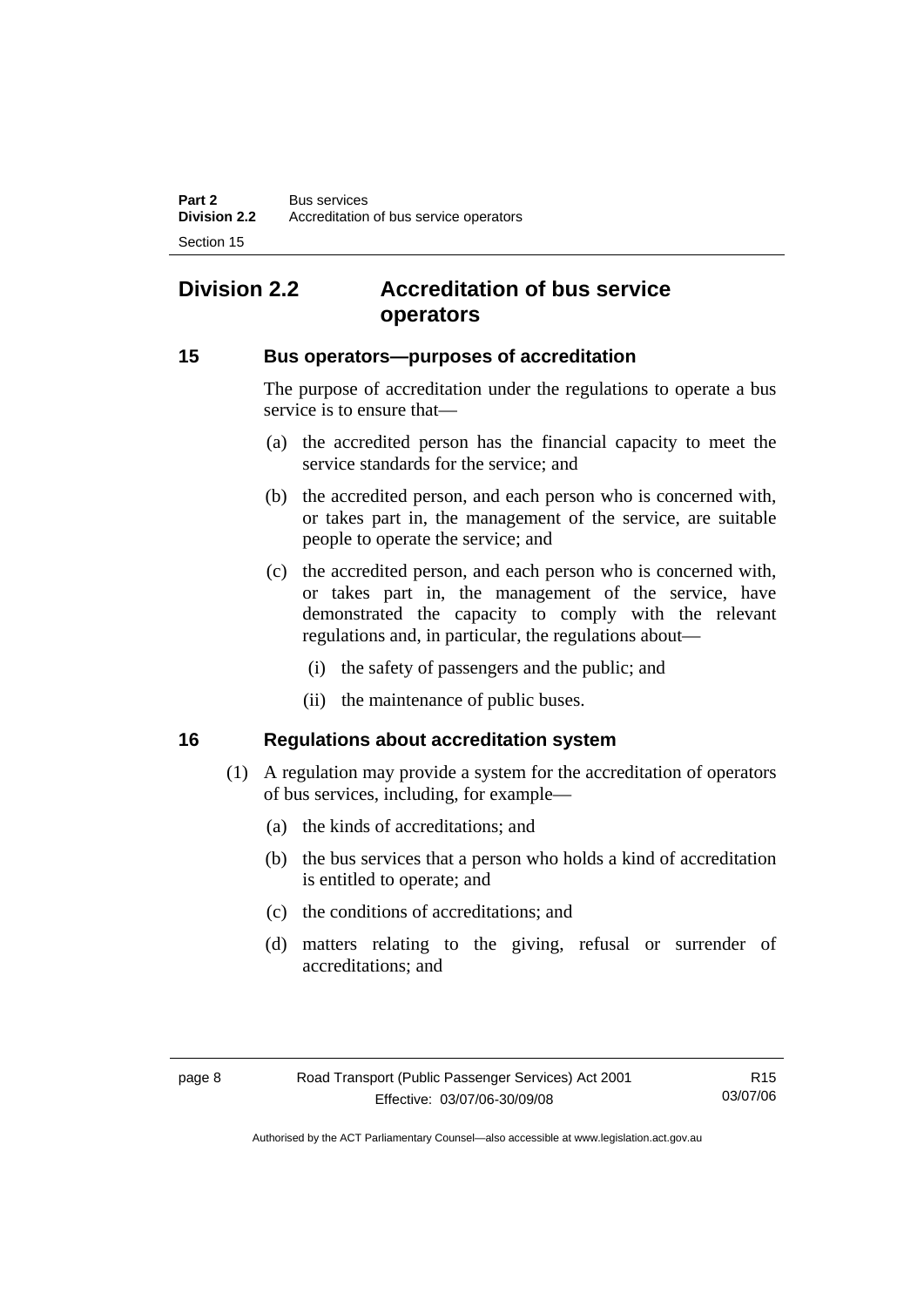## Division 2.2 Accreditation of bus service operators

### 15 Bus operators—purposes of accreditation

The purpose of accreditation under the regulations to operate a bus service is to ensure that—

(a) the accredited person has the financial capacity to meet the service standards for the service; and

(b) the accredited person, and each person who is concerned with, or takes part in, the management of the service, are suitable people to operate the service; and

(c) the accredited person, and each person who is concerned with, or takes part in, the management of the service, have demonstrated the capacity to comply with the relevant regulations and, in particular, the regulations about—

(i) the safety of passengers and the public; and

(ii) the maintenance of public buses.

### 16 Regulations about accreditation system

(1) A regulation may provide a system for the accreditation of operators of bus services, including, for example—

(a) the kinds of accreditations; and

(b) the bus services that a person who holds a kind of accreditation is entitled to operate; and

(c) the conditions of accreditations; and

(d) matters relating to the giving, refusal or surrender of accreditations; and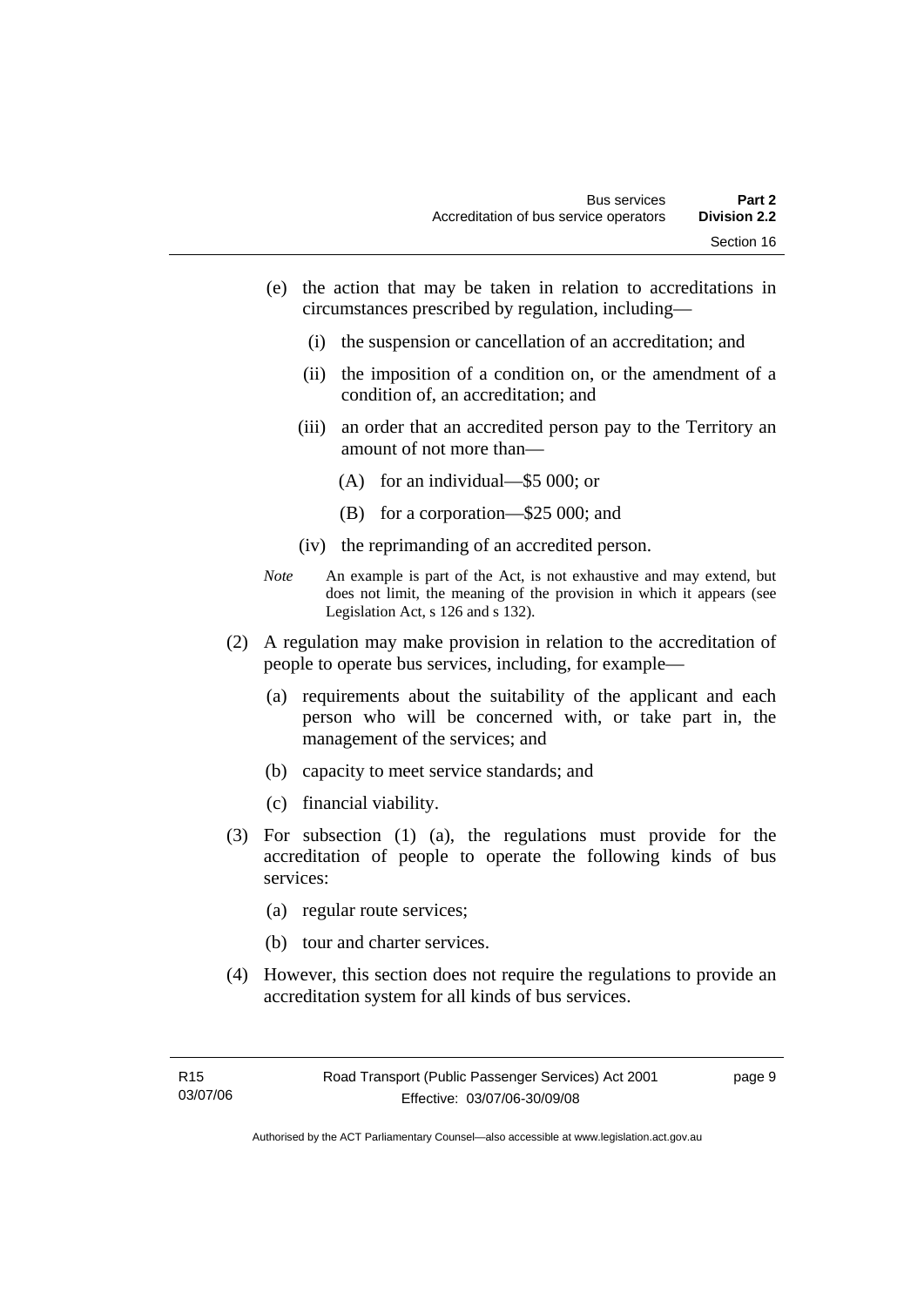(e) the action that may be taken in relation to accreditations in circumstances prescribed by regulation, including—

  (i) the suspension or cancellation of an accreditation; and

  (ii) the imposition of a condition on, or the amendment of a condition of, an accreditation; and

  (iii) an order that an accredited person pay to the Territory an amount of not more than—

    (A) for an individual—$5 000; or

    (B) for a corporation—$25 000; and

  (iv) the reprimanding of an accredited person.

*Note* An example is part of the Act, is not exhaustive and may extend, but does not limit, the meaning of the provision in which it appears (see Legislation Act, s 126 and s 132).

(2) A regulation may make provision in relation to the accreditation of people to operate bus services, including, for example—

  (a) requirements about the suitability of the applicant and each person who will be concerned with, or take part in, the management of the services; and

  (b) capacity to meet service standards; and

  (c) financial viability.

(3) For subsection (1) (a), the regulations must provide for the accreditation of people to operate the following kinds of bus services:

  (a) regular route services;

  (b) tour and charter services.

(4) However, this section does not require the regulations to provide an accreditation system for all kinds of bus services.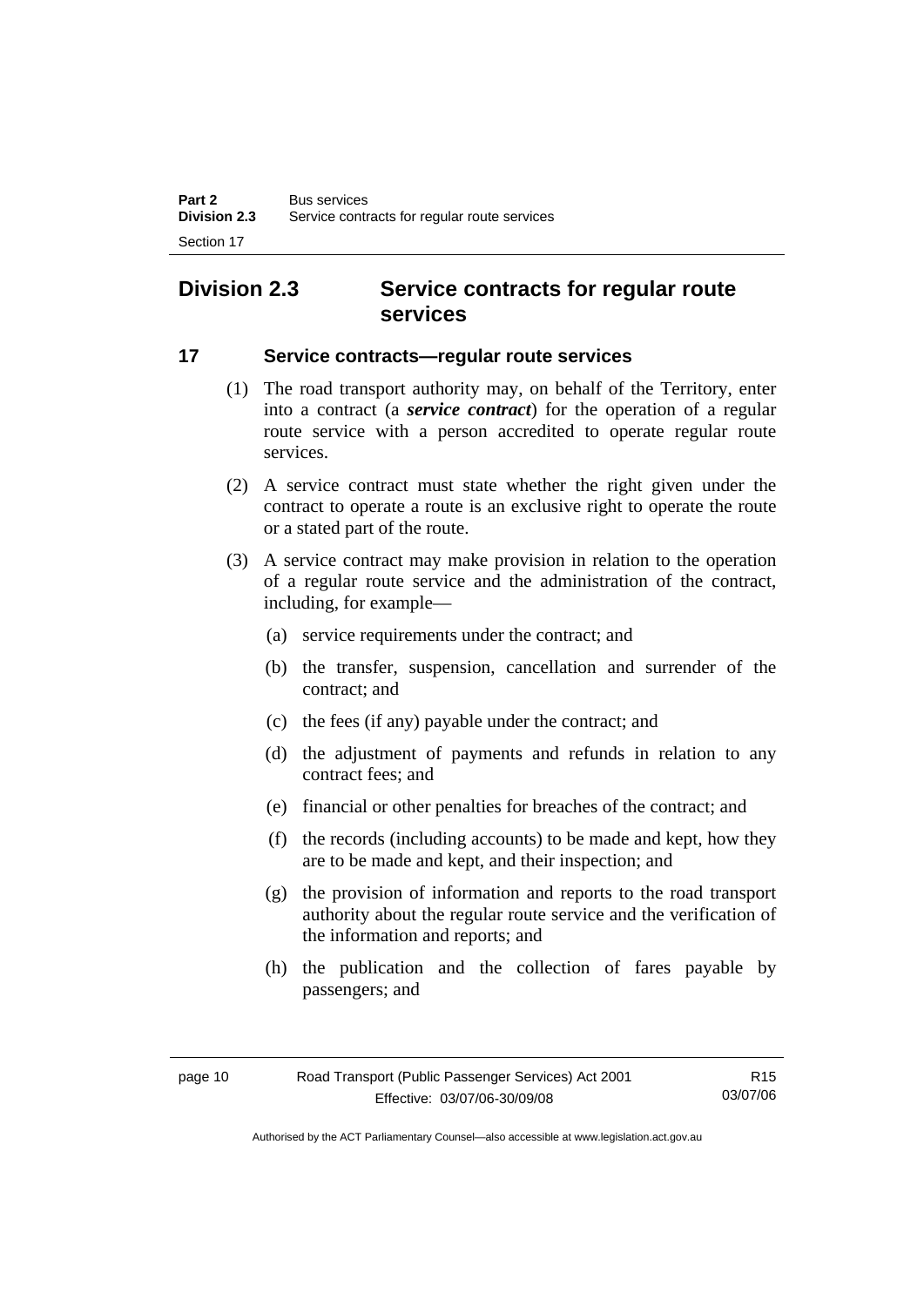## Division 2.3 Service contracts for regular route services

### 17 Service contracts—regular route services

(1) The road transport authority may, on behalf of the Territory, enter into a contract (a ***service contract***) for the operation of a regular route service with a person accredited to operate regular route services.

(2) A service contract must state whether the right given under the contract to operate a route is an exclusive right to operate the route or a stated part of the route.

(3) A service contract may make provision in relation to the operation of a regular route service and the administration of the contract, including, for example—

(a) service requirements under the contract; and

(b) the transfer, suspension, cancellation and surrender of the contract; and

(c) the fees (if any) payable under the contract; and

(d) the adjustment of payments and refunds in relation to any contract fees; and

(e) financial or other penalties for breaches of the contract; and

(f) the records (including accounts) to be made and kept, how they are to be made and kept, and their inspection; and

(g) the provision of information and reports to the road transport authority about the regular route service and the verification of the information and reports; and

(h) the publication and the collection of fares payable by passengers; and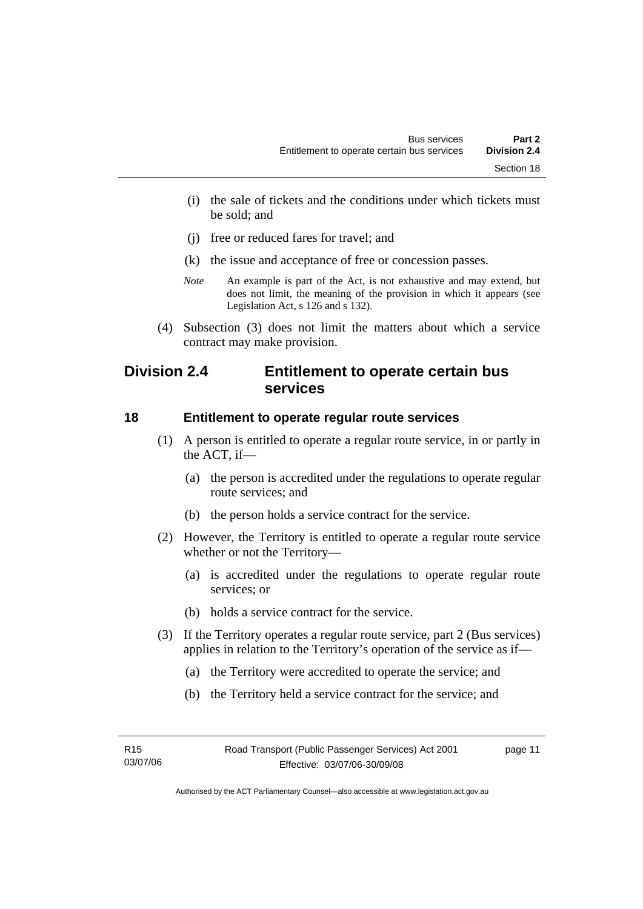(i) the sale of tickets and the conditions under which tickets must be sold; and

(j) free or reduced fares for travel; and

(k) the issue and acceptance of free or concession passes.

*Note* An example is part of the Act, is not exhaustive and may extend, but does not limit, the meaning of the provision in which it appears (see Legislation Act, s 126 and s 132).

(4) Subsection (3) does not limit the matters about which a service contract may make provision.

## Division 2.4 Entitlement to operate certain bus services

### 18 Entitlement to operate regular route services

(1) A person is entitled to operate a regular route service, in or partly in the ACT, if—

(a) the person is accredited under the regulations to operate regular route services; and

(b) the person holds a service contract for the service.

(2) However, the Territory is entitled to operate a regular route service whether or not the Territory—

(a) is accredited under the regulations to operate regular route services; or

(b) holds a service contract for the service.

(3) If the Territory operates a regular route service, part 2 (Bus services) applies in relation to the Territory's operation of the service as if—

(a) the Territory were accredited to operate the service; and

(b) the Territory held a service contract for the service; and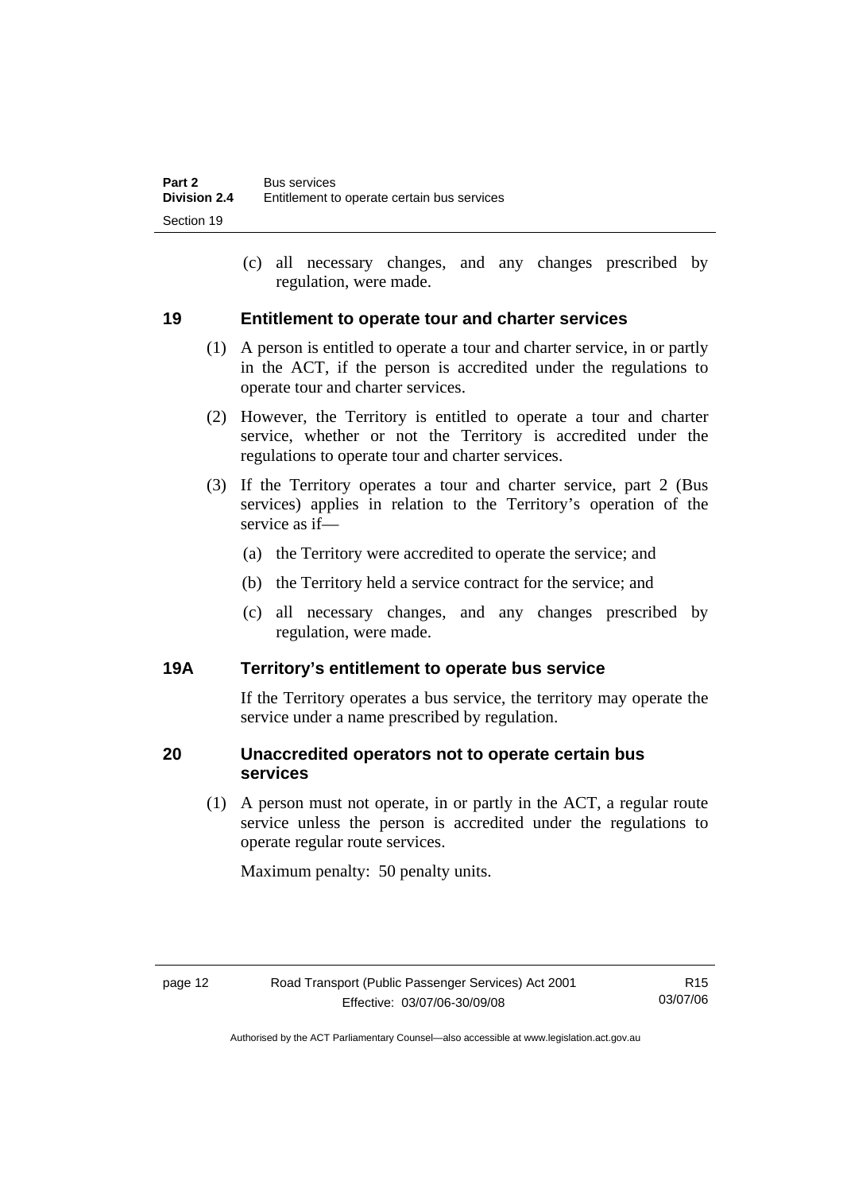(c) all necessary changes, and any changes prescribed by regulation, were made.

## 19 Entitlement to operate tour and charter services

(1) A person is entitled to operate a tour and charter service, in or partly in the ACT, if the person is accredited under the regulations to operate tour and charter services.

(2) However, the Territory is entitled to operate a tour and charter service, whether or not the Territory is accredited under the regulations to operate tour and charter services.

(3) If the Territory operates a tour and charter service, part 2 (Bus services) applies in relation to the Territory's operation of the service as if—

(a) the Territory were accredited to operate the service; and

(b) the Territory held a service contract for the service; and

(c) all necessary changes, and any changes prescribed by regulation, were made.

## 19A Territory's entitlement to operate bus service

If the Territory operates a bus service, the territory may operate the service under a name prescribed by regulation.

## 20 Unaccredited operators not to operate certain bus services

(1) A person must not operate, in or partly in the ACT, a regular route service unless the person is accredited under the regulations to operate regular route services.

Maximum penalty: 50 penalty units.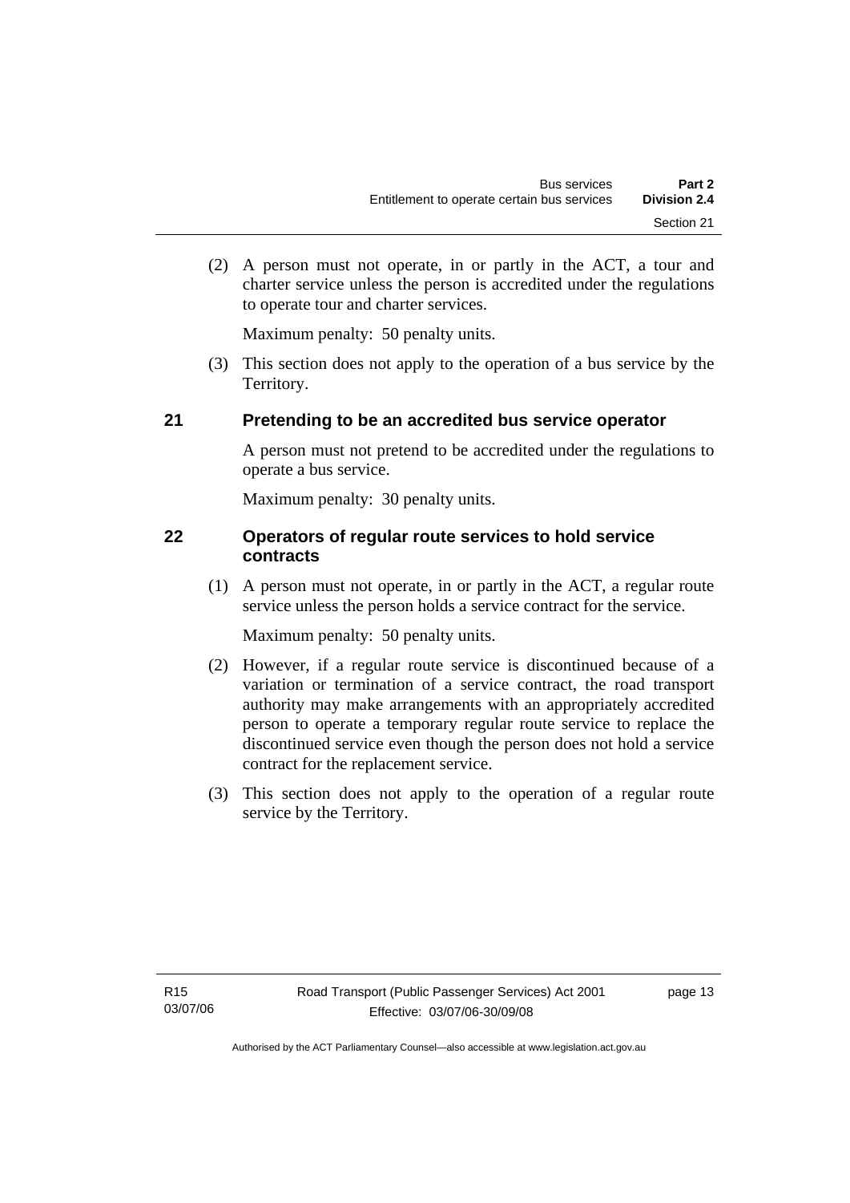(2) A person must not operate, in or partly in the ACT, a tour and charter service unless the person is accredited under the regulations to operate tour and charter services.

Maximum penalty: 50 penalty units.

(3) This section does not apply to the operation of a bus service by the Territory.

## 21 Pretending to be an accredited bus service operator

A person must not pretend to be accredited under the regulations to operate a bus service.

Maximum penalty: 30 penalty units.

## 22 Operators of regular route services to hold service contracts

(1) A person must not operate, in or partly in the ACT, a regular route service unless the person holds a service contract for the service.

Maximum penalty: 50 penalty units.

(2) However, if a regular route service is discontinued because of a variation or termination of a service contract, the road transport authority may make arrangements with an appropriately accredited person to operate a temporary regular route service to replace the discontinued service even though the person does not hold a service contract for the replacement service.

(3) This section does not apply to the operation of a regular route service by the Territory.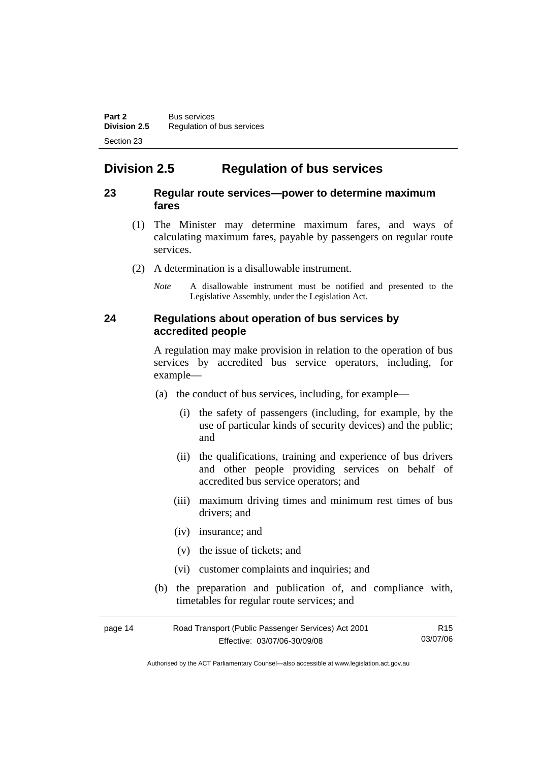## Division 2.5 Regulation of bus services

### 23 Regular route services—power to determine maximum fares

(1) The Minister may determine maximum fares, and ways of calculating maximum fares, payable by passengers on regular route services.

(2) A determination is a disallowable instrument.

*Note* A disallowable instrument must be notified and presented to the Legislative Assembly, under the Legislation Act.

### 24 Regulations about operation of bus services by accredited people

A regulation may make provision in relation to the operation of bus services by accredited bus service operators, including, for example—

(a) the conduct of bus services, including, for example—

(i) the safety of passengers (including, for example, by the use of particular kinds of security devices) and the public; and

(ii) the qualifications, training and experience of bus drivers and other people providing services on behalf of accredited bus service operators; and

(iii) maximum driving times and minimum rest times of bus drivers; and

(iv) insurance; and

(v) the issue of tickets; and

(vi) customer complaints and inquiries; and

(b) the preparation and publication of, and compliance with, timetables for regular route services; and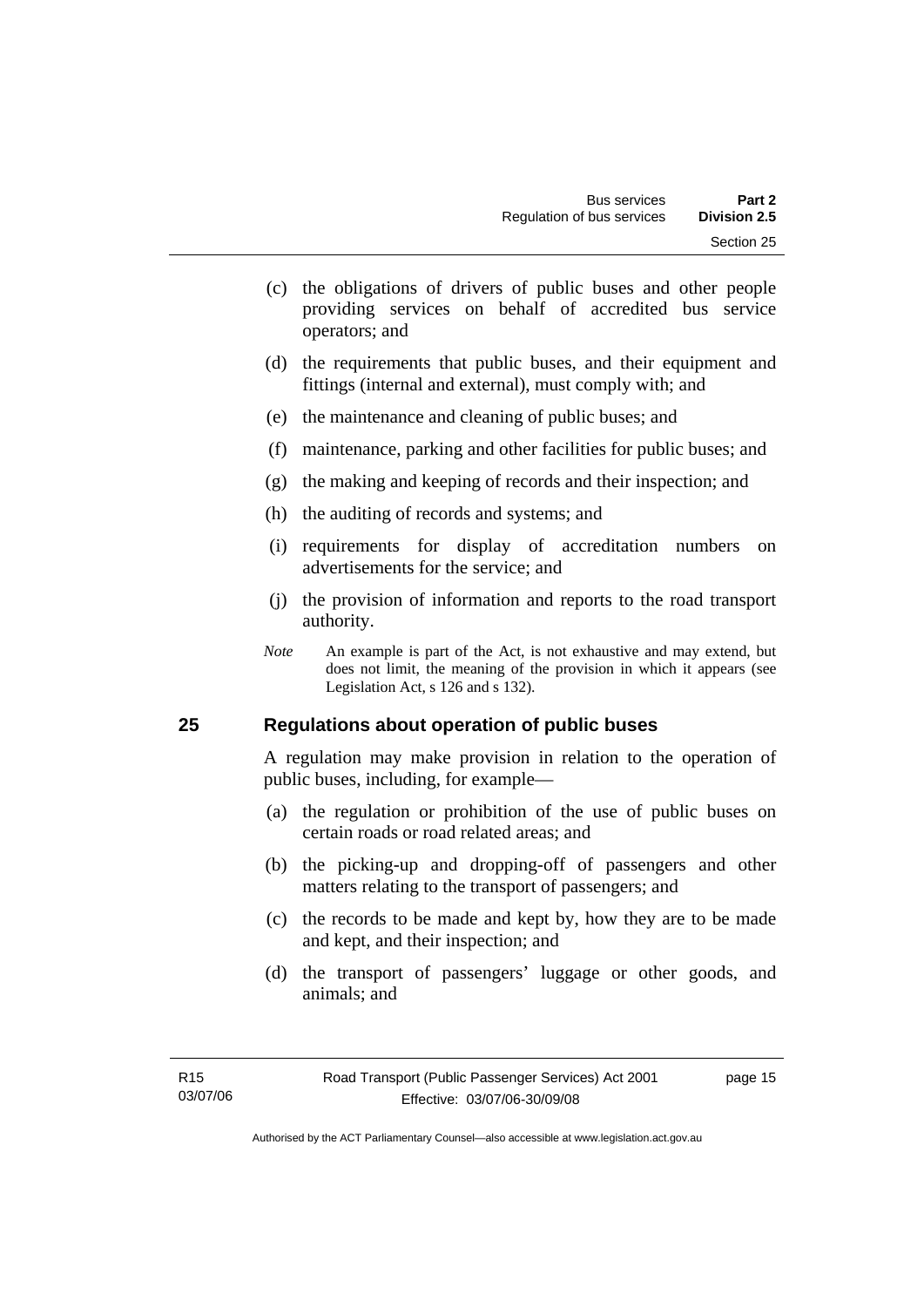(c) the obligations of drivers of public buses and other people providing services on behalf of accredited bus service operators; and

(d) the requirements that public buses, and their equipment and fittings (internal and external), must comply with; and

(e) the maintenance and cleaning of public buses; and

(f) maintenance, parking and other facilities for public buses; and

(g) the making and keeping of records and their inspection; and

(h) the auditing of records and systems; and

(i) requirements for display of accreditation numbers on advertisements for the service; and

(j) the provision of information and reports to the road transport authority.

*Note* An example is part of the Act, is not exhaustive and may extend, but does not limit, the meaning of the provision in which it appears (see Legislation Act, s 126 and s 132).

## 25 Regulations about operation of public buses

A regulation may make provision in relation to the operation of public buses, including, for example—

(a) the regulation or prohibition of the use of public buses on certain roads or road related areas; and

(b) the picking-up and dropping-off of passengers and other matters relating to the transport of passengers; and

(c) the records to be made and kept by, how they are to be made and kept, and their inspection; and

(d) the transport of passengers' luggage or other goods, and animals; and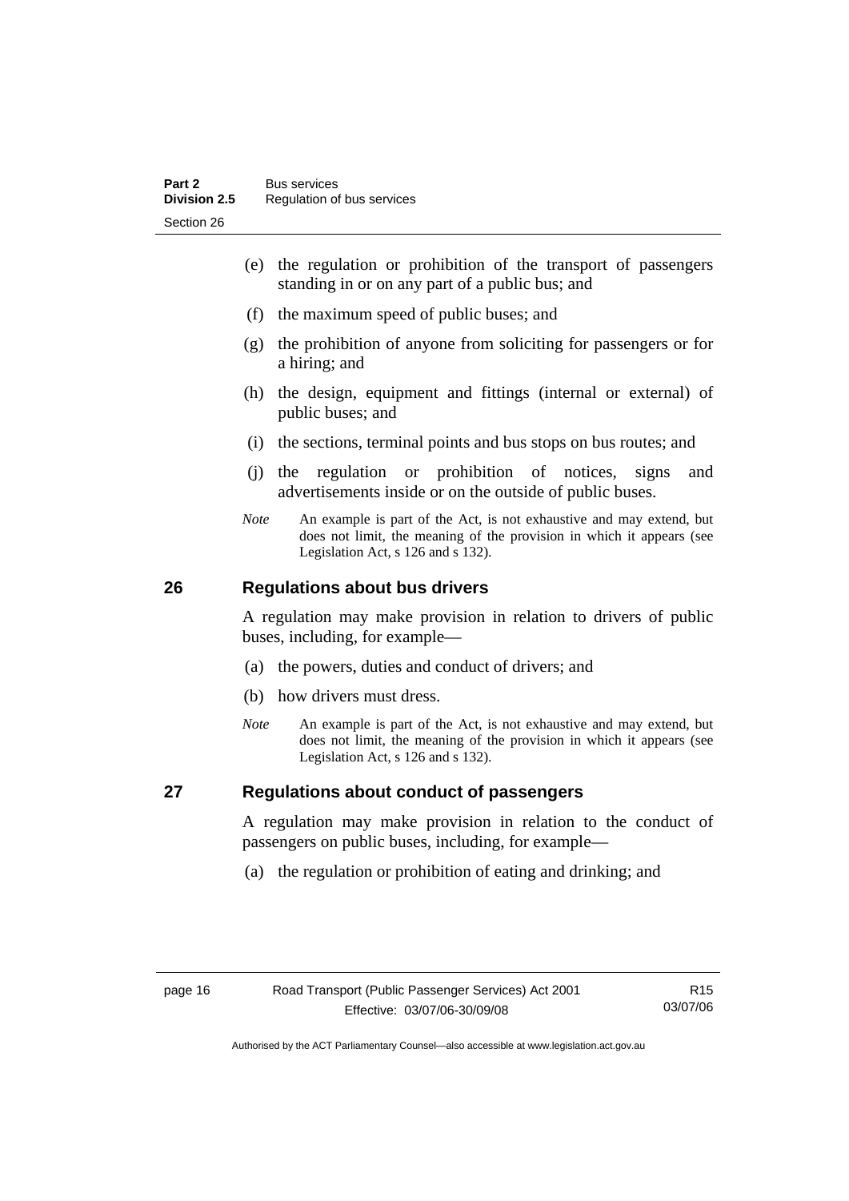(e) the regulation or prohibition of the transport of passengers standing in or on any part of a public bus; and

(f) the maximum speed of public buses; and

(g) the prohibition of anyone from soliciting for passengers or for a hiring; and

(h) the design, equipment and fittings (internal or external) of public buses; and

(i) the sections, terminal points and bus stops on bus routes; and

(j) the regulation or prohibition of notices, signs and advertisements inside or on the outside of public buses.

*Note* An example is part of the Act, is not exhaustive and may extend, but does not limit, the meaning of the provision in which it appears (see Legislation Act, s 126 and s 132).

## 26 Regulations about bus drivers

A regulation may make provision in relation to drivers of public buses, including, for example—

(a) the powers, duties and conduct of drivers; and

(b) how drivers must dress.

*Note* An example is part of the Act, is not exhaustive and may extend, but does not limit, the meaning of the provision in which it appears (see Legislation Act, s 126 and s 132).

## 27 Regulations about conduct of passengers

A regulation may make provision in relation to the conduct of passengers on public buses, including, for example—

(a) the regulation or prohibition of eating and drinking; and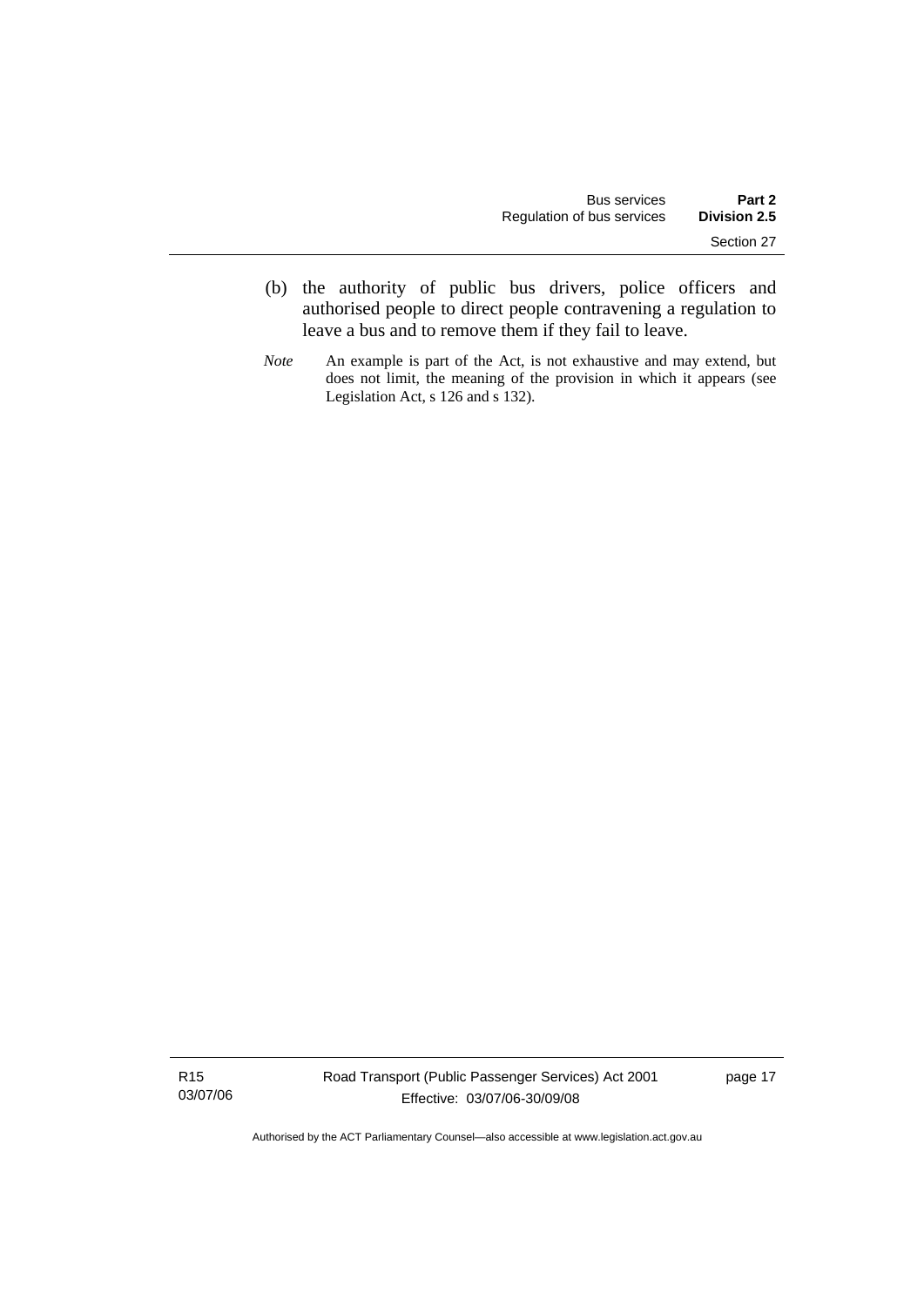(b) the authority of public bus drivers, police officers and authorised people to direct people contravening a regulation to leave a bus and to remove them if they fail to leave.

*Note* An example is part of the Act, is not exhaustive and may extend, but does not limit, the meaning of the provision in which it appears (see Legislation Act, s 126 and s 132).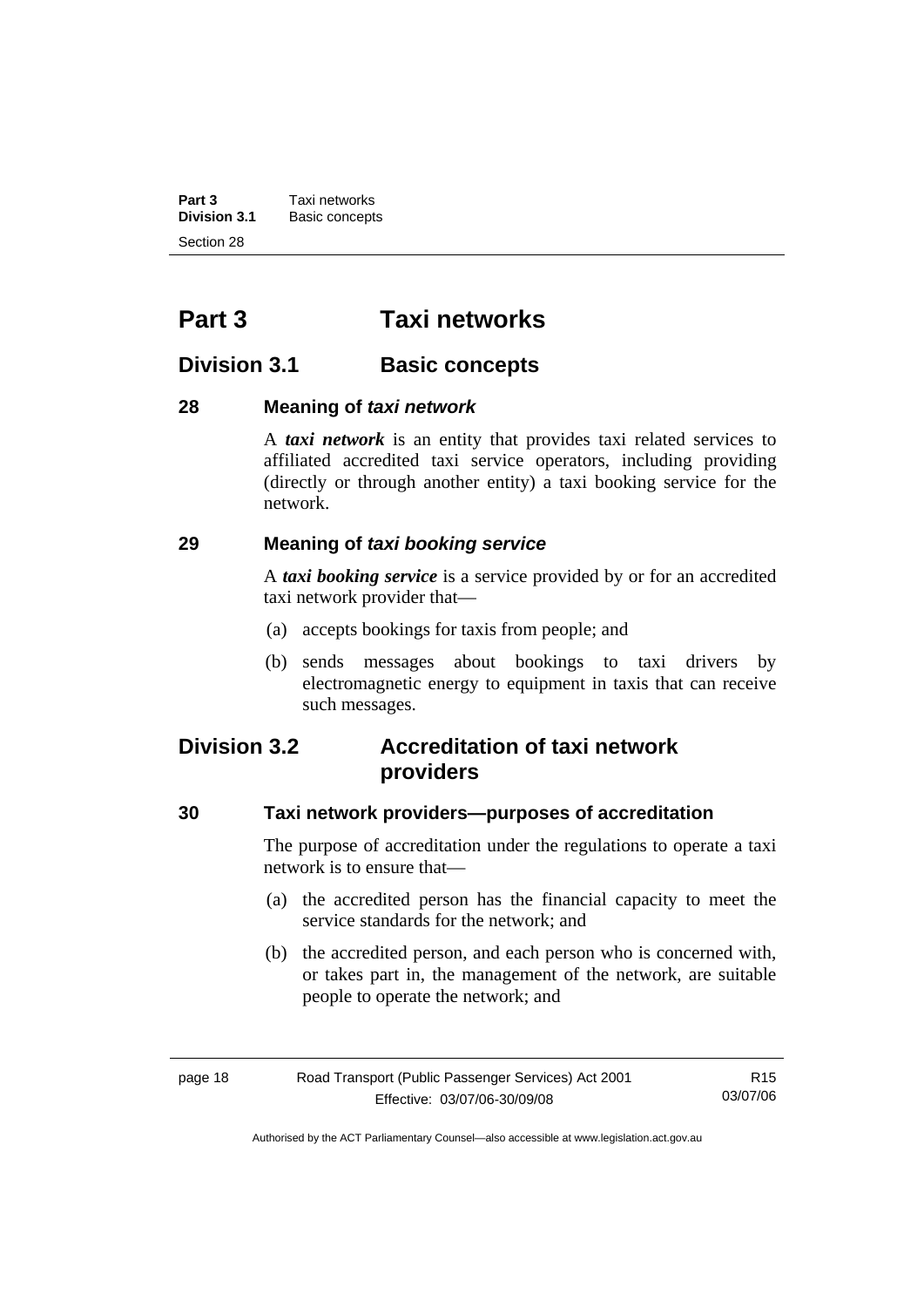# Part 3 Taxi networks

## Division 3.1 Basic concepts

### 28 Meaning of *taxi network*

A ***taxi network*** is an entity that provides taxi related services to affiliated accredited taxi service operators, including providing (directly or through another entity) a taxi booking service for the network.

### 29 Meaning of *taxi booking service*

A ***taxi booking service*** is a service provided by or for an accredited taxi network provider that—

(a) accepts bookings for taxis from people; and

(b) sends messages about bookings to taxi drivers by electromagnetic energy to equipment in taxis that can receive such messages.

## Division 3.2 Accreditation of taxi network providers

### 30 Taxi network providers—purposes of accreditation

The purpose of accreditation under the regulations to operate a taxi network is to ensure that—

(a) the accredited person has the financial capacity to meet the service standards for the network; and

(b) the accredited person, and each person who is concerned with, or takes part in, the management of the network, are suitable people to operate the network; and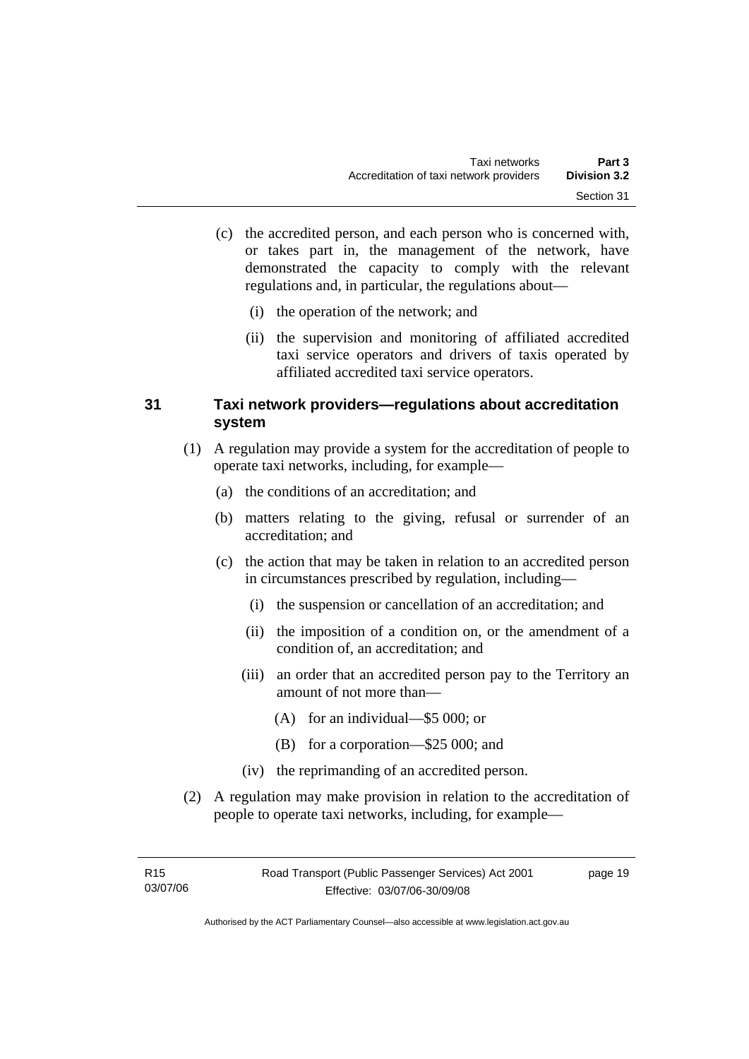(c) the accredited person, and each person who is concerned with, or takes part in, the management of the network, have demonstrated the capacity to comply with the relevant regulations and, in particular, the regulations about—

  (i) the operation of the network; and

  (ii) the supervision and monitoring of affiliated accredited taxi service operators and drivers of taxis operated by affiliated accredited taxi service operators.

## 31 Taxi network providers—regulations about accreditation system

(1) A regulation may provide a system for the accreditation of people to operate taxi networks, including, for example—

  (a) the conditions of an accreditation; and

  (b) matters relating to the giving, refusal or surrender of an accreditation; and

  (c) the action that may be taken in relation to an accredited person in circumstances prescribed by regulation, including—

    (i) the suspension or cancellation of an accreditation; and

    (ii) the imposition of a condition on, or the amendment of a condition of, an accreditation; and

    (iii) an order that an accredited person pay to the Territory an amount of not more than—

      (A) for an individual—$5 000; or

      (B) for a corporation—$25 000; and

    (iv) the reprimanding of an accredited person.

(2) A regulation may make provision in relation to the accreditation of people to operate taxi networks, including, for example—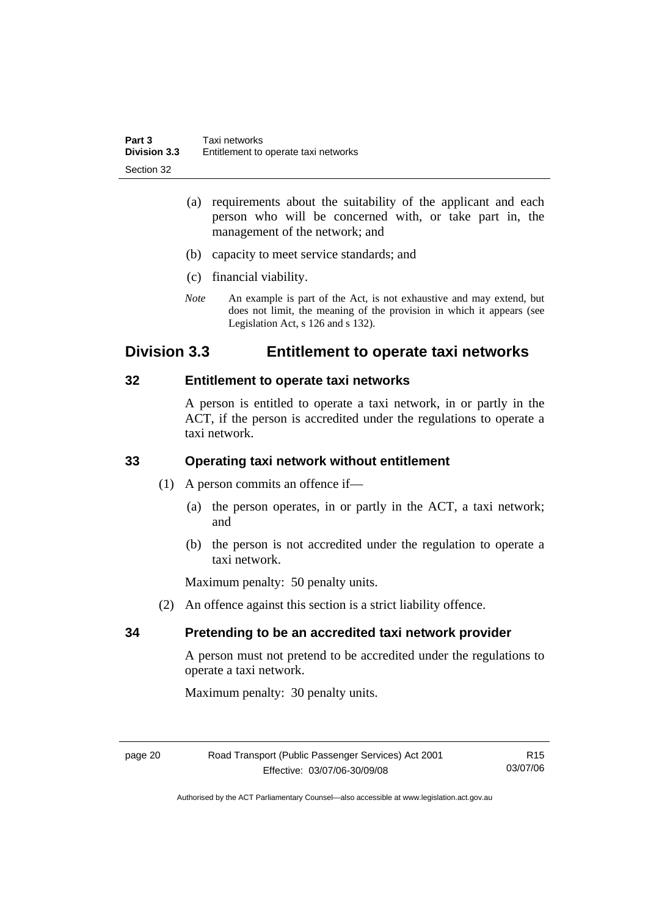(a) requirements about the suitability of the applicant and each person who will be concerned with, or take part in, the management of the network; and

(b) capacity to meet service standards; and

(c) financial viability.

*Note* An example is part of the Act, is not exhaustive and may extend, but does not limit, the meaning of the provision in which it appears (see Legislation Act, s 126 and s 132).

## Division 3.3 Entitlement to operate taxi networks

### 32 Entitlement to operate taxi networks

A person is entitled to operate a taxi network, in or partly in the ACT, if the person is accredited under the regulations to operate a taxi network.

### 33 Operating taxi network without entitlement

(1) A person commits an offence if—

(a) the person operates, in or partly in the ACT, a taxi network; and

(b) the person is not accredited under the regulation to operate a taxi network.

Maximum penalty: 50 penalty units.

(2) An offence against this section is a strict liability offence.

### 34 Pretending to be an accredited taxi network provider

A person must not pretend to be accredited under the regulations to operate a taxi network.

Maximum penalty: 30 penalty units.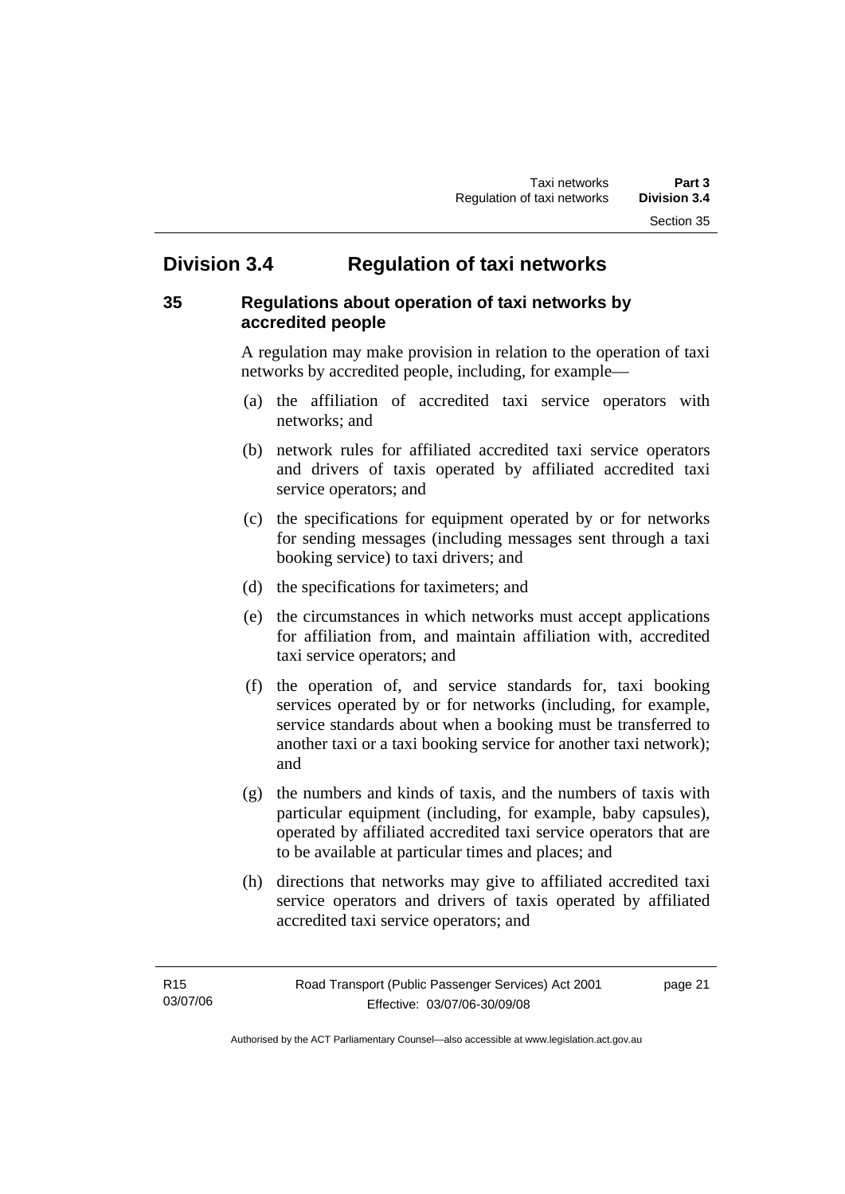## Division 3.4 Regulation of taxi networks

### 35 Regulations about operation of taxi networks by accredited people

A regulation may make provision in relation to the operation of taxi networks by accredited people, including, for example—

(a) the affiliation of accredited taxi service operators with networks; and

(b) network rules for affiliated accredited taxi service operators and drivers of taxis operated by affiliated accredited taxi service operators; and

(c) the specifications for equipment operated by or for networks for sending messages (including messages sent through a taxi booking service) to taxi drivers; and

(d) the specifications for taximeters; and

(e) the circumstances in which networks must accept applications for affiliation from, and maintain affiliation with, accredited taxi service operators; and

(f) the operation of, and service standards for, taxi booking services operated by or for networks (including, for example, service standards about when a booking must be transferred to another taxi or a taxi booking service for another taxi network); and

(g) the numbers and kinds of taxis, and the numbers of taxis with particular equipment (including, for example, baby capsules), operated by affiliated accredited taxi service operators that are to be available at particular times and places; and

(h) directions that networks may give to affiliated accredited taxi service operators and drivers of taxis operated by affiliated accredited taxi service operators; and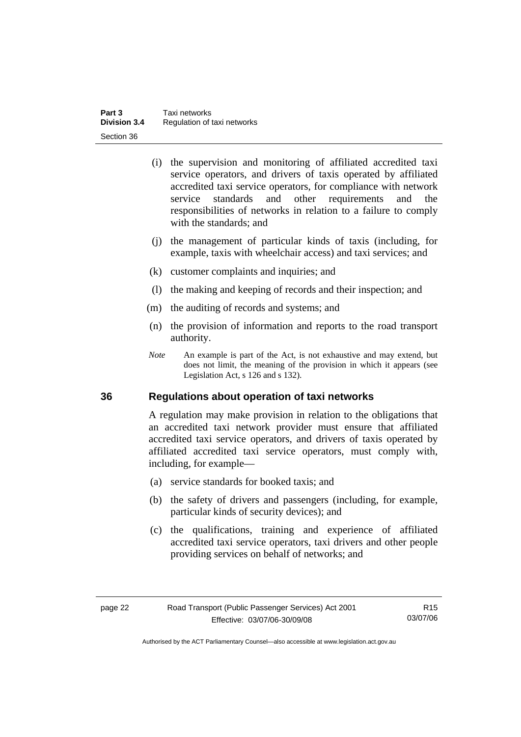(i) the supervision and monitoring of affiliated accredited taxi service operators, and drivers of taxis operated by affiliated accredited taxi service operators, for compliance with network service standards and other requirements and the responsibilities of networks in relation to a failure to comply with the standards; and

(j) the management of particular kinds of taxis (including, for example, taxis with wheelchair access) and taxi services; and

(k) customer complaints and inquiries; and

(l) the making and keeping of records and their inspection; and

(m) the auditing of records and systems; and

(n) the provision of information and reports to the road transport authority.

*Note* An example is part of the Act, is not exhaustive and may extend, but does not limit, the meaning of the provision in which it appears (see Legislation Act, s 126 and s 132).

## 36 Regulations about operation of taxi networks

A regulation may make provision in relation to the obligations that an accredited taxi network provider must ensure that affiliated accredited taxi service operators, and drivers of taxis operated by affiliated accredited taxi service operators, must comply with, including, for example—

(a) service standards for booked taxis; and

(b) the safety of drivers and passengers (including, for example, particular kinds of security devices); and

(c) the qualifications, training and experience of affiliated accredited taxi service operators, taxi drivers and other people providing services on behalf of networks; and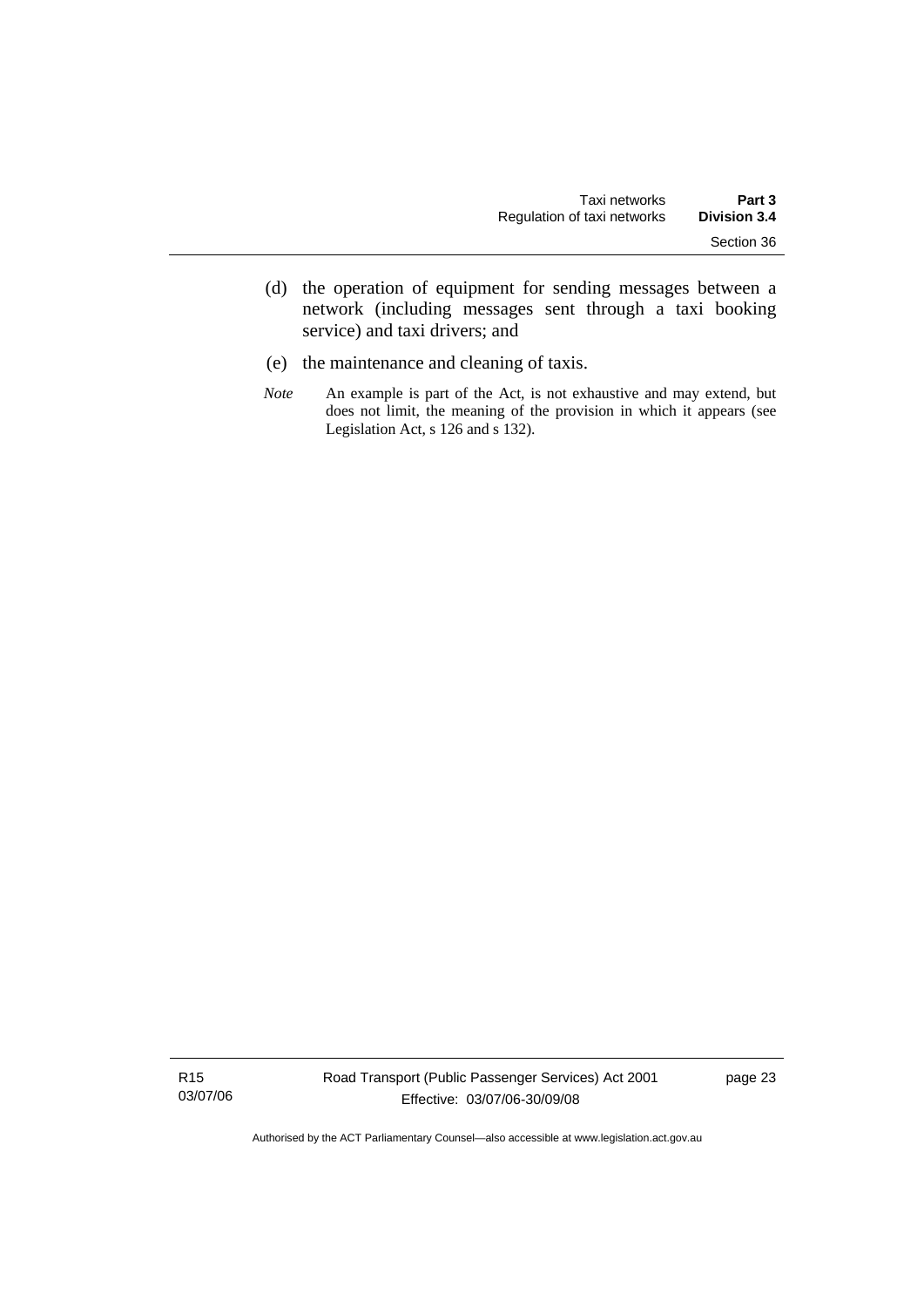(d) the operation of equipment for sending messages between a network (including messages sent through a taxi booking service) and taxi drivers; and

(e) the maintenance and cleaning of taxis.

*Note* An example is part of the Act, is not exhaustive and may extend, but does not limit, the meaning of the provision in which it appears (see Legislation Act, s 126 and s 132).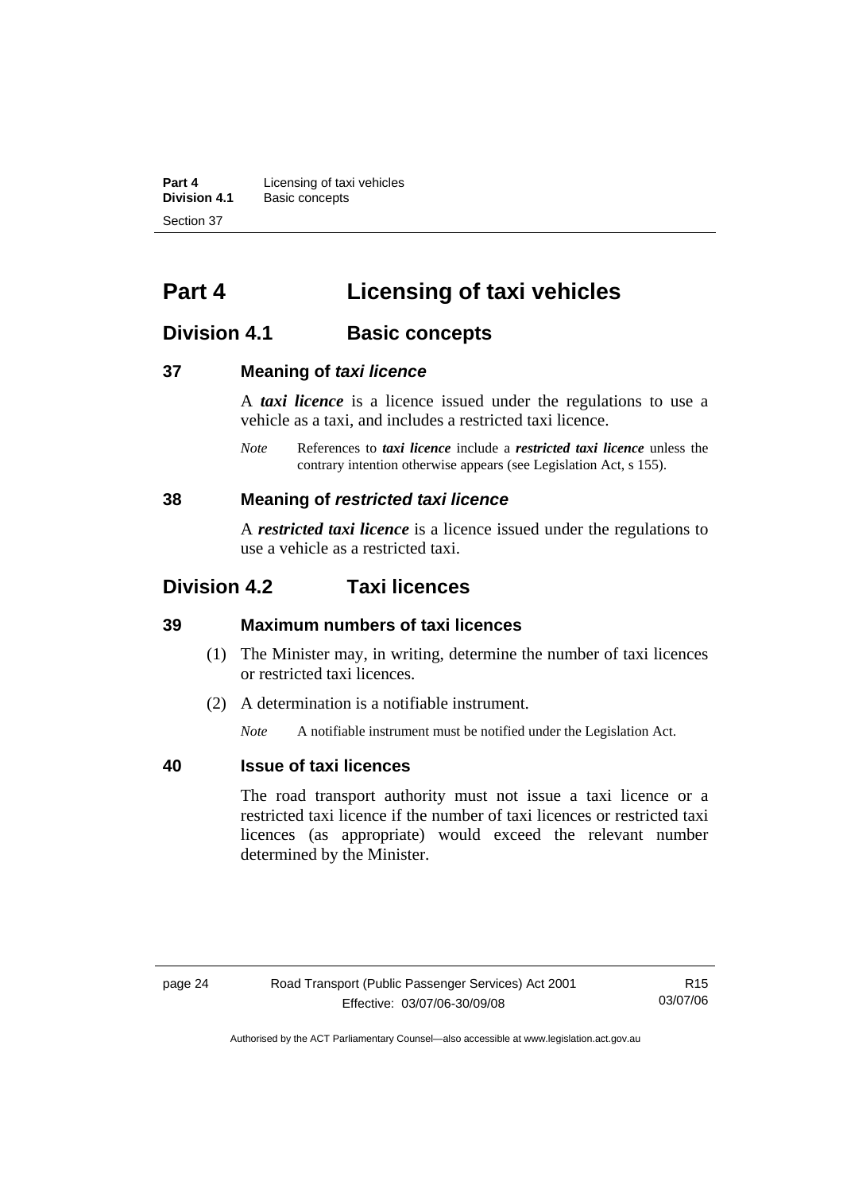# Part 4 Licensing of taxi vehicles

## Division 4.1 Basic concepts

### 37 Meaning of *taxi licence*

A ***taxi licence*** is a licence issued under the regulations to use a vehicle as a taxi, and includes a restricted taxi licence.

*Note* References to ***taxi licence*** include a ***restricted taxi licence*** unless the contrary intention otherwise appears (see Legislation Act, s 155).

### 38 Meaning of *restricted taxi licence*

A ***restricted taxi licence*** is a licence issued under the regulations to use a vehicle as a restricted taxi.

## Division 4.2 Taxi licences

### 39 Maximum numbers of taxi licences

(1) The Minister may, in writing, determine the number of taxi licences or restricted taxi licences.

(2) A determination is a notifiable instrument.

*Note* A notifiable instrument must be notified under the Legislation Act.

### 40 Issue of taxi licences

The road transport authority must not issue a taxi licence or a restricted taxi licence if the number of taxi licences or restricted taxi licences (as appropriate) would exceed the relevant number determined by the Minister.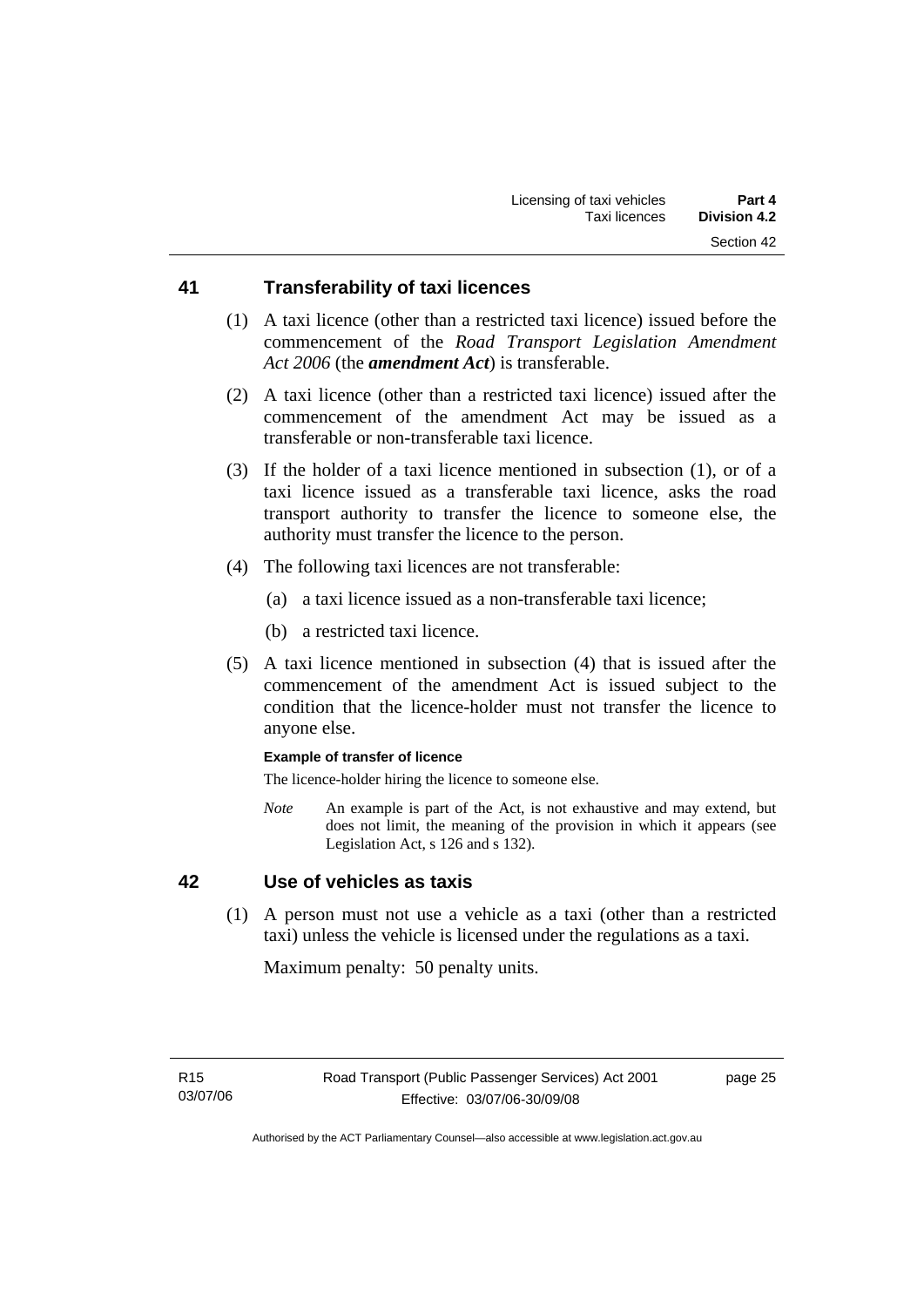## 41 Transferability of taxi licences

(1) A taxi licence (other than a restricted taxi licence) issued before the commencement of the *Road Transport Legislation Amendment Act 2006* (the ***amendment Act***) is transferable.

(2) A taxi licence (other than a restricted taxi licence) issued after the commencement of the amendment Act may be issued as a transferable or non-transferable taxi licence.

(3) If the holder of a taxi licence mentioned in subsection (1), or of a taxi licence issued as a transferable taxi licence, asks the road transport authority to transfer the licence to someone else, the authority must transfer the licence to the person.

(4) The following taxi licences are not transferable:

(a) a taxi licence issued as a non-transferable taxi licence;

(b) a restricted taxi licence.

(5) A taxi licence mentioned in subsection (4) that is issued after the commencement of the amendment Act is issued subject to the condition that the licence-holder must not transfer the licence to anyone else.

**Example of transfer of licence**

The licence-holder hiring the licence to someone else.

*Note* An example is part of the Act, is not exhaustive and may extend, but does not limit, the meaning of the provision in which it appears (see Legislation Act, s 126 and s 132).

## 42 Use of vehicles as taxis

(1) A person must not use a vehicle as a taxi (other than a restricted taxi) unless the vehicle is licensed under the regulations as a taxi.

Maximum penalty: 50 penalty units.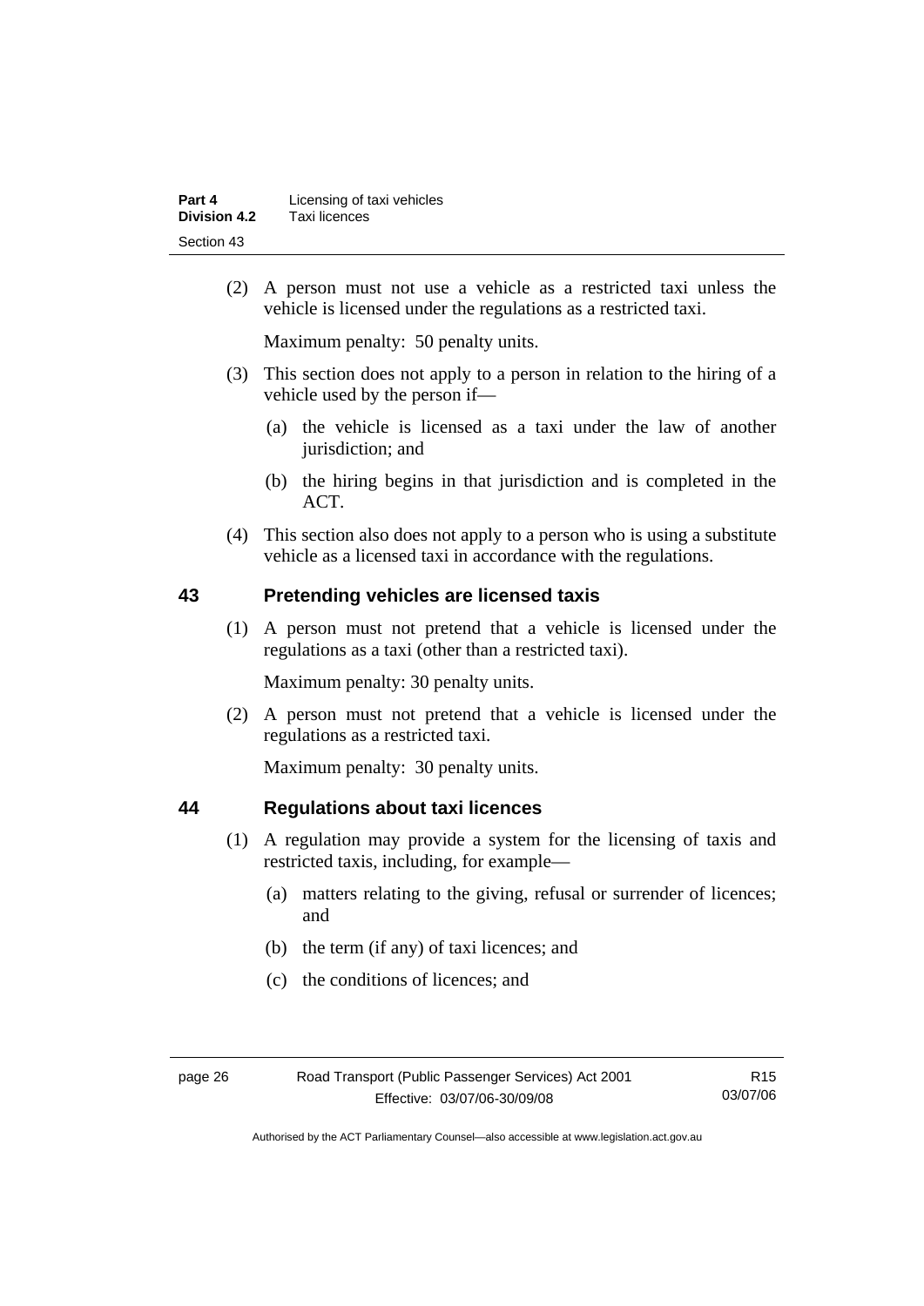(2) A person must not use a vehicle as a restricted taxi unless the vehicle is licensed under the regulations as a restricted taxi.

Maximum penalty: 50 penalty units.

(3) This section does not apply to a person in relation to the hiring of a vehicle used by the person if—

(a) the vehicle is licensed as a taxi under the law of another jurisdiction; and

(b) the hiring begins in that jurisdiction and is completed in the ACT.

(4) This section also does not apply to a person who is using a substitute vehicle as a licensed taxi in accordance with the regulations.

## 43 Pretending vehicles are licensed taxis

(1) A person must not pretend that a vehicle is licensed under the regulations as a taxi (other than a restricted taxi).

Maximum penalty: 30 penalty units.

(2) A person must not pretend that a vehicle is licensed under the regulations as a restricted taxi.

Maximum penalty: 30 penalty units.

## 44 Regulations about taxi licences

(1) A regulation may provide a system for the licensing of taxis and restricted taxis, including, for example—

(a) matters relating to the giving, refusal or surrender of licences; and

(b) the term (if any) of taxi licences; and

(c) the conditions of licences; and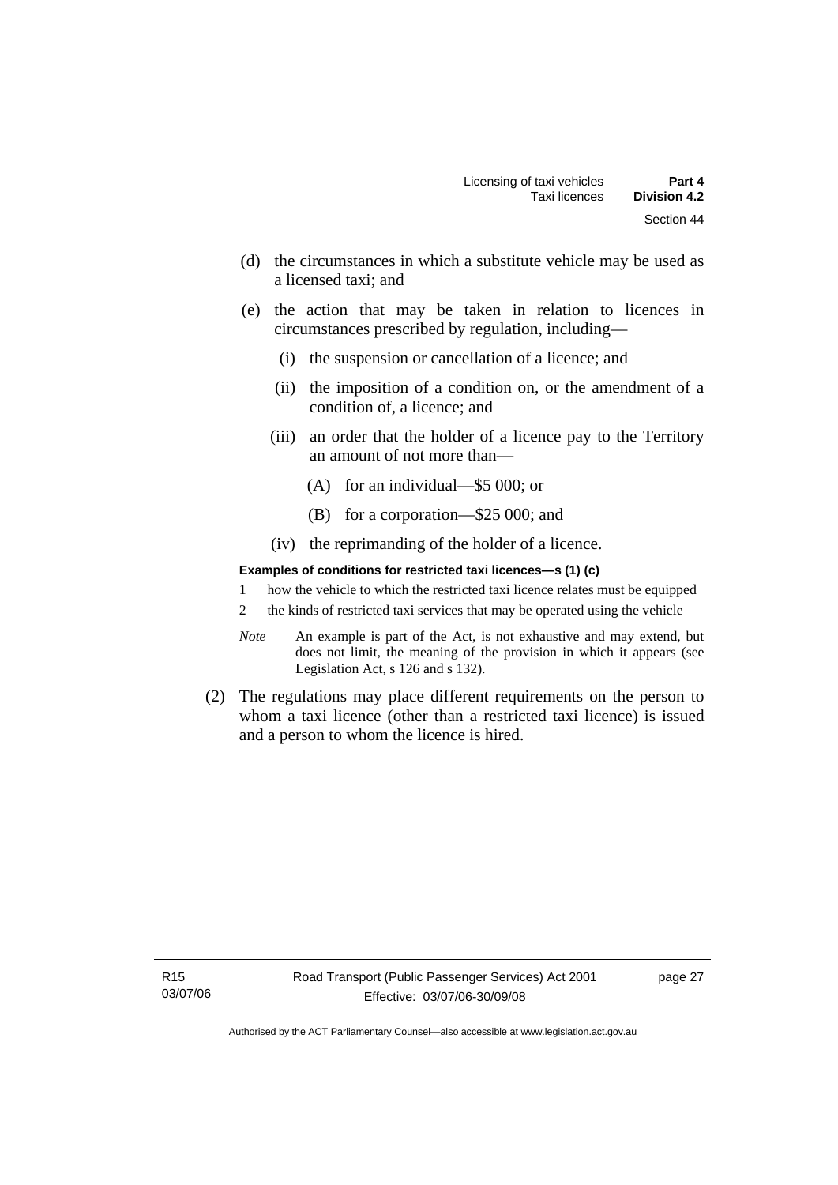(d) the circumstances in which a substitute vehicle may be used as a licensed taxi; and

(e) the action that may be taken in relation to licences in circumstances prescribed by regulation, including—

  (i) the suspension or cancellation of a licence; and

  (ii) the imposition of a condition on, or the amendment of a condition of, a licence; and

  (iii) an order that the holder of a licence pay to the Territory an amount of not more than—

    (A) for an individual—$5 000; or

    (B) for a corporation—$25 000; and

  (iv) the reprimanding of the holder of a licence.

**Examples of conditions for restricted taxi licences—s (1) (c)**

1 how the vehicle to which the restricted taxi licence relates must be equipped

2 the kinds of restricted taxi services that may be operated using the vehicle

*Note* An example is part of the Act, is not exhaustive and may extend, but does not limit, the meaning of the provision in which it appears (see Legislation Act, s 126 and s 132).

(2) The regulations may place different requirements on the person to whom a taxi licence (other than a restricted taxi licence) is issued and a person to whom the licence is hired.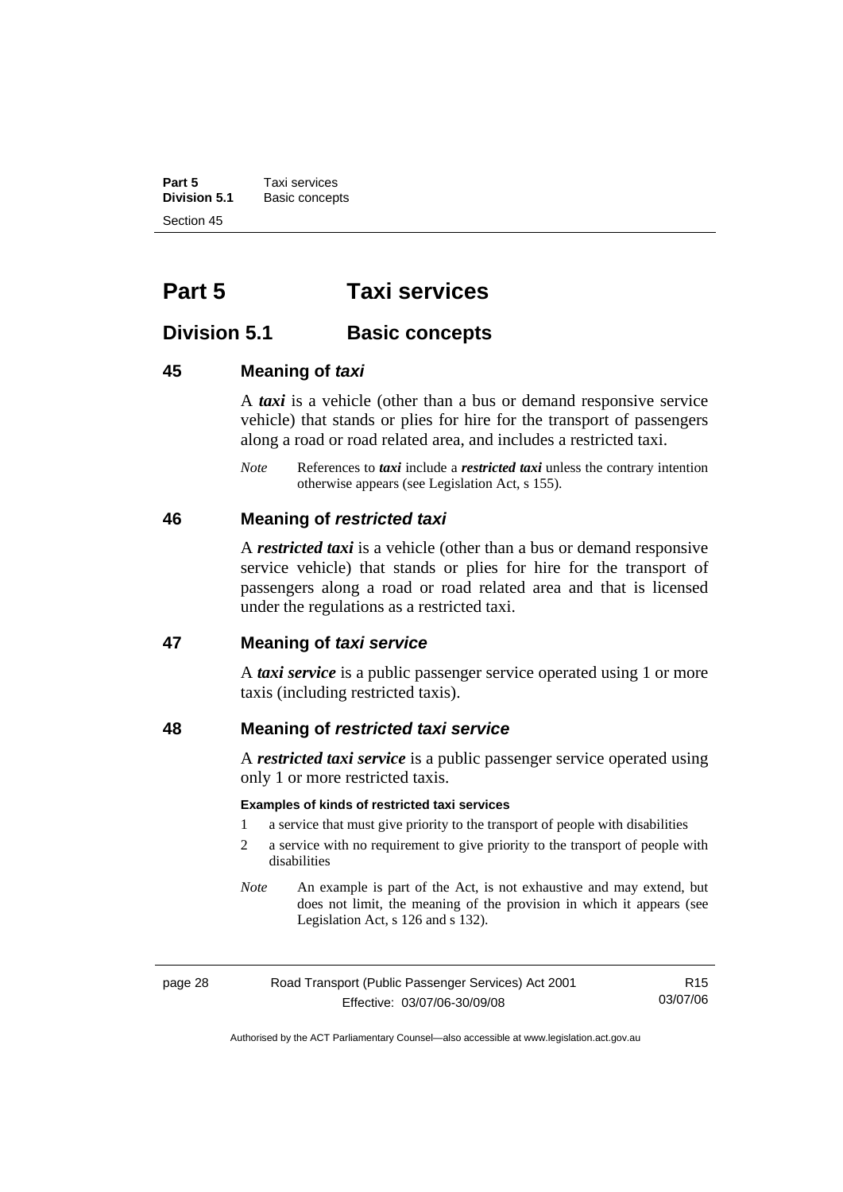# Part 5 Taxi services

## Division 5.1 Basic concepts

### 45 Meaning of *taxi*

A ***taxi*** is a vehicle (other than a bus or demand responsive service vehicle) that stands or plies for hire for the transport of passengers along a road or road related area, and includes a restricted taxi.

*Note* References to ***taxi*** include a ***restricted taxi*** unless the contrary intention otherwise appears (see Legislation Act, s 155).

### 46 Meaning of *restricted taxi*

A ***restricted taxi*** is a vehicle (other than a bus or demand responsive service vehicle) that stands or plies for hire for the transport of passengers along a road or road related area and that is licensed under the regulations as a restricted taxi.

### 47 Meaning of *taxi service*

A ***taxi service*** is a public passenger service operated using 1 or more taxis (including restricted taxis).

### 48 Meaning of *restricted taxi service*

A ***restricted taxi service*** is a public passenger service operated using only 1 or more restricted taxis.

**Examples of kinds of restricted taxi services**

1. a service that must give priority to the transport of people with disabilities
2. a service with no requirement to give priority to the transport of people with disabilities

*Note* An example is part of the Act, is not exhaustive and may extend, but does not limit, the meaning of the provision in which it appears (see Legislation Act, s 126 and s 132).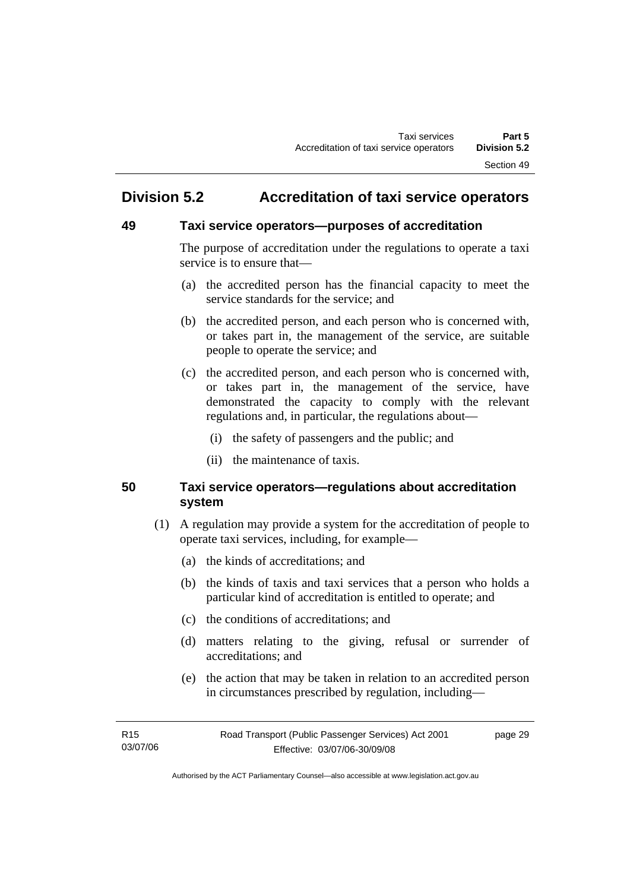## Division 5.2 Accreditation of taxi service operators

### 49 Taxi service operators—purposes of accreditation

The purpose of accreditation under the regulations to operate a taxi service is to ensure that—

(a) the accredited person has the financial capacity to meet the service standards for the service; and

(b) the accredited person, and each person who is concerned with, or takes part in, the management of the service, are suitable people to operate the service; and

(c) the accredited person, and each person who is concerned with, or takes part in, the management of the service, have demonstrated the capacity to comply with the relevant regulations and, in particular, the regulations about—

(i) the safety of passengers and the public; and

(ii) the maintenance of taxis.

### 50 Taxi service operators—regulations about accreditation system

(1) A regulation may provide a system for the accreditation of people to operate taxi services, including, for example—

(a) the kinds of accreditations; and

(b) the kinds of taxis and taxi services that a person who holds a particular kind of accreditation is entitled to operate; and

(c) the conditions of accreditations; and

(d) matters relating to the giving, refusal or surrender of accreditations; and

(e) the action that may be taken in relation to an accredited person in circumstances prescribed by regulation, including—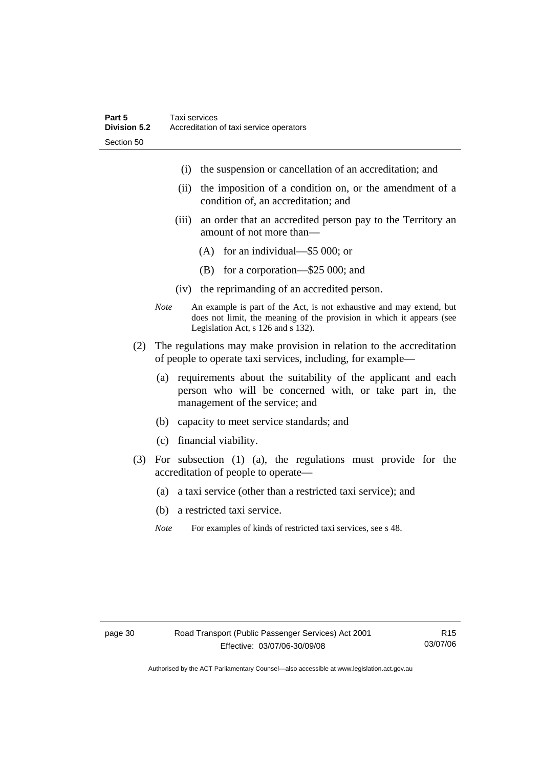(i) the suspension or cancellation of an accreditation; and

(ii) the imposition of a condition on, or the amendment of a condition of, an accreditation; and

(iii) an order that an accredited person pay to the Territory an amount of not more than—

(A) for an individual—$5 000; or

(B) for a corporation—$25 000; and

(iv) the reprimanding of an accredited person.

*Note* An example is part of the Act, is not exhaustive and may extend, but does not limit, the meaning of the provision in which it appears (see Legislation Act, s 126 and s 132).

(2) The regulations may make provision in relation to the accreditation of people to operate taxi services, including, for example—

(a) requirements about the suitability of the applicant and each person who will be concerned with, or take part in, the management of the service; and

(b) capacity to meet service standards; and

(c) financial viability.

(3) For subsection (1) (a), the regulations must provide for the accreditation of people to operate—

(a) a taxi service (other than a restricted taxi service); and

(b) a restricted taxi service.

*Note* For examples of kinds of restricted taxi services, see s 48.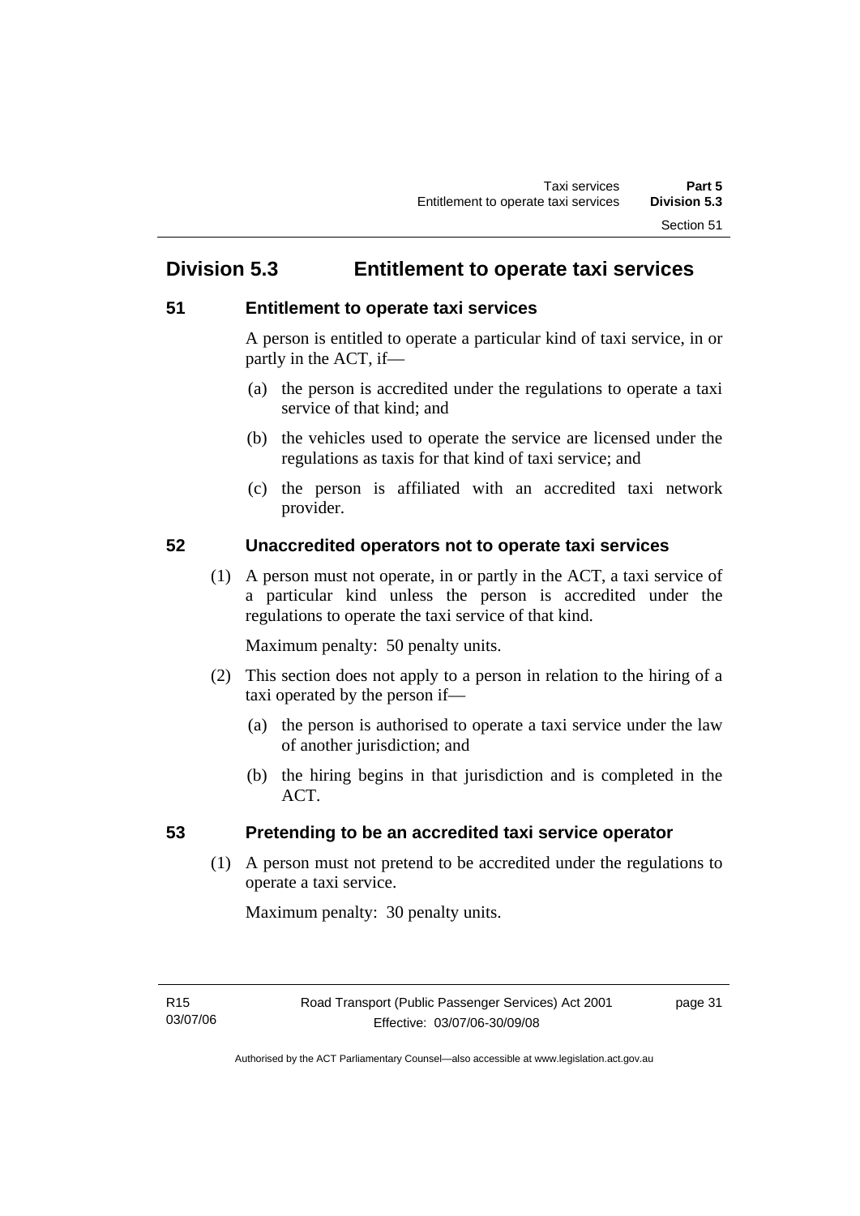## Division 5.3 Entitlement to operate taxi services

### 51 Entitlement to operate taxi services

A person is entitled to operate a particular kind of taxi service, in or partly in the ACT, if—

(a) the person is accredited under the regulations to operate a taxi service of that kind; and

(b) the vehicles used to operate the service are licensed under the regulations as taxis for that kind of taxi service; and

(c) the person is affiliated with an accredited taxi network provider.

### 52 Unaccredited operators not to operate taxi services

(1) A person must not operate, in or partly in the ACT, a taxi service of a particular kind unless the person is accredited under the regulations to operate the taxi service of that kind.

Maximum penalty: 50 penalty units.

(2) This section does not apply to a person in relation to the hiring of a taxi operated by the person if—

(a) the person is authorised to operate a taxi service under the law of another jurisdiction; and

(b) the hiring begins in that jurisdiction and is completed in the ACT.

### 53 Pretending to be an accredited taxi service operator

(1) A person must not pretend to be accredited under the regulations to operate a taxi service.

Maximum penalty: 30 penalty units.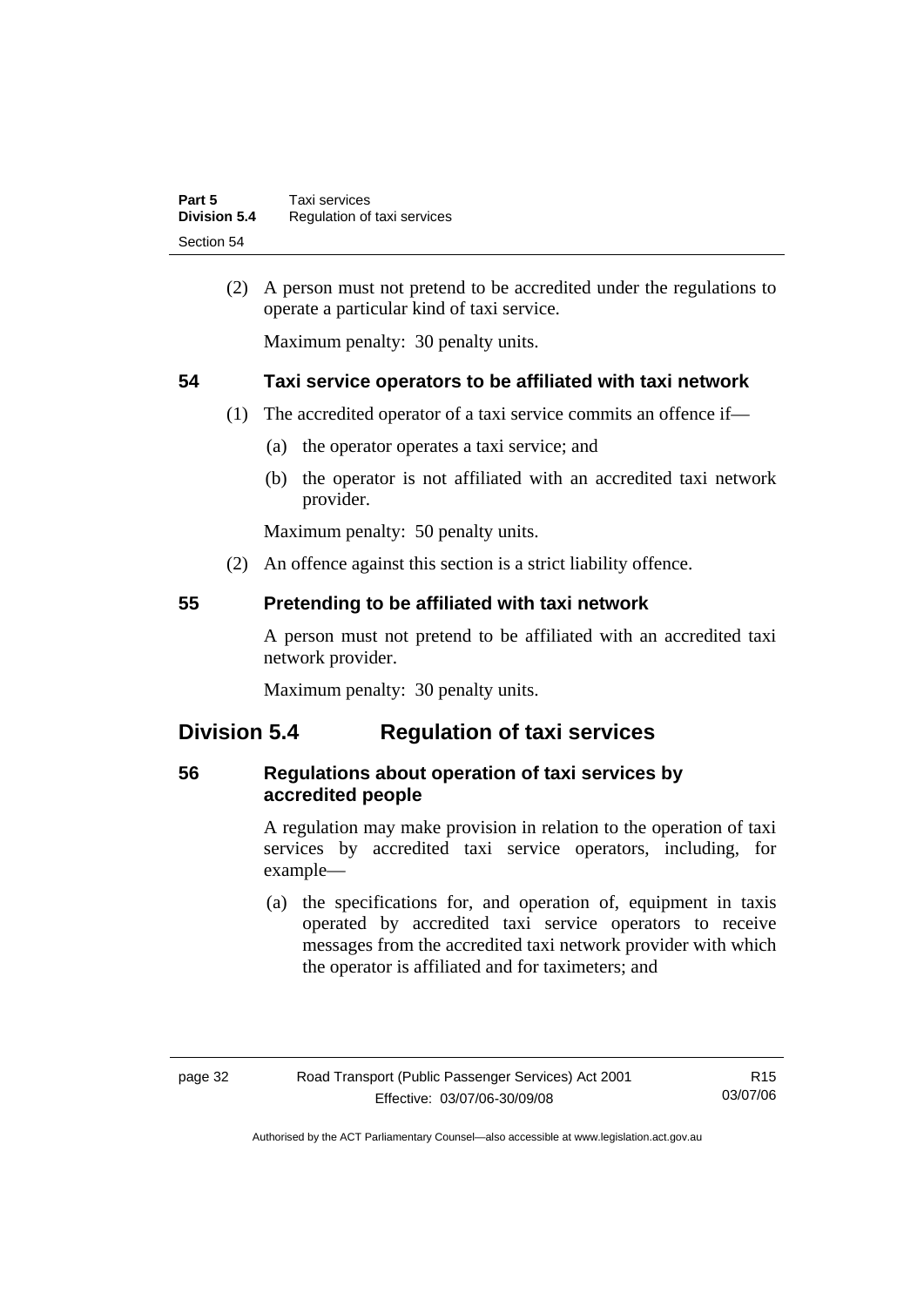(2) A person must not pretend to be accredited under the regulations to operate a particular kind of taxi service.

Maximum penalty: 30 penalty units.

### 54 Taxi service operators to be affiliated with taxi network

(1) The accredited operator of a taxi service commits an offence if—

(a) the operator operates a taxi service; and

(b) the operator is not affiliated with an accredited taxi network provider.

Maximum penalty: 50 penalty units.

(2) An offence against this section is a strict liability offence.

### 55 Pretending to be affiliated with taxi network

A person must not pretend to be affiliated with an accredited taxi network provider.

Maximum penalty: 30 penalty units.

## Division 5.4 Regulation of taxi services

### 56 Regulations about operation of taxi services by accredited people

A regulation may make provision in relation to the operation of taxi services by accredited taxi service operators, including, for example—

(a) the specifications for, and operation of, equipment in taxis operated by accredited taxi service operators to receive messages from the accredited taxi network provider with which the operator is affiliated and for taximeters; and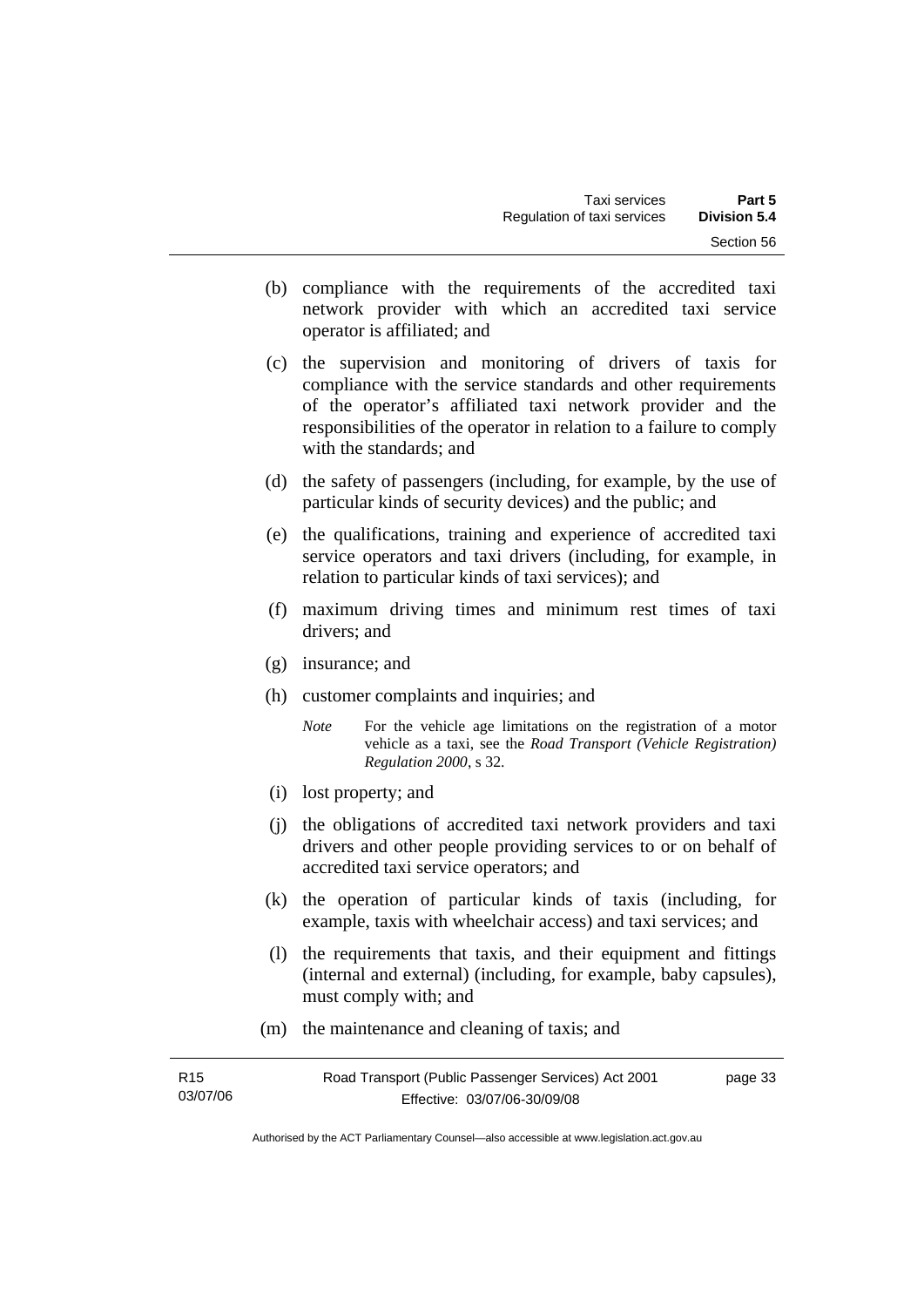(b) compliance with the requirements of the accredited taxi network provider with which an accredited taxi service operator is affiliated; and

(c) the supervision and monitoring of drivers of taxis for compliance with the service standards and other requirements of the operator's affiliated taxi network provider and the responsibilities of the operator in relation to a failure to comply with the standards; and

(d) the safety of passengers (including, for example, by the use of particular kinds of security devices) and the public; and

(e) the qualifications, training and experience of accredited taxi service operators and taxi drivers (including, for example, in relation to particular kinds of taxi services); and

(f) maximum driving times and minimum rest times of taxi drivers; and

(g) insurance; and

(h) customer complaints and inquiries; and

*Note* For the vehicle age limitations on the registration of a motor vehicle as a taxi, see the *Road Transport (Vehicle Registration) Regulation 2000*, s 32.

(i) lost property; and

(j) the obligations of accredited taxi network providers and taxi drivers and other people providing services to or on behalf of accredited taxi service operators; and

(k) the operation of particular kinds of taxis (including, for example, taxis with wheelchair access) and taxi services; and

(l) the requirements that taxis, and their equipment and fittings (internal and external) (including, for example, baby capsules), must comply with; and

(m) the maintenance and cleaning of taxis; and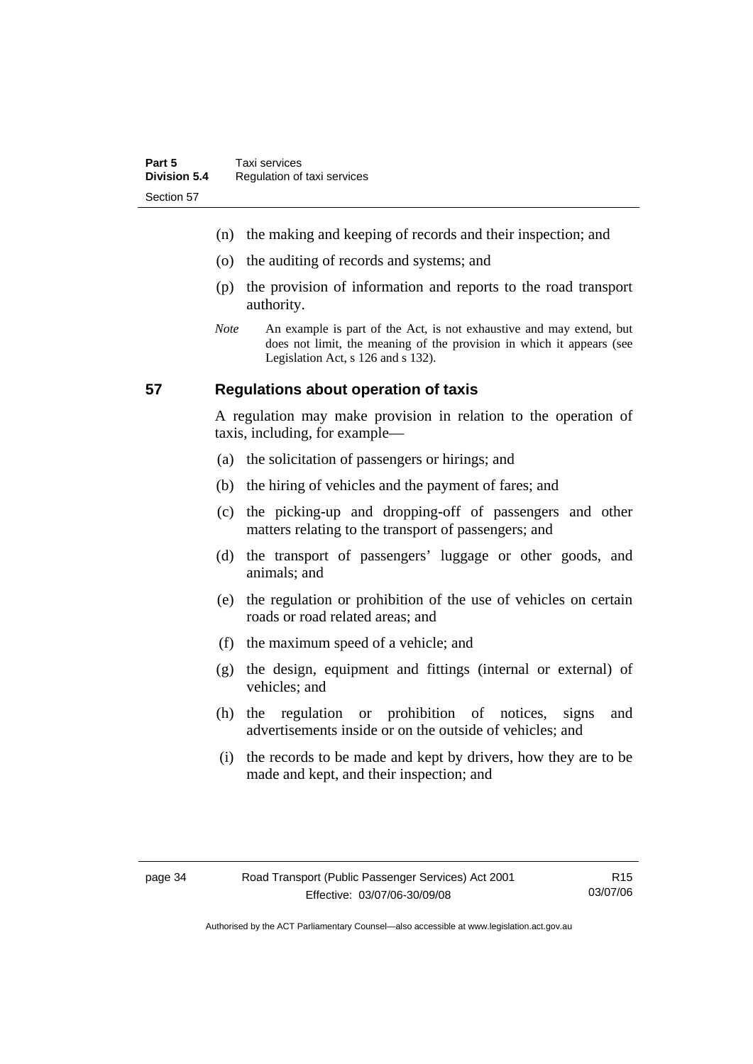(n) the making and keeping of records and their inspection; and

(o) the auditing of records and systems; and

(p) the provision of information and reports to the road transport authority.

*Note* An example is part of the Act, is not exhaustive and may extend, but does not limit, the meaning of the provision in which it appears (see Legislation Act, s 126 and s 132).

## 57 Regulations about operation of taxis

A regulation may make provision in relation to the operation of taxis, including, for example—

(a) the solicitation of passengers or hirings; and

(b) the hiring of vehicles and the payment of fares; and

(c) the picking-up and dropping-off of passengers and other matters relating to the transport of passengers; and

(d) the transport of passengers' luggage or other goods, and animals; and

(e) the regulation or prohibition of the use of vehicles on certain roads or road related areas; and

(f) the maximum speed of a vehicle; and

(g) the design, equipment and fittings (internal or external) of vehicles; and

(h) the regulation or prohibition of notices, signs and advertisements inside or on the outside of vehicles; and

(i) the records to be made and kept by drivers, how they are to be made and kept, and their inspection; and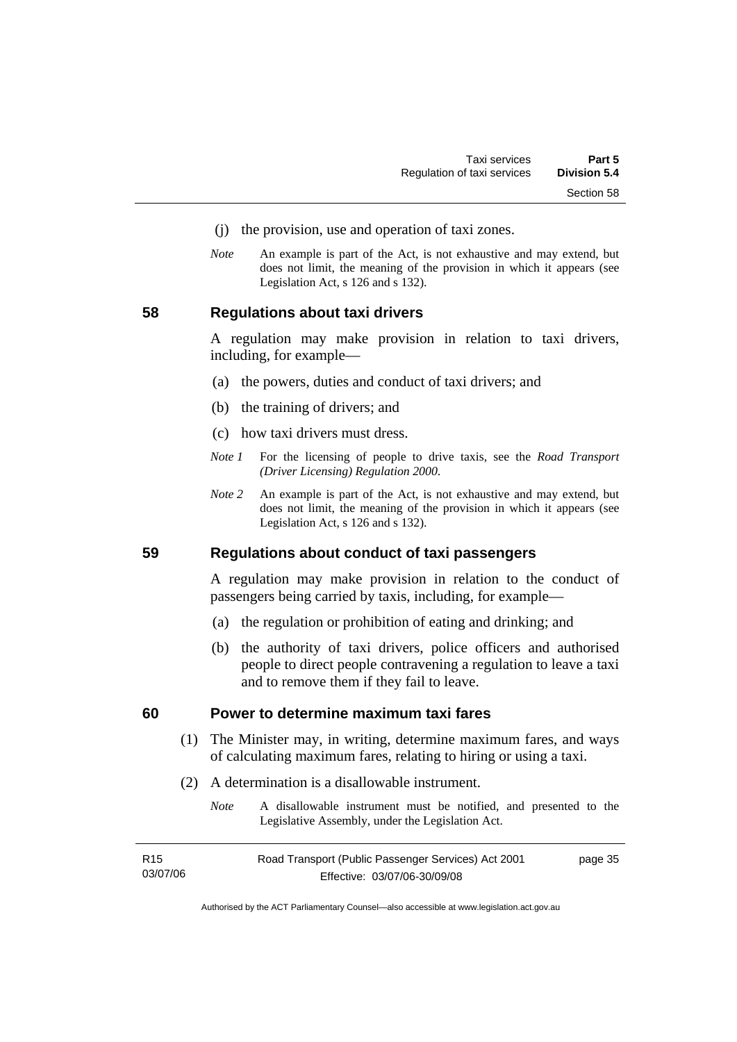(j) the provision, use and operation of taxi zones.

*Note* An example is part of the Act, is not exhaustive and may extend, but does not limit, the meaning of the provision in which it appears (see Legislation Act, s 126 and s 132).

## 58 Regulations about taxi drivers

A regulation may make provision in relation to taxi drivers, including, for example—

(a) the powers, duties and conduct of taxi drivers; and

(b) the training of drivers; and

(c) how taxi drivers must dress.

*Note 1* For the licensing of people to drive taxis, see the *Road Transport (Driver Licensing) Regulation 2000*.

*Note 2* An example is part of the Act, is not exhaustive and may extend, but does not limit, the meaning of the provision in which it appears (see Legislation Act, s 126 and s 132).

## 59 Regulations about conduct of taxi passengers

A regulation may make provision in relation to the conduct of passengers being carried by taxis, including, for example—

(a) the regulation or prohibition of eating and drinking; and

(b) the authority of taxi drivers, police officers and authorised people to direct people contravening a regulation to leave a taxi and to remove them if they fail to leave.

## 60 Power to determine maximum taxi fares

(1) The Minister may, in writing, determine maximum fares, and ways of calculating maximum fares, relating to hiring or using a taxi.

(2) A determination is a disallowable instrument.

*Note* A disallowable instrument must be notified, and presented to the Legislative Assembly, under the Legislation Act.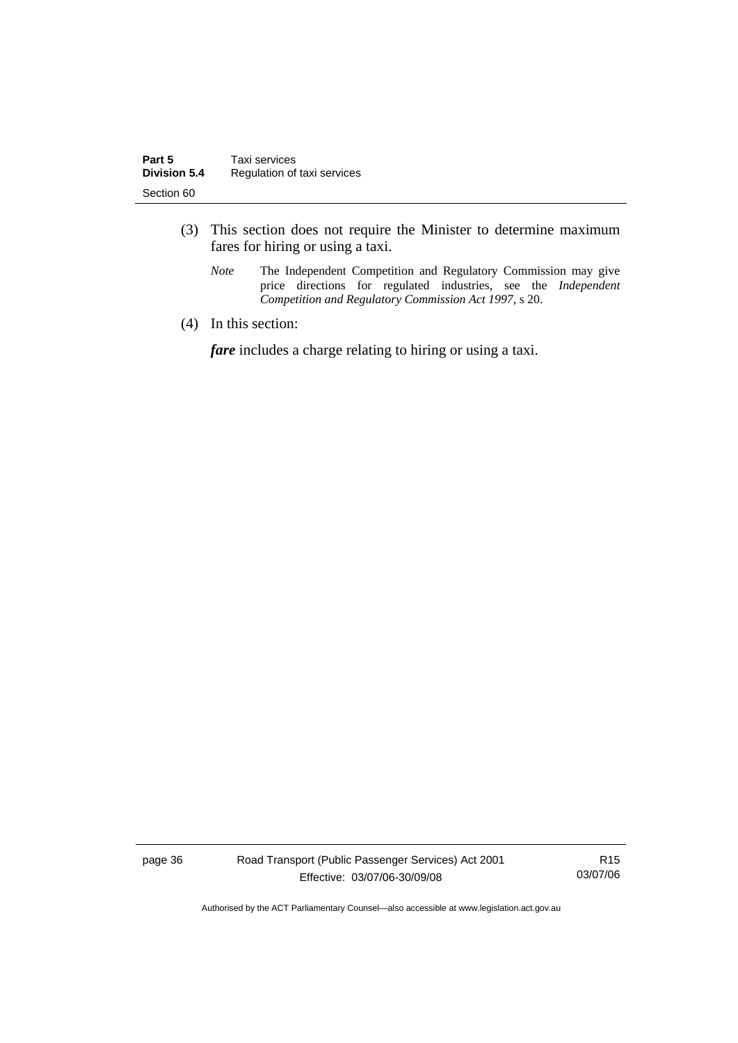(3) This section does not require the Minister to determine maximum fares for hiring or using a taxi.

*Note* The Independent Competition and Regulatory Commission may give price directions for regulated industries, see the *Independent Competition and Regulatory Commission Act 1997*, s 20.

(4) In this section:

***fare*** includes a charge relating to hiring or using a taxi.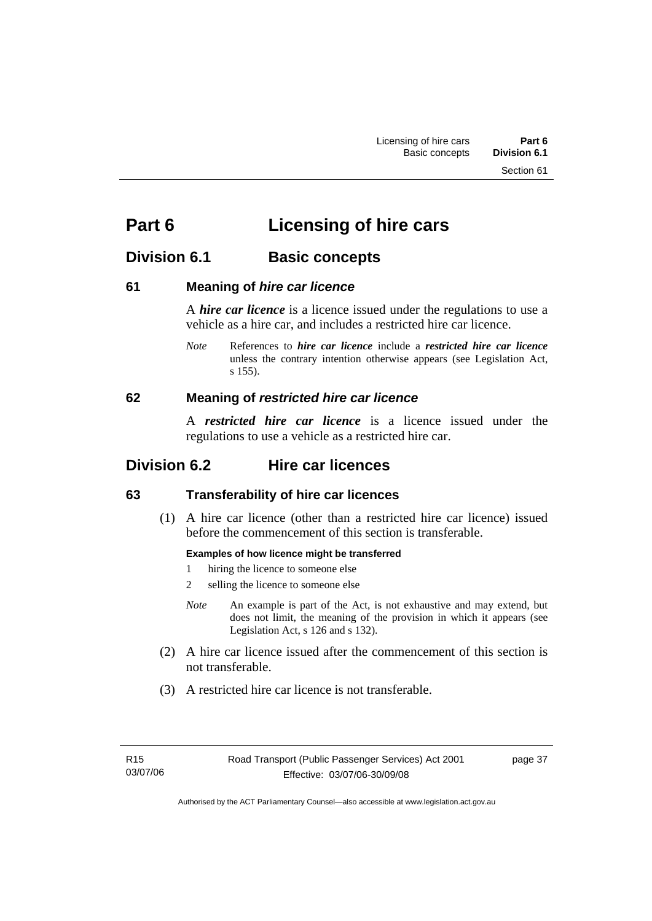# Part 6 Licensing of hire cars

## Division 6.1 Basic concepts

### 61 Meaning of *hire car licence*

A ***hire car licence*** is a licence issued under the regulations to use a vehicle as a hire car, and includes a restricted hire car licence.

*Note* References to ***hire car licence*** include a ***restricted hire car licence*** unless the contrary intention otherwise appears (see Legislation Act, s 155).

### 62 Meaning of *restricted hire car licence*

A ***restricted hire car licence*** is a licence issued under the regulations to use a vehicle as a restricted hire car.

## Division 6.2 Hire car licences

### 63 Transferability of hire car licences

(1) A hire car licence (other than a restricted hire car licence) issued before the commencement of this section is transferable.

**Examples of how licence might be transferred**

1 hiring the licence to someone else

2 selling the licence to someone else

*Note* An example is part of the Act, is not exhaustive and may extend, but does not limit, the meaning of the provision in which it appears (see Legislation Act, s 126 and s 132).

(2) A hire car licence issued after the commencement of this section is not transferable.

(3) A restricted hire car licence is not transferable.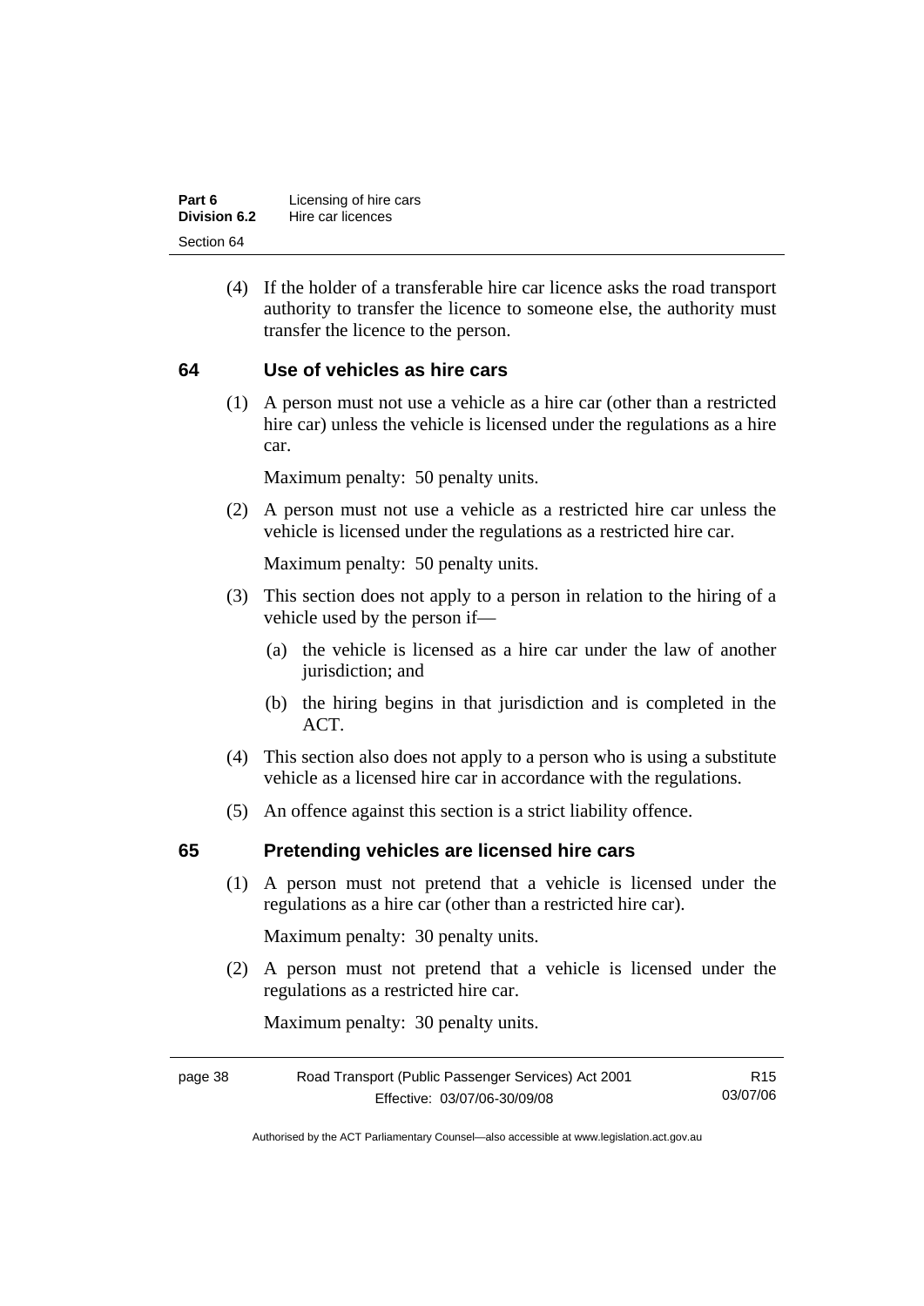(4) If the holder of a transferable hire car licence asks the road transport authority to transfer the licence to someone else, the authority must transfer the licence to the person.

## 64 Use of vehicles as hire cars

(1) A person must not use a vehicle as a hire car (other than a restricted hire car) unless the vehicle is licensed under the regulations as a hire car.

Maximum penalty: 50 penalty units.

(2) A person must not use a vehicle as a restricted hire car unless the vehicle is licensed under the regulations as a restricted hire car.

Maximum penalty: 50 penalty units.

(3) This section does not apply to a person in relation to the hiring of a vehicle used by the person if—

(a) the vehicle is licensed as a hire car under the law of another jurisdiction; and

(b) the hiring begins in that jurisdiction and is completed in the ACT.

(4) This section also does not apply to a person who is using a substitute vehicle as a licensed hire car in accordance with the regulations.

(5) An offence against this section is a strict liability offence.

## 65 Pretending vehicles are licensed hire cars

(1) A person must not pretend that a vehicle is licensed under the regulations as a hire car (other than a restricted hire car).

Maximum penalty: 30 penalty units.

(2) A person must not pretend that a vehicle is licensed under the regulations as a restricted hire car.

Maximum penalty: 30 penalty units.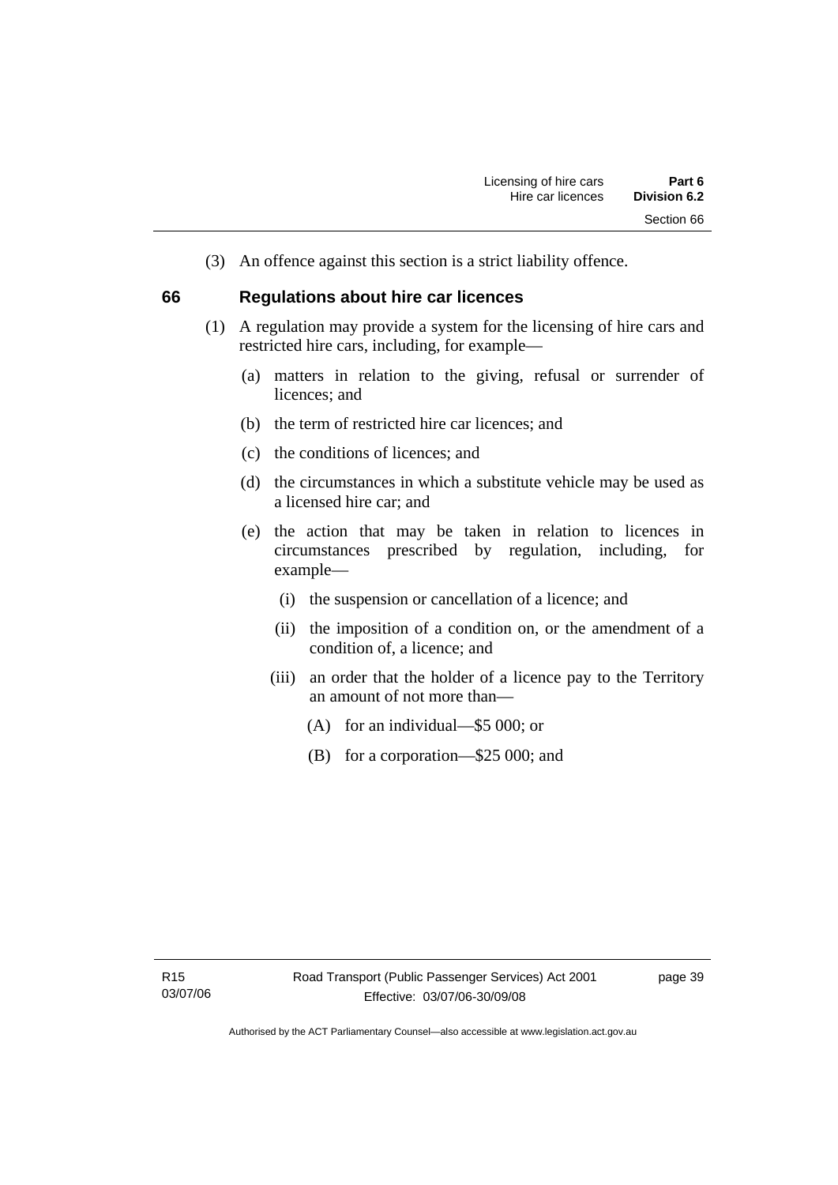(3) An offence against this section is a strict liability offence.

## 66 Regulations about hire car licences

(1) A regulation may provide a system for the licensing of hire cars and restricted hire cars, including, for example—

(a) matters in relation to the giving, refusal or surrender of licences; and

(b) the term of restricted hire car licences; and

(c) the conditions of licences; and

(d) the circumstances in which a substitute vehicle may be used as a licensed hire car; and

(e) the action that may be taken in relation to licences in circumstances prescribed by regulation, including, for example—

(i) the suspension or cancellation of a licence; and

(ii) the imposition of a condition on, or the amendment of a condition of, a licence; and

(iii) an order that the holder of a licence pay to the Territory an amount of not more than—

(A) for an individual—$5 000; or

(B) for a corporation—$25 000; and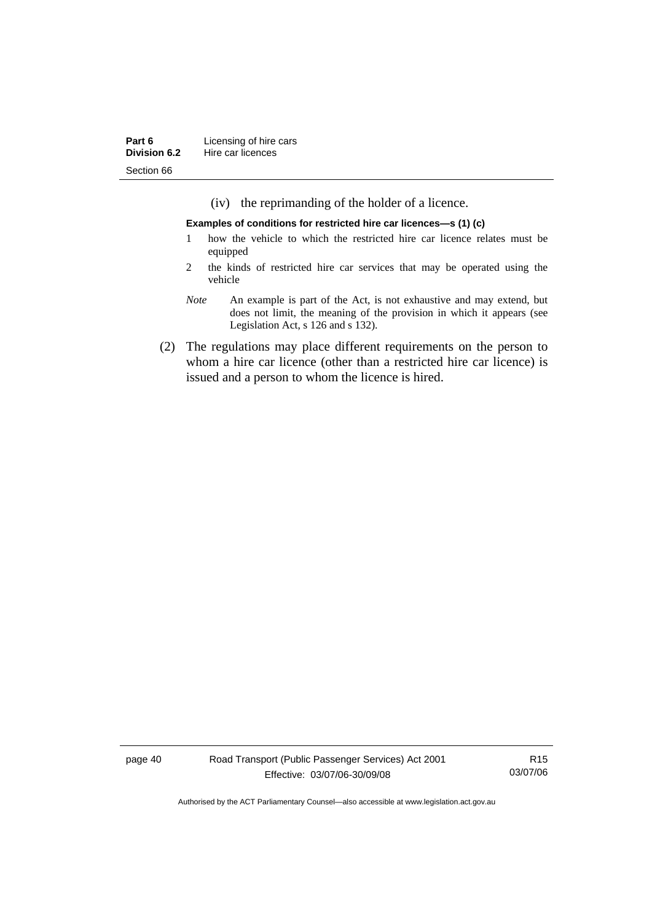(iv) the reprimanding of the holder of a licence.

**Examples of conditions for restricted hire car licences—s (1) (c)**

1 how the vehicle to which the restricted hire car licence relates must be equipped

2 the kinds of restricted hire car services that may be operated using the vehicle

*Note* An example is part of the Act, is not exhaustive and may extend, but does not limit, the meaning of the provision in which it appears (see Legislation Act, s 126 and s 132).

(2) The regulations may place different requirements on the person to whom a hire car licence (other than a restricted hire car licence) is issued and a person to whom the licence is hired.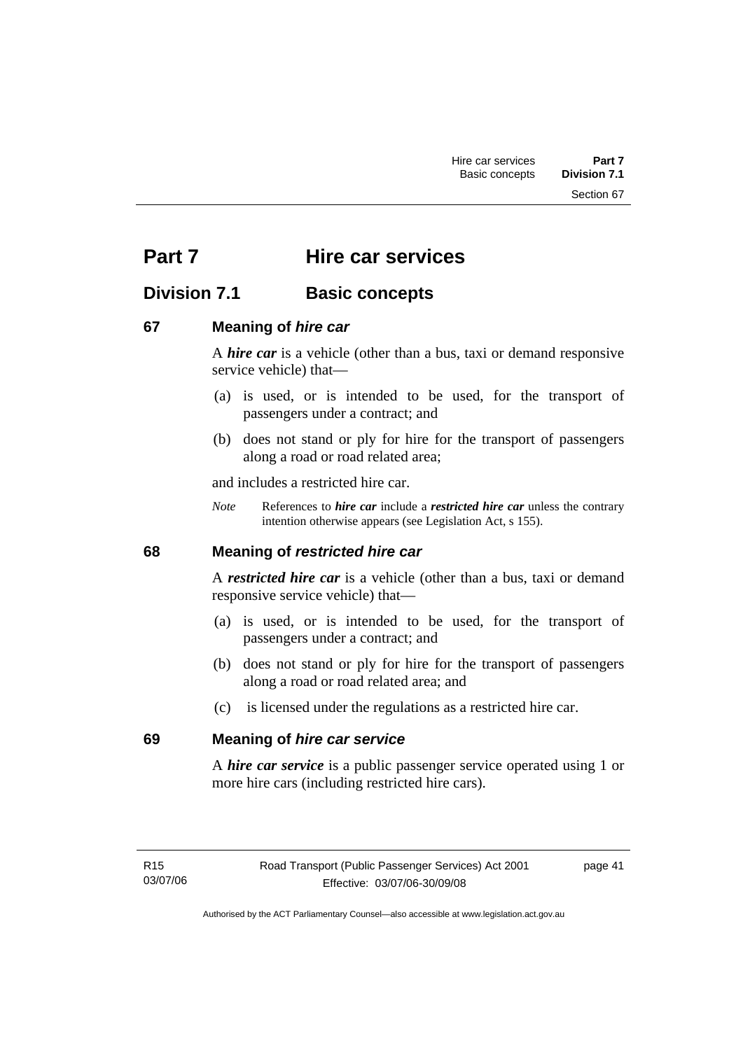# Part 7 Hire car services

## Division 7.1 Basic concepts

### 67 Meaning of *hire car*

A ***hire car*** is a vehicle (other than a bus, taxi or demand responsive service vehicle) that—

(a) is used, or is intended to be used, for the transport of passengers under a contract; and

(b) does not stand or ply for hire for the transport of passengers along a road or road related area;

and includes a restricted hire car.

*Note* References to ***hire car*** include a ***restricted hire car*** unless the contrary intention otherwise appears (see Legislation Act, s 155).

### 68 Meaning of *restricted hire car*

A ***restricted hire car*** is a vehicle (other than a bus, taxi or demand responsive service vehicle) that—

(a) is used, or is intended to be used, for the transport of passengers under a contract; and

(b) does not stand or ply for hire for the transport of passengers along a road or road related area; and

(c) is licensed under the regulations as a restricted hire car.

### 69 Meaning of *hire car service*

A ***hire car service*** is a public passenger service operated using 1 or more hire cars (including restricted hire cars).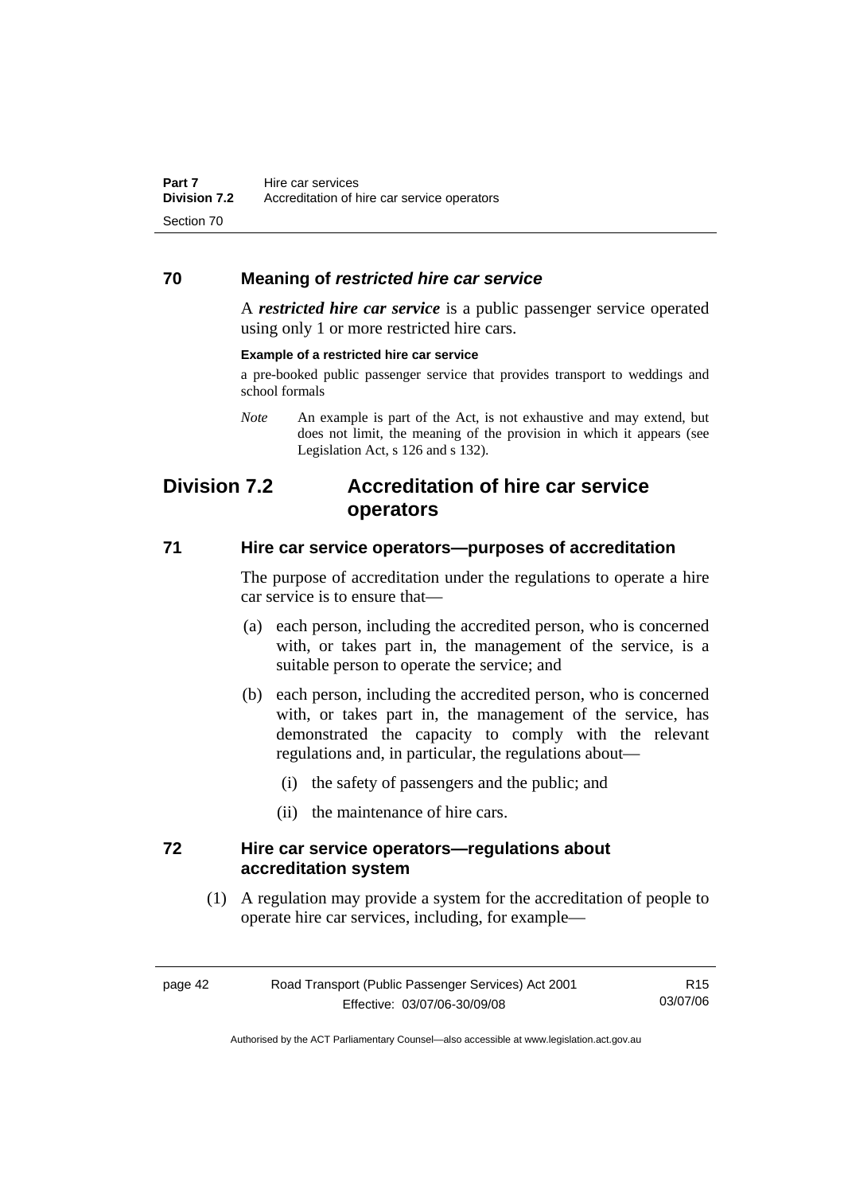### 70 Meaning of *restricted hire car service*

A ***restricted hire car service*** is a public passenger service operated using only 1 or more restricted hire cars.

**Example of a restricted hire car service**

a pre-booked public passenger service that provides transport to weddings and school formals

*Note* An example is part of the Act, is not exhaustive and may extend, but does not limit, the meaning of the provision in which it appears (see Legislation Act, s 126 and s 132).

## Division 7.2 Accreditation of hire car service operators

### 71 Hire car service operators—purposes of accreditation

The purpose of accreditation under the regulations to operate a hire car service is to ensure that—

(a) each person, including the accredited person, who is concerned with, or takes part in, the management of the service, is a suitable person to operate the service; and

(b) each person, including the accredited person, who is concerned with, or takes part in, the management of the service, has demonstrated the capacity to comply with the relevant regulations and, in particular, the regulations about—

(i) the safety of passengers and the public; and

(ii) the maintenance of hire cars.

### 72 Hire car service operators—regulations about accreditation system

(1) A regulation may provide a system for the accreditation of people to operate hire car services, including, for example—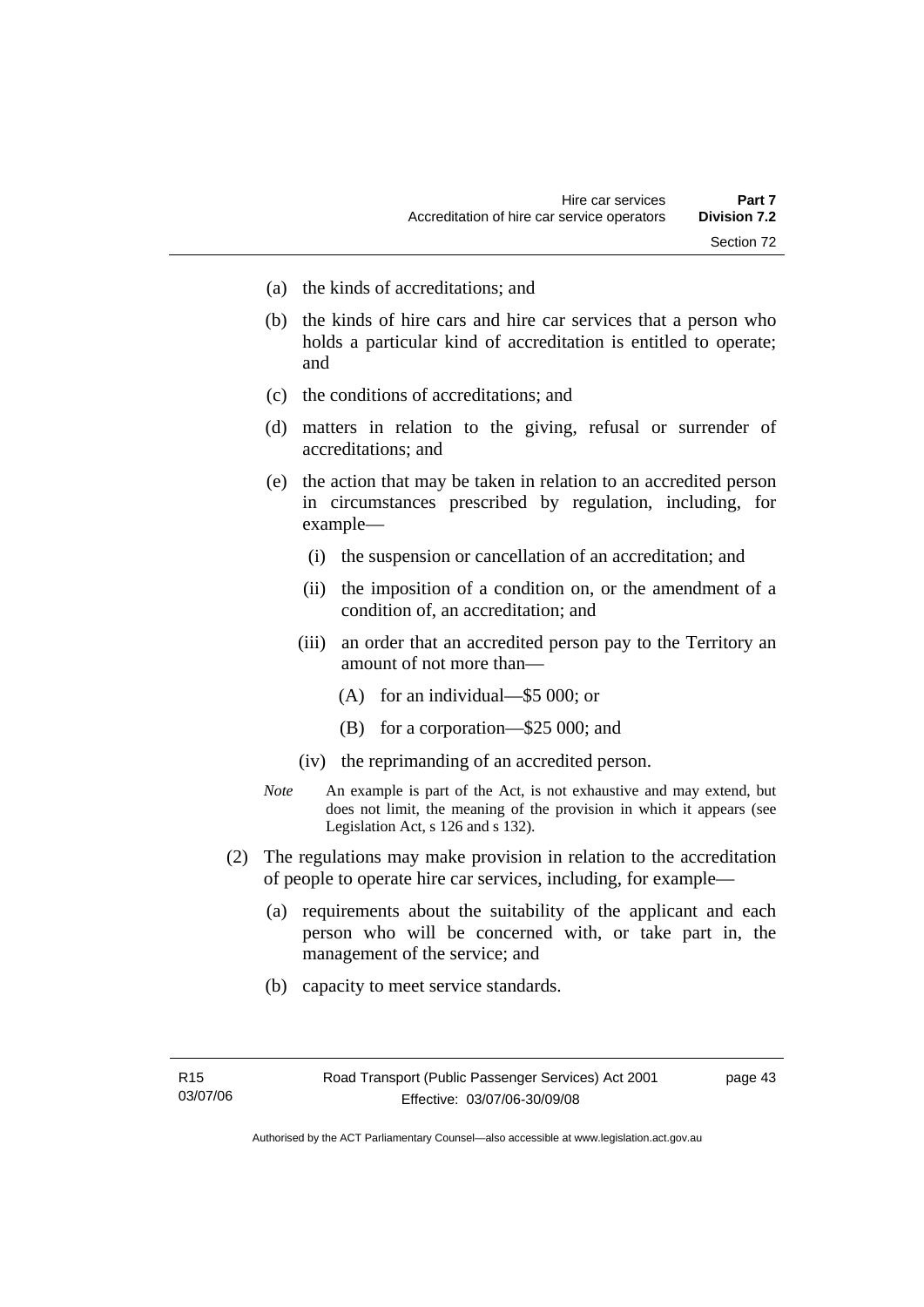(a) the kinds of accreditations; and

(b) the kinds of hire cars and hire car services that a person who holds a particular kind of accreditation is entitled to operate; and

(c) the conditions of accreditations; and

(d) matters in relation to the giving, refusal or surrender of accreditations; and

(e) the action that may be taken in relation to an accredited person in circumstances prescribed by regulation, including, for example—

   (i) the suspension or cancellation of an accreditation; and

   (ii) the imposition of a condition on, or the amendment of a condition of, an accreditation; and

   (iii) an order that an accredited person pay to the Territory an amount of not more than—

      (A) for an individual—$5 000; or

      (B) for a corporation—$25 000; and

   (iv) the reprimanding of an accredited person.

*Note* An example is part of the Act, is not exhaustive and may extend, but does not limit, the meaning of the provision in which it appears (see Legislation Act, s 126 and s 132).

(2) The regulations may make provision in relation to the accreditation of people to operate hire car services, including, for example—

   (a) requirements about the suitability of the applicant and each person who will be concerned with, or take part in, the management of the service; and

   (b) capacity to meet service standards.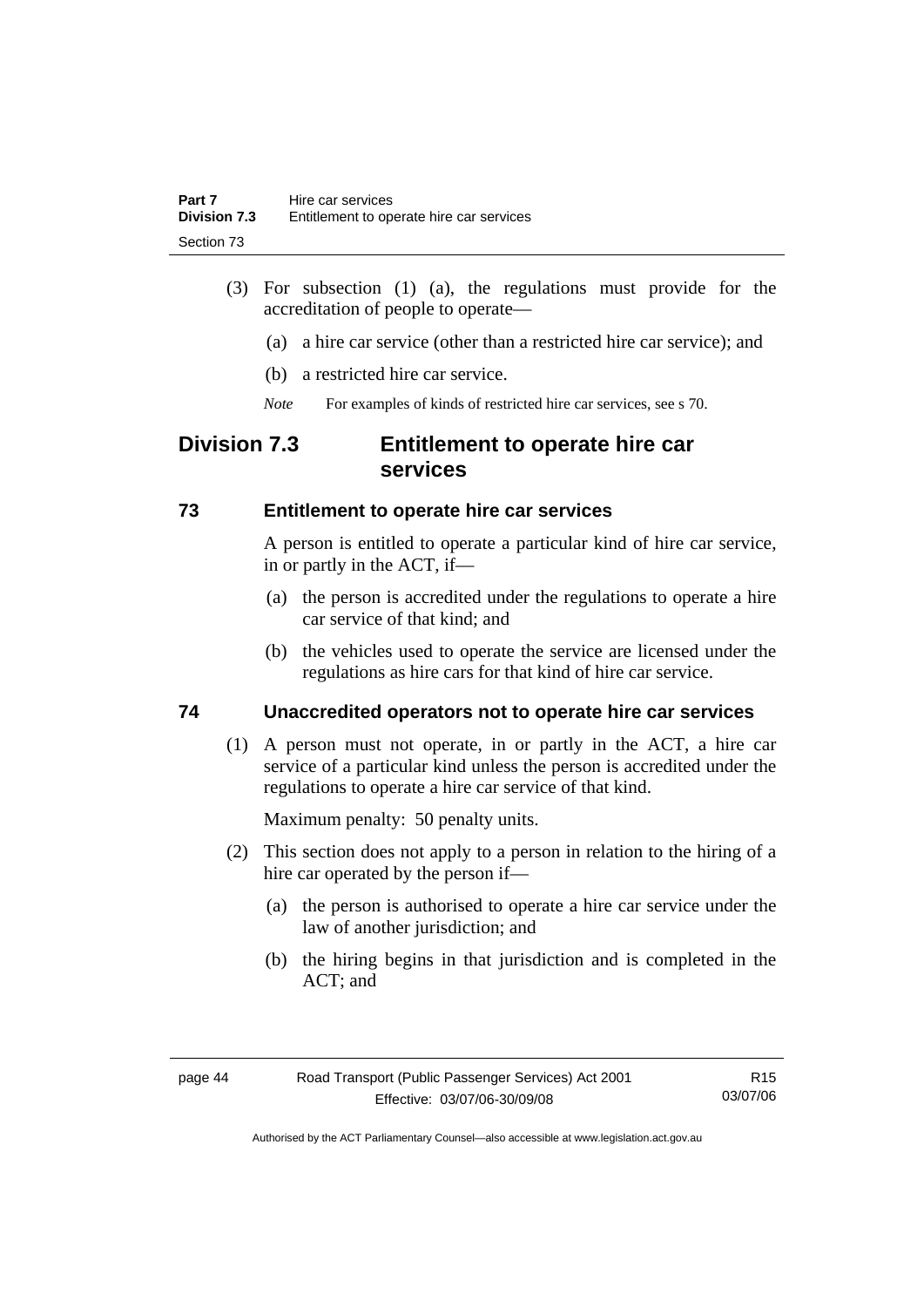(3) For subsection (1) (a), the regulations must provide for the accreditation of people to operate—

(a) a hire car service (other than a restricted hire car service); and

(b) a restricted hire car service.

*Note* For examples of kinds of restricted hire car services, see s 70.

## Division 7.3 Entitlement to operate hire car services

### 73 Entitlement to operate hire car services

A person is entitled to operate a particular kind of hire car service, in or partly in the ACT, if—

(a) the person is accredited under the regulations to operate a hire car service of that kind; and

(b) the vehicles used to operate the service are licensed under the regulations as hire cars for that kind of hire car service.

### 74 Unaccredited operators not to operate hire car services

(1) A person must not operate, in or partly in the ACT, a hire car service of a particular kind unless the person is accredited under the regulations to operate a hire car service of that kind.

Maximum penalty: 50 penalty units.

(2) This section does not apply to a person in relation to the hiring of a hire car operated by the person if—

(a) the person is authorised to operate a hire car service under the law of another jurisdiction; and

(b) the hiring begins in that jurisdiction and is completed in the ACT; and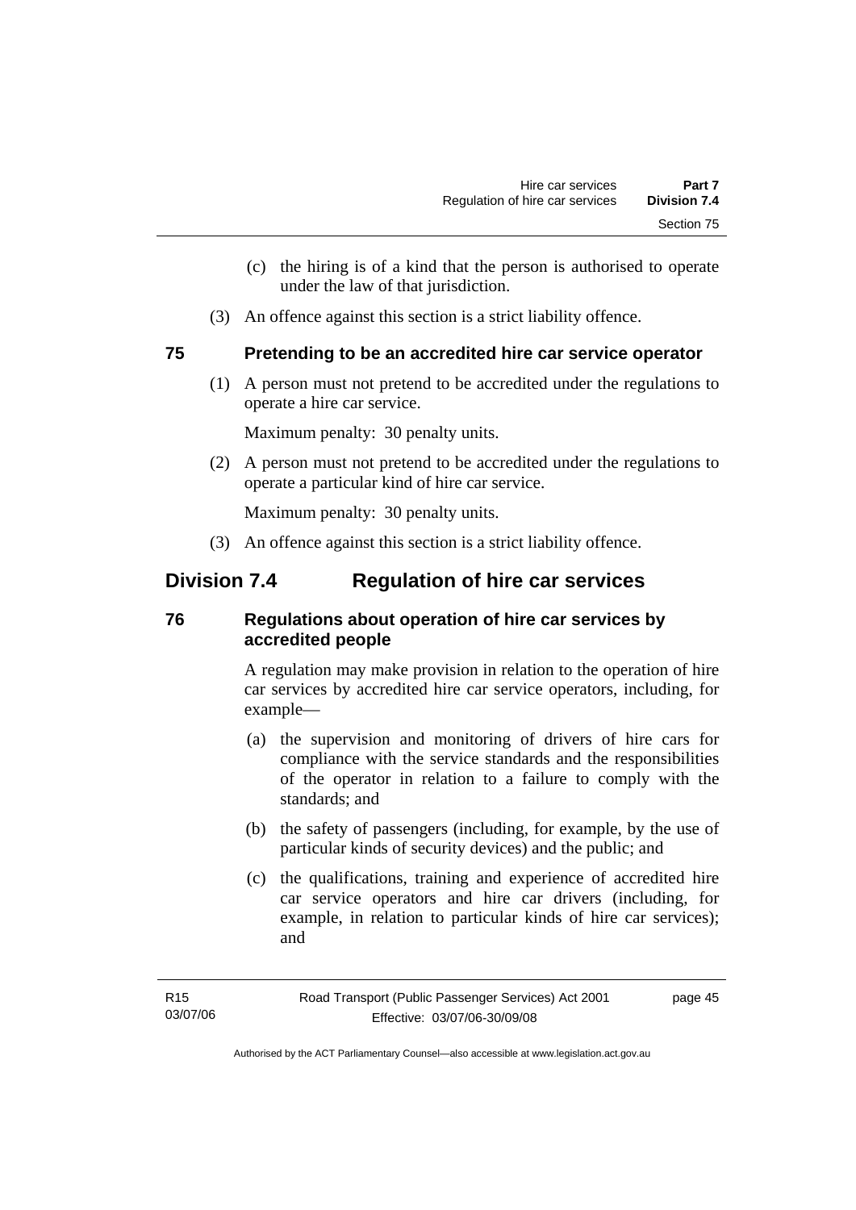(c) the hiring is of a kind that the person is authorised to operate under the law of that jurisdiction.

(3) An offence against this section is a strict liability offence.

### 75 Pretending to be an accredited hire car service operator

(1) A person must not pretend to be accredited under the regulations to operate a hire car service.

Maximum penalty: 30 penalty units.

(2) A person must not pretend to be accredited under the regulations to operate a particular kind of hire car service.

Maximum penalty: 30 penalty units.

(3) An offence against this section is a strict liability offence.

## Division 7.4 Regulation of hire car services

### 76 Regulations about operation of hire car services by accredited people

A regulation may make provision in relation to the operation of hire car services by accredited hire car service operators, including, for example—

(a) the supervision and monitoring of drivers of hire cars for compliance with the service standards and the responsibilities of the operator in relation to a failure to comply with the standards; and

(b) the safety of passengers (including, for example, by the use of particular kinds of security devices) and the public; and

(c) the qualifications, training and experience of accredited hire car service operators and hire car drivers (including, for example, in relation to particular kinds of hire car services); and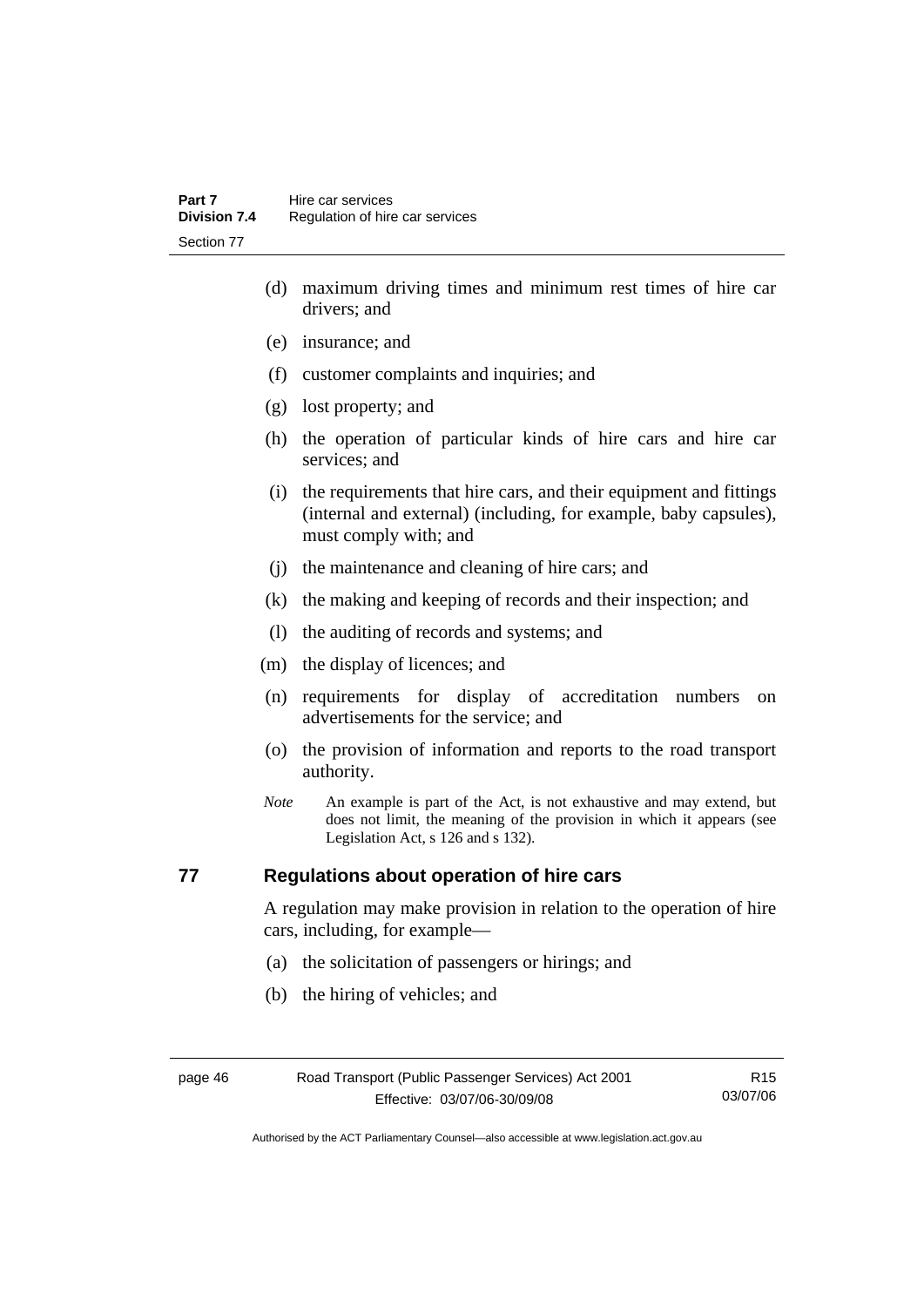(d) maximum driving times and minimum rest times of hire car drivers; and

(e) insurance; and

(f) customer complaints and inquiries; and

(g) lost property; and

(h) the operation of particular kinds of hire cars and hire car services; and

(i) the requirements that hire cars, and their equipment and fittings (internal and external) (including, for example, baby capsules), must comply with; and

(j) the maintenance and cleaning of hire cars; and

(k) the making and keeping of records and their inspection; and

(l) the auditing of records and systems; and

(m) the display of licences; and

(n) requirements for display of accreditation numbers on advertisements for the service; and

(o) the provision of information and reports to the road transport authority.

*Note* An example is part of the Act, is not exhaustive and may extend, but does not limit, the meaning of the provision in which it appears (see Legislation Act, s 126 and s 132).

## 77 Regulations about operation of hire cars

A regulation may make provision in relation to the operation of hire cars, including, for example—

(a) the solicitation of passengers or hirings; and

(b) the hiring of vehicles; and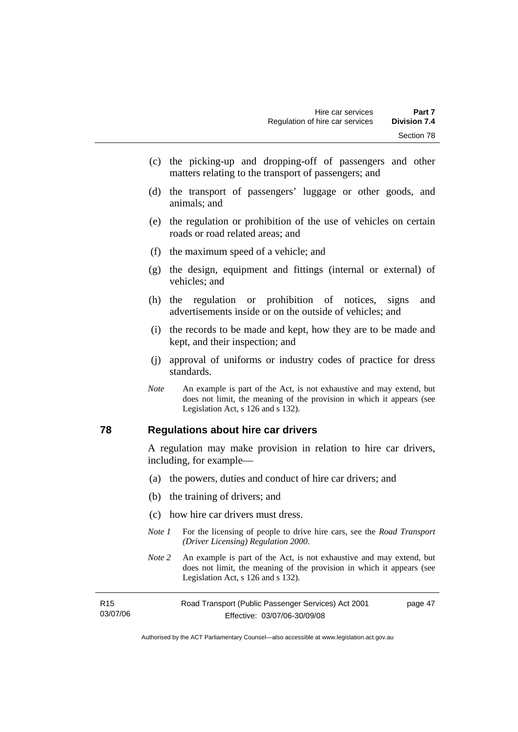(c) the picking-up and dropping-off of passengers and other matters relating to the transport of passengers; and

(d) the transport of passengers' luggage or other goods, and animals; and

(e) the regulation or prohibition of the use of vehicles on certain roads or road related areas; and

(f) the maximum speed of a vehicle; and

(g) the design, equipment and fittings (internal or external) of vehicles; and

(h) the regulation or prohibition of notices, signs and advertisements inside or on the outside of vehicles; and

(i) the records to be made and kept, how they are to be made and kept, and their inspection; and

(j) approval of uniforms or industry codes of practice for dress standards.

*Note* An example is part of the Act, is not exhaustive and may extend, but does not limit, the meaning of the provision in which it appears (see Legislation Act, s 126 and s 132).

## 78 Regulations about hire car drivers

A regulation may make provision in relation to hire car drivers, including, for example—

(a) the powers, duties and conduct of hire car drivers; and

(b) the training of drivers; and

(c) how hire car drivers must dress.

*Note 1* For the licensing of people to drive hire cars, see the *Road Transport (Driver Licensing) Regulation 2000*.

*Note 2* An example is part of the Act, is not exhaustive and may extend, but does not limit, the meaning of the provision in which it appears (see Legislation Act, s 126 and s 132).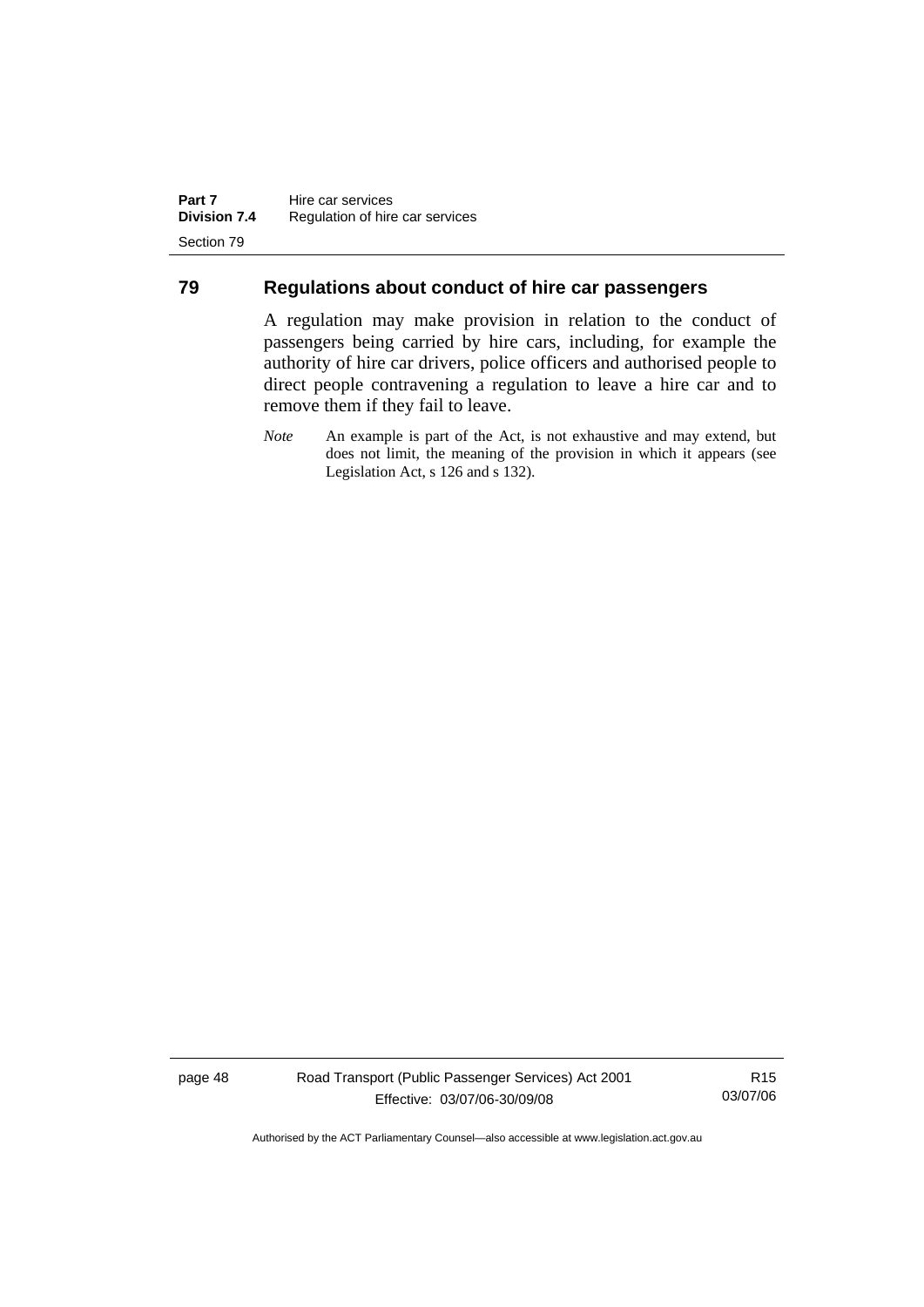## 79 Regulations about conduct of hire car passengers

A regulation may make provision in relation to the conduct of passengers being carried by hire cars, including, for example the authority of hire car drivers, police officers and authorised people to direct people contravening a regulation to leave a hire car and to remove them if they fail to leave.

*Note* An example is part of the Act, is not exhaustive and may extend, but does not limit, the meaning of the provision in which it appears (see Legislation Act, s 126 and s 132).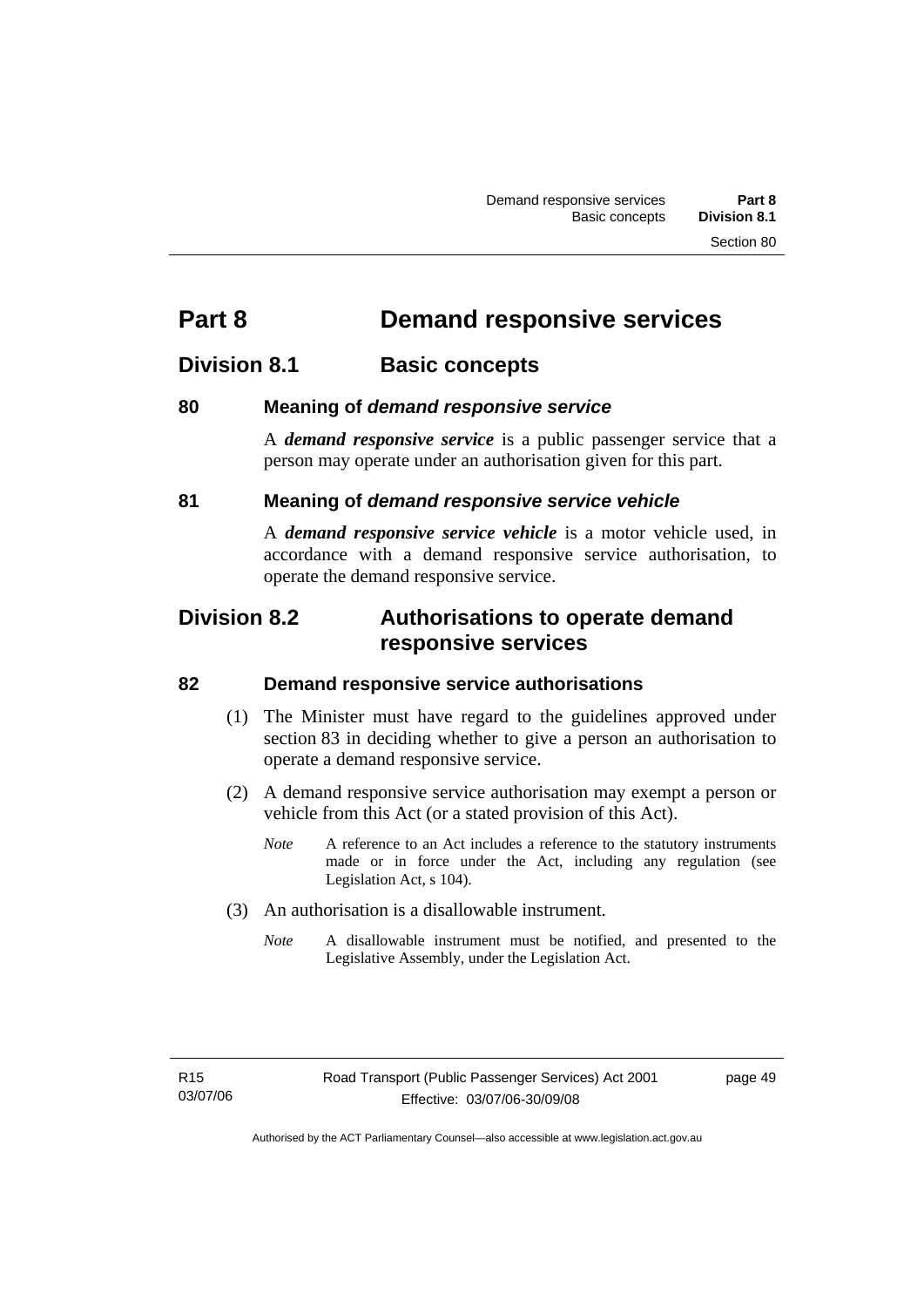# Part 8 Demand responsive services

## Division 8.1 Basic concepts

### 80 Meaning of *demand responsive service*

A ***demand responsive service*** is a public passenger service that a person may operate under an authorisation given for this part.

### 81 Meaning of *demand responsive service vehicle*

A ***demand responsive service vehicle*** is a motor vehicle used, in accordance with a demand responsive service authorisation, to operate the demand responsive service.

## Division 8.2 Authorisations to operate demand responsive services

### 82 Demand responsive service authorisations

(1) The Minister must have regard to the guidelines approved under section 83 in deciding whether to give a person an authorisation to operate a demand responsive service.

(2) A demand responsive service authorisation may exempt a person or vehicle from this Act (or a stated provision of this Act).

*Note* A reference to an Act includes a reference to the statutory instruments made or in force under the Act, including any regulation (see Legislation Act, s 104).

(3) An authorisation is a disallowable instrument.

*Note* A disallowable instrument must be notified, and presented to the Legislative Assembly, under the Legislation Act.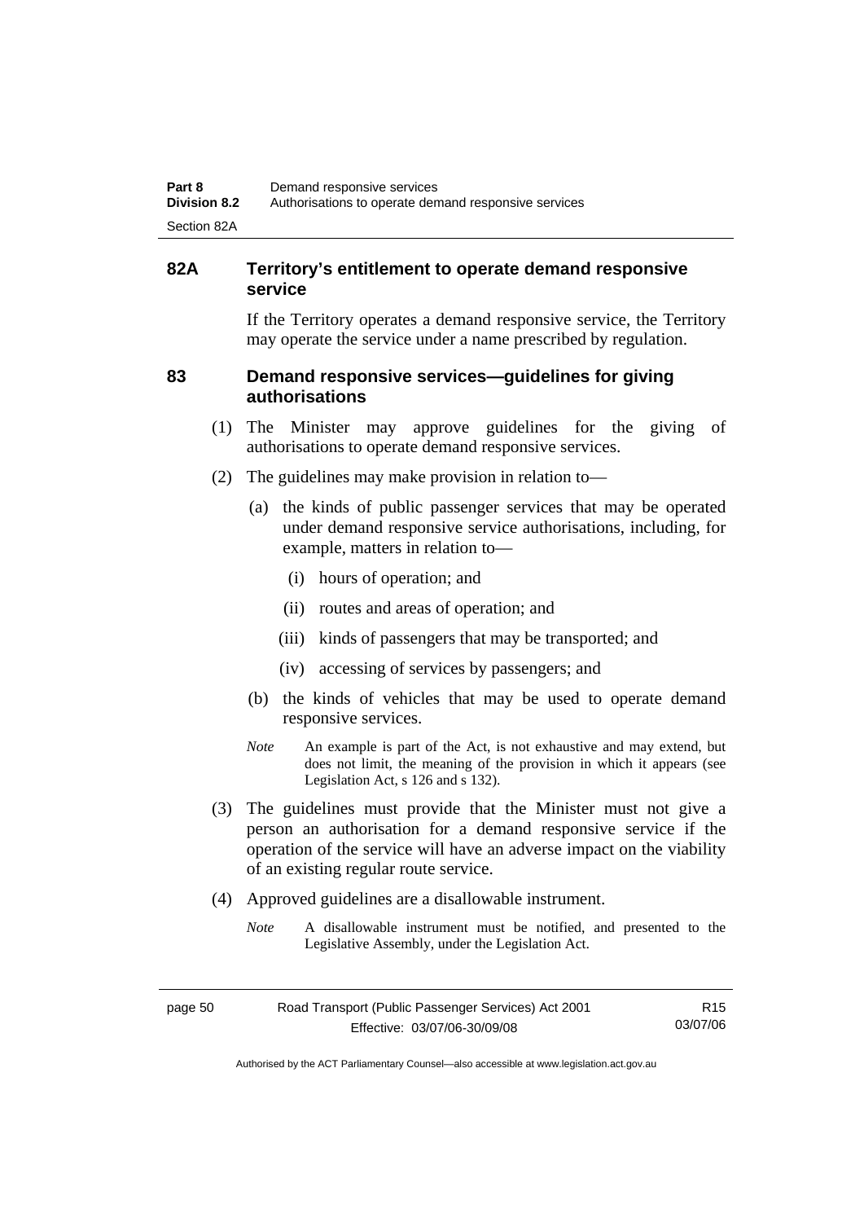## 82A Territory's entitlement to operate demand responsive service

If the Territory operates a demand responsive service, the Territory may operate the service under a name prescribed by regulation.

## 83 Demand responsive services—guidelines for giving authorisations

(1) The Minister may approve guidelines for the giving of authorisations to operate demand responsive services.

(2) The guidelines may make provision in relation to—

(a) the kinds of public passenger services that may be operated under demand responsive service authorisations, including, for example, matters in relation to—

(i) hours of operation; and

(ii) routes and areas of operation; and

(iii) kinds of passengers that may be transported; and

(iv) accessing of services by passengers; and

(b) the kinds of vehicles that may be used to operate demand responsive services.

*Note* An example is part of the Act, is not exhaustive and may extend, but does not limit, the meaning of the provision in which it appears (see Legislation Act, s 126 and s 132).

(3) The guidelines must provide that the Minister must not give a person an authorisation for a demand responsive service if the operation of the service will have an adverse impact on the viability of an existing regular route service.

(4) Approved guidelines are a disallowable instrument.

*Note* A disallowable instrument must be notified, and presented to the Legislative Assembly, under the Legislation Act.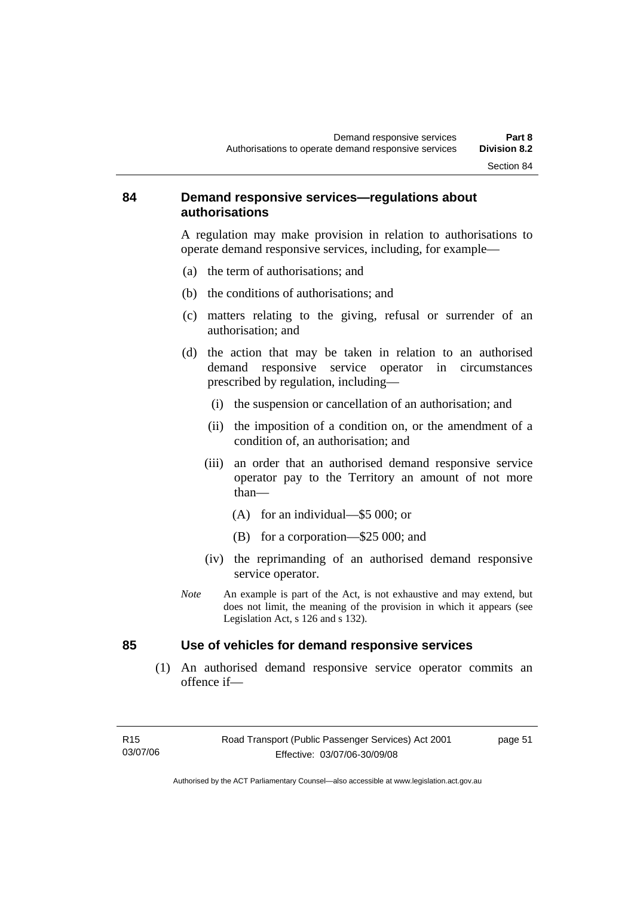## 84 Demand responsive services—regulations about authorisations

A regulation may make provision in relation to authorisations to operate demand responsive services, including, for example—

(a) the term of authorisations; and

(b) the conditions of authorisations; and

(c) matters relating to the giving, refusal or surrender of an authorisation; and

(d) the action that may be taken in relation to an authorised demand responsive service operator in circumstances prescribed by regulation, including—

  (i) the suspension or cancellation of an authorisation; and

  (ii) the imposition of a condition on, or the amendment of a condition of, an authorisation; and

  (iii) an order that an authorised demand responsive service operator pay to the Territory an amount of not more than—

    (A) for an individual—$5 000; or

    (B) for a corporation—$25 000; and

  (iv) the reprimanding of an authorised demand responsive service operator.

*Note* An example is part of the Act, is not exhaustive and may extend, but does not limit, the meaning of the provision in which it appears (see Legislation Act, s 126 and s 132).

## 85 Use of vehicles for demand responsive services

(1) An authorised demand responsive service operator commits an offence if—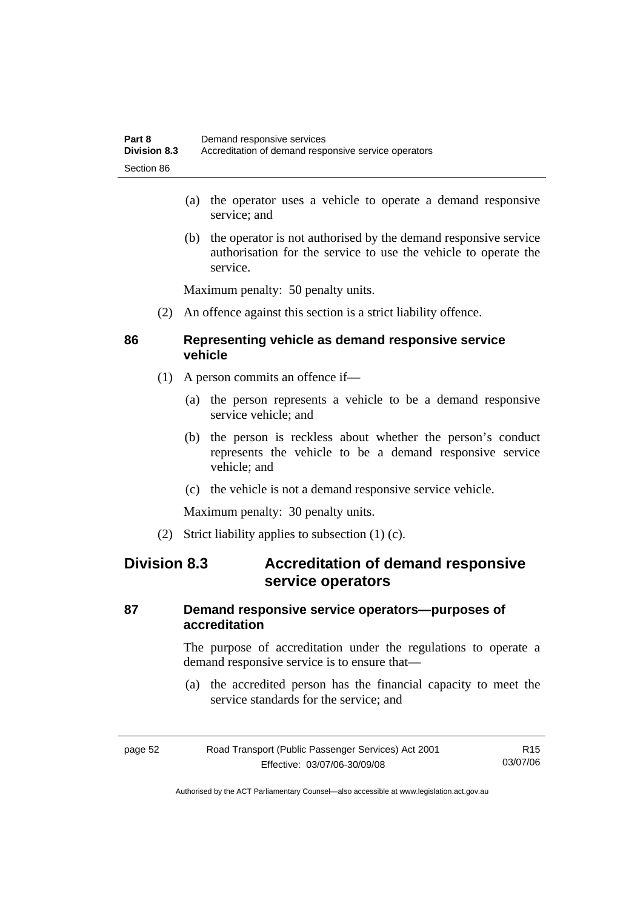(a) the operator uses a vehicle to operate a demand responsive service; and

(b) the operator is not authorised by the demand responsive service authorisation for the service to use the vehicle to operate the service.

Maximum penalty: 50 penalty units.

(2) An offence against this section is a strict liability offence.

### 86 Representing vehicle as demand responsive service vehicle

(1) A person commits an offence if—

(a) the person represents a vehicle to be a demand responsive service vehicle; and

(b) the person is reckless about whether the person's conduct represents the vehicle to be a demand responsive service vehicle; and

(c) the vehicle is not a demand responsive service vehicle.

Maximum penalty: 30 penalty units.

(2) Strict liability applies to subsection (1) (c).

## Division 8.3 Accreditation of demand responsive service operators

### 87 Demand responsive service operators—purposes of accreditation

The purpose of accreditation under the regulations to operate a demand responsive service is to ensure that—

(a) the accredited person has the financial capacity to meet the service standards for the service; and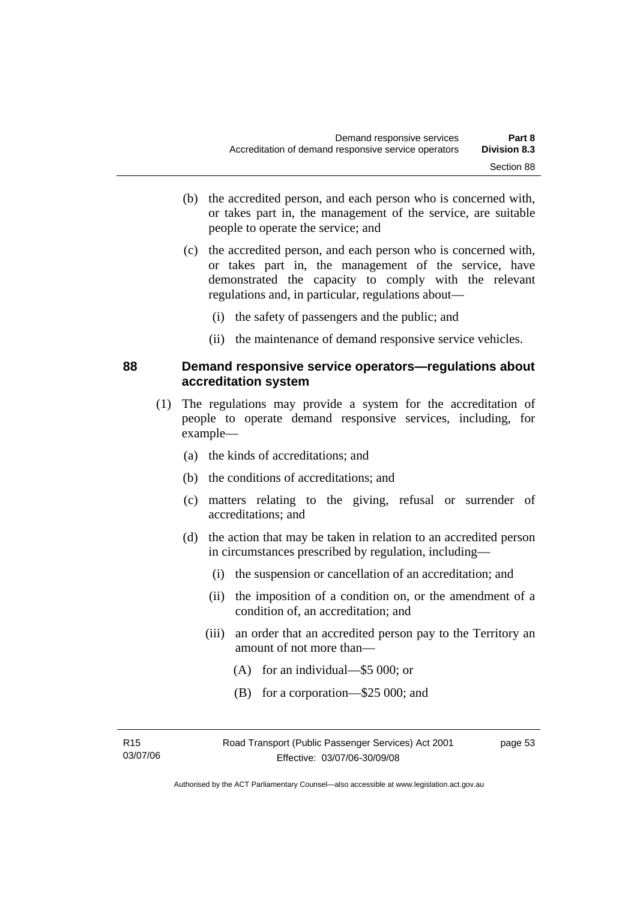(b) the accredited person, and each person who is concerned with, or takes part in, the management of the service, are suitable people to operate the service; and

(c) the accredited person, and each person who is concerned with, or takes part in, the management of the service, have demonstrated the capacity to comply with the relevant regulations and, in particular, regulations about—

(i) the safety of passengers and the public; and

(ii) the maintenance of demand responsive service vehicles.

## 88 Demand responsive service operators—regulations about accreditation system

(1) The regulations may provide a system for the accreditation of people to operate demand responsive services, including, for example—

(a) the kinds of accreditations; and

(b) the conditions of accreditations; and

(c) matters relating to the giving, refusal or surrender of accreditations; and

(d) the action that may be taken in relation to an accredited person in circumstances prescribed by regulation, including—

(i) the suspension or cancellation of an accreditation; and

(ii) the imposition of a condition on, or the amendment of a condition of, an accreditation; and

(iii) an order that an accredited person pay to the Territory an amount of not more than—

(A) for an individual—$5 000; or

(B) for a corporation—$25 000; and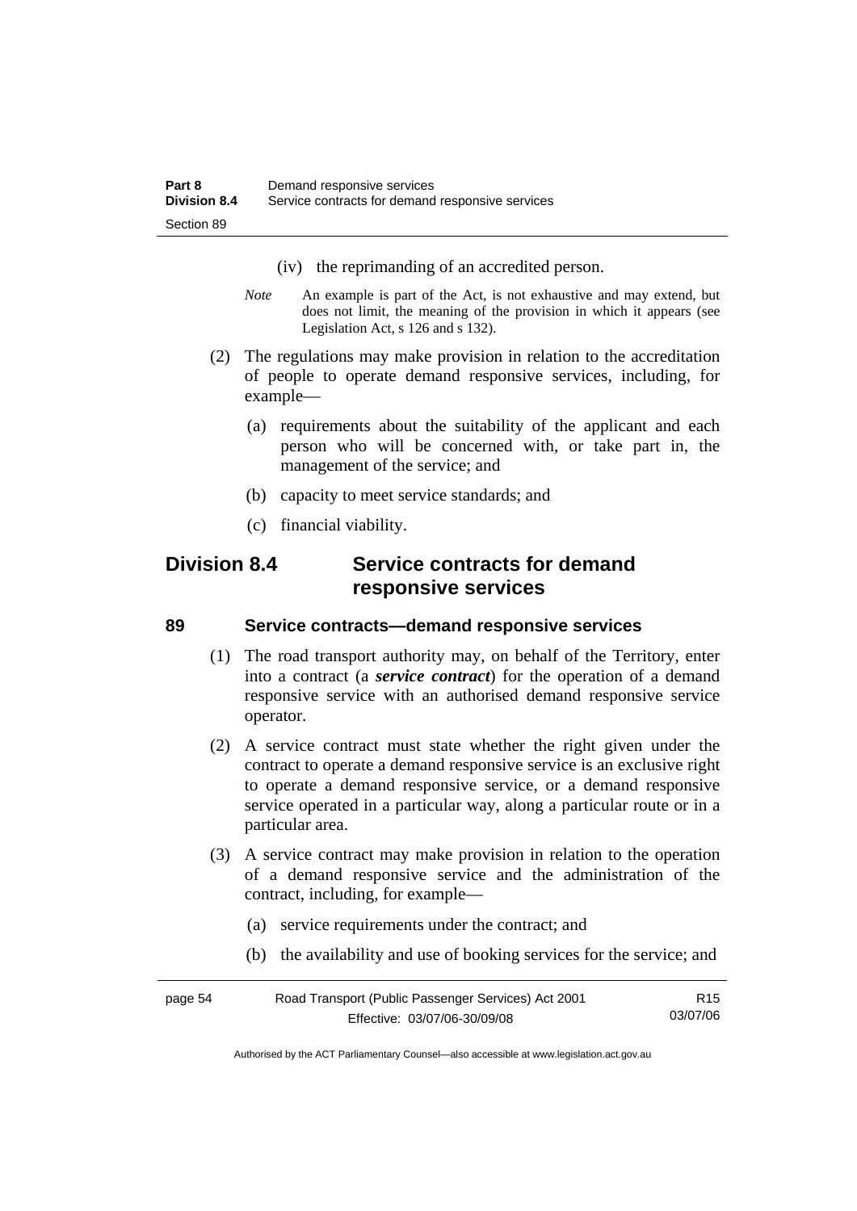(iv) the reprimanding of an accredited person.

*Note* An example is part of the Act, is not exhaustive and may extend, but does not limit, the meaning of the provision in which it appears (see Legislation Act, s 126 and s 132).

(2) The regulations may make provision in relation to the accreditation of people to operate demand responsive services, including, for example—

(a) requirements about the suitability of the applicant and each person who will be concerned with, or take part in, the management of the service; and

(b) capacity to meet service standards; and

(c) financial viability.

## Division 8.4 Service contracts for demand responsive services

### 89 Service contracts—demand responsive services

(1) The road transport authority may, on behalf of the Territory, enter into a contract (a ***service contract***) for the operation of a demand responsive service with an authorised demand responsive service operator.

(2) A service contract must state whether the right given under the contract to operate a demand responsive service is an exclusive right to operate a demand responsive service, or a demand responsive service operated in a particular way, along a particular route or in a particular area.

(3) A service contract may make provision in relation to the operation of a demand responsive service and the administration of the contract, including, for example—

(a) service requirements under the contract; and

(b) the availability and use of booking services for the service; and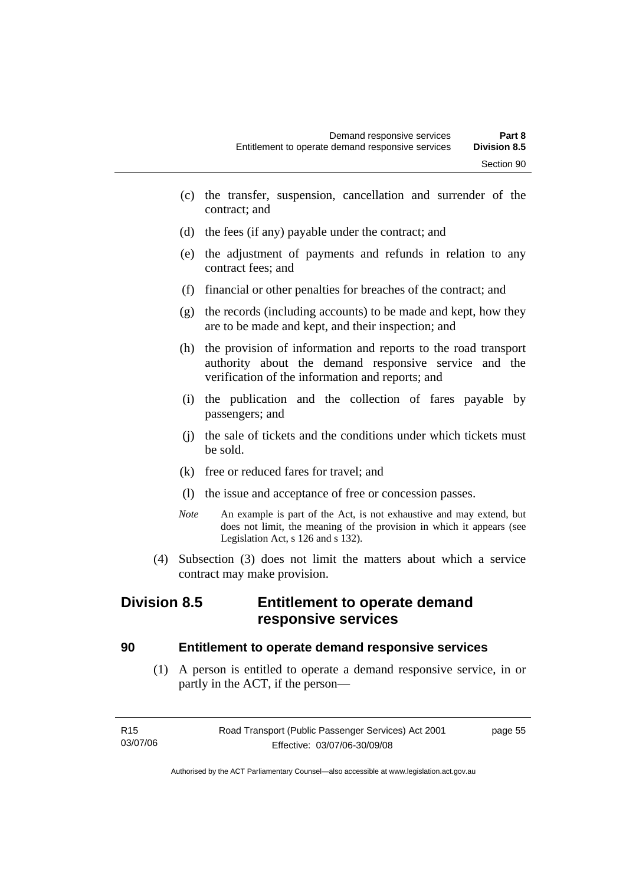(c) the transfer, suspension, cancellation and surrender of the contract; and

(d) the fees (if any) payable under the contract; and

(e) the adjustment of payments and refunds in relation to any contract fees; and

(f) financial or other penalties for breaches of the contract; and

(g) the records (including accounts) to be made and kept, how they are to be made and kept, and their inspection; and

(h) the provision of information and reports to the road transport authority about the demand responsive service and the verification of the information and reports; and

(i) the publication and the collection of fares payable by passengers; and

(j) the sale of tickets and the conditions under which tickets must be sold.

(k) free or reduced fares for travel; and

(l) the issue and acceptance of free or concession passes.

*Note* An example is part of the Act, is not exhaustive and may extend, but does not limit, the meaning of the provision in which it appears (see Legislation Act, s 126 and s 132).

(4) Subsection (3) does not limit the matters about which a service contract may make provision.

## Division 8.5 Entitlement to operate demand responsive services

### 90 Entitlement to operate demand responsive services

(1) A person is entitled to operate a demand responsive service, in or partly in the ACT, if the person—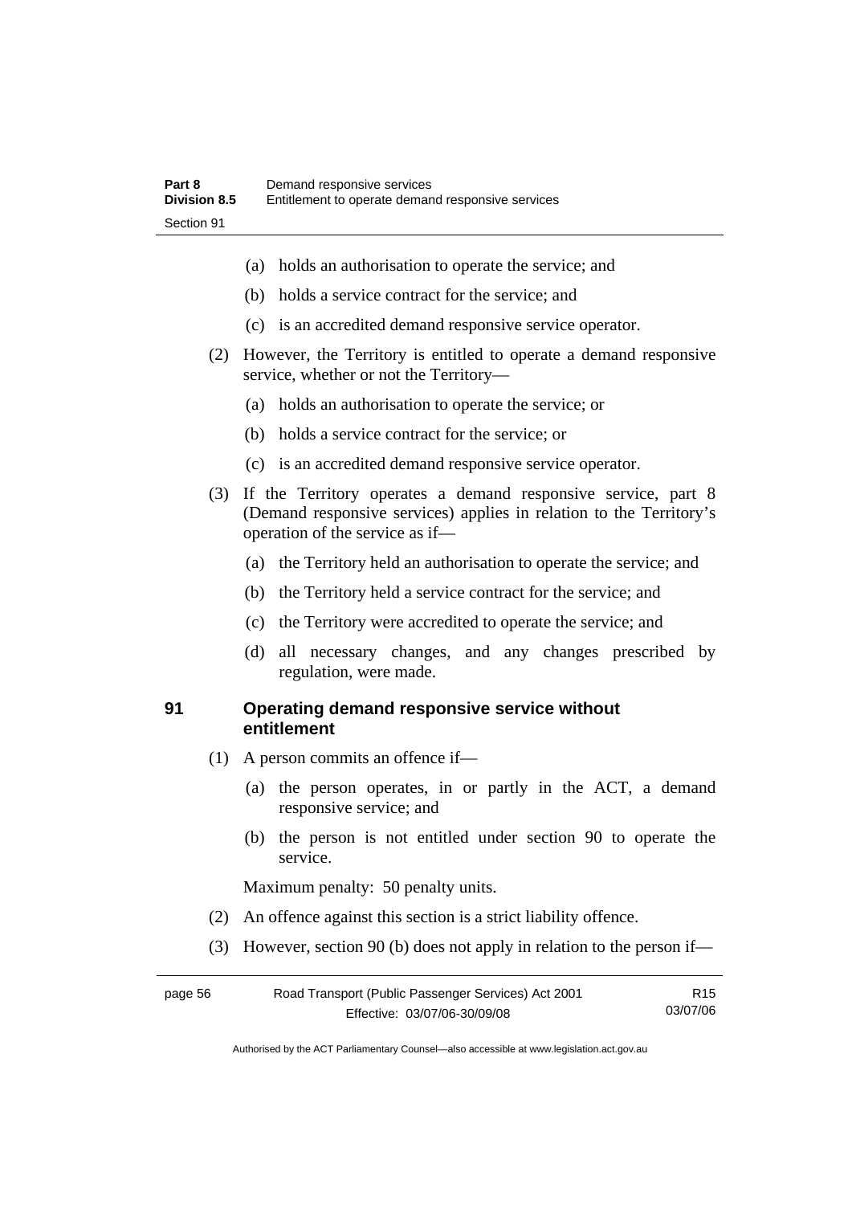(a) holds an authorisation to operate the service; and

(b) holds a service contract for the service; and

(c) is an accredited demand responsive service operator.

(2) However, the Territory is entitled to operate a demand responsive service, whether or not the Territory—

(a) holds an authorisation to operate the service; or

(b) holds a service contract for the service; or

(c) is an accredited demand responsive service operator.

(3) If the Territory operates a demand responsive service, part 8 (Demand responsive services) applies in relation to the Territory's operation of the service as if—

(a) the Territory held an authorisation to operate the service; and

(b) the Territory held a service contract for the service; and

(c) the Territory were accredited to operate the service; and

(d) all necessary changes, and any changes prescribed by regulation, were made.

## 91 Operating demand responsive service without entitlement

(1) A person commits an offence if—

(a) the person operates, in or partly in the ACT, a demand responsive service; and

(b) the person is not entitled under section 90 to operate the service.

Maximum penalty: 50 penalty units.

(2) An offence against this section is a strict liability offence.

(3) However, section 90 (b) does not apply in relation to the person if—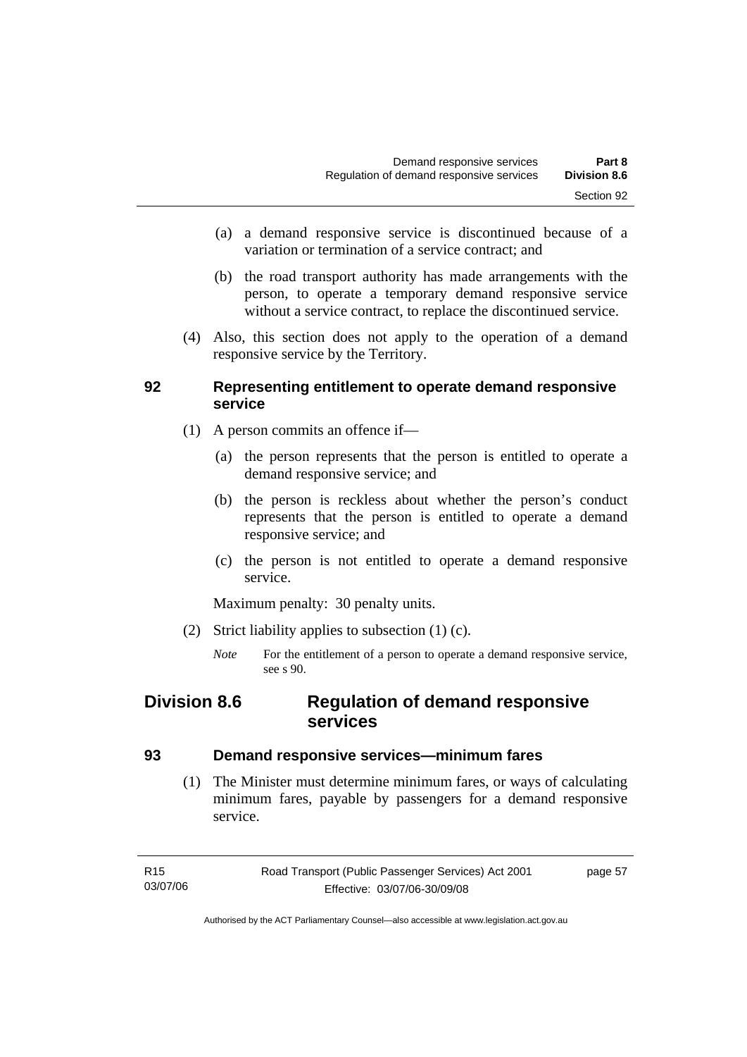(a) a demand responsive service is discontinued because of a variation or termination of a service contract; and

(b) the road transport authority has made arrangements with the person, to operate a temporary demand responsive service without a service contract, to replace the discontinued service.

(4) Also, this section does not apply to the operation of a demand responsive service by the Territory.

### 92 Representing entitlement to operate demand responsive service

(1) A person commits an offence if—

(a) the person represents that the person is entitled to operate a demand responsive service; and

(b) the person is reckless about whether the person's conduct represents that the person is entitled to operate a demand responsive service; and

(c) the person is not entitled to operate a demand responsive service.

Maximum penalty: 30 penalty units.

(2) Strict liability applies to subsection (1) (c).

*Note* For the entitlement of a person to operate a demand responsive service, see s 90.

## Division 8.6 Regulation of demand responsive services

### 93 Demand responsive services—minimum fares

(1) The Minister must determine minimum fares, or ways of calculating minimum fares, payable by passengers for a demand responsive service.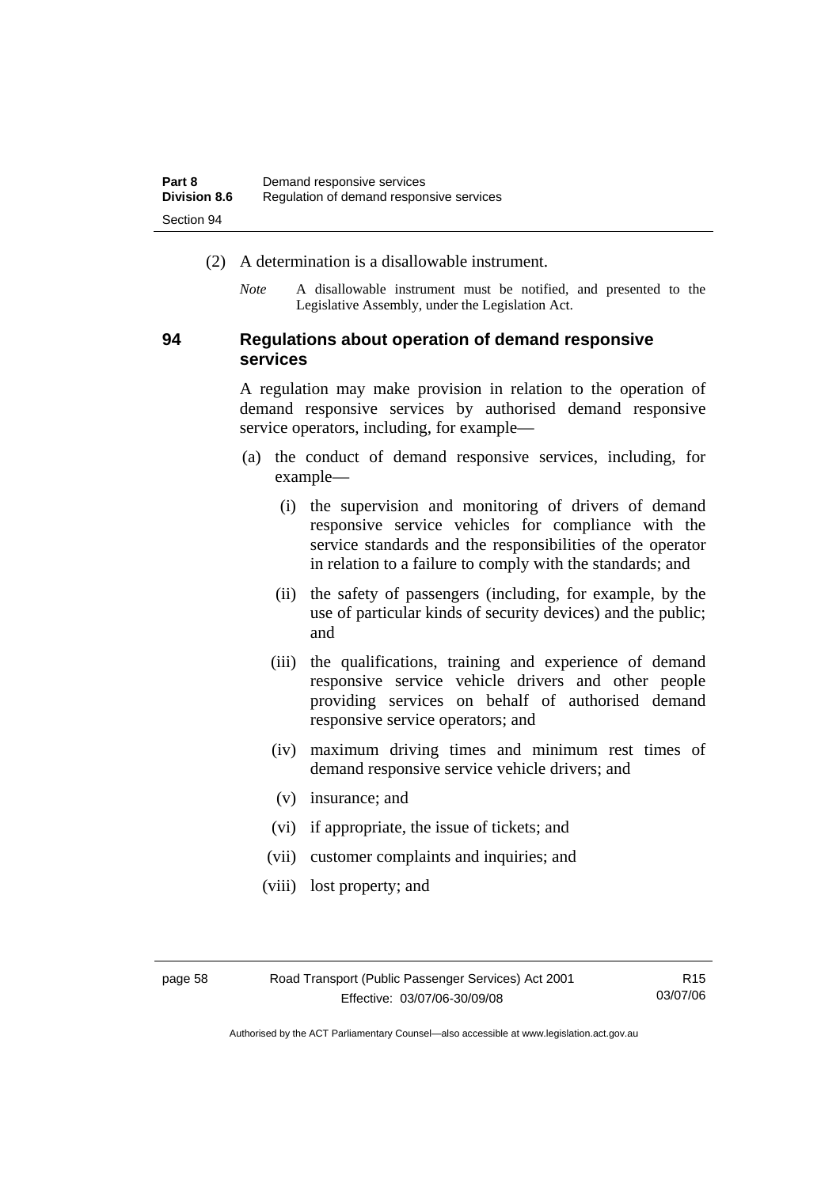(2) A determination is a disallowable instrument.

*Note* A disallowable instrument must be notified, and presented to the Legislative Assembly, under the Legislation Act.

## 94 Regulations about operation of demand responsive services

A regulation may make provision in relation to the operation of demand responsive services by authorised demand responsive service operators, including, for example—

(a) the conduct of demand responsive services, including, for example—

(i) the supervision and monitoring of drivers of demand responsive service vehicles for compliance with the service standards and the responsibilities of the operator in relation to a failure to comply with the standards; and

(ii) the safety of passengers (including, for example, by the use of particular kinds of security devices) and the public; and

(iii) the qualifications, training and experience of demand responsive service vehicle drivers and other people providing services on behalf of authorised demand responsive service operators; and

(iv) maximum driving times and minimum rest times of demand responsive service vehicle drivers; and

(v) insurance; and

(vi) if appropriate, the issue of tickets; and

(vii) customer complaints and inquiries; and

(viii) lost property; and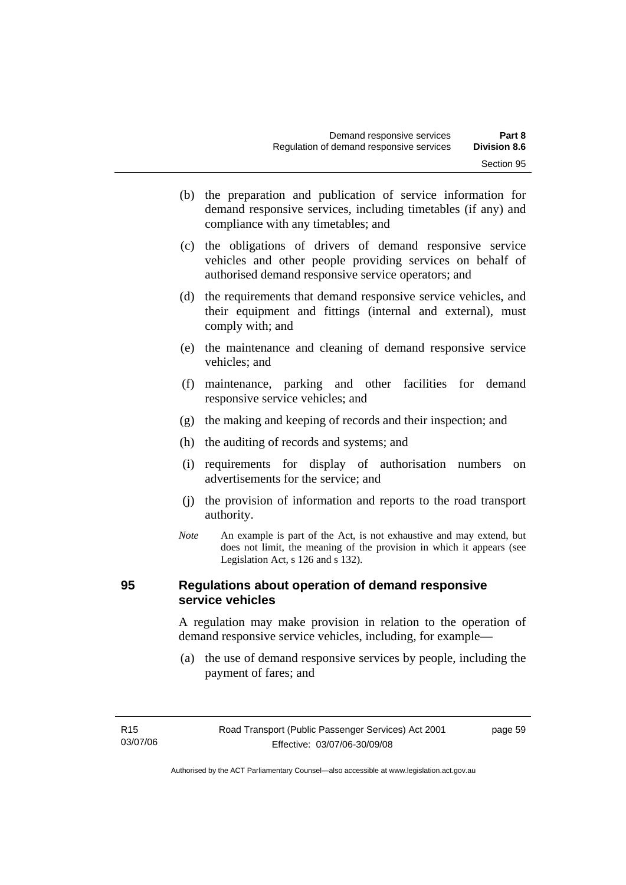(b) the preparation and publication of service information for demand responsive services, including timetables (if any) and compliance with any timetables; and

(c) the obligations of drivers of demand responsive service vehicles and other people providing services on behalf of authorised demand responsive service operators; and

(d) the requirements that demand responsive service vehicles, and their equipment and fittings (internal and external), must comply with; and

(e) the maintenance and cleaning of demand responsive service vehicles; and

(f) maintenance, parking and other facilities for demand responsive service vehicles; and

(g) the making and keeping of records and their inspection; and

(h) the auditing of records and systems; and

(i) requirements for display of authorisation numbers on advertisements for the service; and

(j) the provision of information and reports to the road transport authority.

*Note* An example is part of the Act, is not exhaustive and may extend, but does not limit, the meaning of the provision in which it appears (see Legislation Act, s 126 and s 132).

## 95 Regulations about operation of demand responsive service vehicles

A regulation may make provision in relation to the operation of demand responsive service vehicles, including, for example—

(a) the use of demand responsive services by people, including the payment of fares; and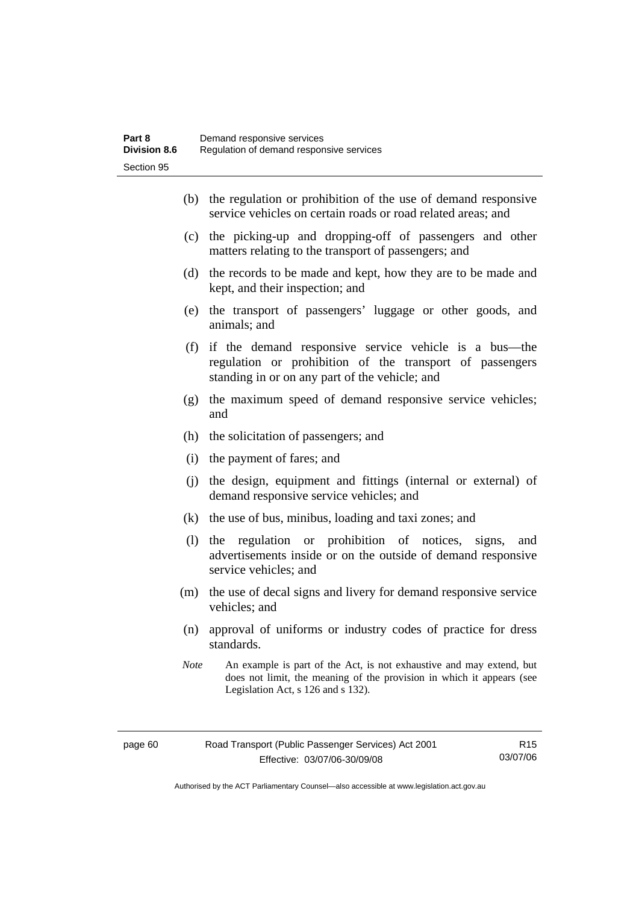(b) the regulation or prohibition of the use of demand responsive service vehicles on certain roads or road related areas; and

(c) the picking-up and dropping-off of passengers and other matters relating to the transport of passengers; and

(d) the records to be made and kept, how they are to be made and kept, and their inspection; and

(e) the transport of passengers' luggage or other goods, and animals; and

(f) if the demand responsive service vehicle is a bus—the regulation or prohibition of the transport of passengers standing in or on any part of the vehicle; and

(g) the maximum speed of demand responsive service vehicles; and

(h) the solicitation of passengers; and

(i) the payment of fares; and

(j) the design, equipment and fittings (internal or external) of demand responsive service vehicles; and

(k) the use of bus, minibus, loading and taxi zones; and

(l) the regulation or prohibition of notices, signs, and advertisements inside or on the outside of demand responsive service vehicles; and

(m) the use of decal signs and livery for demand responsive service vehicles; and

(n) approval of uniforms or industry codes of practice for dress standards.

*Note* An example is part of the Act, is not exhaustive and may extend, but does not limit, the meaning of the provision in which it appears (see Legislation Act, s 126 and s 132).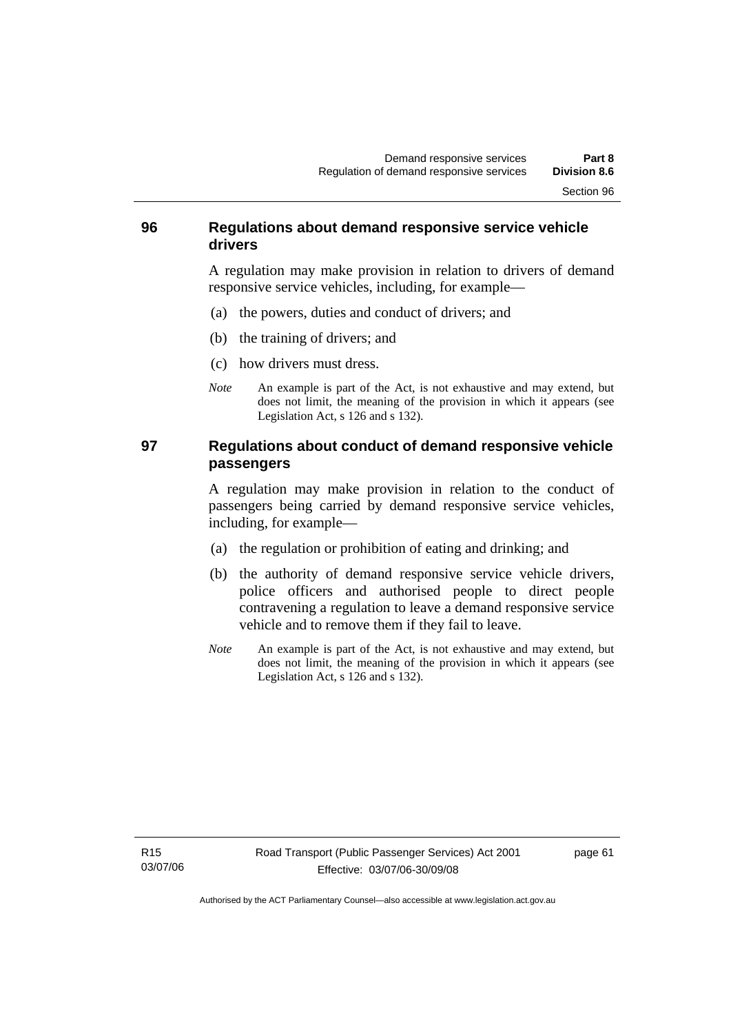## 96 Regulations about demand responsive service vehicle drivers

A regulation may make provision in relation to drivers of demand responsive service vehicles, including, for example—

(a) the powers, duties and conduct of drivers; and

(b) the training of drivers; and

(c) how drivers must dress.

*Note* An example is part of the Act, is not exhaustive and may extend, but does not limit, the meaning of the provision in which it appears (see Legislation Act, s 126 and s 132).

## 97 Regulations about conduct of demand responsive vehicle passengers

A regulation may make provision in relation to the conduct of passengers being carried by demand responsive service vehicles, including, for example—

(a) the regulation or prohibition of eating and drinking; and

(b) the authority of demand responsive service vehicle drivers, police officers and authorised people to direct people contravening a regulation to leave a demand responsive service vehicle and to remove them if they fail to leave.

*Note* An example is part of the Act, is not exhaustive and may extend, but does not limit, the meaning of the provision in which it appears (see Legislation Act, s 126 and s 132).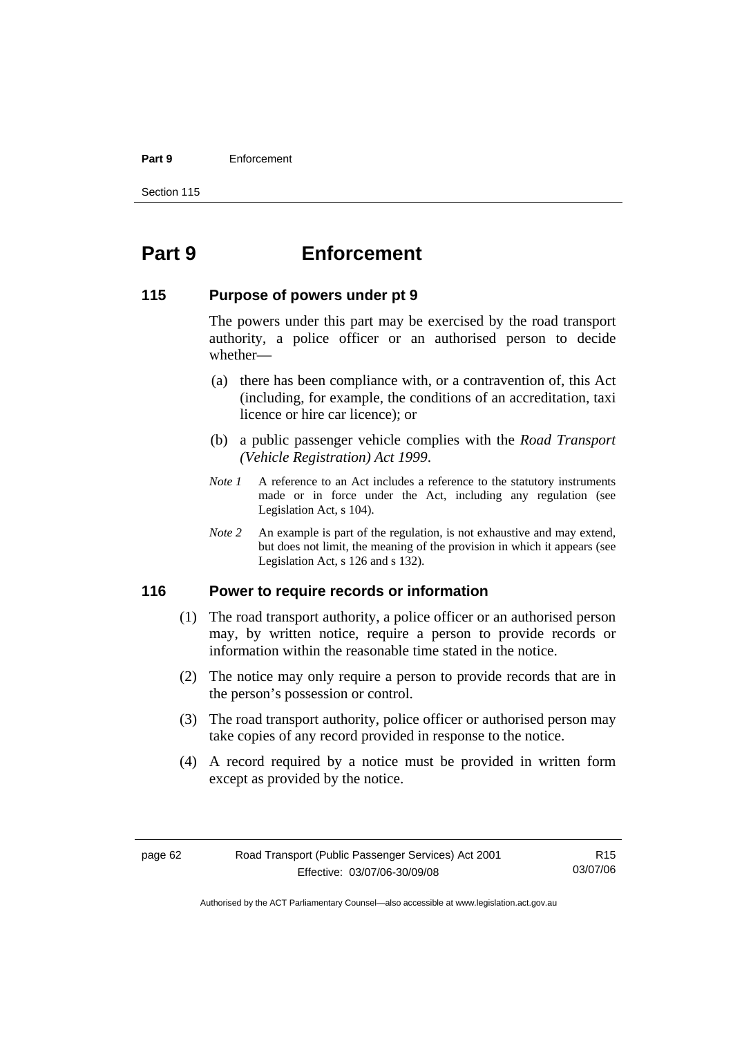# Part 9 Enforcement

## 115 Purpose of powers under pt 9

The powers under this part may be exercised by the road transport authority, a police officer or an authorised person to decide whether—

(a) there has been compliance with, or a contravention of, this Act (including, for example, the conditions of an accreditation, taxi licence or hire car licence); or

(b) a public passenger vehicle complies with the *Road Transport (Vehicle Registration) Act 1999*.

*Note 1* A reference to an Act includes a reference to the statutory instruments made or in force under the Act, including any regulation (see Legislation Act, s 104).

*Note 2* An example is part of the regulation, is not exhaustive and may extend, but does not limit, the meaning of the provision in which it appears (see Legislation Act, s 126 and s 132).

## 116 Power to require records or information

(1) The road transport authority, a police officer or an authorised person may, by written notice, require a person to provide records or information within the reasonable time stated in the notice.

(2) The notice may only require a person to provide records that are in the person's possession or control.

(3) The road transport authority, police officer or authorised person may take copies of any record provided in response to the notice.

(4) A record required by a notice must be provided in written form except as provided by the notice.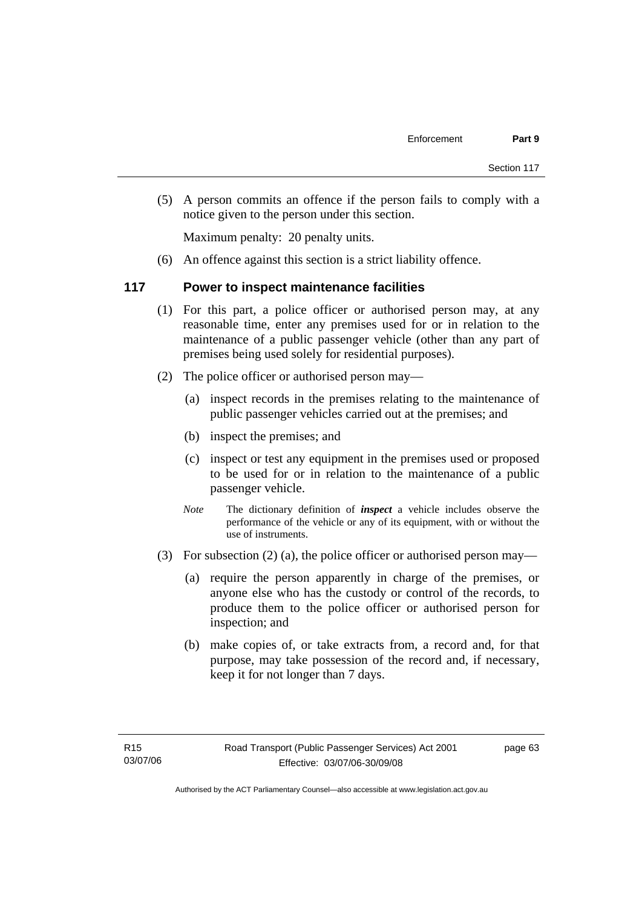(5) A person commits an offence if the person fails to comply with a notice given to the person under this section.

Maximum penalty: 20 penalty units.

(6) An offence against this section is a strict liability offence.

## 117 Power to inspect maintenance facilities

(1) For this part, a police officer or authorised person may, at any reasonable time, enter any premises used for or in relation to the maintenance of a public passenger vehicle (other than any part of premises being used solely for residential purposes).

(2) The police officer or authorised person may—

(a) inspect records in the premises relating to the maintenance of public passenger vehicles carried out at the premises; and

(b) inspect the premises; and

(c) inspect or test any equipment in the premises used or proposed to be used for or in relation to the maintenance of a public passenger vehicle.

*Note* The dictionary definition of ***inspect*** a vehicle includes observe the performance of the vehicle or any of its equipment, with or without the use of instruments.

(3) For subsection (2) (a), the police officer or authorised person may—

(a) require the person apparently in charge of the premises, or anyone else who has the custody or control of the records, to produce them to the police officer or authorised person for inspection; and

(b) make copies of, or take extracts from, a record and, for that purpose, may take possession of the record and, if necessary, keep it for not longer than 7 days.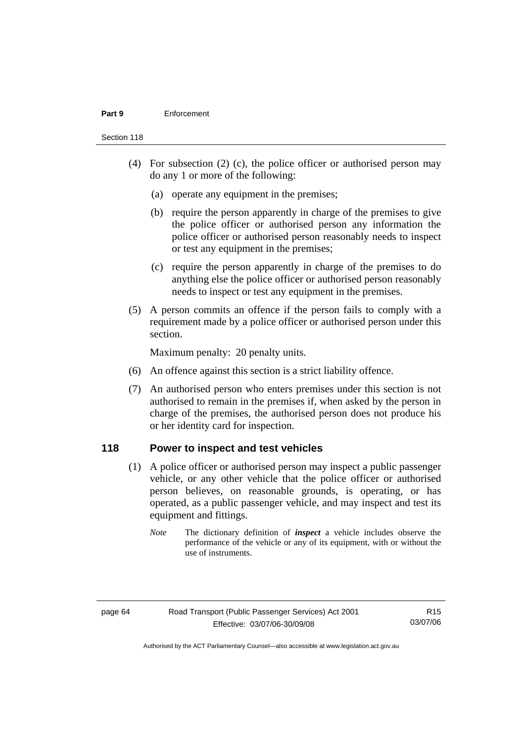(4) For subsection (2) (c), the police officer or authorised person may do any 1 or more of the following:

  (a) operate any equipment in the premises;

  (b) require the person apparently in charge of the premises to give the police officer or authorised person any information the police officer or authorised person reasonably needs to inspect or test any equipment in the premises;

  (c) require the person apparently in charge of the premises to do anything else the police officer or authorised person reasonably needs to inspect or test any equipment in the premises.

(5) A person commits an offence if the person fails to comply with a requirement made by a police officer or authorised person under this section.

Maximum penalty: 20 penalty units.

(6) An offence against this section is a strict liability offence.

(7) An authorised person who enters premises under this section is not authorised to remain in the premises if, when asked by the person in charge of the premises, the authorised person does not produce his or her identity card for inspection.

## 118 Power to inspect and test vehicles

(1) A police officer or authorised person may inspect a public passenger vehicle, or any other vehicle that the police officer or authorised person believes, on reasonable grounds, is operating, or has operated, as a public passenger vehicle, and may inspect and test its equipment and fittings.

*Note* The dictionary definition of ***inspect*** a vehicle includes observe the performance of the vehicle or any of its equipment, with or without the use of instruments.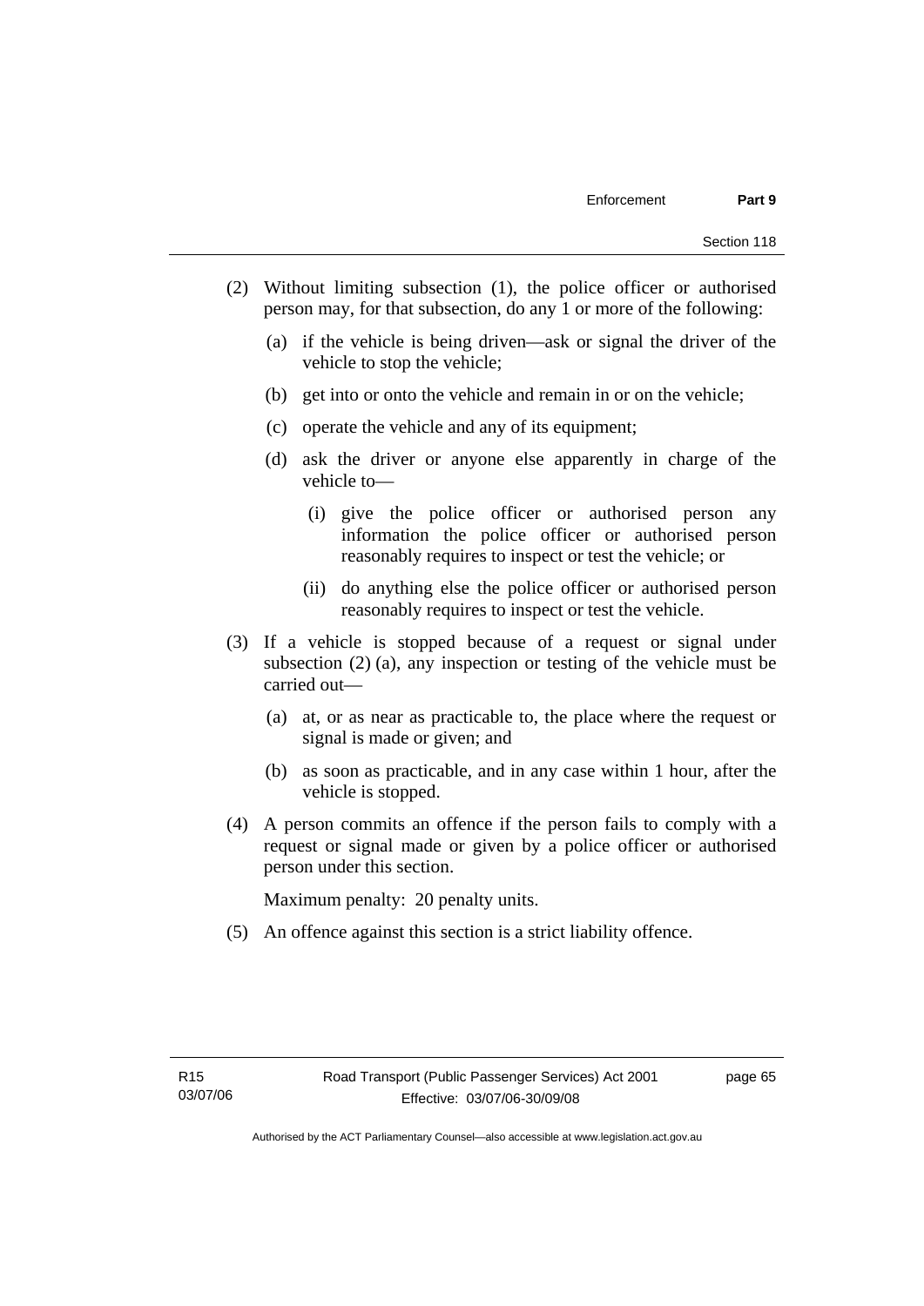(2) Without limiting subsection (1), the police officer or authorised person may, for that subsection, do any 1 or more of the following:

   (a) if the vehicle is being driven—ask or signal the driver of the vehicle to stop the vehicle;

   (b) get into or onto the vehicle and remain in or on the vehicle;

   (c) operate the vehicle and any of its equipment;

   (d) ask the driver or anyone else apparently in charge of the vehicle to—

      (i) give the police officer or authorised person any information the police officer or authorised person reasonably requires to inspect or test the vehicle; or

      (ii) do anything else the police officer or authorised person reasonably requires to inspect or test the vehicle.

(3) If a vehicle is stopped because of a request or signal under subsection (2) (a), any inspection or testing of the vehicle must be carried out—

   (a) at, or as near as practicable to, the place where the request or signal is made or given; and

   (b) as soon as practicable, and in any case within 1 hour, after the vehicle is stopped.

(4) A person commits an offence if the person fails to comply with a request or signal made or given by a police officer or authorised person under this section.

Maximum penalty: 20 penalty units.

(5) An offence against this section is a strict liability offence.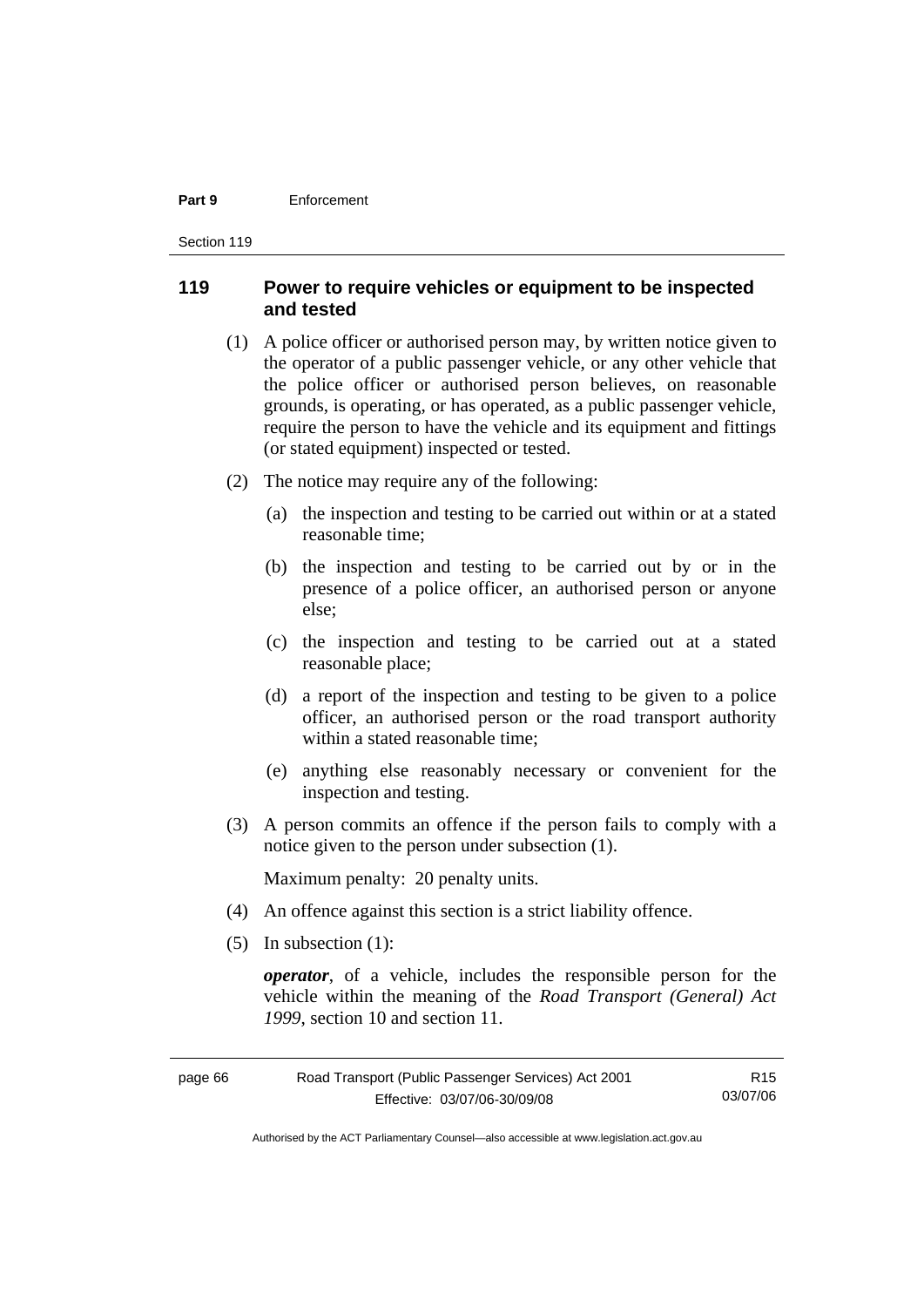## 119 Power to require vehicles or equipment to be inspected and tested

(1) A police officer or authorised person may, by written notice given to the operator of a public passenger vehicle, or any other vehicle that the police officer or authorised person believes, on reasonable grounds, is operating, or has operated, as a public passenger vehicle, require the person to have the vehicle and its equipment and fittings (or stated equipment) inspected or tested.

(2) The notice may require any of the following:

(a) the inspection and testing to be carried out within or at a stated reasonable time;

(b) the inspection and testing to be carried out by or in the presence of a police officer, an authorised person or anyone else;

(c) the inspection and testing to be carried out at a stated reasonable place;

(d) a report of the inspection and testing to be given to a police officer, an authorised person or the road transport authority within a stated reasonable time;

(e) anything else reasonably necessary or convenient for the inspection and testing.

(3) A person commits an offence if the person fails to comply with a notice given to the person under subsection (1).

Maximum penalty: 20 penalty units.

(4) An offence against this section is a strict liability offence.

(5) In subsection (1):

***operator***, of a vehicle, includes the responsible person for the vehicle within the meaning of the *Road Transport (General) Act 1999*, section 10 and section 11.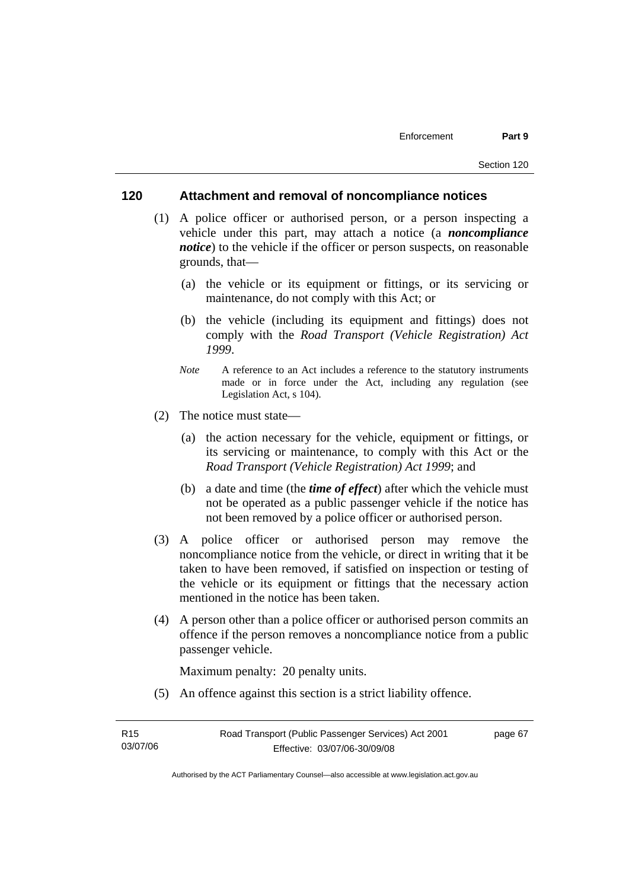## 120 Attachment and removal of noncompliance notices

(1) A police officer or authorised person, or a person inspecting a vehicle under this part, may attach a notice (a ***noncompliance notice***) to the vehicle if the officer or person suspects, on reasonable grounds, that—

(a) the vehicle or its equipment or fittings, or its servicing or maintenance, do not comply with this Act; or

(b) the vehicle (including its equipment and fittings) does not comply with the *Road Transport (Vehicle Registration) Act 1999*.

*Note* A reference to an Act includes a reference to the statutory instruments made or in force under the Act, including any regulation (see Legislation Act, s 104).

(2) The notice must state—

(a) the action necessary for the vehicle, equipment or fittings, or its servicing or maintenance, to comply with this Act or the *Road Transport (Vehicle Registration) Act 1999*; and

(b) a date and time (the ***time of effect***) after which the vehicle must not be operated as a public passenger vehicle if the notice has not been removed by a police officer or authorised person.

(3) A police officer or authorised person may remove the noncompliance notice from the vehicle, or direct in writing that it be taken to have been removed, if satisfied on inspection or testing of the vehicle or its equipment or fittings that the necessary action mentioned in the notice has been taken.

(4) A person other than a police officer or authorised person commits an offence if the person removes a noncompliance notice from a public passenger vehicle.

Maximum penalty: 20 penalty units.

(5) An offence against this section is a strict liability offence.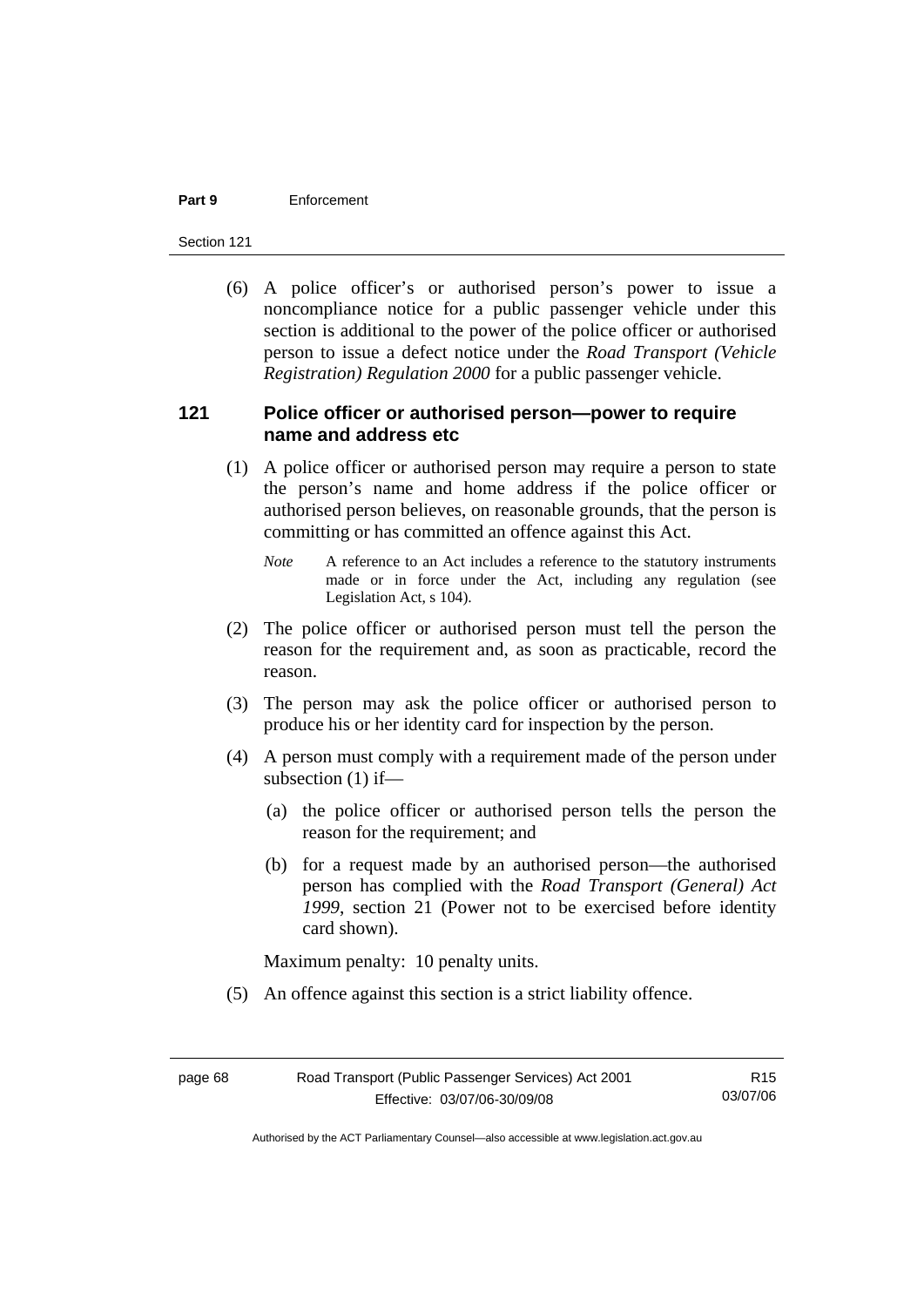(6) A police officer's or authorised person's power to issue a noncompliance notice for a public passenger vehicle under this section is additional to the power of the police officer or authorised person to issue a defect notice under the *Road Transport (Vehicle Registration) Regulation 2000* for a public passenger vehicle.

## 121 Police officer or authorised person—power to require name and address etc

(1) A police officer or authorised person may require a person to state the person's name and home address if the police officer or authorised person believes, on reasonable grounds, that the person is committing or has committed an offence against this Act.

*Note* A reference to an Act includes a reference to the statutory instruments made or in force under the Act, including any regulation (see Legislation Act, s 104).

(2) The police officer or authorised person must tell the person the reason for the requirement and, as soon as practicable, record the reason.

(3) The person may ask the police officer or authorised person to produce his or her identity card for inspection by the person.

(4) A person must comply with a requirement made of the person under subsection (1) if—

(a) the police officer or authorised person tells the person the reason for the requirement; and

(b) for a request made by an authorised person—the authorised person has complied with the *Road Transport (General) Act 1999*, section 21 (Power not to be exercised before identity card shown).

Maximum penalty: 10 penalty units.

(5) An offence against this section is a strict liability offence.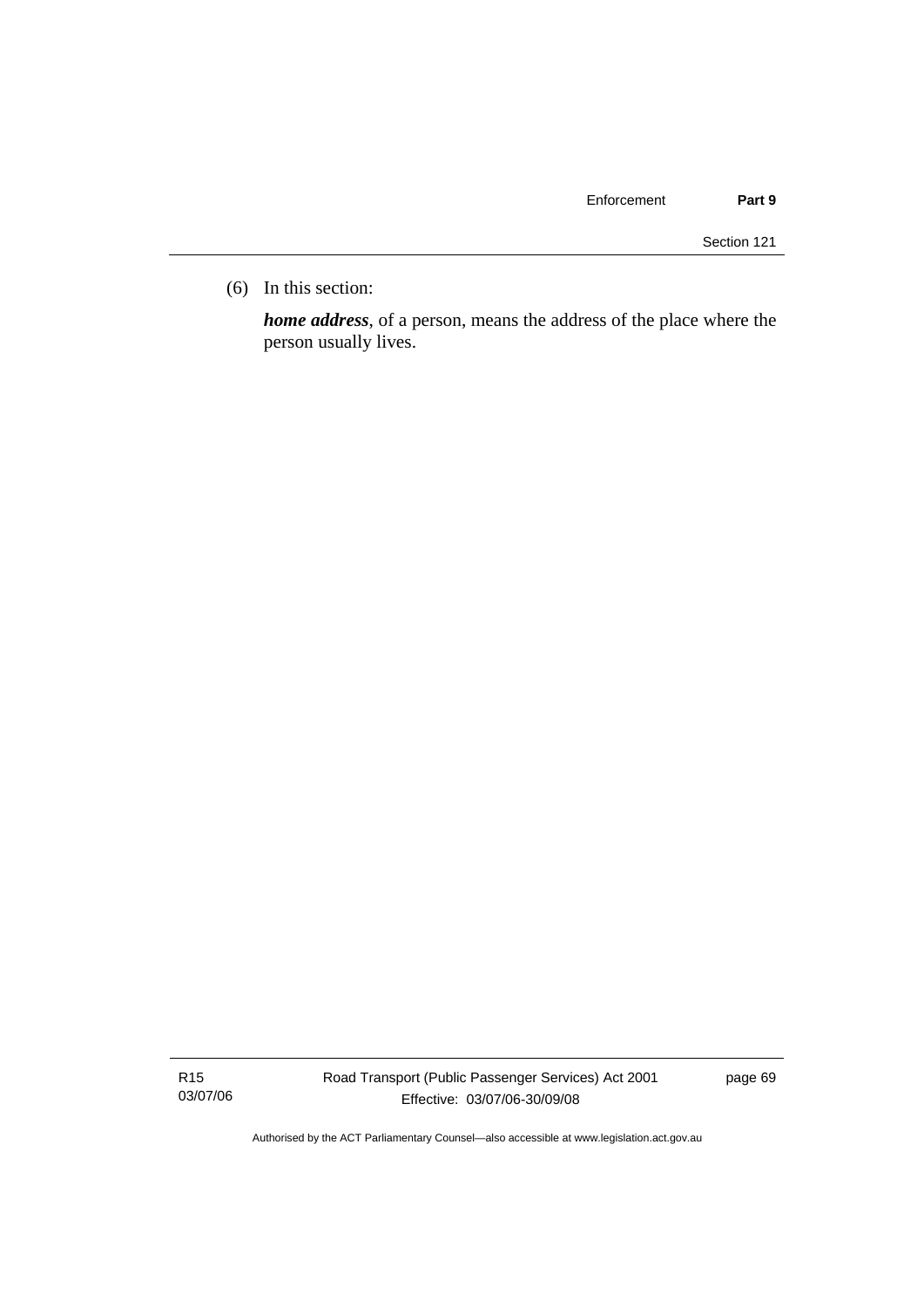(6) In this section:

***home address***, of a person, means the address of the place where the person usually lives.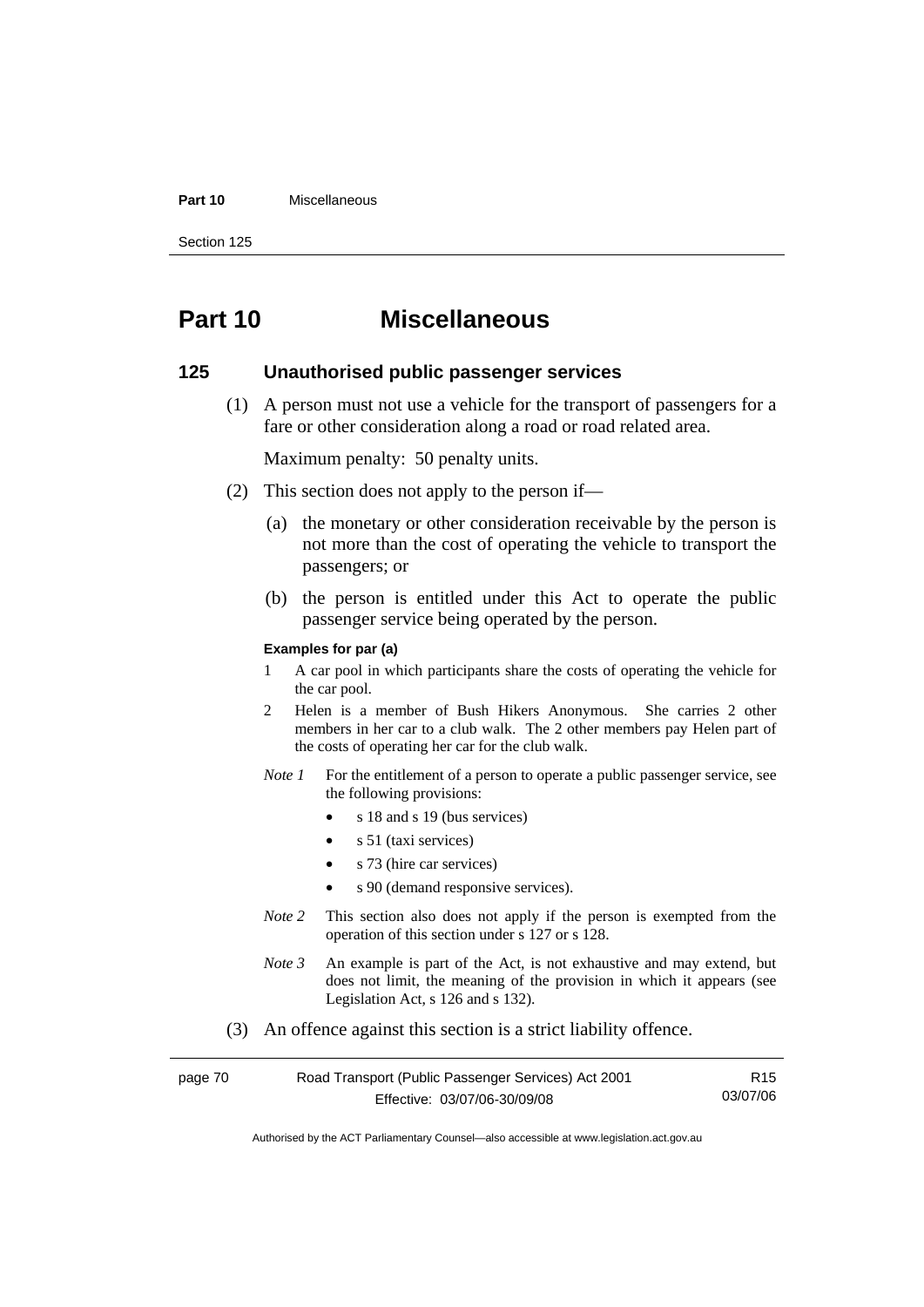# Part 10 Miscellaneous

## 125 Unauthorised public passenger services

(1) A person must not use a vehicle for the transport of passengers for a fare or other consideration along a road or road related area.

Maximum penalty: 50 penalty units.

(2) This section does not apply to the person if—

(a) the monetary or other consideration receivable by the person is not more than the cost of operating the vehicle to transport the passengers; or

(b) the person is entitled under this Act to operate the public passenger service being operated by the person.

**Examples for par (a)**

1 A car pool in which participants share the costs of operating the vehicle for the car pool.

2 Helen is a member of Bush Hikers Anonymous. She carries 2 other members in her car to a club walk. The 2 other members pay Helen part of the costs of operating her car for the club walk.

*Note 1* For the entitlement of a person to operate a public passenger service, see the following provisions:

- s 18 and s 19 (bus services)
- s 51 (taxi services)
- s 73 (hire car services)
- s 90 (demand responsive services).

*Note 2* This section also does not apply if the person is exempted from the operation of this section under s 127 or s 128.

*Note 3* An example is part of the Act, is not exhaustive and may extend, but does not limit, the meaning of the provision in which it appears (see Legislation Act, s 126 and s 132).

(3) An offence against this section is a strict liability offence.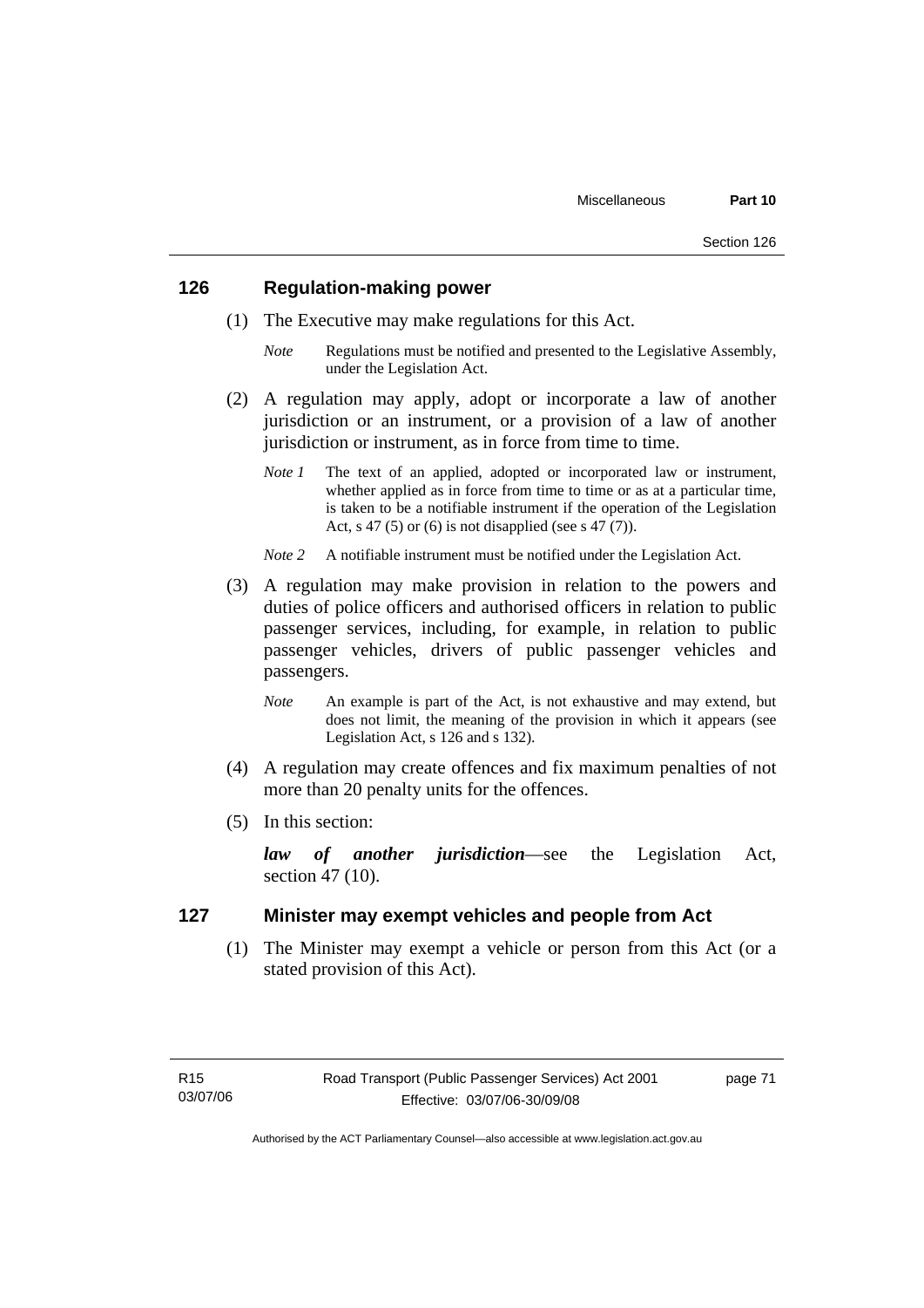## 126 Regulation-making power

(1) The Executive may make regulations for this Act.

*Note* Regulations must be notified and presented to the Legislative Assembly, under the Legislation Act.

(2) A regulation may apply, adopt or incorporate a law of another jurisdiction or an instrument, or a provision of a law of another jurisdiction or instrument, as in force from time to time.

*Note 1* The text of an applied, adopted or incorporated law or instrument, whether applied as in force from time to time or as at a particular time, is taken to be a notifiable instrument if the operation of the Legislation Act, s 47 (5) or (6) is not disapplied (see s 47 (7)).

*Note 2* A notifiable instrument must be notified under the Legislation Act.

(3) A regulation may make provision in relation to the powers and duties of police officers and authorised officers in relation to public passenger services, including, for example, in relation to public passenger vehicles, drivers of public passenger vehicles and passengers.

*Note* An example is part of the Act, is not exhaustive and may extend, but does not limit, the meaning of the provision in which it appears (see Legislation Act, s 126 and s 132).

(4) A regulation may create offences and fix maximum penalties of not more than 20 penalty units for the offences.

(5) In this section:

***law of another jurisdiction***—see the Legislation Act, section 47 (10).

## 127 Minister may exempt vehicles and people from Act

(1) The Minister may exempt a vehicle or person from this Act (or a stated provision of this Act).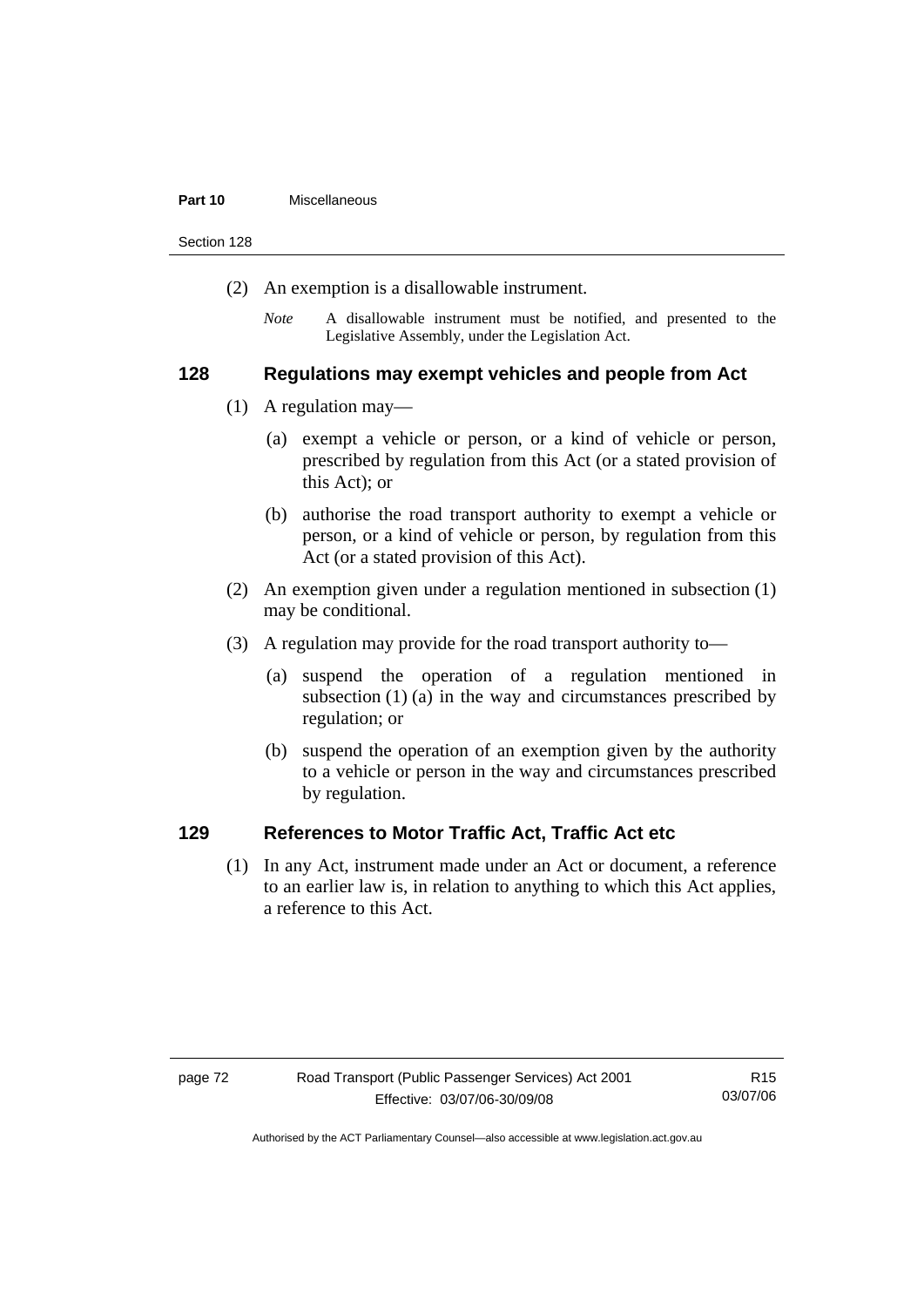(2) An exemption is a disallowable instrument.

*Note* A disallowable instrument must be notified, and presented to the Legislative Assembly, under the Legislation Act.

## 128 Regulations may exempt vehicles and people from Act

(1) A regulation may—

(a) exempt a vehicle or person, or a kind of vehicle or person, prescribed by regulation from this Act (or a stated provision of this Act); or

(b) authorise the road transport authority to exempt a vehicle or person, or a kind of vehicle or person, by regulation from this Act (or a stated provision of this Act).

(2) An exemption given under a regulation mentioned in subsection (1) may be conditional.

(3) A regulation may provide for the road transport authority to—

(a) suspend the operation of a regulation mentioned in subsection (1) (a) in the way and circumstances prescribed by regulation; or

(b) suspend the operation of an exemption given by the authority to a vehicle or person in the way and circumstances prescribed by regulation.

## 129 References to Motor Traffic Act, Traffic Act etc

(1) In any Act, instrument made under an Act or document, a reference to an earlier law is, in relation to anything to which this Act applies, a reference to this Act.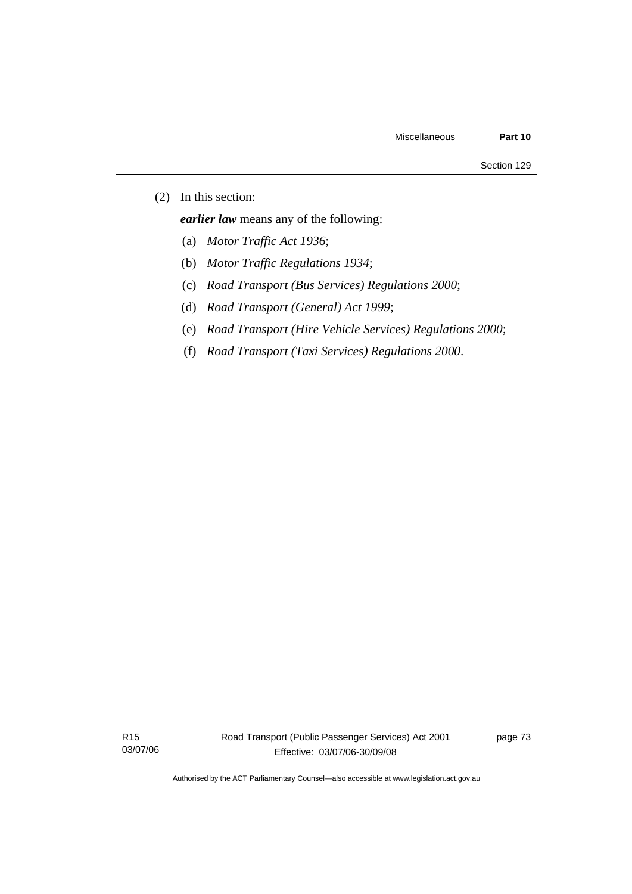(2) In this section:

***earlier law*** means any of the following:

(a) *Motor Traffic Act 1936*;

(b) *Motor Traffic Regulations 1934*;

(c) *Road Transport (Bus Services) Regulations 2000*;

(d) *Road Transport (General) Act 1999*;

(e) *Road Transport (Hire Vehicle Services) Regulations 2000*;

(f) *Road Transport (Taxi Services) Regulations 2000*.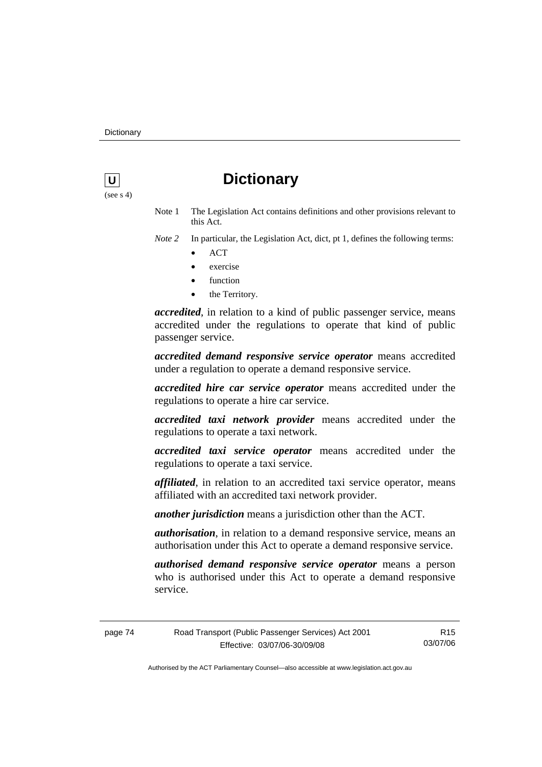# Dictionary

(see s 4)

Note 1 The Legislation Act contains definitions and other provisions relevant to this Act.

*Note 2* In particular, the Legislation Act, dict, pt 1, defines the following terms:

- ACT
- exercise
- function
- the Territory.

***accredited***, in relation to a kind of public passenger service, means accredited under the regulations to operate that kind of public passenger service.

***accredited demand responsive service operator*** means accredited under a regulation to operate a demand responsive service.

***accredited hire car service operator*** means accredited under the regulations to operate a hire car service.

***accredited taxi network provider*** means accredited under the regulations to operate a taxi network.

***accredited taxi service operator*** means accredited under the regulations to operate a taxi service.

***affiliated***, in relation to an accredited taxi service operator, means affiliated with an accredited taxi network provider.

***another jurisdiction*** means a jurisdiction other than the ACT.

***authorisation***, in relation to a demand responsive service, means an authorisation under this Act to operate a demand responsive service.

***authorised demand responsive service operator*** means a person who is authorised under this Act to operate a demand responsive service.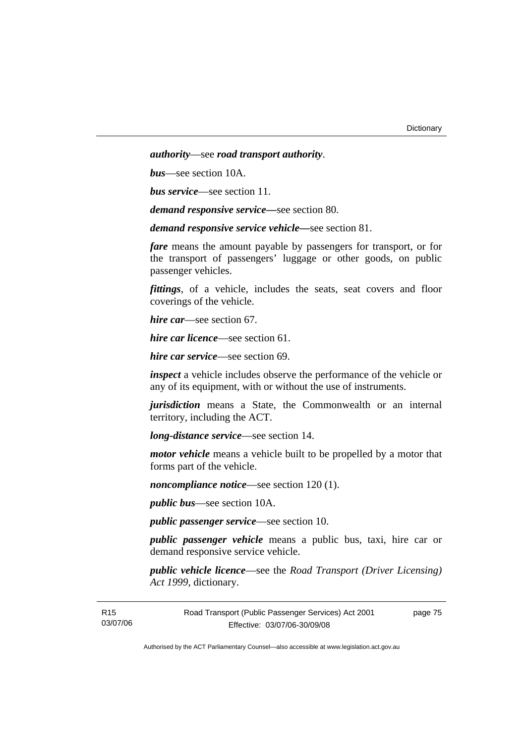***authority***—see ***road transport authority***.

***bus***—see section 10A.

***bus service***—see section 11.

***demand responsive service***—see section 80.

***demand responsive service vehicle***—see section 81.

***fare*** means the amount payable by passengers for transport, or for the transport of passengers' luggage or other goods, on public passenger vehicles.

***fittings***, of a vehicle, includes the seats, seat covers and floor coverings of the vehicle.

***hire car***—see section 67.

***hire car licence***—see section 61.

***hire car service***—see section 69.

***inspect*** a vehicle includes observe the performance of the vehicle or any of its equipment, with or without the use of instruments.

***jurisdiction*** means a State, the Commonwealth or an internal territory, including the ACT.

***long-distance service***—see section 14.

***motor vehicle*** means a vehicle built to be propelled by a motor that forms part of the vehicle.

***noncompliance notice***—see section 120 (1).

***public bus***—see section 10A.

***public passenger service***—see section 10.

***public passenger vehicle*** means a public bus, taxi, hire car or demand responsive service vehicle.

***public vehicle licence***—see the *Road Transport (Driver Licensing) Act 1999*, dictionary.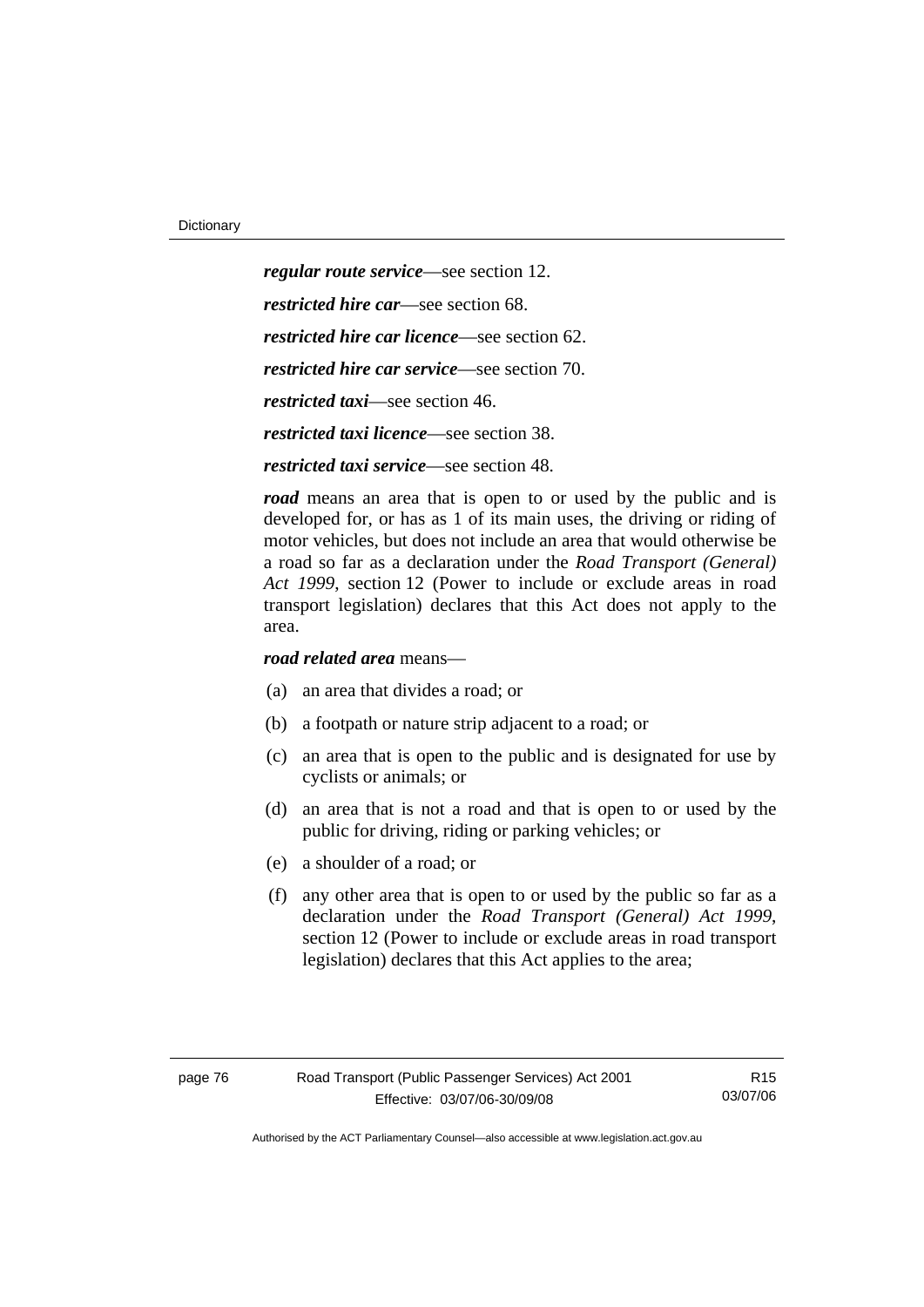***regular route service***—see section 12.

***restricted hire car***—see section 68.

***restricted hire car licence***—see section 62.

***restricted hire car service***—see section 70.

***restricted taxi***—see section 46.

***restricted taxi licence***—see section 38.

***restricted taxi service***—see section 48.

***road*** means an area that is open to or used by the public and is developed for, or has as 1 of its main uses, the driving or riding of motor vehicles, but does not include an area that would otherwise be a road so far as a declaration under the *Road Transport (General) Act 1999*, section 12 (Power to include or exclude areas in road transport legislation) declares that this Act does not apply to the area.

***road related area*** means—

(a) an area that divides a road; or

(b) a footpath or nature strip adjacent to a road; or

(c) an area that is open to the public and is designated for use by cyclists or animals; or

(d) an area that is not a road and that is open to or used by the public for driving, riding or parking vehicles; or

(e) a shoulder of a road; or

(f) any other area that is open to or used by the public so far as a declaration under the *Road Transport (General) Act 1999*, section 12 (Power to include or exclude areas in road transport legislation) declares that this Act applies to the area;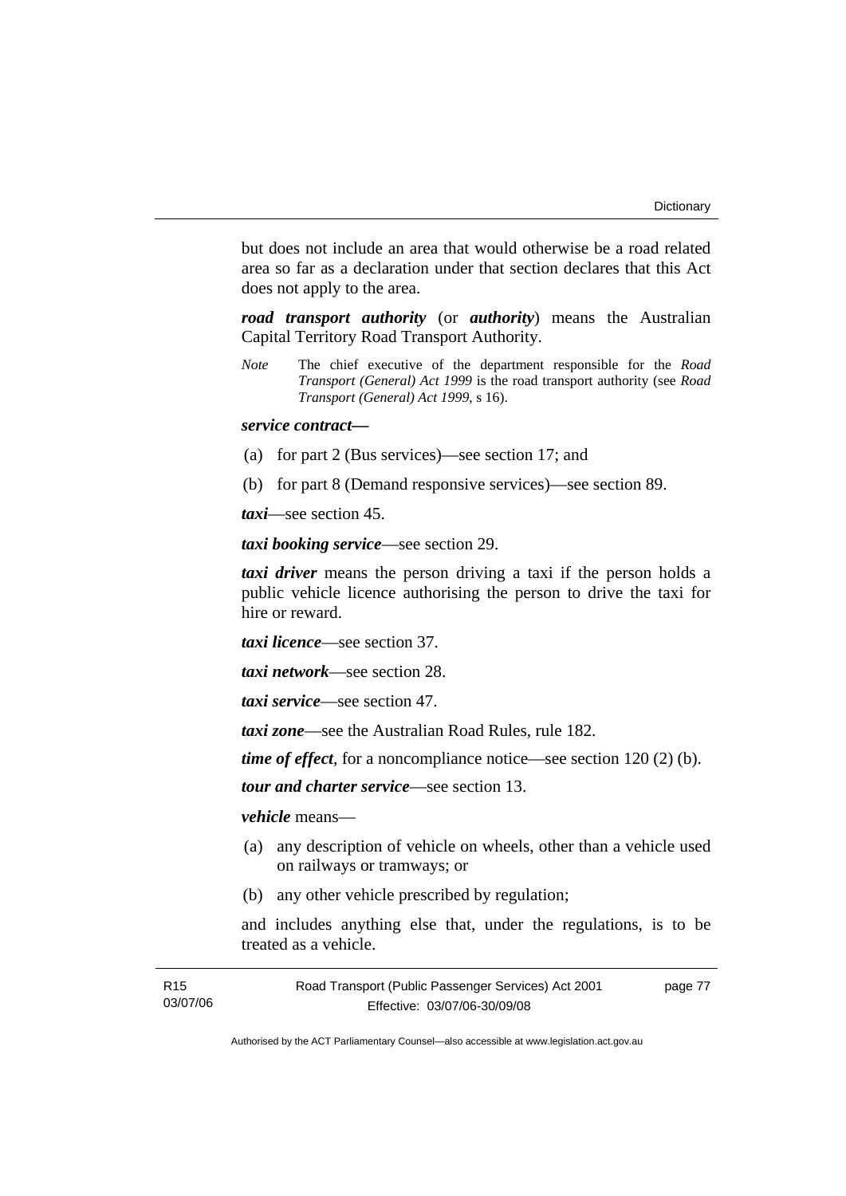but does not include an area that would otherwise be a road related area so far as a declaration under that section declares that this Act does not apply to the area.

***road transport authority*** (or ***authority***) means the Australian Capital Territory Road Transport Authority.

*Note* The chief executive of the department responsible for the *Road Transport (General) Act 1999* is the road transport authority (see *Road Transport (General) Act 1999*, s 16).

***service contract—***

(a) for part 2 (Bus services)—see section 17; and

(b) for part 8 (Demand responsive services)—see section 89.

***taxi***—see section 45.

***taxi booking service***—see section 29.

***taxi driver*** means the person driving a taxi if the person holds a public vehicle licence authorising the person to drive the taxi for hire or reward.

***taxi licence***—see section 37.

***taxi network***—see section 28.

***taxi service***—see section 47.

***taxi zone***—see the Australian Road Rules, rule 182.

***time of effect***, for a noncompliance notice—see section 120 (2) (b).

***tour and charter service***—see section 13.

***vehicle*** means—

(a) any description of vehicle on wheels, other than a vehicle used on railways or tramways; or

(b) any other vehicle prescribed by regulation;

and includes anything else that, under the regulations, is to be treated as a vehicle.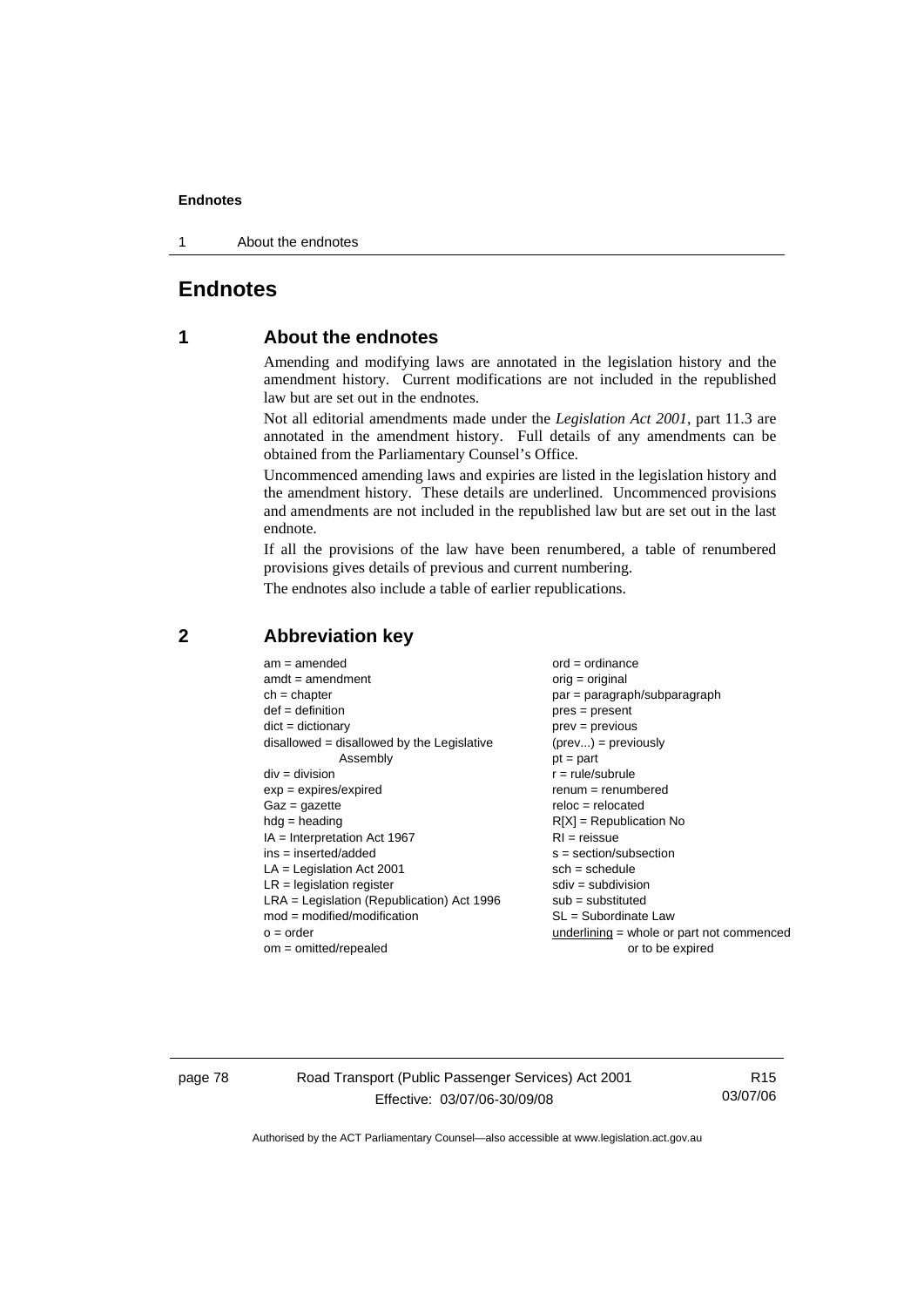# Endnotes

## 1 About the endnotes

Amending and modifying laws are annotated in the legislation history and the amendment history. Current modifications are not included in the republished law but are set out in the endnotes.

Not all editorial amendments made under the *Legislation Act 2001*, part 11.3 are annotated in the amendment history. Full details of any amendments can be obtained from the Parliamentary Counsel's Office.

Uncommenced amending laws and expiries are listed in the legislation history and the amendment history. These details are underlined. Uncommenced provisions and amendments are not included in the republished law but are set out in the last endnote.

If all the provisions of the law have been renumbered, a table of renumbered provisions gives details of previous and current numbering.

The endnotes also include a table of earlier republications.

## 2 Abbreviation key

am = amended
amdt = amendment
ch = chapter
def = definition
dict = dictionary
disallowed = disallowed by the Legislative Assembly
div = division
exp = expires/expired
Gaz = gazette
hdg = heading
IA = Interpretation Act 1967
ins = inserted/added
LA = Legislation Act 2001
LR = legislation register
LRA = Legislation (Republication) Act 1996
mod = modified/modification
o = order
om = omitted/repealed
ord = ordinance
orig = original
par = paragraph/subparagraph
pres = present
prev = previous
(prev...) = previously
pt = part
r = rule/subrule
renum = renumbered
reloc = relocated
R[X] = Republication No
RI = reissue
s = section/subsection
sch = schedule
sdiv = subdivision
sub = substituted
SL = Subordinate Law
<u>underlining</u> = whole or part not commenced or to be expired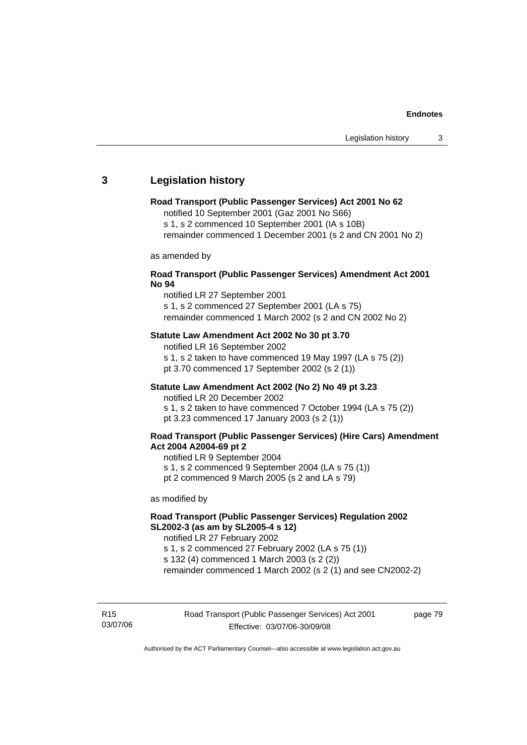## 3 Legislation history

**Road Transport (Public Passenger Services) Act 2001 No 62**

notified 10 September 2001 (Gaz 2001 No S66)
s 1, s 2 commenced 10 September 2001 (IA s 10B)
remainder commenced 1 December 2001 (s 2 and CN 2001 No 2)

as amended by

**Road Transport (Public Passenger Services) Amendment Act 2001 No 94**

notified LR 27 September 2001
s 1, s 2 commenced 27 September 2001 (LA s 75)
remainder commenced 1 March 2002 (s 2 and CN 2002 No 2)

**Statute Law Amendment Act 2002 No 30 pt 3.70**

notified LR 16 September 2002
s 1, s 2 taken to have commenced 19 May 1997 (LA s 75 (2))
pt 3.70 commenced 17 September 2002 (s 2 (1))

**Statute Law Amendment Act 2002 (No 2) No 49 pt 3.23**

notified LR 20 December 2002
s 1, s 2 taken to have commenced 7 October 1994 (LA s 75 (2))
pt 3.23 commenced 17 January 2003 (s 2 (1))

**Road Transport (Public Passenger Services) (Hire Cars) Amendment Act 2004 A2004-69 pt 2**

notified LR 9 September 2004
s 1, s 2 commenced 9 September 2004 (LA s 75 (1))
pt 2 commenced 9 March 2005 (s 2 and LA s 79)

as modified by

**Road Transport (Public Passenger Services) Regulation 2002 SL2002-3 (as am by SL2005-4 s 12)**

notified LR 27 February 2002
s 1, s 2 commenced 27 February 2002 (LA s 75 (1))
s 132 (4) commenced 1 March 2003 (s 2 (2))
remainder commenced 1 March 2002 (s 2 (1) and see CN2002-2)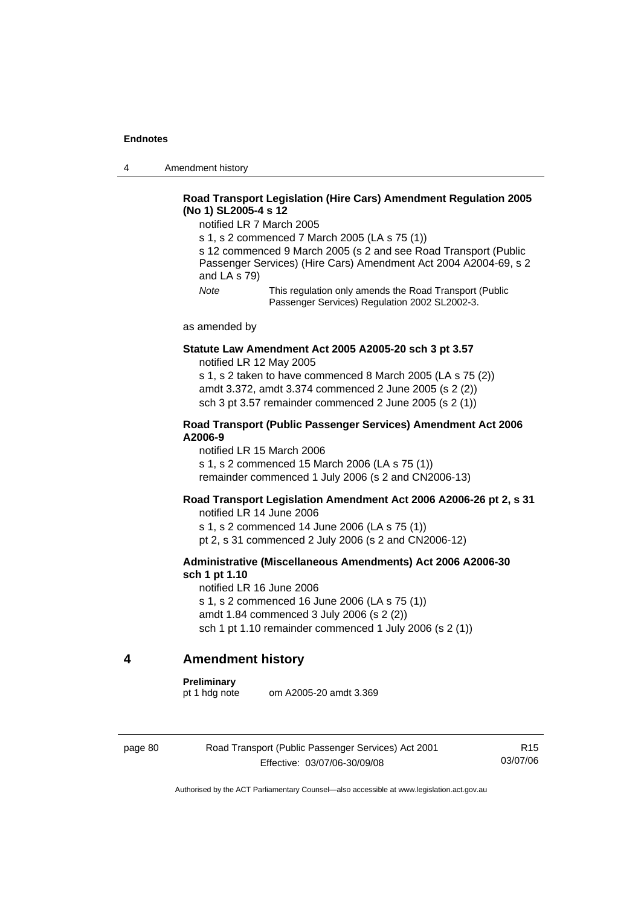**Road Transport Legislation (Hire Cars) Amendment Regulation 2005 (No 1) SL2005-4 s 12**

notified LR 7 March 2005

s 1, s 2 commenced 7 March 2005 (LA s 75 (1))

s 12 commenced 9 March 2005 (s 2 and see Road Transport (Public Passenger Services) (Hire Cars) Amendment Act 2004 A2004-69, s 2 and LA s 79)

*Note* This regulation only amends the Road Transport (Public Passenger Services) Regulation 2002 SL2002-3.

as amended by

**Statute Law Amendment Act 2005 A2005-20 sch 3 pt 3.57**

notified LR 12 May 2005

s 1, s 2 taken to have commenced 8 March 2005 (LA s 75 (2))

amdt 3.372, amdt 3.374 commenced 2 June 2005 (s 2 (2))

sch 3 pt 3.57 remainder commenced 2 June 2005 (s 2 (1))

**Road Transport (Public Passenger Services) Amendment Act 2006 A2006-9**

notified LR 15 March 2006

s 1, s 2 commenced 15 March 2006 (LA s 75 (1))

remainder commenced 1 July 2006 (s 2 and CN2006-13)

**Road Transport Legislation Amendment Act 2006 A2006-26 pt 2, s 31**

notified LR 14 June 2006

s 1, s 2 commenced 14 June 2006 (LA s 75 (1))

pt 2, s 31 commenced 2 July 2006 (s 2 and CN2006-12)

**Administrative (Miscellaneous Amendments) Act 2006 A2006-30 sch 1 pt 1.10**

notified LR 16 June 2006

s 1, s 2 commenced 16 June 2006 (LA s 75 (1))

amdt 1.84 commenced 3 July 2006 (s 2 (2))

sch 1 pt 1.10 remainder commenced 1 July 2006 (s 2 (1))

## 4 Amendment history

**Preliminary**

pt 1 hdg note om A2005-20 amdt 3.369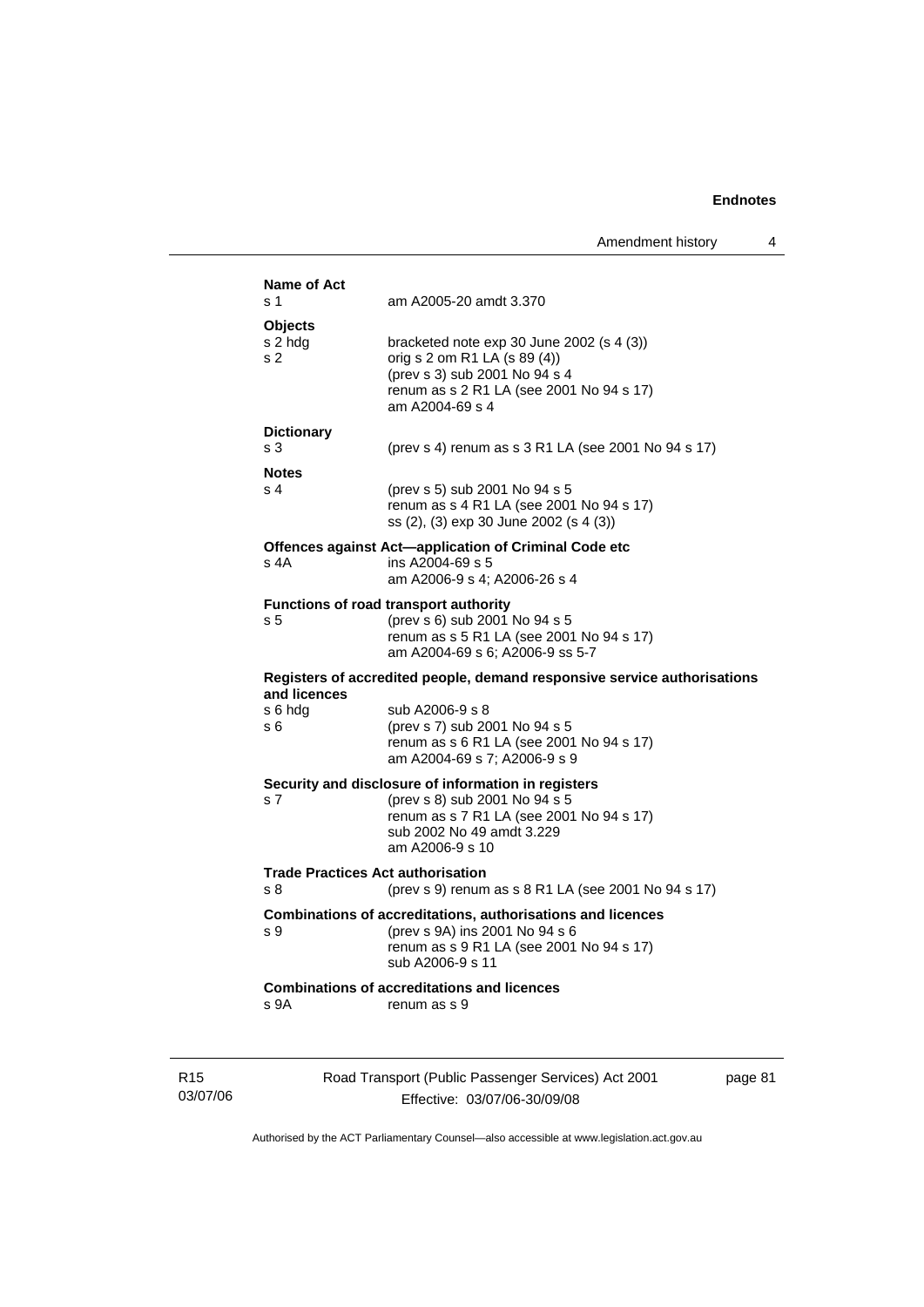**Name of Act**

s 1 am A2005-20 amdt 3.370

**Objects**

s 2 hdg bracketed note exp 30 June 2002 (s 4 (3))

s 2 orig s 2 om R1 LA (s 89 (4))
(prev s 3) sub 2001 No 94 s 4
renum as s 2 R1 LA (see 2001 No 94 s 17)
am A2004-69 s 4

**Dictionary**

s 3 (prev s 4) renum as s 3 R1 LA (see 2001 No 94 s 17)

**Notes**

s 4 (prev s 5) sub 2001 No 94 s 5
renum as s 4 R1 LA (see 2001 No 94 s 17)
ss (2), (3) exp 30 June 2002 (s 4 (3))

**Offences against Act—application of Criminal Code etc**

s 4A ins A2004-69 s 5
am A2006-9 s 4; A2006-26 s 4

**Functions of road transport authority**

s 5 (prev s 6) sub 2001 No 94 s 5
renum as s 5 R1 LA (see 2001 No 94 s 17)
am A2004-69 s 6; A2006-9 ss 5-7

**Registers of accredited people, demand responsive service authorisations and licences**

s 6 hdg sub A2006-9 s 8

s 6 (prev s 7) sub 2001 No 94 s 5
renum as s 6 R1 LA (see 2001 No 94 s 17)
am A2004-69 s 7; A2006-9 s 9

**Security and disclosure of information in registers**

s 7 (prev s 8) sub 2001 No 94 s 5
renum as s 7 R1 LA (see 2001 No 94 s 17)
sub 2002 No 49 amdt 3.229
am A2006-9 s 10

**Trade Practices Act authorisation**

s 8 (prev s 9) renum as s 8 R1 LA (see 2001 No 94 s 17)

**Combinations of accreditations, authorisations and licences**

s 9 (prev s 9A) ins 2001 No 94 s 6
renum as s 9 R1 LA (see 2001 No 94 s 17)
sub A2006-9 s 11

**Combinations of accreditations and licences**

s 9A renum as s 9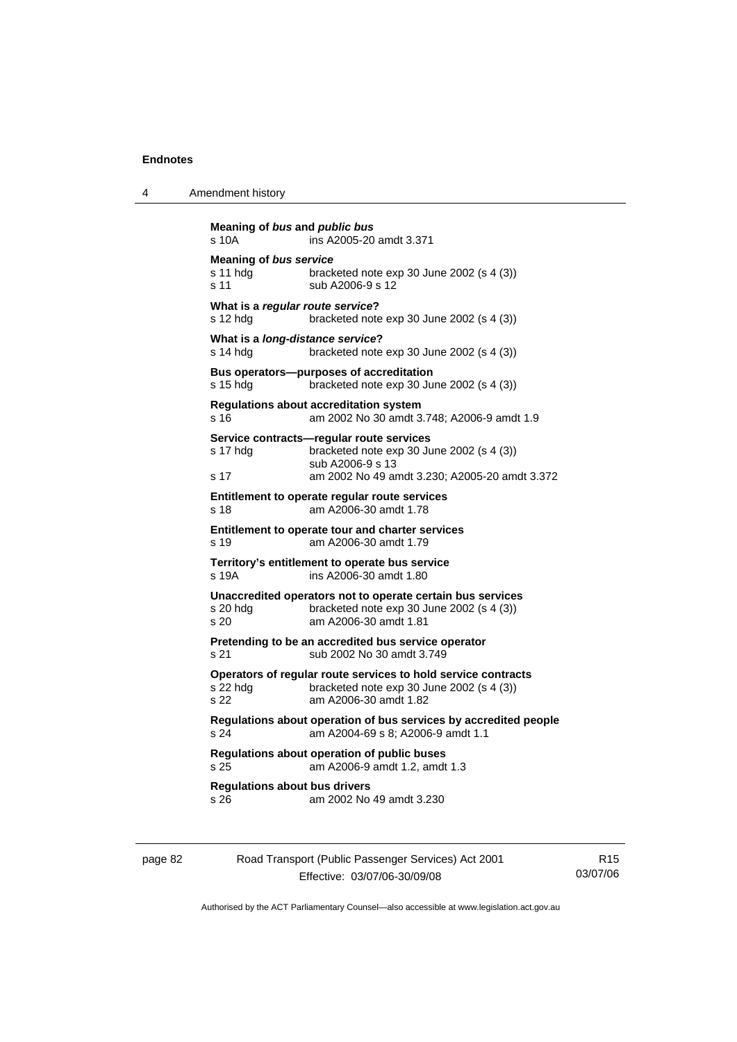**Meaning of *bus* and *public bus***
s 10A ins A2005-20 amdt 3.371

**Meaning of *bus service***
s 11 hdg bracketed note exp 30 June 2002 (s 4 (3))
s 11 sub A2006-9 s 12

**What is a *regular route service*?**
s 12 hdg bracketed note exp 30 June 2002 (s 4 (3))

**What is a *long-distance service*?**
s 14 hdg bracketed note exp 30 June 2002 (s 4 (3))

**Bus operators—purposes of accreditation**
s 15 hdg bracketed note exp 30 June 2002 (s 4 (3))

**Regulations about accreditation system**
s 16 am 2002 No 30 amdt 3.748; A2006-9 amdt 1.9

**Service contracts—regular route services**
s 17 hdg bracketed note exp 30 June 2002 (s 4 (3))
sub A2006-9 s 13
s 17 am 2002 No 49 amdt 3.230; A2005-20 amdt 3.372

**Entitlement to operate regular route services**
s 18 am A2006-30 amdt 1.78

**Entitlement to operate tour and charter services**
s 19 am A2006-30 amdt 1.79

**Territory's entitlement to operate bus service**
s 19A ins A2006-30 amdt 1.80

**Unaccredited operators not to operate certain bus services**
s 20 hdg bracketed note exp 30 June 2002 (s 4 (3))
s 20 am A2006-30 amdt 1.81

**Pretending to be an accredited bus service operator**
s 21 sub 2002 No 30 amdt 3.749

**Operators of regular route services to hold service contracts**
s 22 hdg bracketed note exp 30 June 2002 (s 4 (3))
s 22 am A2006-30 amdt 1.82

**Regulations about operation of bus services by accredited people**
s 24 am A2004-69 s 8; A2006-9 amdt 1.1

**Regulations about operation of public buses**
s 25 am A2006-9 amdt 1.2, amdt 1.3

**Regulations about bus drivers**
s 26 am 2002 No 49 amdt 3.230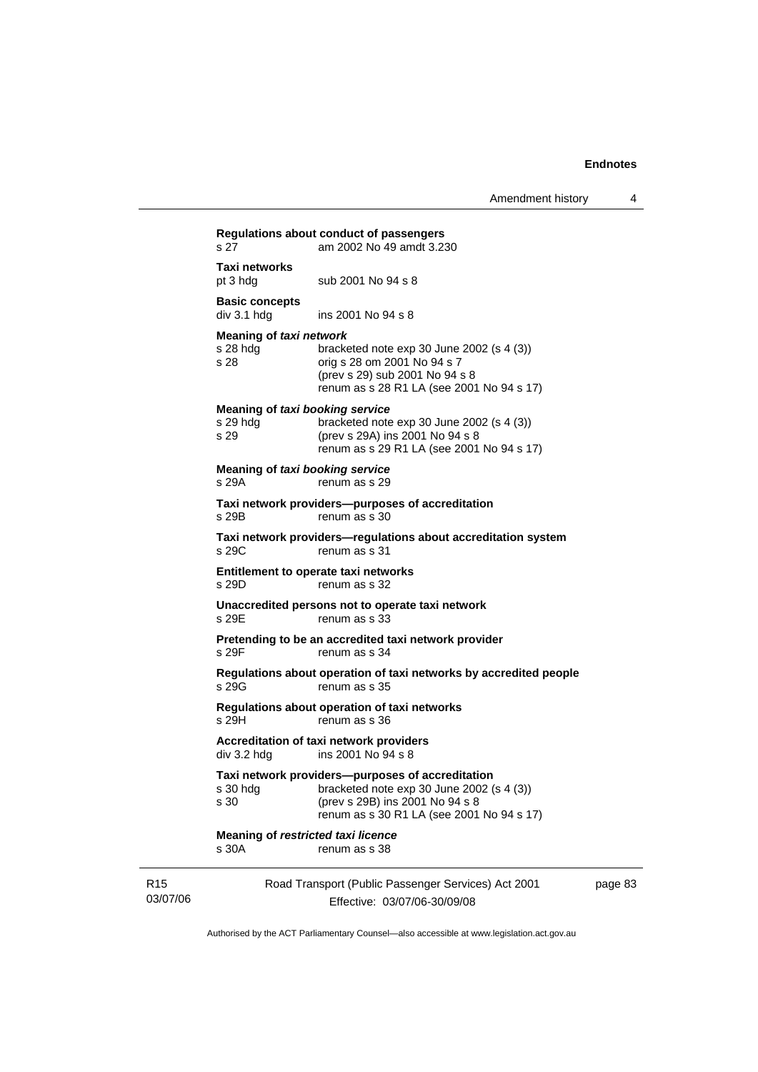**Regulations about conduct of passengers**

s 27 am 2002 No 49 amdt 3.230

**Taxi networks**

pt 3 hdg sub 2001 No 94 s 8

**Basic concepts**

div 3.1 hdg ins 2001 No 94 s 8

**Meaning of *taxi network***

s 28 hdg bracketed note exp 30 June 2002 (s 4 (3))

s 28 orig s 28 om 2001 No 94 s 7
(prev s 29) sub 2001 No 94 s 8
renum as s 28 R1 LA (see 2001 No 94 s 17)

**Meaning of *taxi booking service***

s 29 hdg bracketed note exp 30 June 2002 (s 4 (3))

s 29 (prev s 29A) ins 2001 No 94 s 8
renum as s 29 R1 LA (see 2001 No 94 s 17)

**Meaning of *taxi booking service***

s 29A renum as s 29

**Taxi network providers—purposes of accreditation**

s 29B renum as s 30

**Taxi network providers—regulations about accreditation system**

s 29C renum as s 31

**Entitlement to operate taxi networks**

s 29D renum as s 32

**Unaccredited persons not to operate taxi network**

s 29E renum as s 33

**Pretending to be an accredited taxi network provider**

s 29F renum as s 34

**Regulations about operation of taxi networks by accredited people**

s 29G renum as s 35

**Regulations about operation of taxi networks**

s 29H renum as s 36

**Accreditation of taxi network providers**

div 3.2 hdg ins 2001 No 94 s 8

**Taxi network providers—purposes of accreditation**

s 30 hdg bracketed note exp 30 June 2002 (s 4 (3))

s 30 (prev s 29B) ins 2001 No 94 s 8
renum as s 30 R1 LA (see 2001 No 94 s 17)

**Meaning of *restricted taxi licence***

s 30A renum as s 38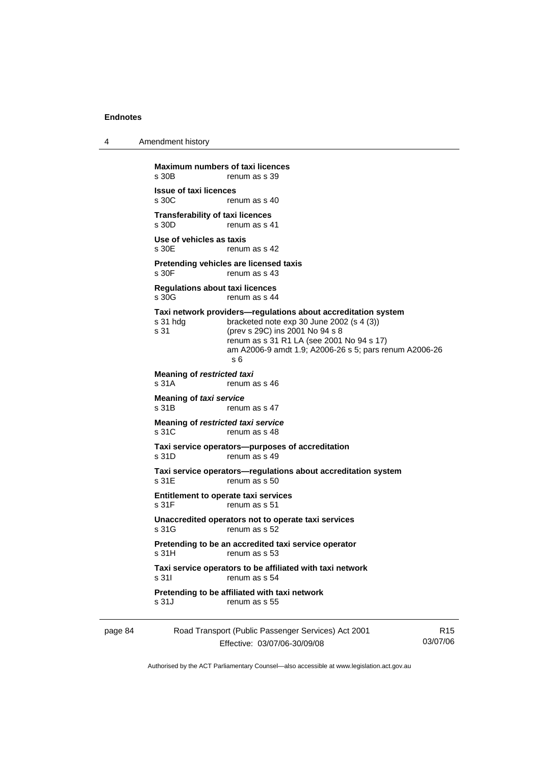**Maximum numbers of taxi licences**
s 30B renum as s 39

**Issue of taxi licences**
s 30C renum as s 40

**Transferability of taxi licences**
s 30D renum as s 41

**Use of vehicles as taxis**
s 30E renum as s 42

**Pretending vehicles are licensed taxis**
s 30F renum as s 43

**Regulations about taxi licences**
s 30G renum as s 44

**Taxi network providers—regulations about accreditation system**
s 31 hdg bracketed note exp 30 June 2002 (s 4 (3))
s 31 (prev s 29C) ins 2001 No 94 s 8
renum as s 31 R1 LA (see 2001 No 94 s 17)
am A2006-9 amdt 1.9; A2006-26 s 5; pars renum A2006-26 s 6

**Meaning of *restricted taxi***
s 31A renum as s 46

**Meaning of *taxi service***
s 31B renum as s 47

**Meaning of *restricted taxi service***
s 31C renum as s 48

**Taxi service operators—purposes of accreditation**
s 31D renum as s 49

**Taxi service operators—regulations about accreditation system**
s 31E renum as s 50

**Entitlement to operate taxi services**
s 31F renum as s 51

**Unaccredited operators not to operate taxi services**
s 31G renum as s 52

**Pretending to be an accredited taxi service operator**
s 31H renum as s 53

**Taxi service operators to be affiliated with taxi network**
s 31I renum as s 54

**Pretending to be affiliated with taxi network**
s 31J renum as s 55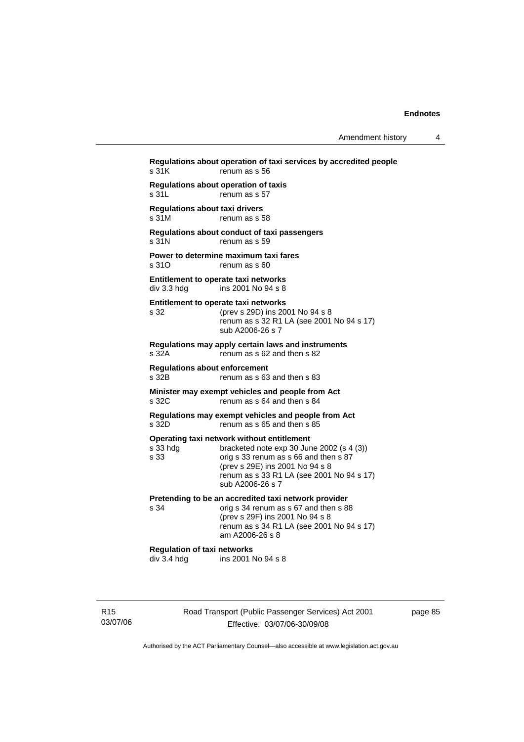**Regulations about operation of taxi services by accredited people**
s 31K renum as s 56

**Regulations about operation of taxis**
s 31L renum as s 57

**Regulations about taxi drivers**
s 31M renum as s 58

**Regulations about conduct of taxi passengers**
s 31N renum as s 59

**Power to determine maximum taxi fares**
s 31O renum as s 60

**Entitlement to operate taxi networks**
div 3.3 hdg ins 2001 No 94 s 8

**Entitlement to operate taxi networks**
s 32 (prev s 29D) ins 2001 No 94 s 8
renum as s 32 R1 LA (see 2001 No 94 s 17)
sub A2006-26 s 7

**Regulations may apply certain laws and instruments**
s 32A renum as s 62 and then s 82

**Regulations about enforcement**
s 32B renum as s 63 and then s 83

**Minister may exempt vehicles and people from Act**
s 32C renum as s 64 and then s 84

**Regulations may exempt vehicles and people from Act**
s 32D renum as s 65 and then s 85

**Operating taxi network without entitlement**
s 33 hdg bracketed note exp 30 June 2002 (s 4 (3))
s 33 orig s 33 renum as s 66 and then s 87
(prev s 29E) ins 2001 No 94 s 8
renum as s 33 R1 LA (see 2001 No 94 s 17)
sub A2006-26 s 7

**Pretending to be an accredited taxi network provider**
s 34 orig s 34 renum as s 67 and then s 88
(prev s 29F) ins 2001 No 94 s 8
renum as s 34 R1 LA (see 2001 No 94 s 17)
am A2006-26 s 8

**Regulation of taxi networks**
div 3.4 hdg ins 2001 No 94 s 8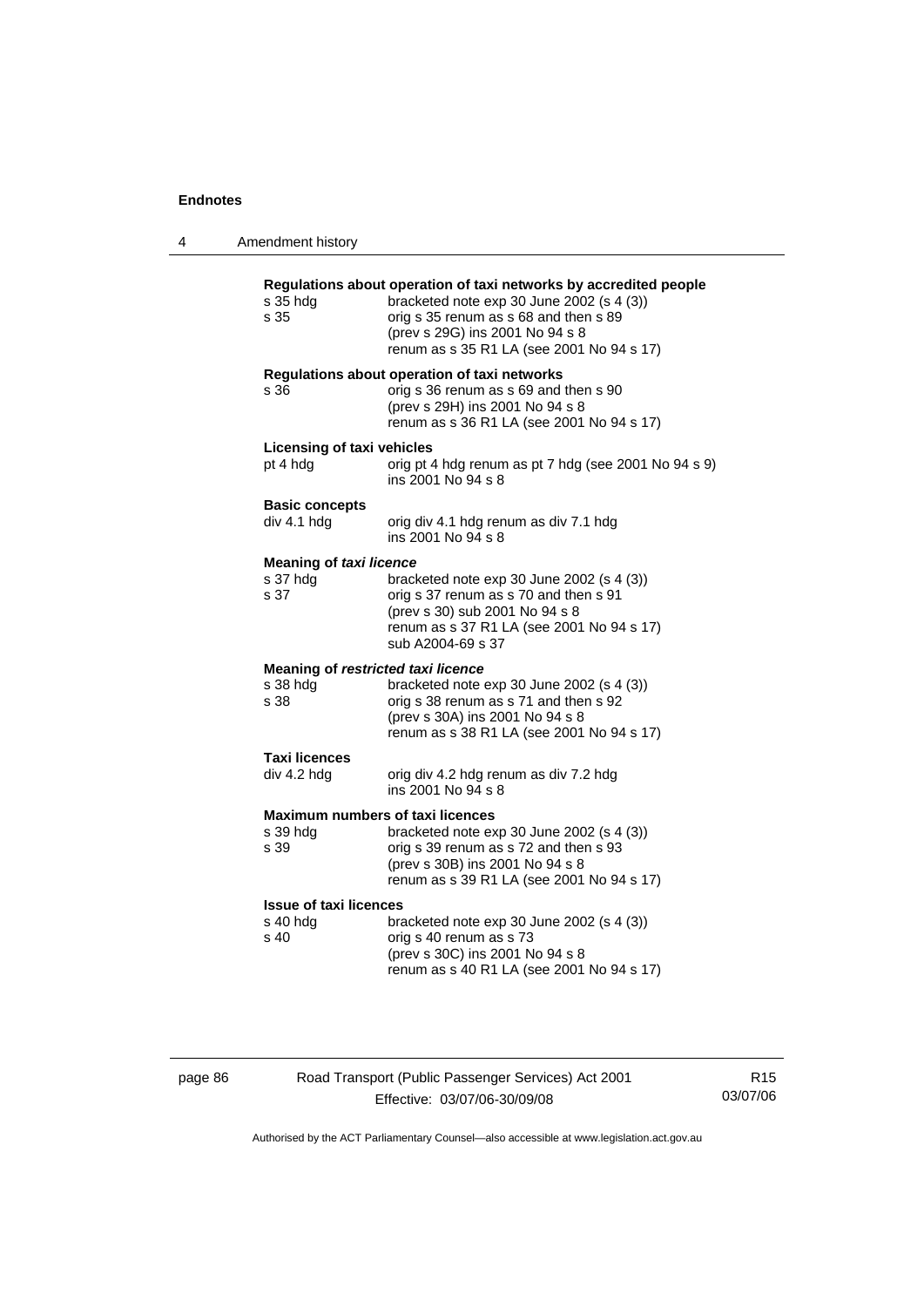## Regulations about operation of taxi networks by accredited people

s 35 hdg bracketed note exp 30 June 2002 (s 4 (3))
s 35 orig s 35 renum as s 68 and then s 89
(prev s 29G) ins 2001 No 94 s 8
renum as s 35 R1 LA (see 2001 No 94 s 17)

## Regulations about operation of taxi networks

s 36 orig s 36 renum as s 69 and then s 90
(prev s 29H) ins 2001 No 94 s 8
renum as s 36 R1 LA (see 2001 No 94 s 17)

## Licensing of taxi vehicles

pt 4 hdg orig pt 4 hdg renum as pt 7 hdg (see 2001 No 94 s 9)
ins 2001 No 94 s 8

## Basic concepts

div 4.1 hdg orig div 4.1 hdg renum as div 7.1 hdg
ins 2001 No 94 s 8

## Meaning of *taxi licence*

s 37 hdg bracketed note exp 30 June 2002 (s 4 (3))
s 37 orig s 37 renum as s 70 and then s 91
(prev s 30) sub 2001 No 94 s 8
renum as s 37 R1 LA (see 2001 No 94 s 17)
sub A2004-69 s 37

## Meaning of *restricted taxi licence*

s 38 hdg bracketed note exp 30 June 2002 (s 4 (3))
s 38 orig s 38 renum as s 71 and then s 92
(prev s 30A) ins 2001 No 94 s 8
renum as s 38 R1 LA (see 2001 No 94 s 17)

## Taxi licences

div 4.2 hdg orig div 4.2 hdg renum as div 7.2 hdg
ins 2001 No 94 s 8

## Maximum numbers of taxi licences

s 39 hdg bracketed note exp 30 June 2002 (s 4 (3))
s 39 orig s 39 renum as s 72 and then s 93
(prev s 30B) ins 2001 No 94 s 8
renum as s 39 R1 LA (see 2001 No 94 s 17)

## Issue of taxi licences

s 40 hdg bracketed note exp 30 June 2002 (s 4 (3))
s 40 orig s 40 renum as s 73
(prev s 30C) ins 2001 No 94 s 8
renum as s 40 R1 LA (see 2001 No 94 s 17)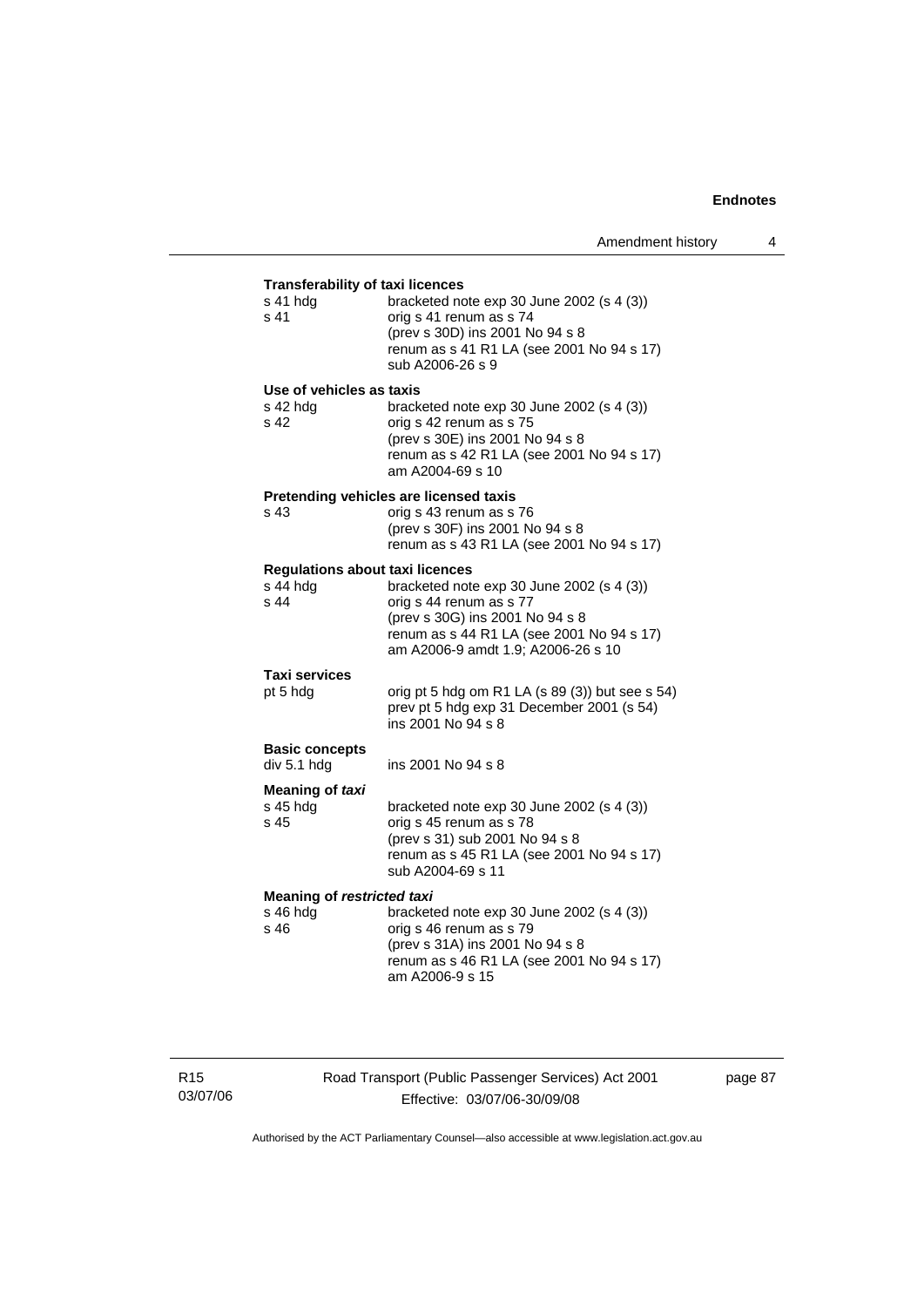**Transferability of taxi licences**

| | |
|---|---|
| s 41 hdg | bracketed note exp 30 June 2002 (s 4 (3)) |
| s 41 | orig s 41 renum as s 74<br>(prev s 30D) ins 2001 No 94 s 8<br>renum as s 41 R1 LA (see 2001 No 94 s 17)<br>sub A2006-26 s 9 |

**Use of vehicles as taxis**

| | |
|---|---|
| s 42 hdg | bracketed note exp 30 June 2002 (s 4 (3)) |
| s 42 | orig s 42 renum as s 75<br>(prev s 30E) ins 2001 No 94 s 8<br>renum as s 42 R1 LA (see 2001 No 94 s 17)<br>am A2004-69 s 10 |

**Pretending vehicles are licensed taxis**

| | |
|---|---|
| s 43 | orig s 43 renum as s 76<br>(prev s 30F) ins 2001 No 94 s 8<br>renum as s 43 R1 LA (see 2001 No 94 s 17) |

**Regulations about taxi licences**

| | |
|---|---|
| s 44 hdg | bracketed note exp 30 June 2002 (s 4 (3)) |
| s 44 | orig s 44 renum as s 77<br>(prev s 30G) ins 2001 No 94 s 8<br>renum as s 44 R1 LA (see 2001 No 94 s 17)<br>am A2006-9 amdt 1.9; A2006-26 s 10 |

**Taxi services**

| | |
|---|---|
| pt 5 hdg | orig pt 5 hdg om R1 LA (s 89 (3)) but see s 54)<br>prev pt 5 hdg exp 31 December 2001 (s 54)<br>ins 2001 No 94 s 8 |

**Basic concepts**

| | |
|---|---|
| div 5.1 hdg | ins 2001 No 94 s 8 |

**Meaning of *taxi***

| | |
|---|---|
| s 45 hdg | bracketed note exp 30 June 2002 (s 4 (3)) |
| s 45 | orig s 45 renum as s 78<br>(prev s 31) sub 2001 No 94 s 8<br>renum as s 45 R1 LA (see 2001 No 94 s 17)<br>sub A2004-69 s 11 |

**Meaning of *restricted taxi***

| | |
|---|---|
| s 46 hdg | bracketed note exp 30 June 2002 (s 4 (3)) |
| s 46 | orig s 46 renum as s 79<br>(prev s 31A) ins 2001 No 94 s 8<br>renum as s 46 R1 LA (see 2001 No 94 s 17)<br>am A2006-9 s 15 |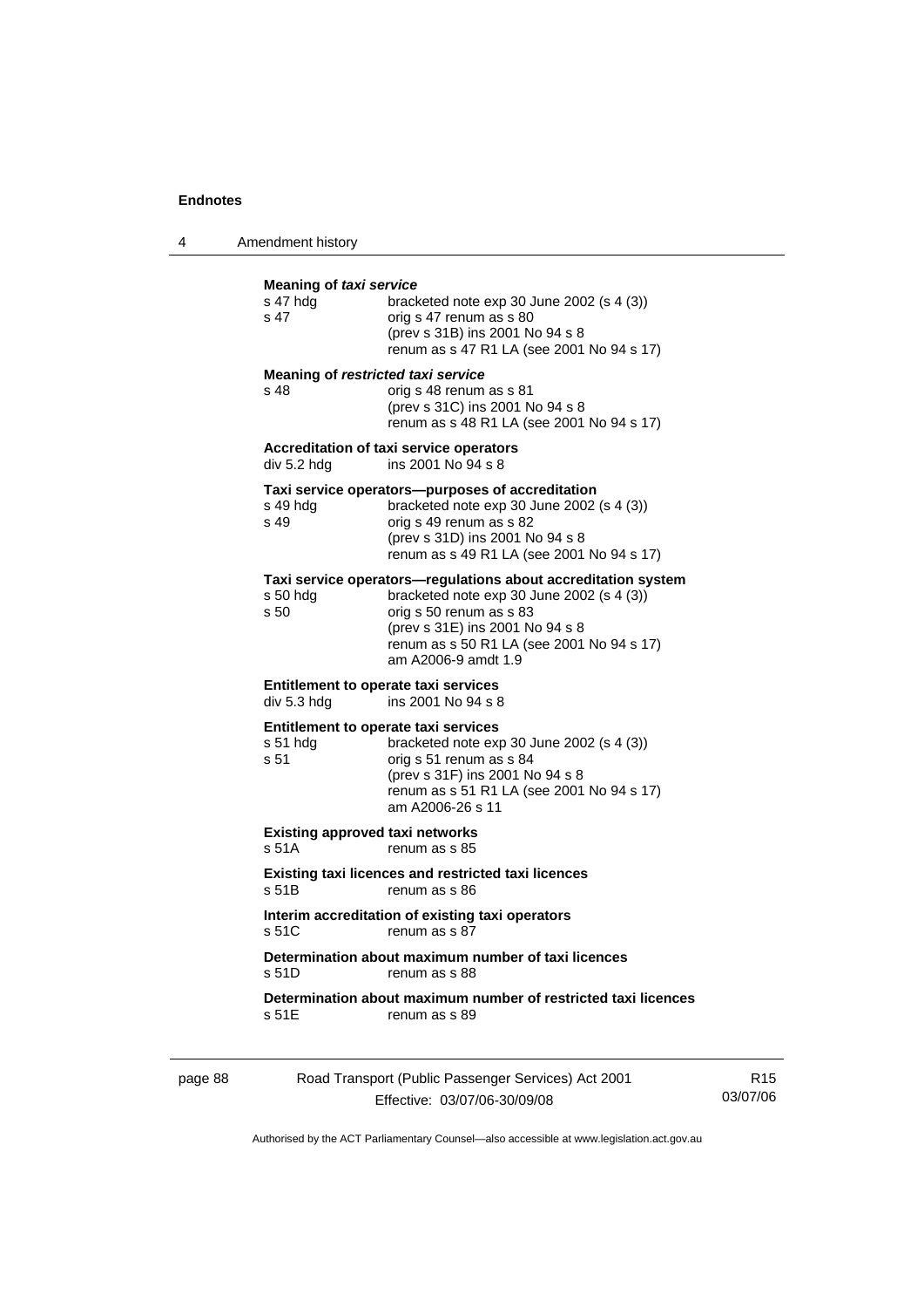**Meaning of *taxi service***

s 47 hdg	bracketed note exp 30 June 2002 (s 4 (3))
s 47	orig s 47 renum as s 80
	(prev s 31B) ins 2001 No 94 s 8
	renum as s 47 R1 LA (see 2001 No 94 s 17)

**Meaning of *restricted taxi service***

s 48	orig s 48 renum as s 81
	(prev s 31C) ins 2001 No 94 s 8
	renum as s 48 R1 LA (see 2001 No 94 s 17)

**Accreditation of taxi service operators**

div 5.2 hdg	ins 2001 No 94 s 8

**Taxi service operators—purposes of accreditation**

s 49 hdg	bracketed note exp 30 June 2002 (s 4 (3))
s 49	orig s 49 renum as s 82
	(prev s 31D) ins 2001 No 94 s 8
	renum as s 49 R1 LA (see 2001 No 94 s 17)

**Taxi service operators—regulations about accreditation system**

s 50 hdg	bracketed note exp 30 June 2002 (s 4 (3))
s 50	orig s 50 renum as s 83
	(prev s 31E) ins 2001 No 94 s 8
	renum as s 50 R1 LA (see 2001 No 94 s 17)
	am A2006-9 amdt 1.9

**Entitlement to operate taxi services**

div 5.3 hdg	ins 2001 No 94 s 8

**Entitlement to operate taxi services**

s 51 hdg	bracketed note exp 30 June 2002 (s 4 (3))
s 51	orig s 51 renum as s 84
	(prev s 31F) ins 2001 No 94 s 8
	renum as s 51 R1 LA (see 2001 No 94 s 17)
	am A2006-26 s 11

**Existing approved taxi networks**

s 51A	renum as s 85

**Existing taxi licences and restricted taxi licences**

s 51B	renum as s 86

**Interim accreditation of existing taxi operators**

s 51C	renum as s 87

**Determination about maximum number of taxi licences**

s 51D	renum as s 88

**Determination about maximum number of restricted taxi licences**

s 51E	renum as s 89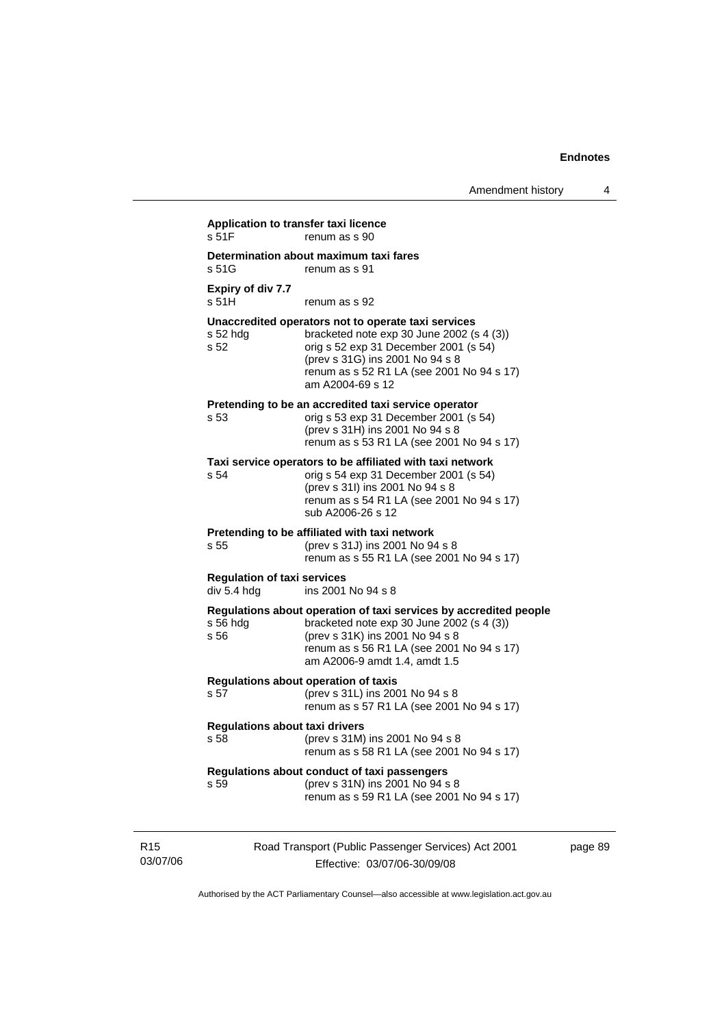**Application to transfer taxi licence**
s 51F renum as s 90

**Determination about maximum taxi fares**
s 51G renum as s 91

**Expiry of div 7.7**
s 51H renum as s 92

**Unaccredited operators not to operate taxi services**
s 52 hdg bracketed note exp 30 June 2002 (s 4 (3))
s 52 orig s 52 exp 31 December 2001 (s 54)
(prev s 31G) ins 2001 No 94 s 8
renum as s 52 R1 LA (see 2001 No 94 s 17)
am A2004-69 s 12

**Pretending to be an accredited taxi service operator**
s 53 orig s 53 exp 31 December 2001 (s 54)
(prev s 31H) ins 2001 No 94 s 8
renum as s 53 R1 LA (see 2001 No 94 s 17)

**Taxi service operators to be affiliated with taxi network**
s 54 orig s 54 exp 31 December 2001 (s 54)
(prev s 31I) ins 2001 No 94 s 8
renum as s 54 R1 LA (see 2001 No 94 s 17)
sub A2006-26 s 12

**Pretending to be affiliated with taxi network**
s 55 (prev s 31J) ins 2001 No 94 s 8
renum as s 55 R1 LA (see 2001 No 94 s 17)

**Regulation of taxi services**
div 5.4 hdg ins 2001 No 94 s 8

**Regulations about operation of taxi services by accredited people**
s 56 hdg bracketed note exp 30 June 2002 (s 4 (3))
s 56 (prev s 31K) ins 2001 No 94 s 8
renum as s 56 R1 LA (see 2001 No 94 s 17)
am A2006-9 amdt 1.4, amdt 1.5

**Regulations about operation of taxis**
s 57 (prev s 31L) ins 2001 No 94 s 8
renum as s 57 R1 LA (see 2001 No 94 s 17)

**Regulations about taxi drivers**
s 58 (prev s 31M) ins 2001 No 94 s 8
renum as s 58 R1 LA (see 2001 No 94 s 17)

**Regulations about conduct of taxi passengers**
s 59 (prev s 31N) ins 2001 No 94 s 8
renum as s 59 R1 LA (see 2001 No 94 s 17)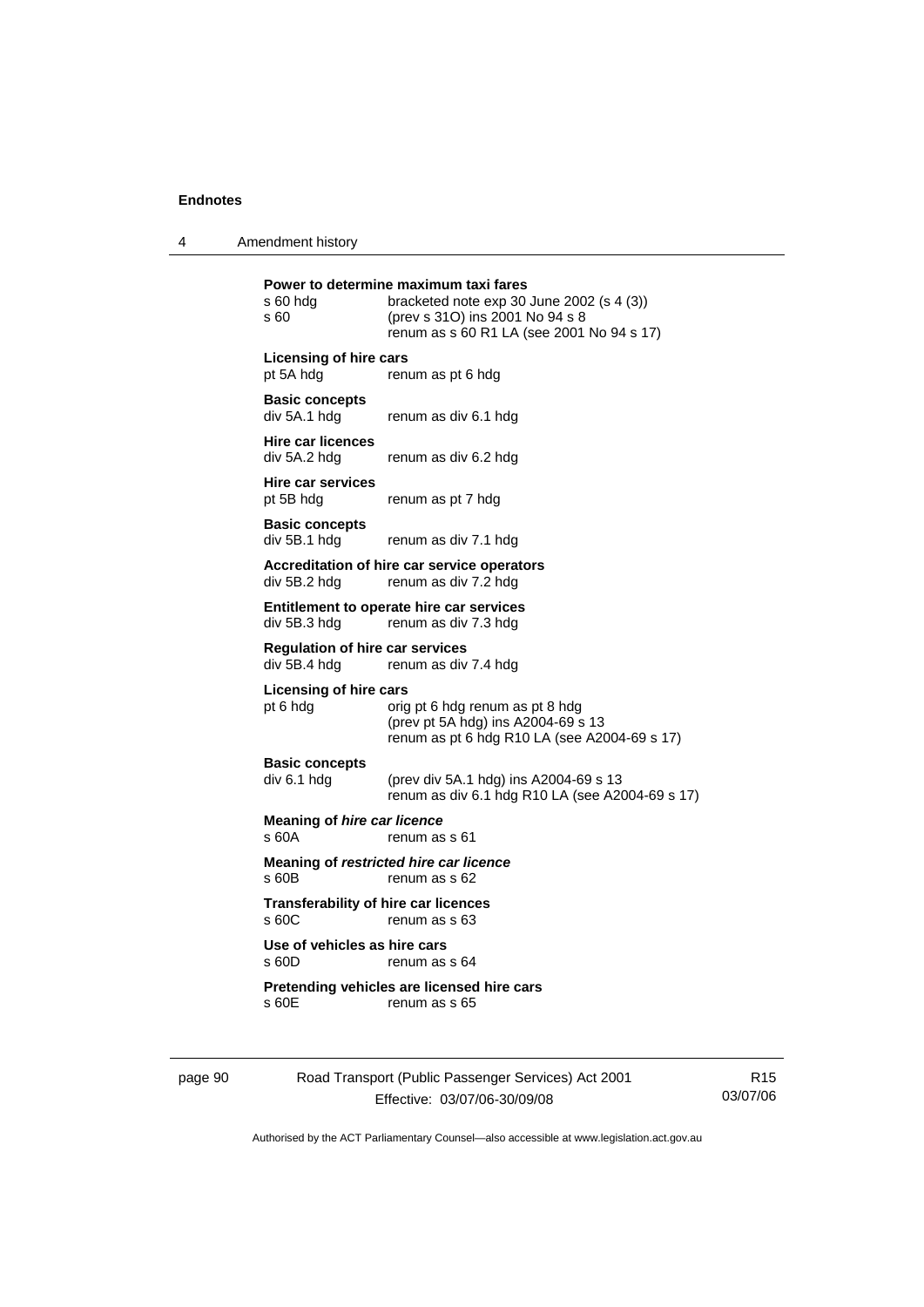**Power to determine maximum taxi fares**

s 60 hdg — bracketed note exp 30 June 2002 (s 4 (3))
s 60 — (prev s 31O) ins 2001 No 94 s 8
renum as s 60 R1 LA (see 2001 No 94 s 17)

**Licensing of hire cars**

pt 5A hdg — renum as pt 6 hdg

**Basic concepts**

div 5A.1 hdg — renum as div 6.1 hdg

**Hire car licences**

div 5A.2 hdg — renum as div 6.2 hdg

**Hire car services**

pt 5B hdg — renum as pt 7 hdg

**Basic concepts**

div 5B.1 hdg — renum as div 7.1 hdg

**Accreditation of hire car service operators**

div 5B.2 hdg — renum as div 7.2 hdg

**Entitlement to operate hire car services**

div 5B.3 hdg — renum as div 7.3 hdg

**Regulation of hire car services**

div 5B.4 hdg — renum as div 7.4 hdg

**Licensing of hire cars**

pt 6 hdg — orig pt 6 hdg renum as pt 8 hdg
(prev pt 5A hdg) ins A2004-69 s 13
renum as pt 6 hdg R10 LA (see A2004-69 s 17)

**Basic concepts**

div 6.1 hdg — (prev div 5A.1 hdg) ins A2004-69 s 13
renum as div 6.1 hdg R10 LA (see A2004-69 s 17)

**Meaning of *hire car licence***

s 60A — renum as s 61

**Meaning of *restricted hire car licence***

s 60B — renum as s 62

**Transferability of hire car licences**

s 60C — renum as s 63

**Use of vehicles as hire cars**

s 60D — renum as s 64

**Pretending vehicles are licensed hire cars**

s 60E — renum as s 65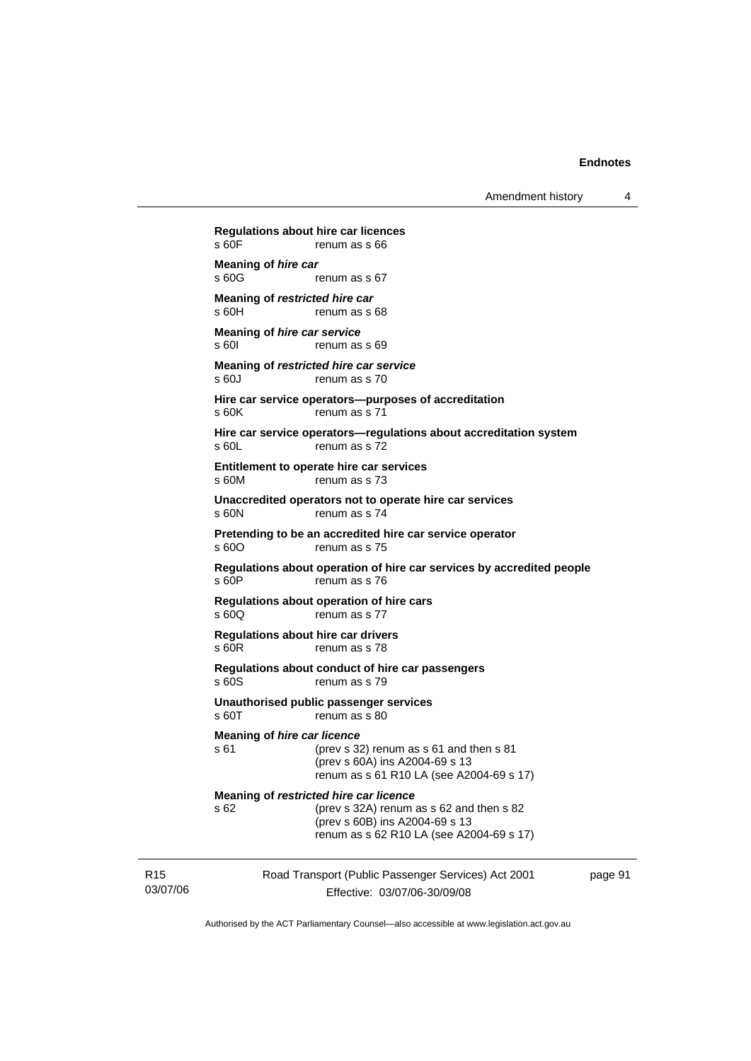**Regulations about hire car licences**
s 60F renum as s 66

**Meaning of *hire car***
s 60G renum as s 67

**Meaning of *restricted hire car***
s 60H renum as s 68

**Meaning of *hire car service***
s 60I renum as s 69

**Meaning of *restricted hire car service***
s 60J renum as s 70

**Hire car service operators—purposes of accreditation**
s 60K renum as s 71

**Hire car service operators—regulations about accreditation system**
s 60L renum as s 72

**Entitlement to operate hire car services**
s 60M renum as s 73

**Unaccredited operators not to operate hire car services**
s 60N renum as s 74

**Pretending to be an accredited hire car service operator**
s 60O renum as s 75

**Regulations about operation of hire car services by accredited people**
s 60P renum as s 76

**Regulations about operation of hire cars**
s 60Q renum as s 77

**Regulations about hire car drivers**
s 60R renum as s 78

**Regulations about conduct of hire car passengers**
s 60S renum as s 79

**Unauthorised public passenger services**
s 60T renum as s 80

**Meaning of *hire car licence***
s 61 (prev s 32) renum as s 61 and then s 81
(prev s 60A) ins A2004-69 s 13
renum as s 61 R10 LA (see A2004-69 s 17)

**Meaning of *restricted hire car licence***
s 62 (prev s 32A) renum as s 62 and then s 82
(prev s 60B) ins A2004-69 s 13
renum as s 62 R10 LA (see A2004-69 s 17)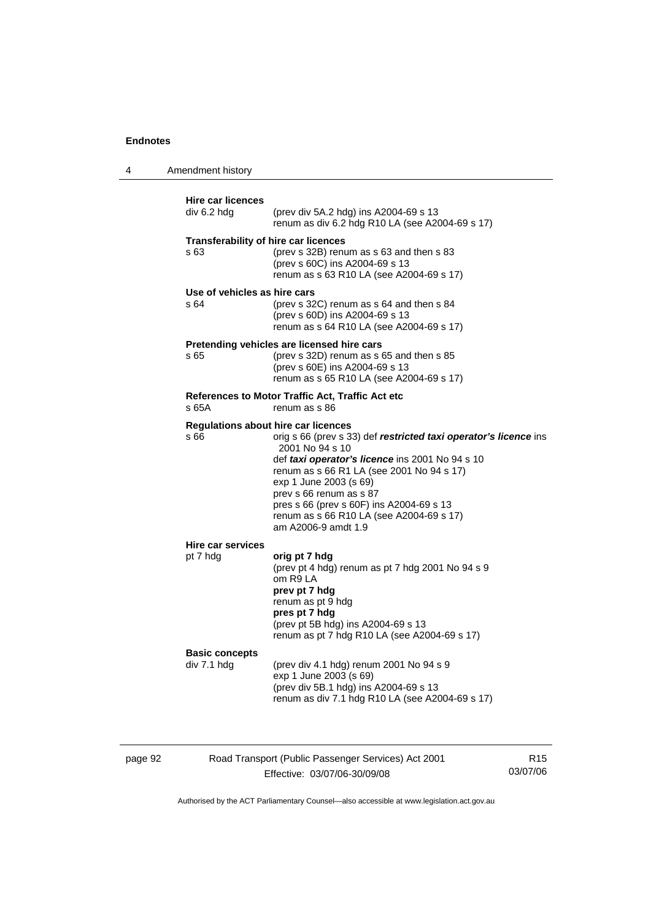**Hire car licences**

div 6.2 hdg (prev div 5A.2 hdg) ins A2004-69 s 13
renum as div 6.2 hdg R10 LA (see A2004-69 s 17)

**Transferability of hire car licences**

s 63 (prev s 32B) renum as s 63 and then s 83
(prev s 60C) ins A2004-69 s 13
renum as s 63 R10 LA (see A2004-69 s 17)

**Use of vehicles as hire cars**

s 64 (prev s 32C) renum as s 64 and then s 84
(prev s 60D) ins A2004-69 s 13
renum as s 64 R10 LA (see A2004-69 s 17)

**Pretending vehicles are licensed hire cars**

s 65 (prev s 32D) renum as s 65 and then s 85
(prev s 60E) ins A2004-69 s 13
renum as s 65 R10 LA (see A2004-69 s 17)

**References to Motor Traffic Act, Traffic Act etc**

s 65A renum as s 86

**Regulations about hire car licences**

s 66 orig s 66 (prev s 33) def ***restricted taxi operator's licence*** ins 2001 No 94 s 10
def ***taxi operator's licence*** ins 2001 No 94 s 10
renum as s 66 R1 LA (see 2001 No 94 s 17)
exp 1 June 2003 (s 69)
prev s 66 renum as s 87
pres s 66 (prev s 60F) ins A2004-69 s 13
renum as s 66 R10 LA (see A2004-69 s 17)
am A2006-9 amdt 1.9

**Hire car services**

pt 7 hdg **orig pt 7 hdg**
(prev pt 4 hdg) renum as pt 7 hdg 2001 No 94 s 9
om R9 LA
**prev pt 7 hdg**
renum as pt 9 hdg
**pres pt 7 hdg**
(prev pt 5B hdg) ins A2004-69 s 13
renum as pt 7 hdg R10 LA (see A2004-69 s 17)

**Basic concepts**

div 7.1 hdg (prev div 4.1 hdg) renum 2001 No 94 s 9
exp 1 June 2003 (s 69)
(prev div 5B.1 hdg) ins A2004-69 s 13
renum as div 7.1 hdg R10 LA (see A2004-69 s 17)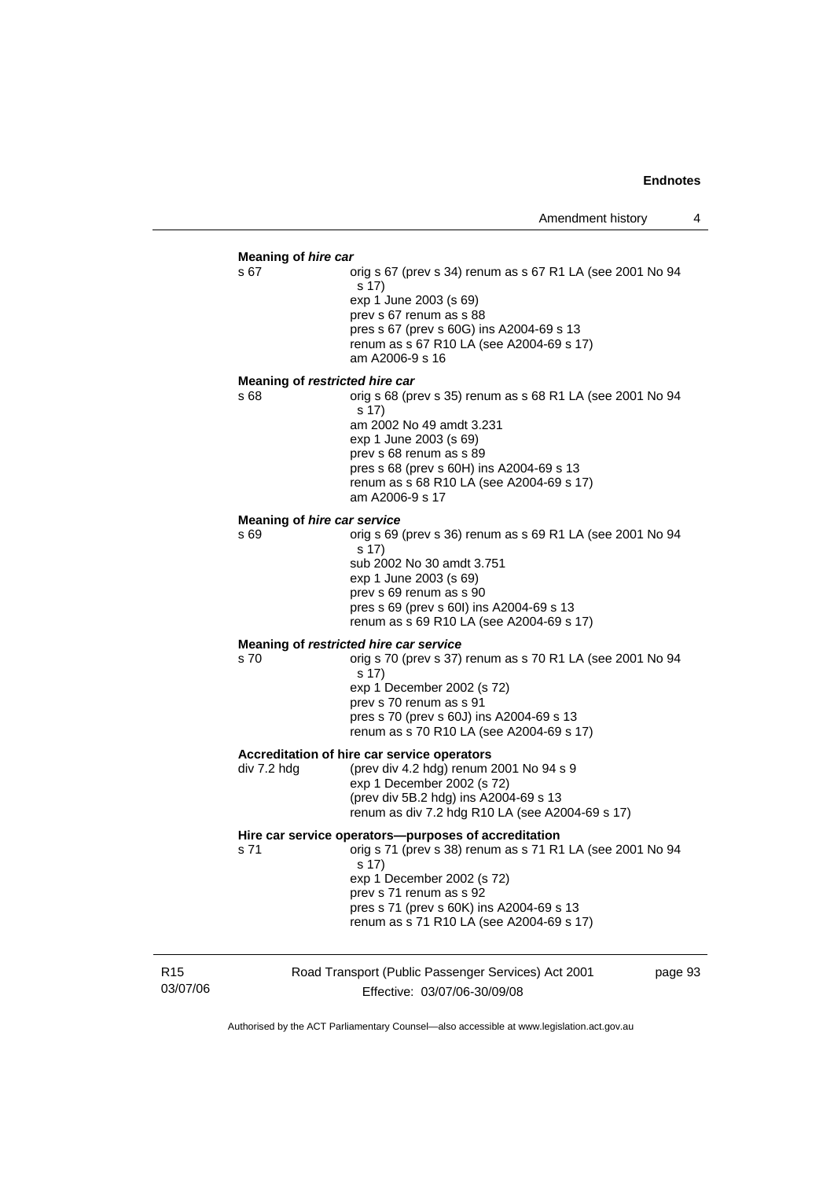**Meaning of *hire car***

s 67 — orig s 67 (prev s 34) renum as s 67 R1 LA (see 2001 No 94 s 17)
exp 1 June 2003 (s 69)
prev s 67 renum as s 88
pres s 67 (prev s 60G) ins A2004-69 s 13
renum as s 67 R10 LA (see A2004-69 s 17)
am A2006-9 s 16

**Meaning of *restricted hire car***

s 68 — orig s 68 (prev s 35) renum as s 68 R1 LA (see 2001 No 94 s 17)
am 2002 No 49 amdt 3.231
exp 1 June 2003 (s 69)
prev s 68 renum as s 89
pres s 68 (prev s 60H) ins A2004-69 s 13
renum as s 68 R10 LA (see A2004-69 s 17)
am A2006-9 s 17

**Meaning of *hire car service***

s 69 — orig s 69 (prev s 36) renum as s 69 R1 LA (see 2001 No 94 s 17)
sub 2002 No 30 amdt 3.751
exp 1 June 2003 (s 69)
prev s 69 renum as s 90
pres s 69 (prev s 60I) ins A2004-69 s 13
renum as s 69 R10 LA (see A2004-69 s 17)

**Meaning of *restricted hire car service***

s 70 — orig s 70 (prev s 37) renum as s 70 R1 LA (see 2001 No 94 s 17)
exp 1 December 2002 (s 72)
prev s 70 renum as s 91
pres s 70 (prev s 60J) ins A2004-69 s 13
renum as s 70 R10 LA (see A2004-69 s 17)

**Accreditation of hire car service operators**

div 7.2 hdg — (prev div 4.2 hdg) renum 2001 No 94 s 9
exp 1 December 2002 (s 72)
(prev div 5B.2 hdg) ins A2004-69 s 13
renum as div 7.2 hdg R10 LA (see A2004-69 s 17)

**Hire car service operators—purposes of accreditation**

s 71 — orig s 71 (prev s 38) renum as s 71 R1 LA (see 2001 No 94 s 17)
exp 1 December 2002 (s 72)
prev s 71 renum as s 92
pres s 71 (prev s 60K) ins A2004-69 s 13
renum as s 71 R10 LA (see A2004-69 s 17)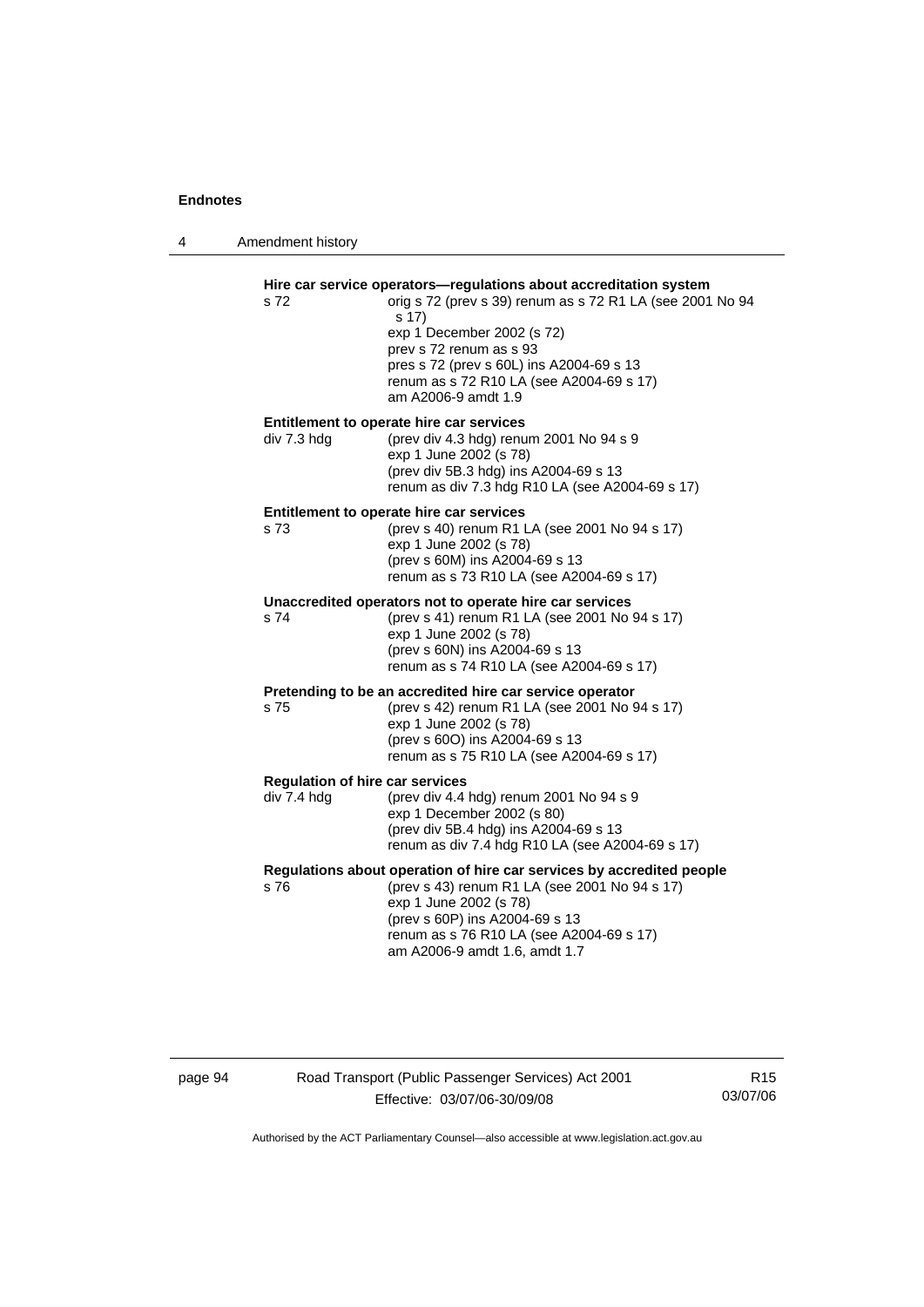**Hire car service operators—regulations about accreditation system**

s 72 — orig s 72 (prev s 39) renum as s 72 R1 LA (see 2001 No 94 s 17)
exp 1 December 2002 (s 72)
prev s 72 renum as s 93
pres s 72 (prev s 60L) ins A2004-69 s 13
renum as s 72 R10 LA (see A2004-69 s 17)
am A2006-9 amdt 1.9

**Entitlement to operate hire car services**

div 7.3 hdg — (prev div 4.3 hdg) renum 2001 No 94 s 9
exp 1 June 2002 (s 78)
(prev div 5B.3 hdg) ins A2004-69 s 13
renum as div 7.3 hdg R10 LA (see A2004-69 s 17)

**Entitlement to operate hire car services**

s 73 — (prev s 40) renum R1 LA (see 2001 No 94 s 17)
exp 1 June 2002 (s 78)
(prev s 60M) ins A2004-69 s 13
renum as s 73 R10 LA (see A2004-69 s 17)

**Unaccredited operators not to operate hire car services**

s 74 — (prev s 41) renum R1 LA (see 2001 No 94 s 17)
exp 1 June 2002 (s 78)
(prev s 60N) ins A2004-69 s 13
renum as s 74 R10 LA (see A2004-69 s 17)

**Pretending to be an accredited hire car service operator**

s 75 — (prev s 42) renum R1 LA (see 2001 No 94 s 17)
exp 1 June 2002 (s 78)
(prev s 60O) ins A2004-69 s 13
renum as s 75 R10 LA (see A2004-69 s 17)

**Regulation of hire car services**

div 7.4 hdg — (prev div 4.4 hdg) renum 2001 No 94 s 9
exp 1 December 2002 (s 80)
(prev div 5B.4 hdg) ins A2004-69 s 13
renum as div 7.4 hdg R10 LA (see A2004-69 s 17)

**Regulations about operation of hire car services by accredited people**

s 76 — (prev s 43) renum R1 LA (see 2001 No 94 s 17)
exp 1 June 2002 (s 78)
(prev s 60P) ins A2004-69 s 13
renum as s 76 R10 LA (see A2004-69 s 17)
am A2006-9 amdt 1.6, amdt 1.7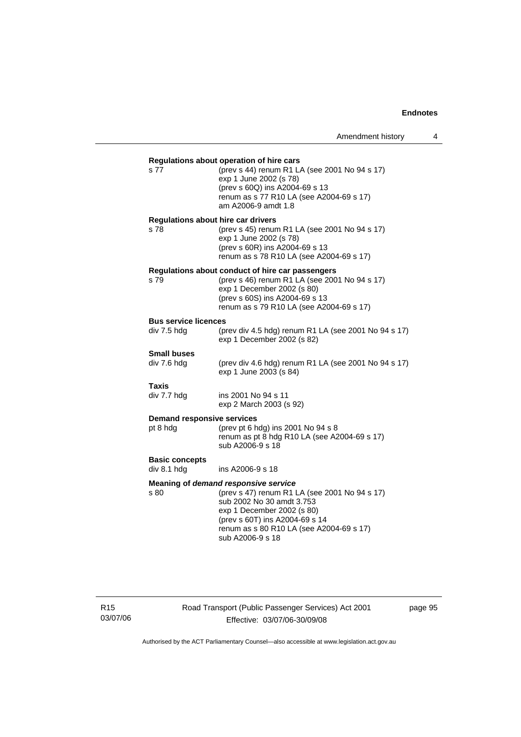**Regulations about operation of hire cars**

s 77 (prev s 44) renum R1 LA (see 2001 No 94 s 17)
exp 1 June 2002 (s 78)
(prev s 60Q) ins A2004-69 s 13
renum as s 77 R10 LA (see A2004-69 s 17)
am A2006-9 amdt 1.8

**Regulations about hire car drivers**

s 78 (prev s 45) renum R1 LA (see 2001 No 94 s 17)
exp 1 June 2002 (s 78)
(prev s 60R) ins A2004-69 s 13
renum as s 78 R10 LA (see A2004-69 s 17)

**Regulations about conduct of hire car passengers**

s 79 (prev s 46) renum R1 LA (see 2001 No 94 s 17)
exp 1 December 2002 (s 80)
(prev s 60S) ins A2004-69 s 13
renum as s 79 R10 LA (see A2004-69 s 17)

**Bus service licences**

div 7.5 hdg (prev div 4.5 hdg) renum R1 LA (see 2001 No 94 s 17)
exp 1 December 2002 (s 82)

**Small buses**

div 7.6 hdg (prev div 4.6 hdg) renum R1 LA (see 2001 No 94 s 17)
exp 1 June 2003 (s 84)

**Taxis**

div 7.7 hdg ins 2001 No 94 s 11
exp 2 March 2003 (s 92)

**Demand responsive services**

pt 8 hdg (prev pt 6 hdg) ins 2001 No 94 s 8
renum as pt 8 hdg R10 LA (see A2004-69 s 17)
sub A2006-9 s 18

**Basic concepts**

div 8.1 hdg ins A2006-9 s 18

**Meaning of *demand responsive service***

s 80 (prev s 47) renum R1 LA (see 2001 No 94 s 17)
sub 2002 No 30 amdt 3.753
exp 1 December 2002 (s 80)
(prev s 60T) ins A2004-69 s 14
renum as s 80 R10 LA (see A2004-69 s 17)
sub A2006-9 s 18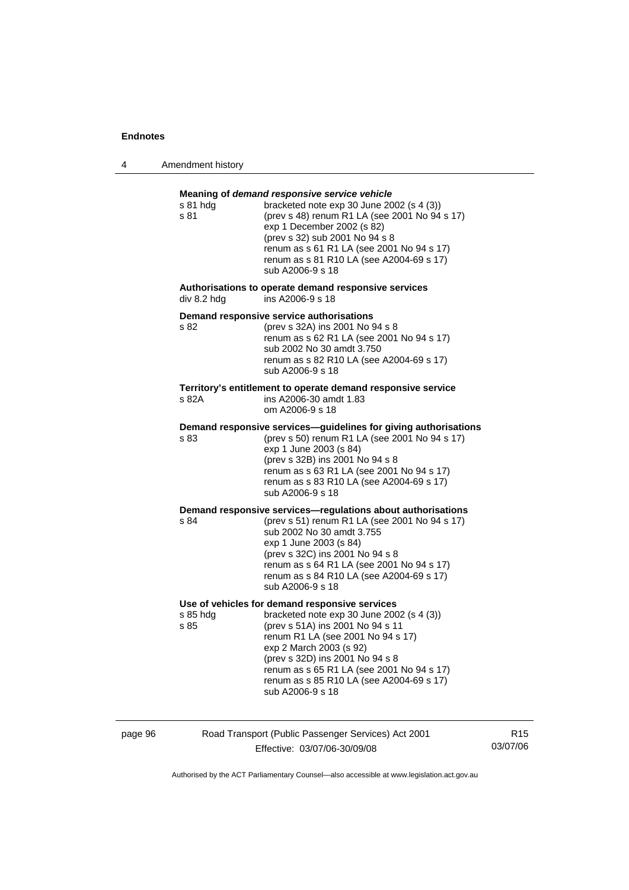**Meaning of *demand responsive service vehicle***

s 81 hdg — bracketed note exp 30 June 2002 (s 4 (3))

s 81 — (prev s 48) renum R1 LA (see 2001 No 94 s 17)
exp 1 December 2002 (s 82)
(prev s 32) sub 2001 No 94 s 8
renum as s 61 R1 LA (see 2001 No 94 s 17)
renum as s 81 R10 LA (see A2004-69 s 17)
sub A2006-9 s 18

**Authorisations to operate demand responsive services**

div 8.2 hdg — ins A2006-9 s 18

**Demand responsive service authorisations**

s 82 — (prev s 32A) ins 2001 No 94 s 8
renum as s 62 R1 LA (see 2001 No 94 s 17)
sub 2002 No 30 amdt 3.750
renum as s 82 R10 LA (see A2004-69 s 17)
sub A2006-9 s 18

**Territory's entitlement to operate demand responsive service**

s 82A — ins A2006-30 amdt 1.83
om A2006-9 s 18

**Demand responsive services—guidelines for giving authorisations**

s 83 — (prev s 50) renum R1 LA (see 2001 No 94 s 17)
exp 1 June 2003 (s 84)
(prev s 32B) ins 2001 No 94 s 8
renum as s 63 R1 LA (see 2001 No 94 s 17)
renum as s 83 R10 LA (see A2004-69 s 17)
sub A2006-9 s 18

**Demand responsive services—regulations about authorisations**

s 84 — (prev s 51) renum R1 LA (see 2001 No 94 s 17)
sub 2002 No 30 amdt 3.755
exp 1 June 2003 (s 84)
(prev s 32C) ins 2001 No 94 s 8
renum as s 64 R1 LA (see 2001 No 94 s 17)
renum as s 84 R10 LA (see A2004-69 s 17)
sub A2006-9 s 18

**Use of vehicles for demand responsive services**

s 85 hdg — bracketed note exp 30 June 2002 (s 4 (3))

s 85 — (prev s 51A) ins 2001 No 94 s 11
renum R1 LA (see 2001 No 94 s 17)
exp 2 March 2003 (s 92)
(prev s 32D) ins 2001 No 94 s 8
renum as s 65 R1 LA (see 2001 No 94 s 17)
renum as s 85 R10 LA (see A2004-69 s 17)
sub A2006-9 s 18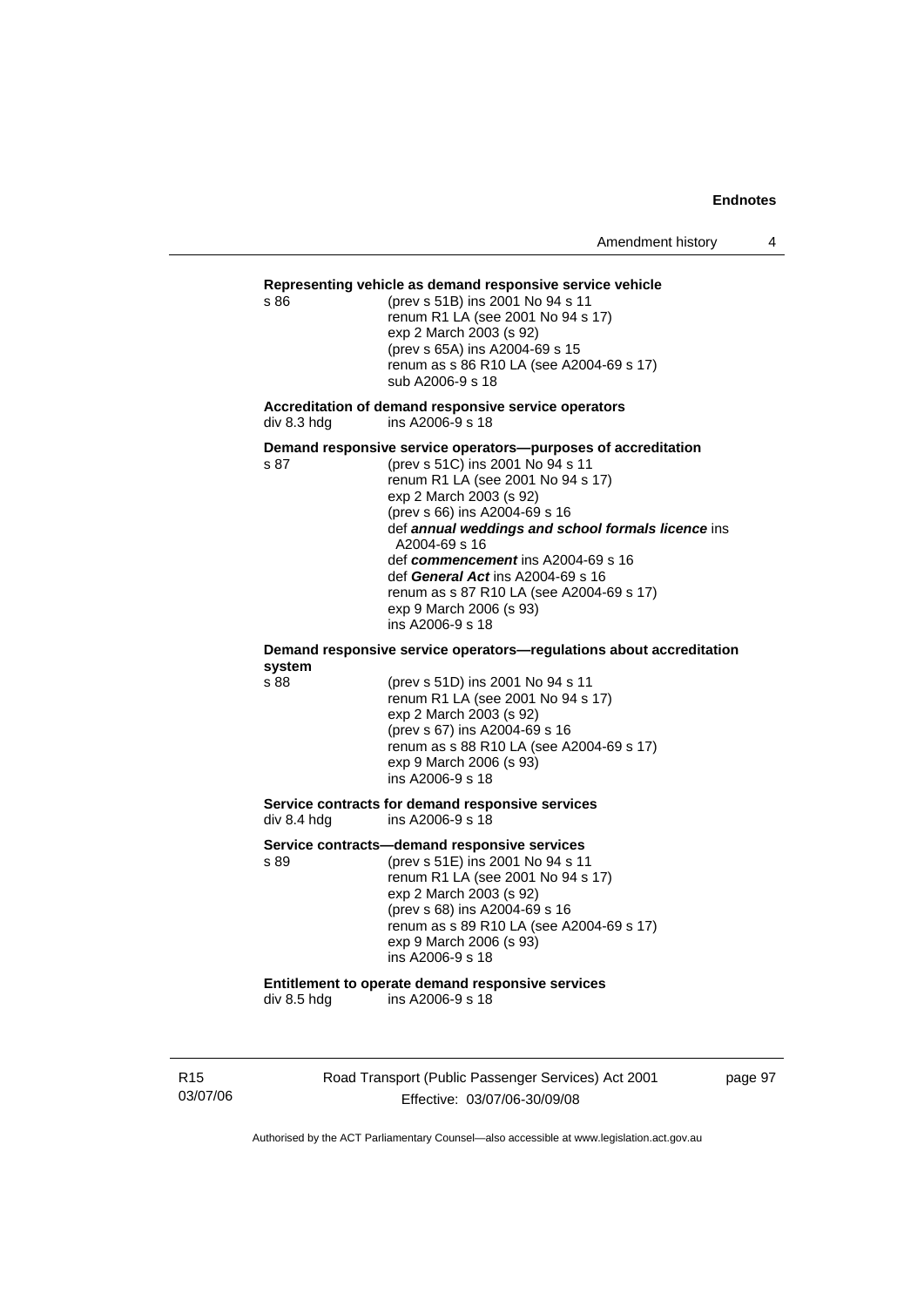**Representing vehicle as demand responsive service vehicle**

s 86 (prev s 51B) ins 2001 No 94 s 11
renum R1 LA (see 2001 No 94 s 17)
exp 2 March 2003 (s 92)
(prev s 65A) ins A2004-69 s 15
renum as s 86 R10 LA (see A2004-69 s 17)
sub A2006-9 s 18

**Accreditation of demand responsive service operators**

div 8.3 hdg ins A2006-9 s 18

**Demand responsive service operators—purposes of accreditation**

s 87 (prev s 51C) ins 2001 No 94 s 11
renum R1 LA (see 2001 No 94 s 17)
exp 2 March 2003 (s 92)
(prev s 66) ins A2004-69 s 16
def ***annual weddings and school formals licence*** ins A2004-69 s 16
def ***commencement*** ins A2004-69 s 16
def ***General Act*** ins A2004-69 s 16
renum as s 87 R10 LA (see A2004-69 s 17)
exp 9 March 2006 (s 93)
ins A2006-9 s 18

**Demand responsive service operators—regulations about accreditation system**

s 88 (prev s 51D) ins 2001 No 94 s 11
renum R1 LA (see 2001 No 94 s 17)
exp 2 March 2003 (s 92)
(prev s 67) ins A2004-69 s 16
renum as s 88 R10 LA (see A2004-69 s 17)
exp 9 March 2006 (s 93)
ins A2006-9 s 18

**Service contracts for demand responsive services**

div 8.4 hdg ins A2006-9 s 18

**Service contracts—demand responsive services**

s 89 (prev s 51E) ins 2001 No 94 s 11
renum R1 LA (see 2001 No 94 s 17)
exp 2 March 2003 (s 92)
(prev s 68) ins A2004-69 s 16
renum as s 89 R10 LA (see A2004-69 s 17)
exp 9 March 2006 (s 93)
ins A2006-9 s 18

**Entitlement to operate demand responsive services**

div 8.5 hdg ins A2006-9 s 18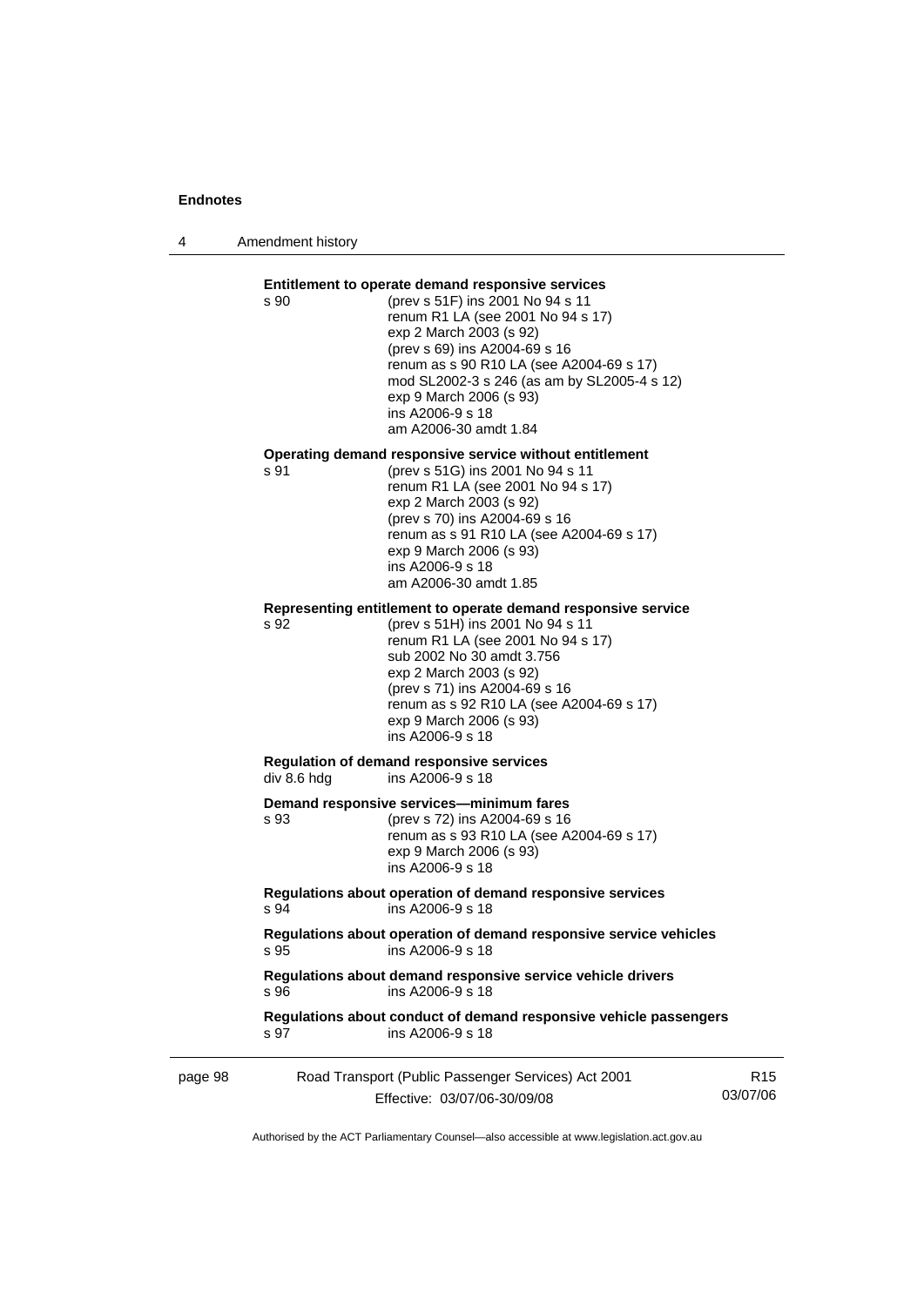**Entitlement to operate demand responsive services**

s 90 (prev s 51F) ins 2001 No 94 s 11
renum R1 LA (see 2001 No 94 s 17)
exp 2 March 2003 (s 92)
(prev s 69) ins A2004-69 s 16
renum as s 90 R10 LA (see A2004-69 s 17)
mod SL2002-3 s 246 (as am by SL2005-4 s 12)
exp 9 March 2006 (s 93)
ins A2006-9 s 18
am A2006-30 amdt 1.84

**Operating demand responsive service without entitlement**

s 91 (prev s 51G) ins 2001 No 94 s 11
renum R1 LA (see 2001 No 94 s 17)
exp 2 March 2003 (s 92)
(prev s 70) ins A2004-69 s 16
renum as s 91 R10 LA (see A2004-69 s 17)
exp 9 March 2006 (s 93)
ins A2006-9 s 18
am A2006-30 amdt 1.85

**Representing entitlement to operate demand responsive service**

s 92 (prev s 51H) ins 2001 No 94 s 11
renum R1 LA (see 2001 No 94 s 17)
sub 2002 No 30 amdt 3.756
exp 2 March 2003 (s 92)
(prev s 71) ins A2004-69 s 16
renum as s 92 R10 LA (see A2004-69 s 17)
exp 9 March 2006 (s 93)
ins A2006-9 s 18

**Regulation of demand responsive services**

div 8.6 hdg ins A2006-9 s 18

**Demand responsive services—minimum fares**

s 93 (prev s 72) ins A2004-69 s 16
renum as s 93 R10 LA (see A2004-69 s 17)
exp 9 March 2006 (s 93)
ins A2006-9 s 18

**Regulations about operation of demand responsive services**

s 94 ins A2006-9 s 18

**Regulations about operation of demand responsive service vehicles**

s 95 ins A2006-9 s 18

**Regulations about demand responsive service vehicle drivers**

s 96 ins A2006-9 s 18

**Regulations about conduct of demand responsive vehicle passengers**

s 97 ins A2006-9 s 18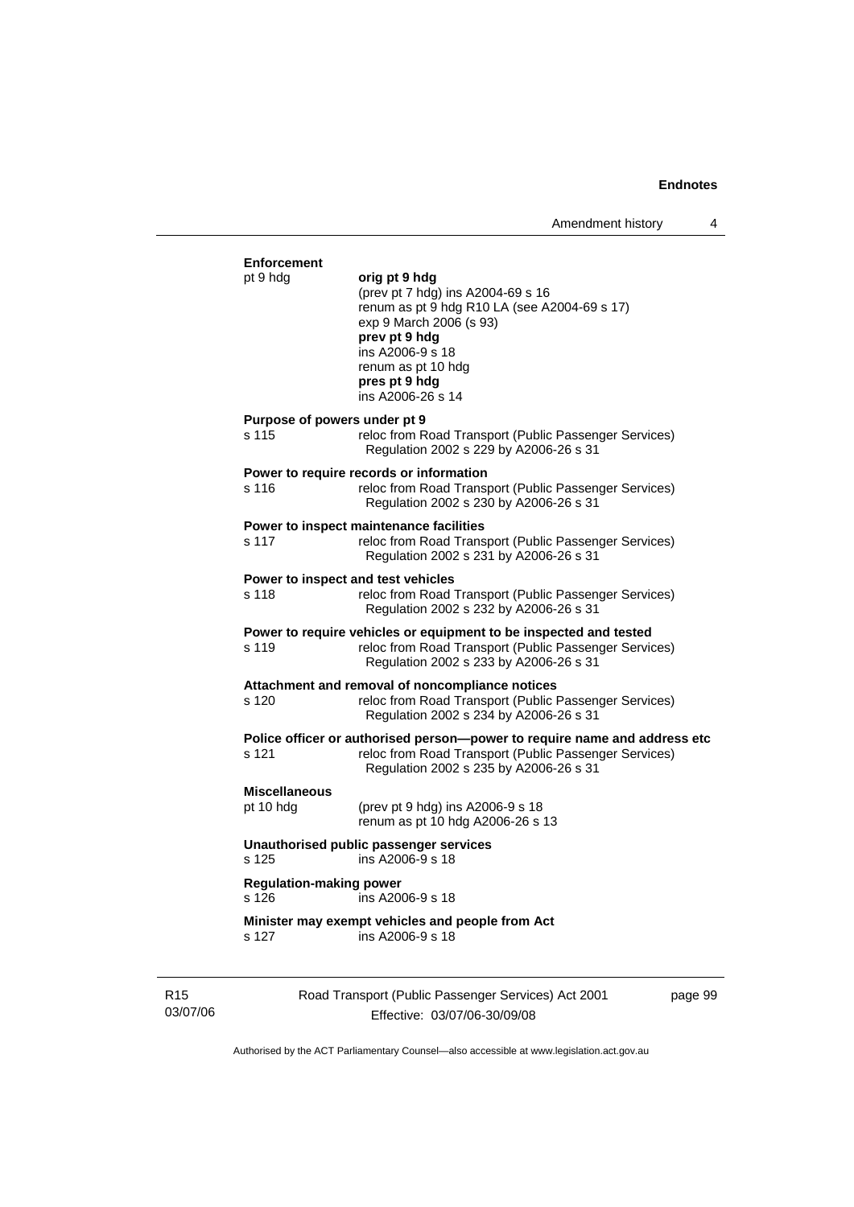**Enforcement**

pt 9 hdg
**orig pt 9 hdg**
(prev pt 7 hdg) ins A2004-69 s 16
renum as pt 9 hdg R10 LA (see A2004-69 s 17)
exp 9 March 2006 (s 93)
**prev pt 9 hdg**
ins A2006-9 s 18
renum as pt 10 hdg
**pres pt 9 hdg**
ins A2006-26 s 14

**Purpose of powers under pt 9**

s 115 reloc from Road Transport (Public Passenger Services) Regulation 2002 s 229 by A2006-26 s 31

**Power to require records or information**

s 116 reloc from Road Transport (Public Passenger Services) Regulation 2002 s 230 by A2006-26 s 31

**Power to inspect maintenance facilities**

s 117 reloc from Road Transport (Public Passenger Services) Regulation 2002 s 231 by A2006-26 s 31

**Power to inspect and test vehicles**

s 118 reloc from Road Transport (Public Passenger Services) Regulation 2002 s 232 by A2006-26 s 31

**Power to require vehicles or equipment to be inspected and tested**

s 119 reloc from Road Transport (Public Passenger Services) Regulation 2002 s 233 by A2006-26 s 31

**Attachment and removal of noncompliance notices**

s 120 reloc from Road Transport (Public Passenger Services) Regulation 2002 s 234 by A2006-26 s 31

**Police officer or authorised person—power to require name and address etc**

s 121 reloc from Road Transport (Public Passenger Services) Regulation 2002 s 235 by A2006-26 s 31

**Miscellaneous**

pt 10 hdg (prev pt 9 hdg) ins A2006-9 s 18
renum as pt 10 hdg A2006-26 s 13

**Unauthorised public passenger services**

s 125 ins A2006-9 s 18

**Regulation-making power**

s 126 ins A2006-9 s 18

**Minister may exempt vehicles and people from Act**

s 127 ins A2006-9 s 18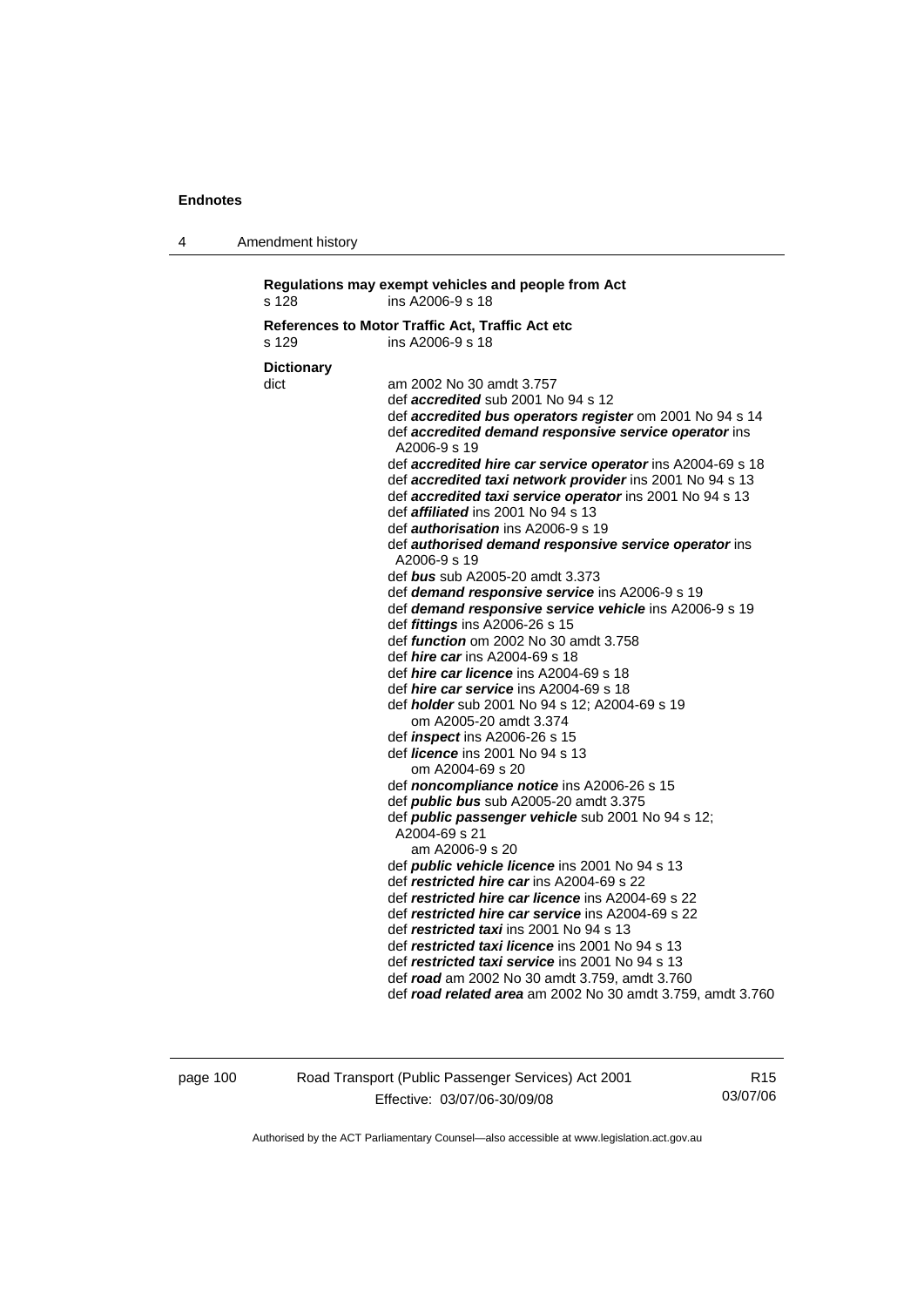**Regulations may exempt vehicles and people from Act**
s 128 ins A2006-9 s 18

**References to Motor Traffic Act, Traffic Act etc**
s 129 ins A2006-9 s 18

**Dictionary**
dict am 2002 No 30 amdt 3.757
def ***accredited*** sub 2001 No 94 s 12
def ***accredited bus operators register*** om 2001 No 94 s 14
def ***accredited demand responsive service operator*** ins A2006-9 s 19
def ***accredited hire car service operator*** ins A2004-69 s 18
def ***accredited taxi network provider*** ins 2001 No 94 s 13
def ***accredited taxi service operator*** ins 2001 No 94 s 13
def ***affiliated*** ins 2001 No 94 s 13
def ***authorisation*** ins A2006-9 s 19
def ***authorised demand responsive service operator*** ins A2006-9 s 19
def ***bus*** sub A2005-20 amdt 3.373
def ***demand responsive service*** ins A2006-9 s 19
def ***demand responsive service vehicle*** ins A2006-9 s 19
def ***fittings*** ins A2006-26 s 15
def ***function*** om 2002 No 30 amdt 3.758
def ***hire car*** ins A2004-69 s 18
def ***hire car licence*** ins A2004-69 s 18
def ***hire car service*** ins A2004-69 s 18
def ***holder*** sub 2001 No 94 s 12; A2004-69 s 19
om A2005-20 amdt 3.374
def ***inspect*** ins A2006-26 s 15
def ***licence*** ins 2001 No 94 s 13
om A2004-69 s 20
def ***noncompliance notice*** ins A2006-26 s 15
def ***public bus*** sub A2005-20 amdt 3.375
def ***public passenger vehicle*** sub 2001 No 94 s 12; A2004-69 s 21
am A2006-9 s 20
def ***public vehicle licence*** ins 2001 No 94 s 13
def ***restricted hire car*** ins A2004-69 s 22
def ***restricted hire car licence*** ins A2004-69 s 22
def ***restricted hire car service*** ins A2004-69 s 22
def ***restricted taxi*** ins 2001 No 94 s 13
def ***restricted taxi licence*** ins 2001 No 94 s 13
def ***restricted taxi service*** ins 2001 No 94 s 13
def ***road*** am 2002 No 30 amdt 3.759, amdt 3.760
def ***road related area*** am 2002 No 30 amdt 3.759, amdt 3.760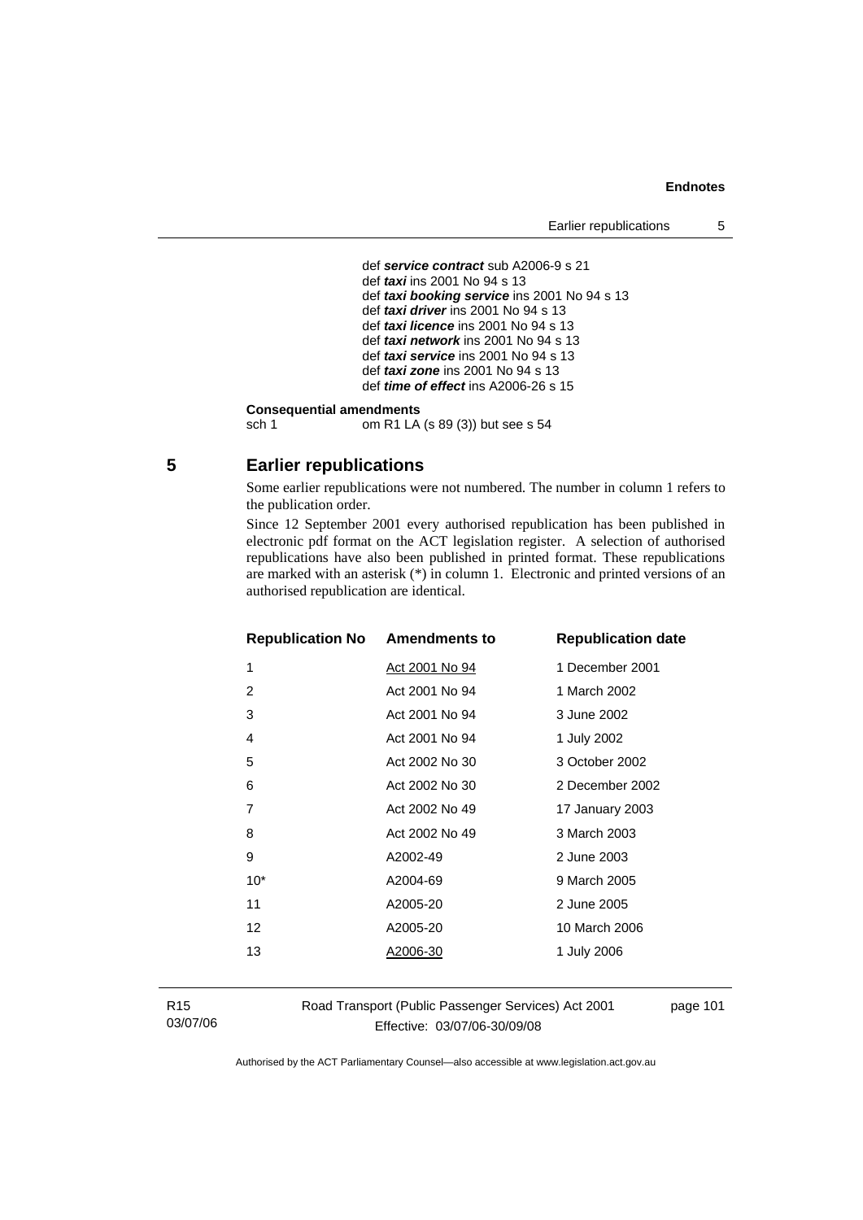def ***service contract*** sub A2006-9 s 21
def ***taxi*** ins 2001 No 94 s 13
def ***taxi booking service*** ins 2001 No 94 s 13
def ***taxi driver*** ins 2001 No 94 s 13
def ***taxi licence*** ins 2001 No 94 s 13
def ***taxi network*** ins 2001 No 94 s 13
def ***taxi service*** ins 2001 No 94 s 13
def ***taxi zone*** ins 2001 No 94 s 13
def ***time of effect*** ins A2006-26 s 15

**Consequential amendments**
sch 1 om R1 LA (s 89 (3)) but see s 54

## 5 Earlier republications

Some earlier republications were not numbered. The number in column 1 refers to the publication order.

Since 12 September 2001 every authorised republication has been published in electronic pdf format on the ACT legislation register. A selection of authorised republications have also been published in printed format. These republications are marked with an asterisk (*) in column 1. Electronic and printed versions of an authorised republication are identical.

| Republication No | Amendments to | Republication date |
|---|---|---|
| 1 | Act 2001 No 94 | 1 December 2001 |
| 2 | Act 2001 No 94 | 1 March 2002 |
| 3 | Act 2001 No 94 | 3 June 2002 |
| 4 | Act 2001 No 94 | 1 July 2002 |
| 5 | Act 2002 No 30 | 3 October 2002 |
| 6 | Act 2002 No 30 | 2 December 2002 |
| 7 | Act 2002 No 49 | 17 January 2003 |
| 8 | Act 2002 No 49 | 3 March 2003 |
| 9 | A2002-49 | 2 June 2003 |
| 10* | A2004-69 | 9 March 2005 |
| 11 | A2005-20 | 2 June 2005 |
| 12 | A2005-20 | 10 March 2006 |
| 13 | A2006-30 | 1 July 2006 |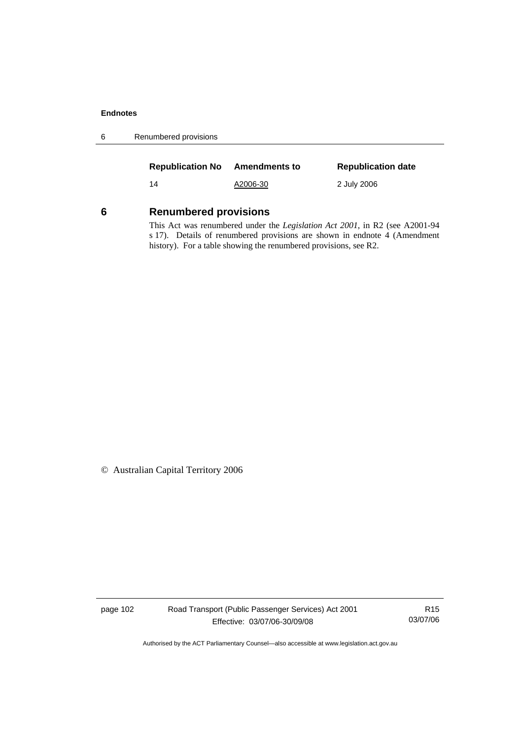| Republication No | Amendments to | Republication date |
|---|---|---|
| 14 | A2006-30 | 2 July 2006 |

## 6 Renumbered provisions

This Act was renumbered under the *Legislation Act 2001*, in R2 (see A2001-94 s 17). Details of renumbered provisions are shown in endnote 4 (Amendment history). For a table showing the renumbered provisions, see R2.

© Australian Capital Territory 2006